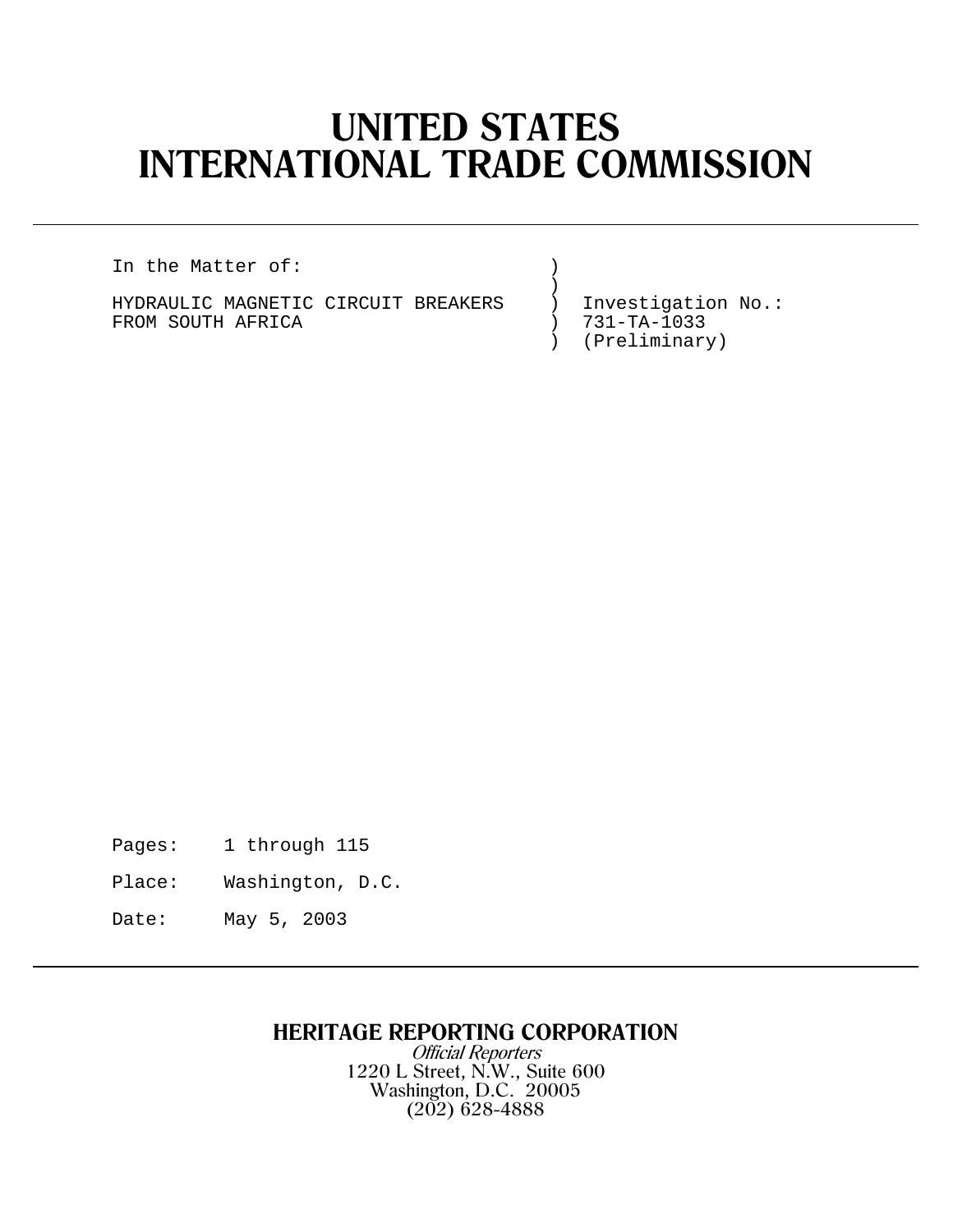# UNITED STATES
# INTERNATIONAL TRADE COMMISSION

---

```
In the Matter of:                      )
                                       )
HYDRAULIC MAGNETIC CIRCUIT BREAKERS    )  Investigation No.:
FROM SOUTH AFRICA                      )  731-TA-1033
                                       )  (Preliminary)
```

Pages: 1 through 115

Place: Washington, D.C.

Date: May 5, 2003

---

**HERITAGE REPORTING CORPORATION**

*Official Reporters*

1220 L Street, N.W., Suite 600

Washington, D.C. 20005

(202) 628-4888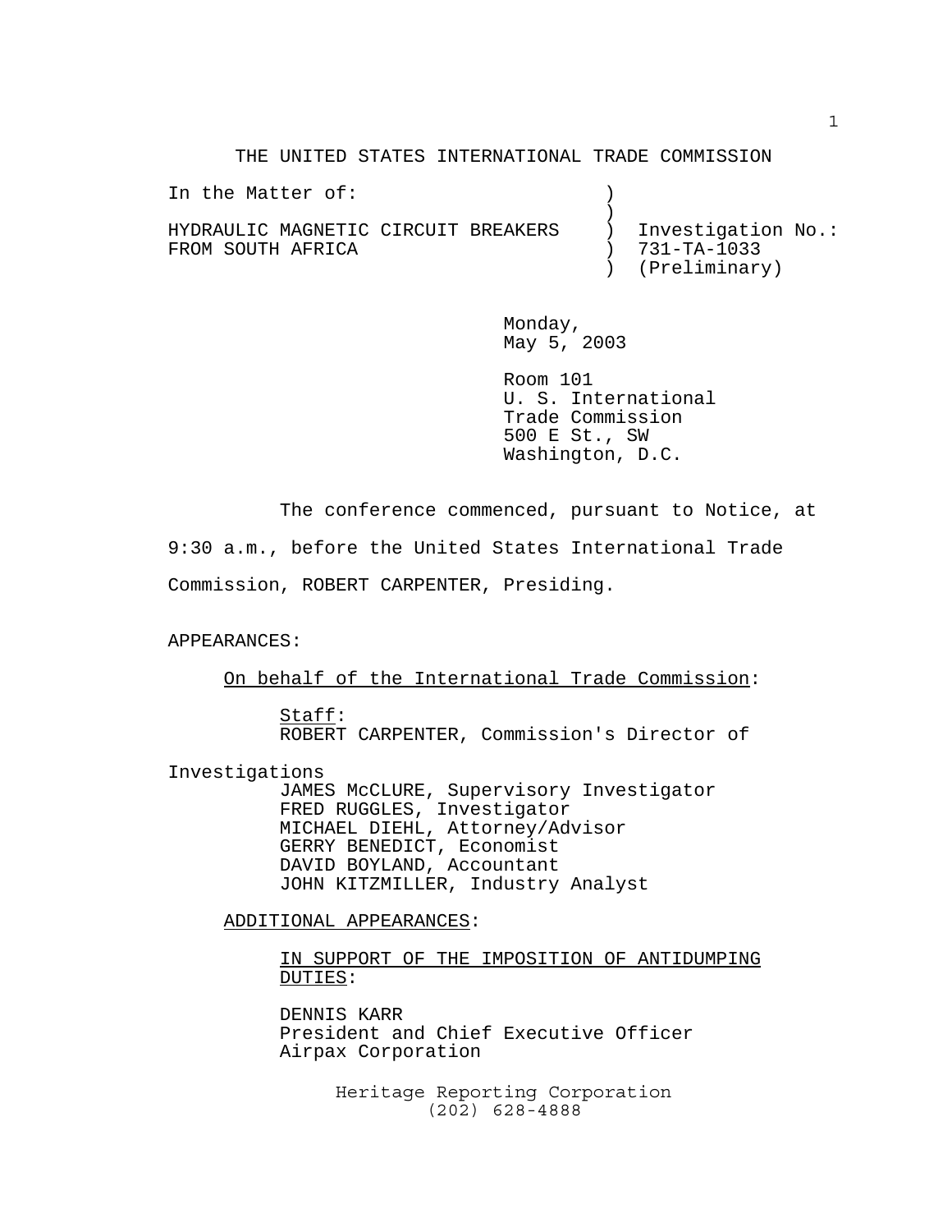THE UNITED STATES INTERNATIONAL TRADE COMMISSION

In the Matter of:

HYDRAULIC MAGNETIC CIRCUIT BREAKERS FROM SOUTH AFRICA

Investigation No.: 731-TA-1033 (Preliminary)

Monday,
May 5, 2003

Room 101
U. S. International
Trade Commission
500 E St., SW
Washington, D.C.

The conference commenced, pursuant to Notice, at 9:30 a.m., before the United States International Trade Commission, ROBERT CARPENTER, Presiding.

APPEARANCES:

On behalf of the International Trade Commission:

Staff:
ROBERT CARPENTER, Commission's Director of Investigations
JAMES McCLURE, Supervisory Investigator
FRED RUGGLES, Investigator
MICHAEL DIEHL, Attorney/Advisor
GERRY BENEDICT, Economist
DAVID BOYLAND, Accountant
JOHN KITZMILLER, Industry Analyst

ADDITIONAL APPEARANCES:

IN SUPPORT OF THE IMPOSITION OF ANTIDUMPING DUTIES:

DENNIS KARR
President and Chief Executive Officer
Airpax Corporation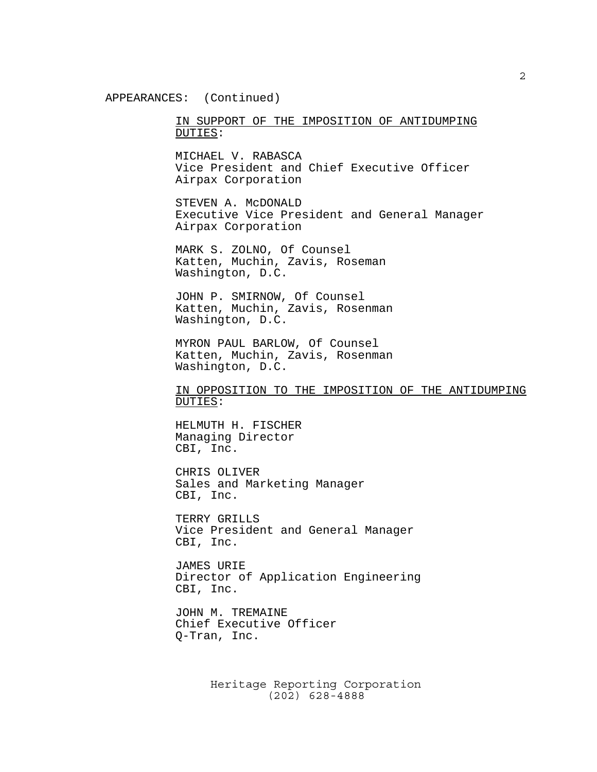APPEARANCES: (Continued)

<u>IN SUPPORT OF THE IMPOSITION OF ANTIDUMPING DUTIES</u>:

MICHAEL V. RABASCA
Vice President and Chief Executive Officer
Airpax Corporation

STEVEN A. McDONALD
Executive Vice President and General Manager
Airpax Corporation

MARK S. ZOLNO, Of Counsel
Katten, Muchin, Zavis, Roseman
Washington, D.C.

JOHN P. SMIRNOW, Of Counsel
Katten, Muchin, Zavis, Rosenman
Washington, D.C.

MYRON PAUL BARLOW, Of Counsel
Katten, Muchin, Zavis, Rosenman
Washington, D.C.

<u>IN OPPOSITION TO THE IMPOSITION OF THE ANTIDUMPING DUTIES</u>:

HELMUTH H. FISCHER
Managing Director
CBI, Inc.

CHRIS OLIVER
Sales and Marketing Manager
CBI, Inc.

TERRY GRILLS
Vice President and General Manager
CBI, Inc.

JAMES URIE
Director of Application Engineering
CBI, Inc.

JOHN M. TREMAINE
Chief Executive Officer
Q-Tran, Inc.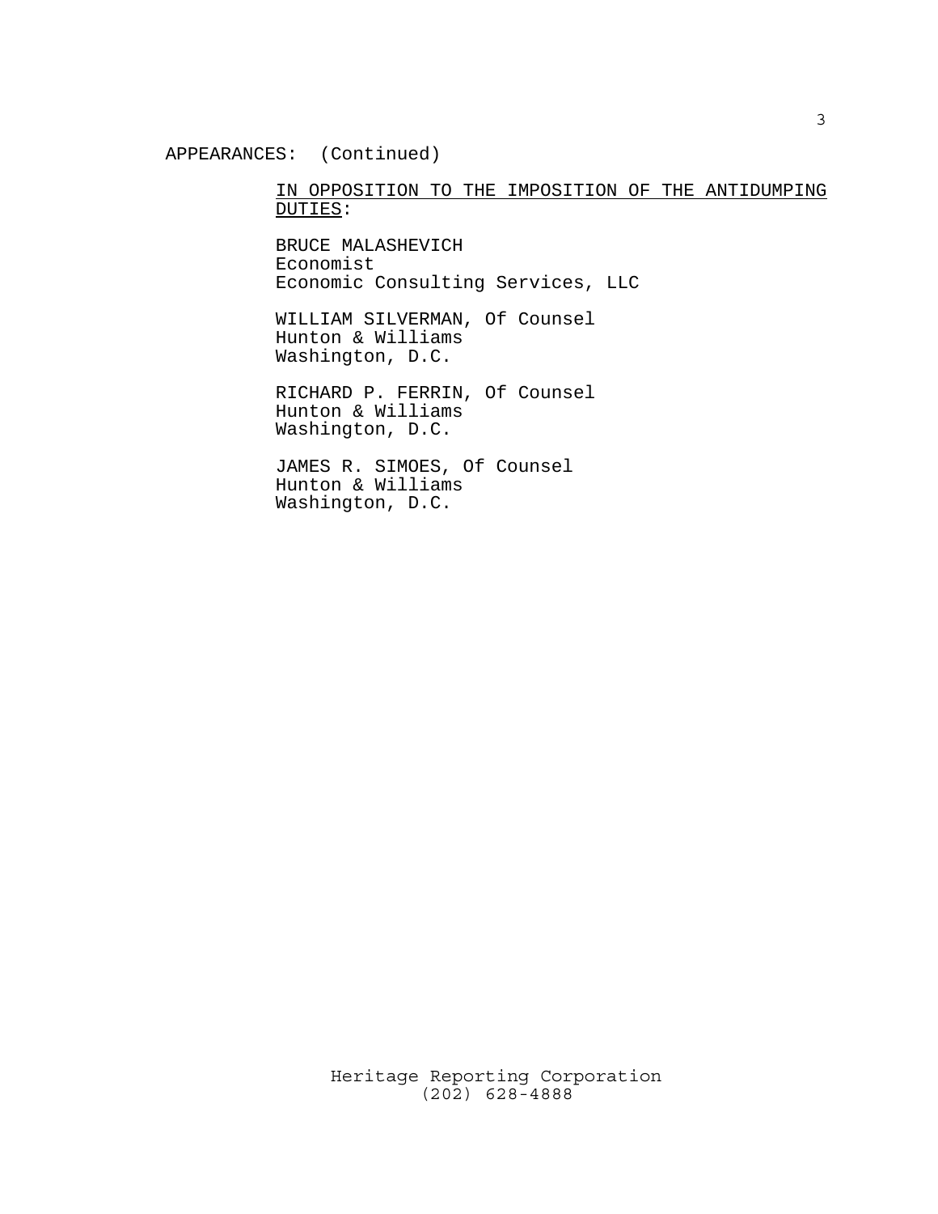APPEARANCES: (Continued)

IN OPPOSITION TO THE IMPOSITION OF THE ANTIDUMPING DUTIES:

BRUCE MALASHEVICH
Economist
Economic Consulting Services, LLC

WILLIAM SILVERMAN, Of Counsel
Hunton & Williams
Washington, D.C.

RICHARD P. FERRIN, Of Counsel
Hunton & Williams
Washington, D.C.

JAMES R. SIMOES, Of Counsel
Hunton & Williams
Washington, D.C.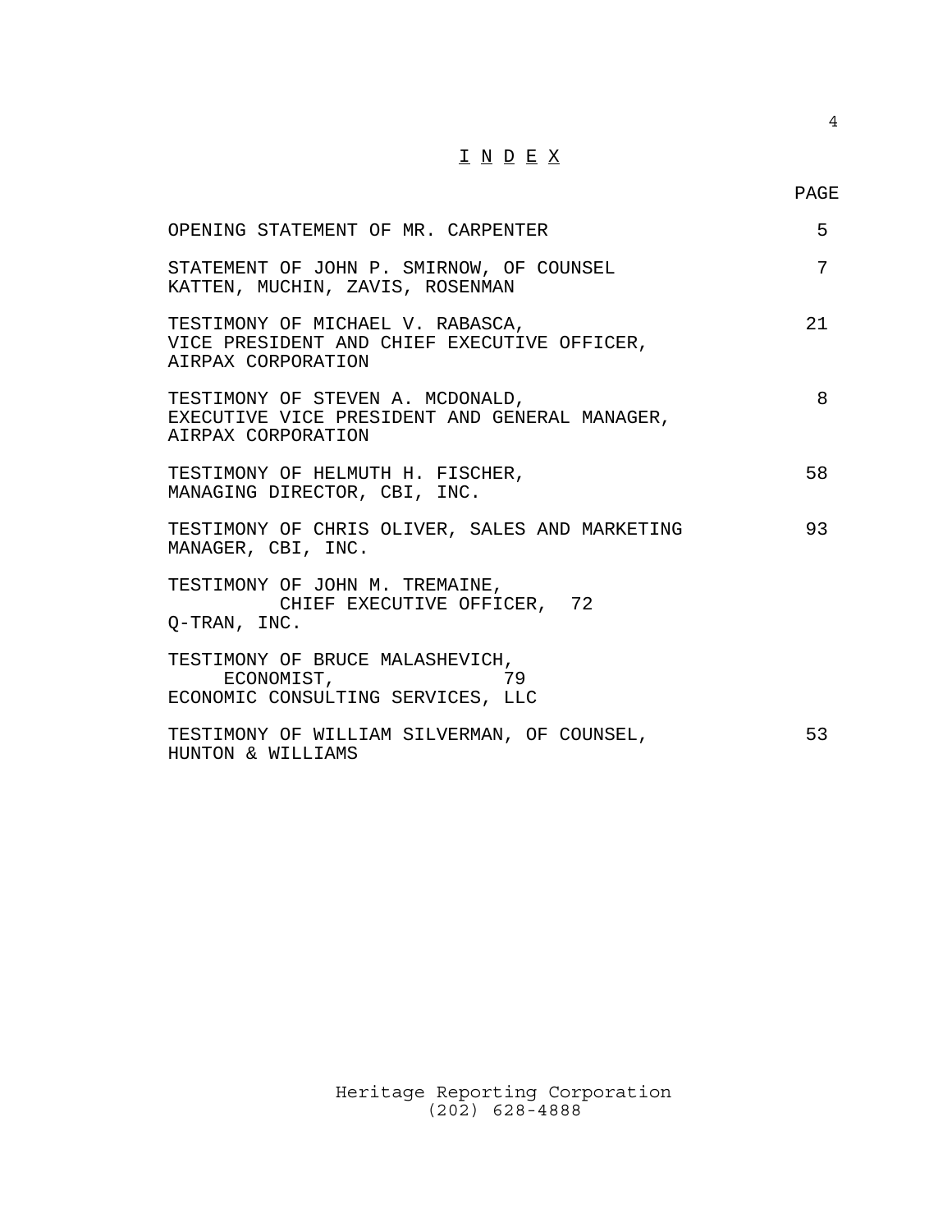# I N D E X

| | PAGE |
|---|---|
| OPENING STATEMENT OF MR. CARPENTER | 5 |
| STATEMENT OF JOHN P. SMIRNOW, OF COUNSEL KATTEN, MUCHIN, ZAVIS, ROSENMAN | 7 |
| TESTIMONY OF MICHAEL V. RABASCA, VICE PRESIDENT AND CHIEF EXECUTIVE OFFICER, AIRPAX CORPORATION | 21 |
| TESTIMONY OF STEVEN A. MCDONALD, EXECUTIVE VICE PRESIDENT AND GENERAL MANAGER, AIRPAX CORPORATION | 8 |
| TESTIMONY OF HELMUTH H. FISCHER, MANAGING DIRECTOR, CBI, INC. | 58 |
| TESTIMONY OF CHRIS OLIVER, SALES AND MARKETING MANAGER, CBI, INC. | 93 |
| TESTIMONY OF JOHN M. TREMAINE, CHIEF EXECUTIVE OFFICER, Q-TRAN, INC. | 72 |
| TESTIMONY OF BRUCE MALASHEVICH, ECONOMIST, ECONOMIC CONSULTING SERVICES, LLC | 79 |
| TESTIMONY OF WILLIAM SILVERMAN, OF COUNSEL, HUNTON & WILLIAMS | 53 |

Heritage Reporting Corporation
(202) 628-4888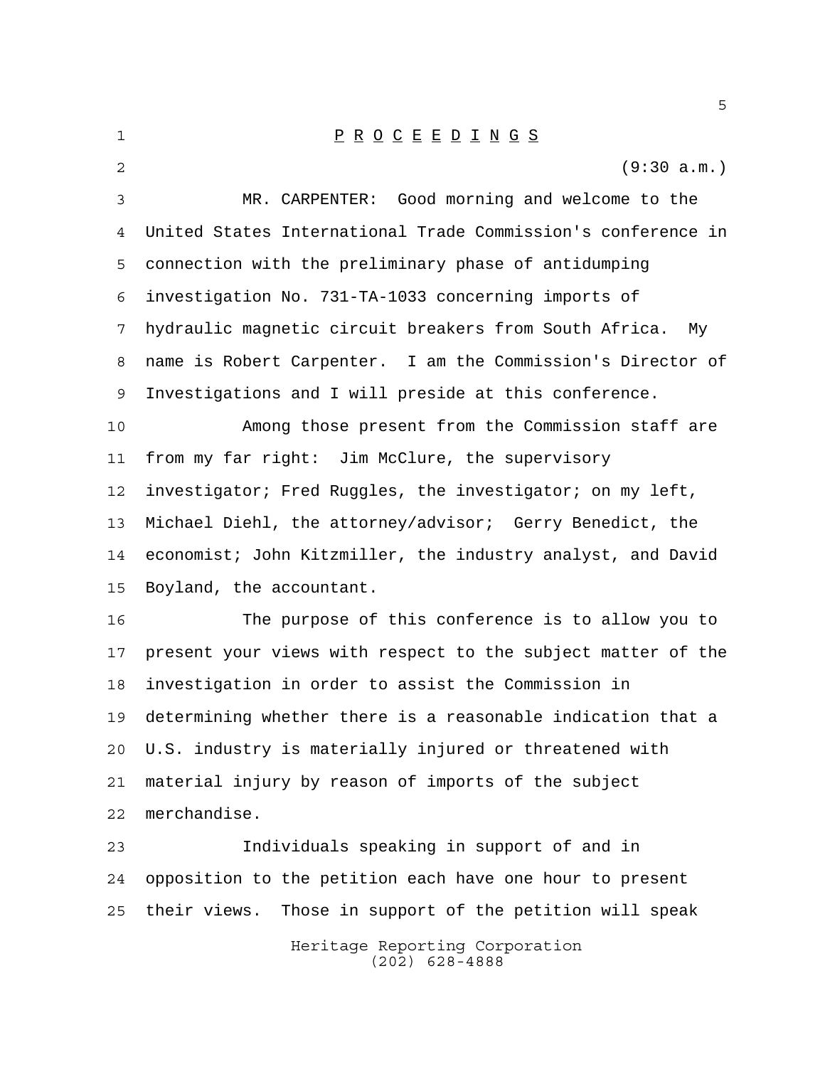P R O C E E D I N G S

(9:30 a.m.)

MR. CARPENTER: Good morning and welcome to the United States International Trade Commission's conference in connection with the preliminary phase of antidumping investigation No. 731-TA-1033 concerning imports of hydraulic magnetic circuit breakers from South Africa. My name is Robert Carpenter. I am the Commission's Director of Investigations and I will preside at this conference.

Among those present from the Commission staff are from my far right: Jim McClure, the supervisory investigator; Fred Ruggles, the investigator; on my left, Michael Diehl, the attorney/advisor; Gerry Benedict, the economist; John Kitzmiller, the industry analyst, and David Boyland, the accountant.

The purpose of this conference is to allow you to present your views with respect to the subject matter of the investigation in order to assist the Commission in determining whether there is a reasonable indication that a U.S. industry is materially injured or threatened with material injury by reason of imports of the subject merchandise.

Individuals speaking in support of and in opposition to the petition each have one hour to present their views. Those in support of the petition will speak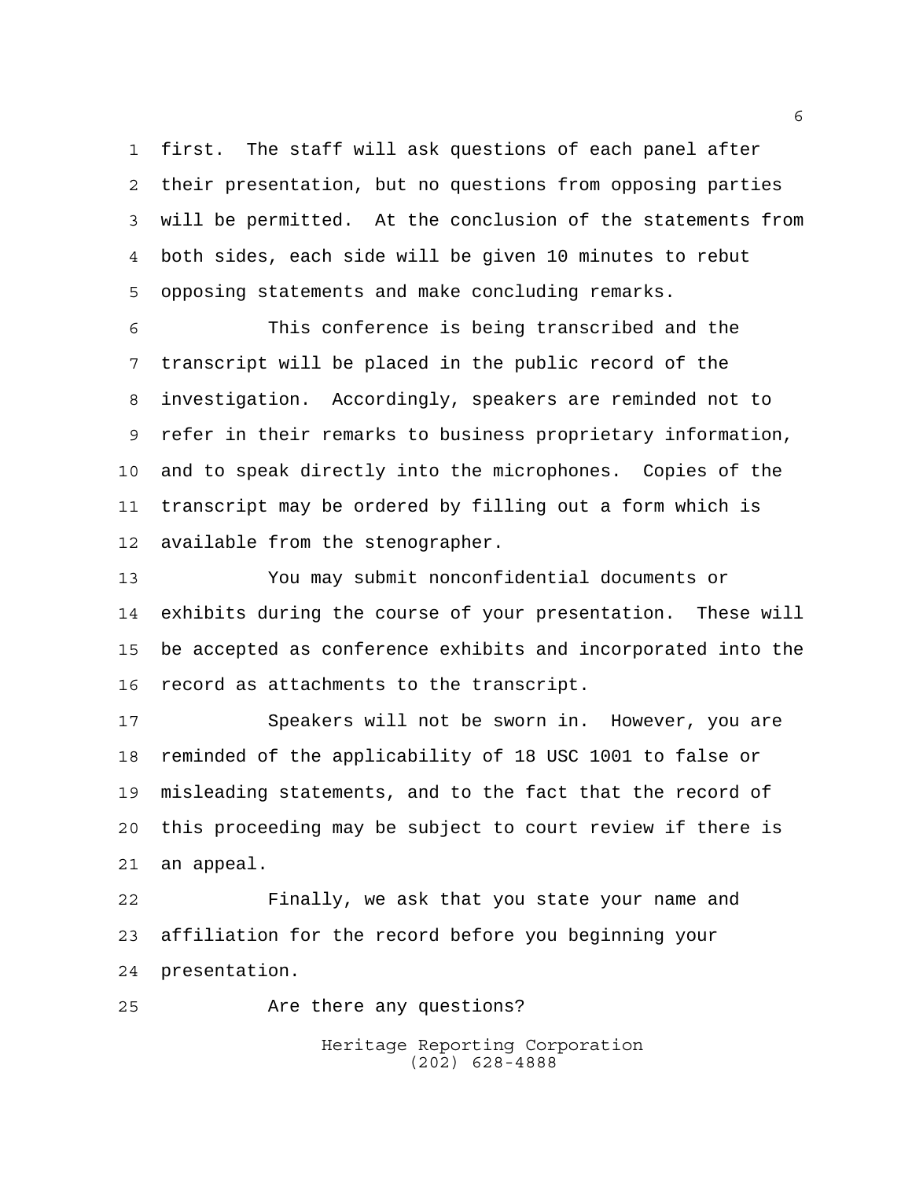first. The staff will ask questions of each panel after their presentation, but no questions from opposing parties will be permitted. At the conclusion of the statements from both sides, each side will be given 10 minutes to rebut opposing statements and make concluding remarks.

This conference is being transcribed and the transcript will be placed in the public record of the investigation. Accordingly, speakers are reminded not to refer in their remarks to business proprietary information, and to speak directly into the microphones. Copies of the transcript may be ordered by filling out a form which is available from the stenographer.

You may submit nonconfidential documents or exhibits during the course of your presentation. These will be accepted as conference exhibits and incorporated into the record as attachments to the transcript.

Speakers will not be sworn in. However, you are reminded of the applicability of 18 USC 1001 to false or misleading statements, and to the fact that the record of this proceeding may be subject to court review if there is an appeal.

Finally, we ask that you state your name and affiliation for the record before you beginning your presentation.

Are there any questions?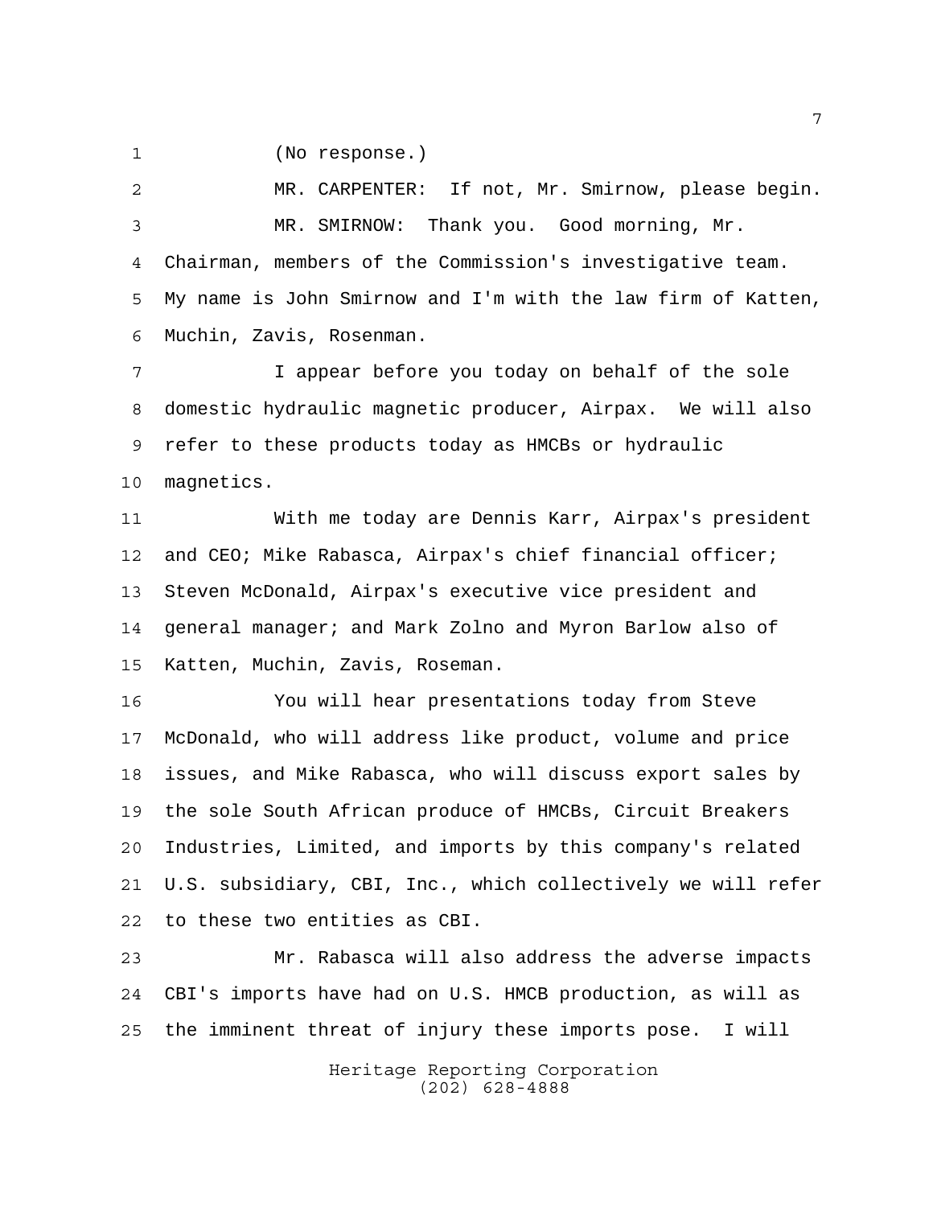(No response.)

MR. CARPENTER: If not, Mr. Smirnow, please begin.

MR. SMIRNOW: Thank you. Good morning, Mr. Chairman, members of the Commission's investigative team. My name is John Smirnow and I'm with the law firm of Katten, Muchin, Zavis, Rosenman.

I appear before you today on behalf of the sole domestic hydraulic magnetic producer, Airpax. We will also refer to these products today as HMCBs or hydraulic magnetics.

With me today are Dennis Karr, Airpax's president and CEO; Mike Rabasca, Airpax's chief financial officer; Steven McDonald, Airpax's executive vice president and general manager; and Mark Zolno and Myron Barlow also of Katten, Muchin, Zavis, Roseman.

You will hear presentations today from Steve McDonald, who will address like product, volume and price issues, and Mike Rabasca, who will discuss export sales by the sole South African produce of HMCBs, Circuit Breakers Industries, Limited, and imports by this company's related U.S. subsidiary, CBI, Inc., which collectively we will refer to these two entities as CBI.

Mr. Rabasca will also address the adverse impacts CBI's imports have had on U.S. HMCB production, as will as the imminent threat of injury these imports pose. I will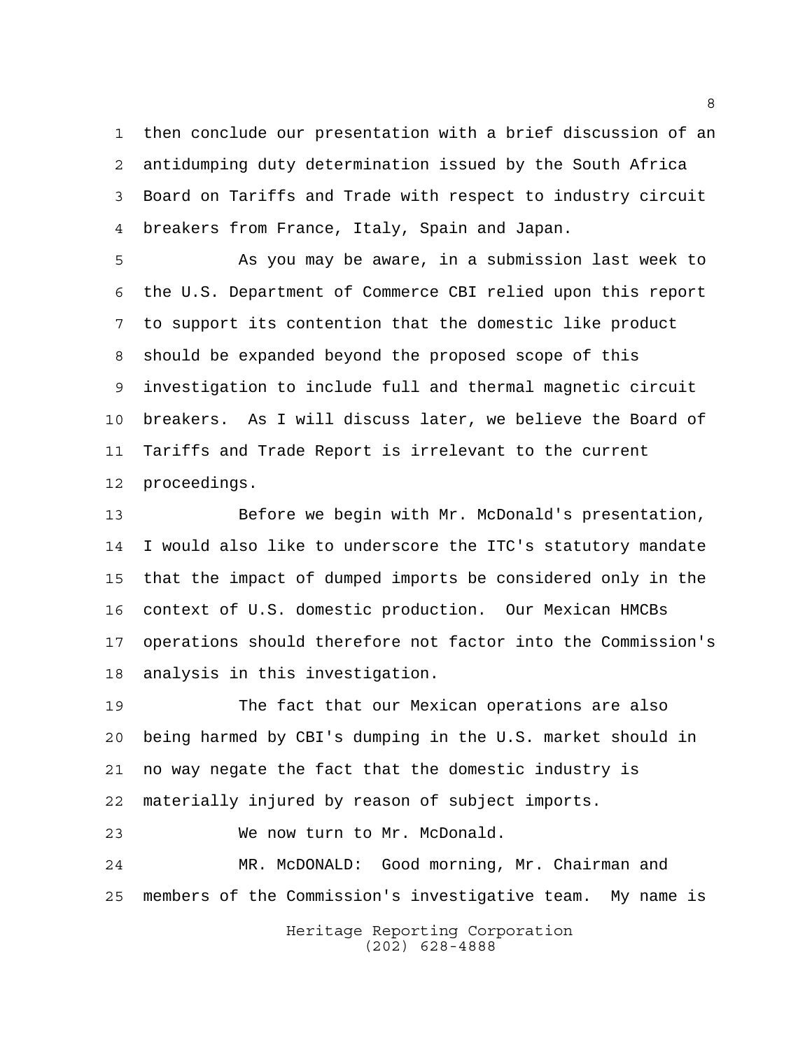then conclude our presentation with a brief discussion of an antidumping duty determination issued by the South Africa Board on Tariffs and Trade with respect to industry circuit breakers from France, Italy, Spain and Japan.

As you may be aware, in a submission last week to the U.S. Department of Commerce CBI relied upon this report to support its contention that the domestic like product should be expanded beyond the proposed scope of this investigation to include full and thermal magnetic circuit breakers. As I will discuss later, we believe the Board of Tariffs and Trade Report is irrelevant to the current proceedings.

Before we begin with Mr. McDonald's presentation, I would also like to underscore the ITC's statutory mandate that the impact of dumped imports be considered only in the context of U.S. domestic production. Our Mexican HMCBs operations should therefore not factor into the Commission's analysis in this investigation.

The fact that our Mexican operations are also being harmed by CBI's dumping in the U.S. market should in no way negate the fact that the domestic industry is materially injured by reason of subject imports.

We now turn to Mr. McDonald.

MR. McDONALD: Good morning, Mr. Chairman and members of the Commission's investigative team. My name is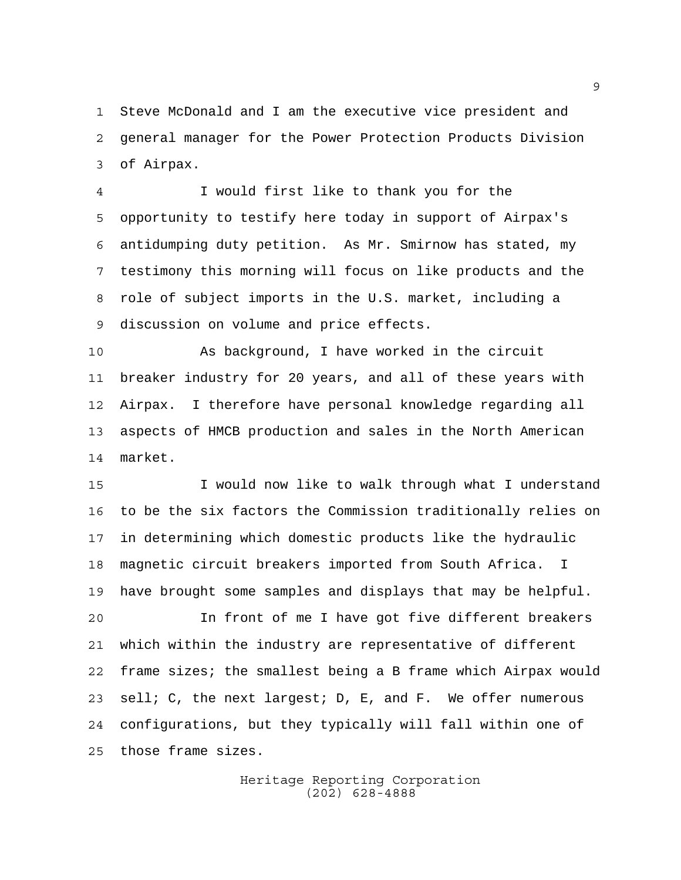Steve McDonald and I am the executive vice president and general manager for the Power Protection Products Division of Airpax.

I would first like to thank you for the opportunity to testify here today in support of Airpax's antidumping duty petition. As Mr. Smirnow has stated, my testimony this morning will focus on like products and the role of subject imports in the U.S. market, including a discussion on volume and price effects.

As background, I have worked in the circuit breaker industry for 20 years, and all of these years with Airpax. I therefore have personal knowledge regarding all aspects of HMCB production and sales in the North American market.

I would now like to walk through what I understand to be the six factors the Commission traditionally relies on in determining which domestic products like the hydraulic magnetic circuit breakers imported from South Africa. I have brought some samples and displays that may be helpful.

In front of me I have got five different breakers which within the industry are representative of different frame sizes; the smallest being a B frame which Airpax would sell; C, the next largest; D, E, and F. We offer numerous configurations, but they typically will fall within one of those frame sizes.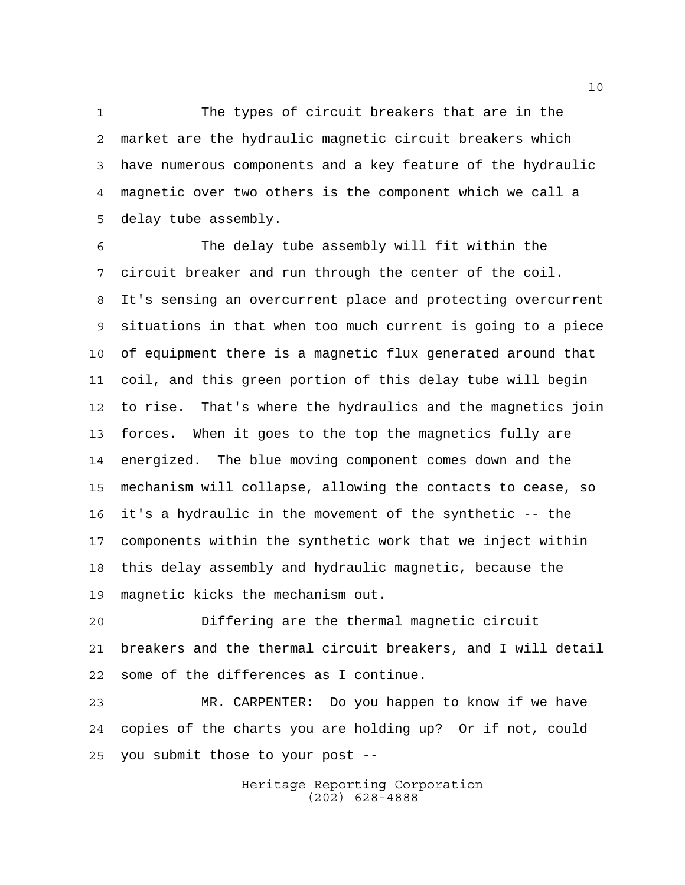The types of circuit breakers that are in the market are the hydraulic magnetic circuit breakers which have numerous components and a key feature of the hydraulic magnetic over two others is the component which we call a delay tube assembly.

The delay tube assembly will fit within the circuit breaker and run through the center of the coil. It's sensing an overcurrent place and protecting overcurrent situations in that when too much current is going to a piece of equipment there is a magnetic flux generated around that coil, and this green portion of this delay tube will begin to rise. That's where the hydraulics and the magnetics join forces. When it goes to the top the magnetics fully are energized. The blue moving component comes down and the mechanism will collapse, allowing the contacts to cease, so it's a hydraulic in the movement of the synthetic -- the components within the synthetic work that we inject within this delay assembly and hydraulic magnetic, because the magnetic kicks the mechanism out.

Differing are the thermal magnetic circuit breakers and the thermal circuit breakers, and I will detail some of the differences as I continue.

MR. CARPENTER: Do you happen to know if we have copies of the charts you are holding up? Or if not, could you submit those to your post --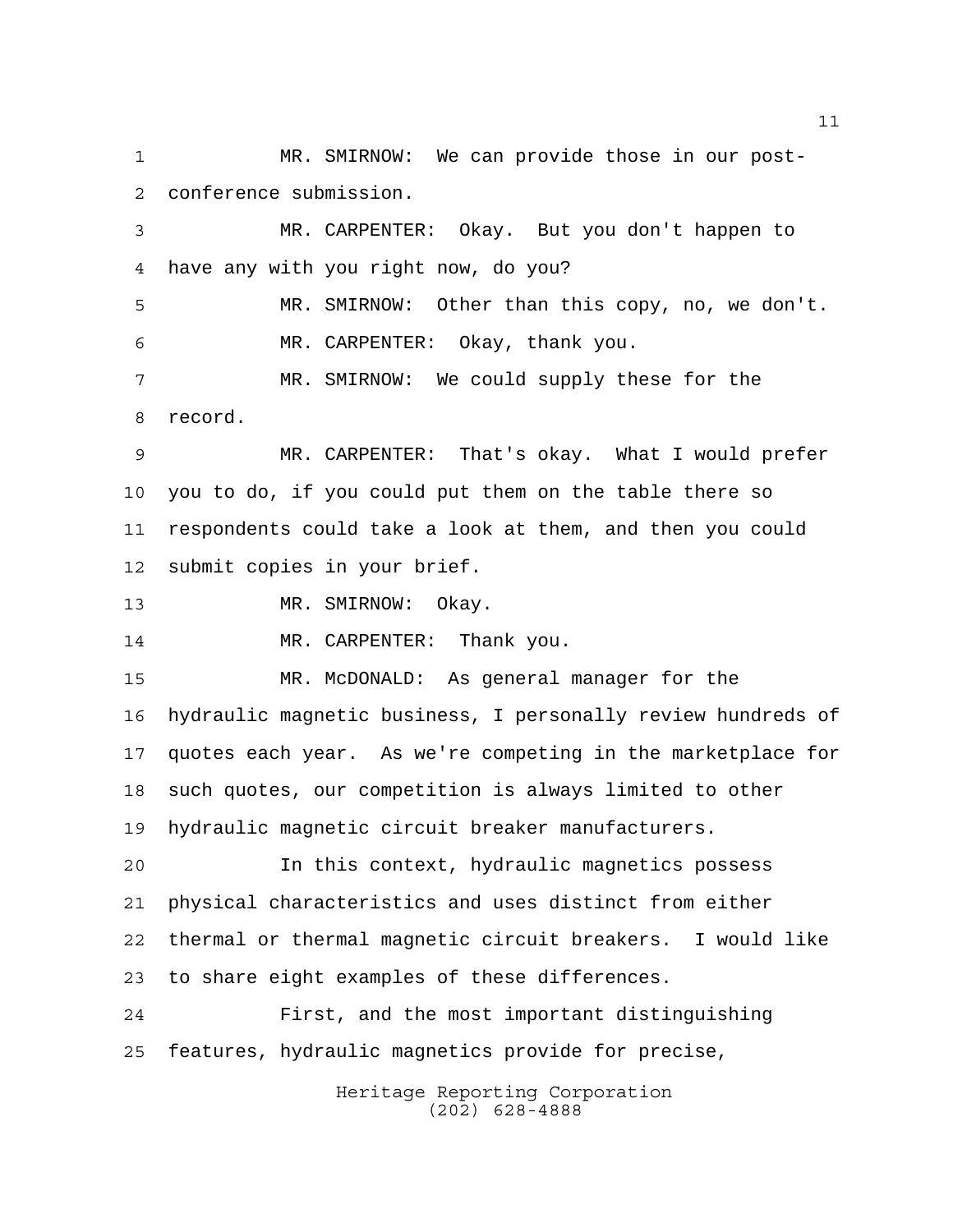MR. SMIRNOW: We can provide those in our post-conference submission.

MR. CARPENTER: Okay. But you don't happen to have any with you right now, do you?

MR. SMIRNOW: Other than this copy, no, we don't.

MR. CARPENTER: Okay, thank you.

MR. SMIRNOW: We could supply these for the record.

MR. CARPENTER: That's okay. What I would prefer you to do, if you could put them on the table there so respondents could take a look at them, and then you could submit copies in your brief.

MR. SMIRNOW: Okay.

MR. CARPENTER: Thank you.

MR. McDONALD: As general manager for the hydraulic magnetic business, I personally review hundreds of quotes each year. As we're competing in the marketplace for such quotes, our competition is always limited to other hydraulic magnetic circuit breaker manufacturers.

In this context, hydraulic magnetics possess physical characteristics and uses distinct from either thermal or thermal magnetic circuit breakers. I would like to share eight examples of these differences.

First, and the most important distinguishing features, hydraulic magnetics provide for precise,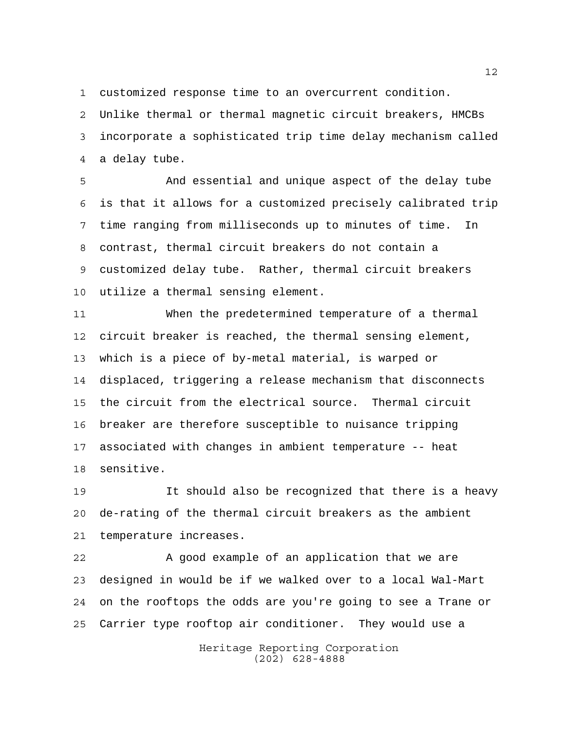customized response time to an overcurrent condition. Unlike thermal or thermal magnetic circuit breakers, HMCBs incorporate a sophisticated trip time delay mechanism called a delay tube.

And essential and unique aspect of the delay tube is that it allows for a customized precisely calibrated trip time ranging from milliseconds up to minutes of time. In contrast, thermal circuit breakers do not contain a customized delay tube. Rather, thermal circuit breakers utilize a thermal sensing element.

When the predetermined temperature of a thermal circuit breaker is reached, the thermal sensing element, which is a piece of by-metal material, is warped or displaced, triggering a release mechanism that disconnects the circuit from the electrical source. Thermal circuit breaker are therefore susceptible to nuisance tripping associated with changes in ambient temperature -- heat sensitive.

It should also be recognized that there is a heavy de-rating of the thermal circuit breakers as the ambient temperature increases.

A good example of an application that we are designed in would be if we walked over to a local Wal-Mart on the rooftops the odds are you're going to see a Trane or Carrier type rooftop air conditioner. They would use a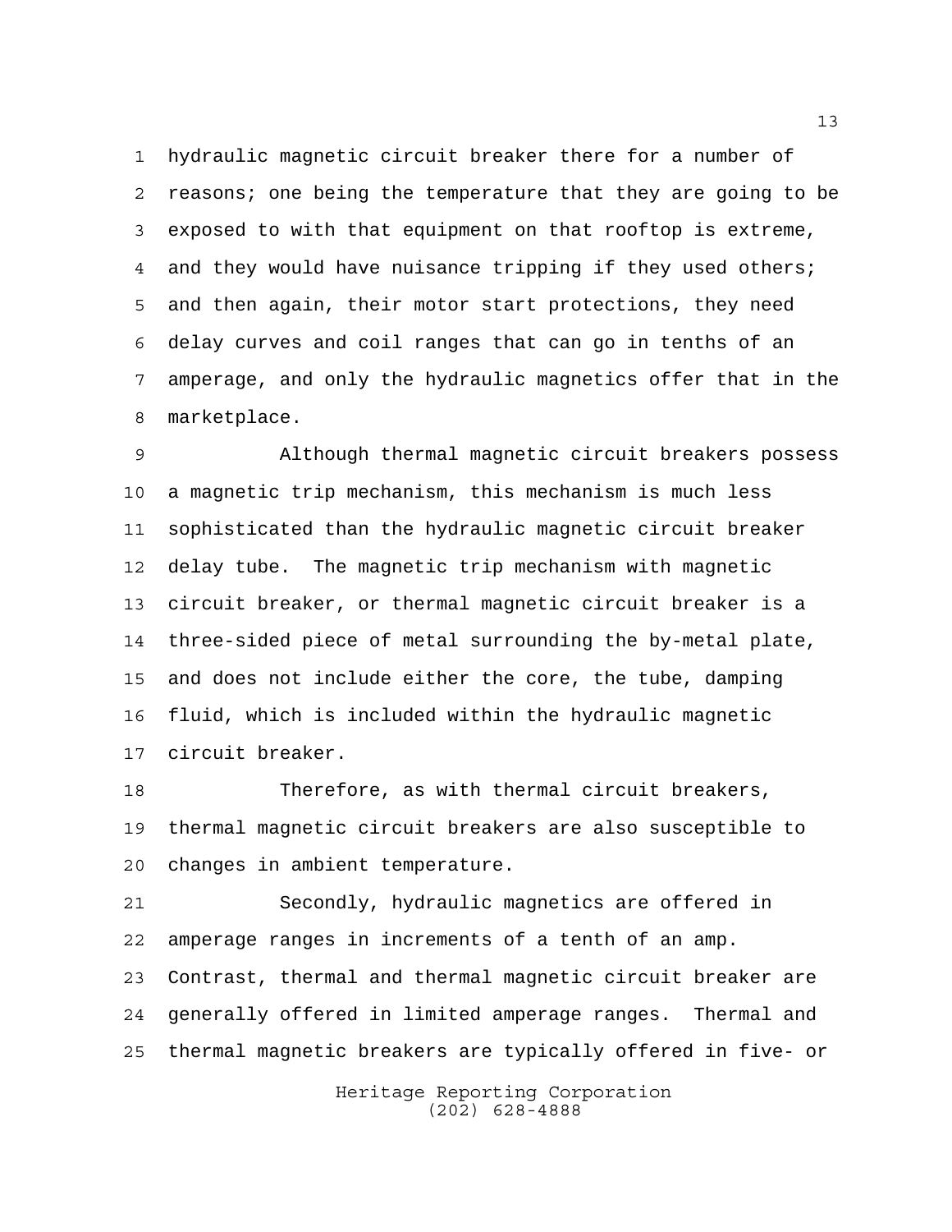hydraulic magnetic circuit breaker there for a number of reasons; one being the temperature that they are going to be exposed to with that equipment on that rooftop is extreme, and they would have nuisance tripping if they used others; and then again, their motor start protections, they need delay curves and coil ranges that can go in tenths of an amperage, and only the hydraulic magnetics offer that in the marketplace.

Although thermal magnetic circuit breakers possess a magnetic trip mechanism, this mechanism is much less sophisticated than the hydraulic magnetic circuit breaker delay tube. The magnetic trip mechanism with magnetic circuit breaker, or thermal magnetic circuit breaker is a three-sided piece of metal surrounding the by-metal plate, and does not include either the core, the tube, damping fluid, which is included within the hydraulic magnetic circuit breaker.

Therefore, as with thermal circuit breakers, thermal magnetic circuit breakers are also susceptible to changes in ambient temperature.

Secondly, hydraulic magnetics are offered in amperage ranges in increments of a tenth of an amp. Contrast, thermal and thermal magnetic circuit breaker are generally offered in limited amperage ranges. Thermal and thermal magnetic breakers are typically offered in five- or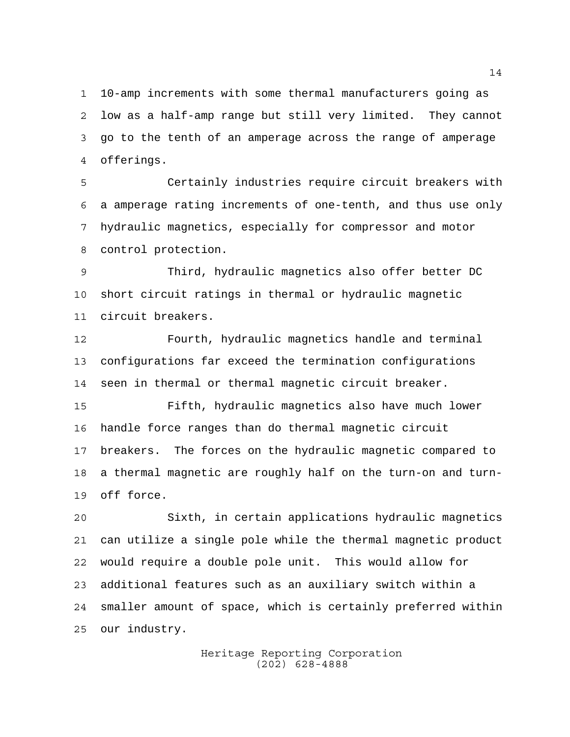10-amp increments with some thermal manufacturers going as low as a half-amp range but still very limited. They cannot go to the tenth of an amperage across the range of amperage offerings.

Certainly industries require circuit breakers with a amperage rating increments of one-tenth, and thus use only hydraulic magnetics, especially for compressor and motor control protection.

Third, hydraulic magnetics also offer better DC short circuit ratings in thermal or hydraulic magnetic circuit breakers.

Fourth, hydraulic magnetics handle and terminal configurations far exceed the termination configurations seen in thermal or thermal magnetic circuit breaker.

Fifth, hydraulic magnetics also have much lower handle force ranges than do thermal magnetic circuit breakers. The forces on the hydraulic magnetic compared to a thermal magnetic are roughly half on the turn-on and turn-off force.

Sixth, in certain applications hydraulic magnetics can utilize a single pole while the thermal magnetic product would require a double pole unit. This would allow for additional features such as an auxiliary switch within a smaller amount of space, which is certainly preferred within our industry.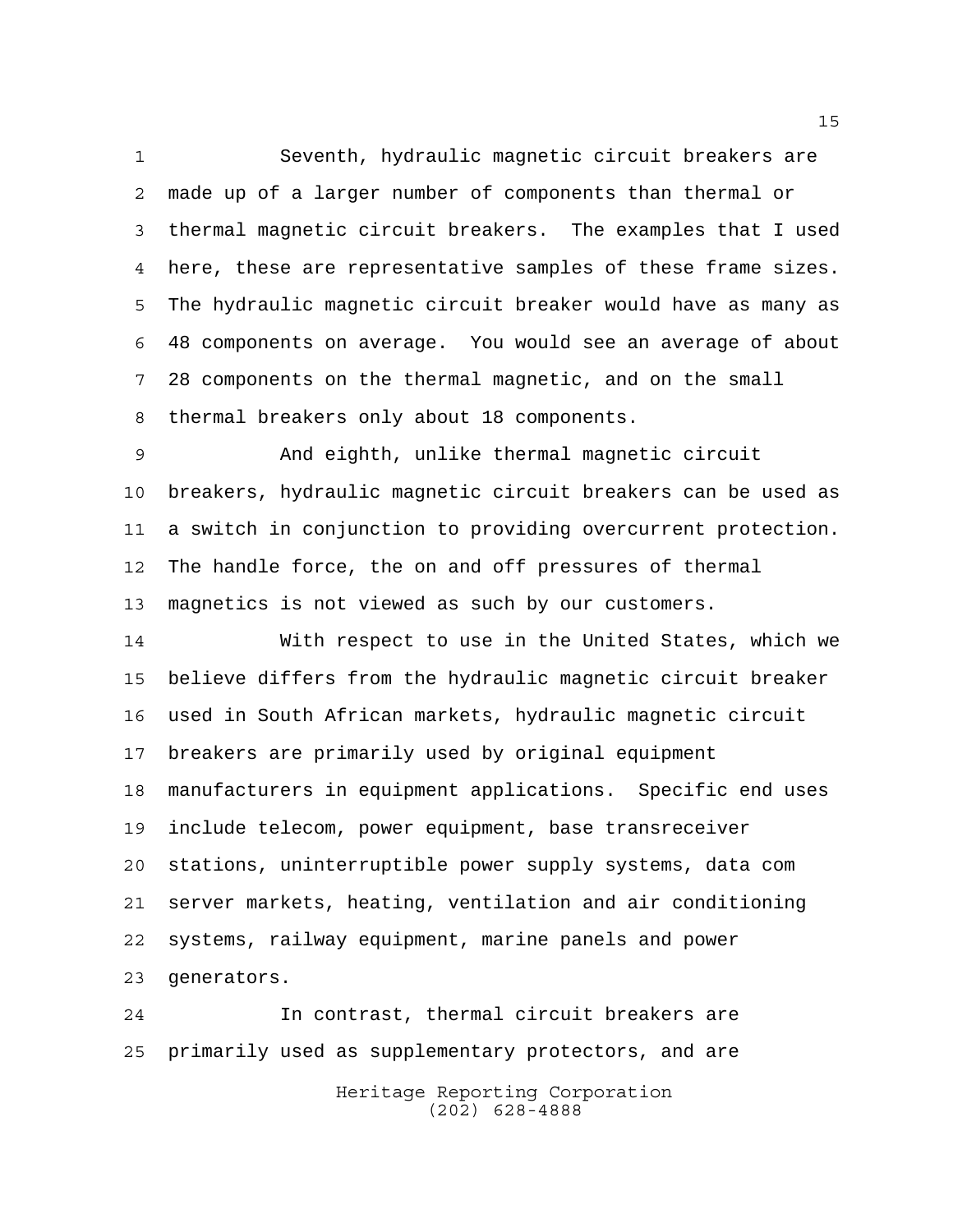Seventh, hydraulic magnetic circuit breakers are made up of a larger number of components than thermal or thermal magnetic circuit breakers. The examples that I used here, these are representative samples of these frame sizes. The hydraulic magnetic circuit breaker would have as many as 48 components on average. You would see an average of about 28 components on the thermal magnetic, and on the small thermal breakers only about 18 components.

And eighth, unlike thermal magnetic circuit breakers, hydraulic magnetic circuit breakers can be used as a switch in conjunction to providing overcurrent protection. The handle force, the on and off pressures of thermal magnetics is not viewed as such by our customers.

With respect to use in the United States, which we believe differs from the hydraulic magnetic circuit breaker used in South African markets, hydraulic magnetic circuit breakers are primarily used by original equipment manufacturers in equipment applications. Specific end uses include telecom, power equipment, base transreceiver stations, uninterruptible power supply systems, data com server markets, heating, ventilation and air conditioning systems, railway equipment, marine panels and power generators.

In contrast, thermal circuit breakers are primarily used as supplementary protectors, and are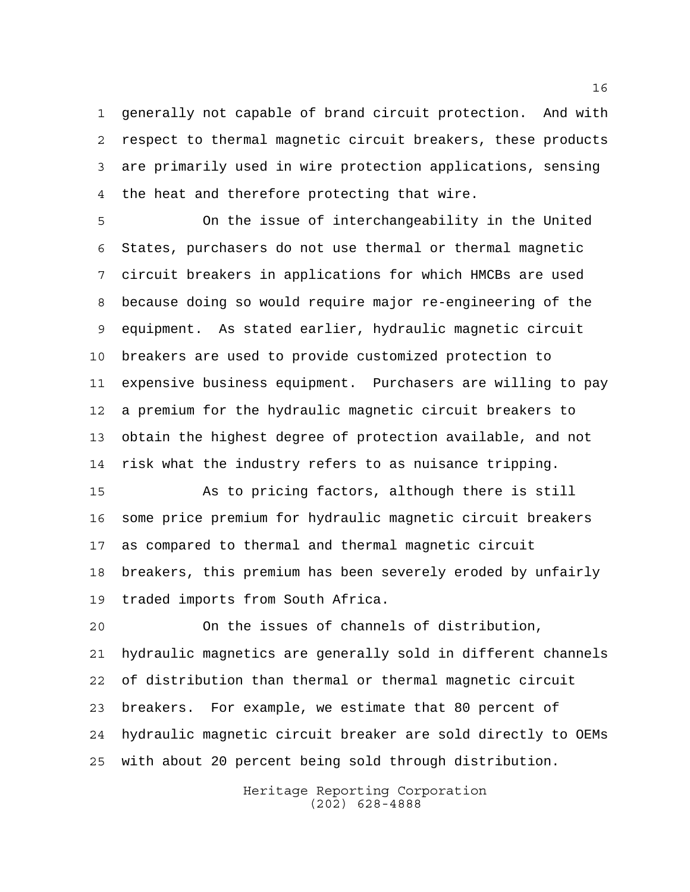generally not capable of brand circuit protection. And with respect to thermal magnetic circuit breakers, these products are primarily used in wire protection applications, sensing the heat and therefore protecting that wire.

On the issue of interchangeability in the United States, purchasers do not use thermal or thermal magnetic circuit breakers in applications for which HMCBs are used because doing so would require major re-engineering of the equipment. As stated earlier, hydraulic magnetic circuit breakers are used to provide customized protection to expensive business equipment. Purchasers are willing to pay a premium for the hydraulic magnetic circuit breakers to obtain the highest degree of protection available, and not risk what the industry refers to as nuisance tripping.

As to pricing factors, although there is still some price premium for hydraulic magnetic circuit breakers as compared to thermal and thermal magnetic circuit breakers, this premium has been severely eroded by unfairly traded imports from South Africa.

On the issues of channels of distribution, hydraulic magnetics are generally sold in different channels of distribution than thermal or thermal magnetic circuit breakers. For example, we estimate that 80 percent of hydraulic magnetic circuit breaker are sold directly to OEMs with about 20 percent being sold through distribution.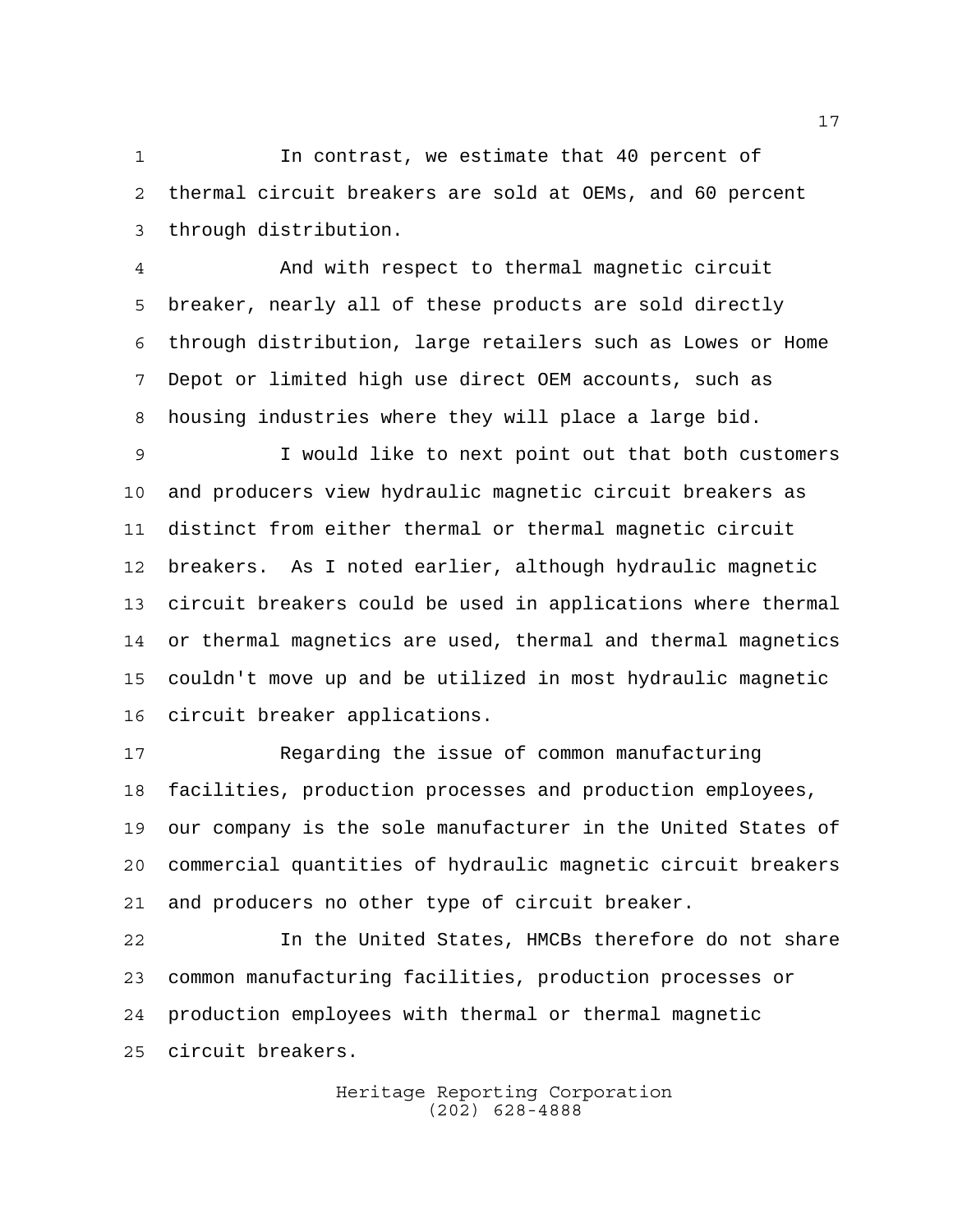In contrast, we estimate that 40 percent of thermal circuit breakers are sold at OEMs, and 60 percent through distribution.

And with respect to thermal magnetic circuit breaker, nearly all of these products are sold directly through distribution, large retailers such as Lowes or Home Depot or limited high use direct OEM accounts, such as housing industries where they will place a large bid.

I would like to next point out that both customers and producers view hydraulic magnetic circuit breakers as distinct from either thermal or thermal magnetic circuit breakers. As I noted earlier, although hydraulic magnetic circuit breakers could be used in applications where thermal or thermal magnetics are used, thermal and thermal magnetics couldn't move up and be utilized in most hydraulic magnetic circuit breaker applications.

Regarding the issue of common manufacturing facilities, production processes and production employees, our company is the sole manufacturer in the United States of commercial quantities of hydraulic magnetic circuit breakers and producers no other type of circuit breaker.

In the United States, HMCBs therefore do not share common manufacturing facilities, production processes or production employees with thermal or thermal magnetic circuit breakers.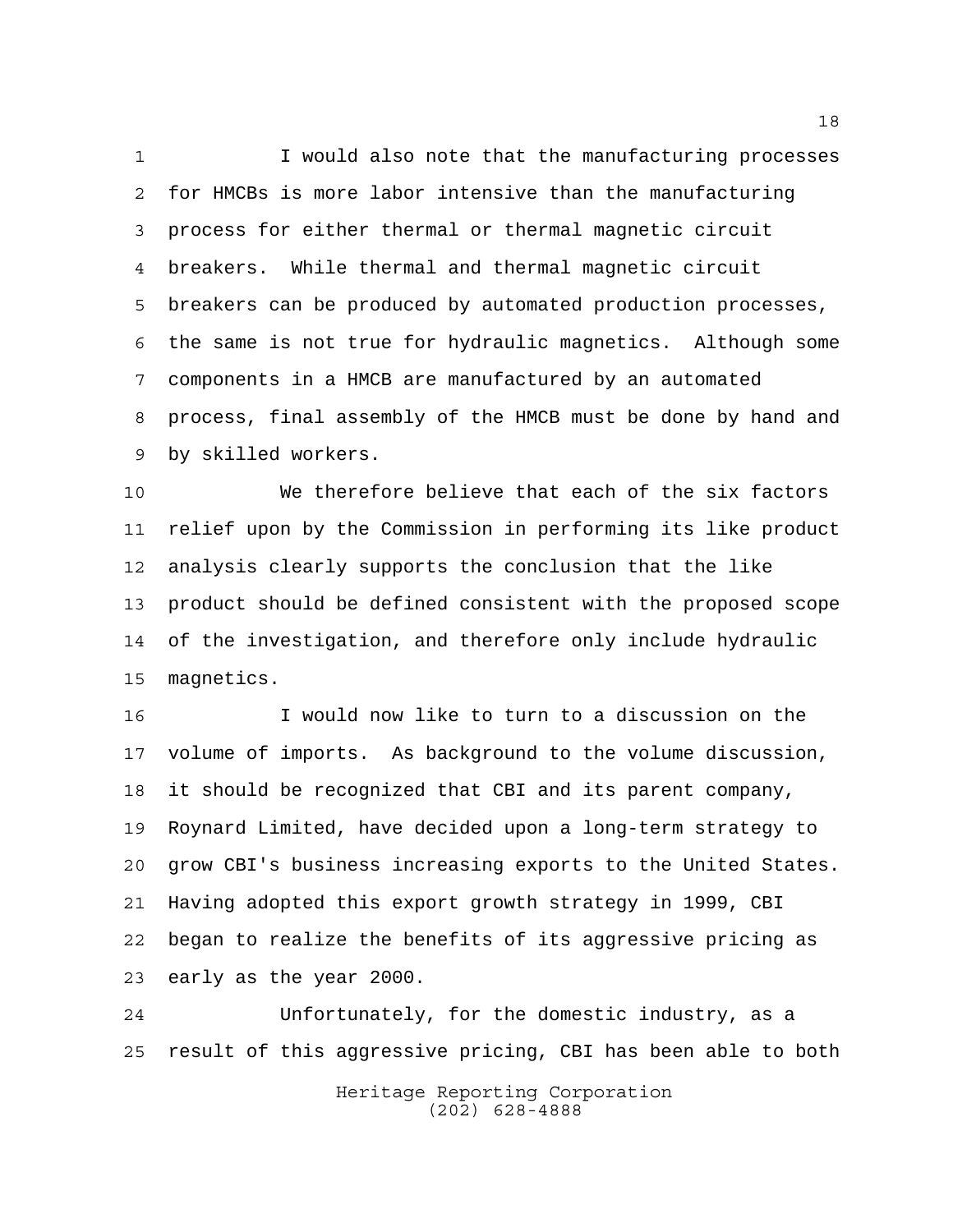I would also note that the manufacturing processes for HMCBs is more labor intensive than the manufacturing process for either thermal or thermal magnetic circuit breakers. While thermal and thermal magnetic circuit breakers can be produced by automated production processes, the same is not true for hydraulic magnetics. Although some components in a HMCB are manufactured by an automated process, final assembly of the HMCB must be done by hand and by skilled workers.

We therefore believe that each of the six factors relief upon by the Commission in performing its like product analysis clearly supports the conclusion that the like product should be defined consistent with the proposed scope of the investigation, and therefore only include hydraulic magnetics.

I would now like to turn to a discussion on the volume of imports. As background to the volume discussion, it should be recognized that CBI and its parent company, Roynard Limited, have decided upon a long-term strategy to grow CBI's business increasing exports to the United States. Having adopted this export growth strategy in 1999, CBI began to realize the benefits of its aggressive pricing as early as the year 2000.

Unfortunately, for the domestic industry, as a result of this aggressive pricing, CBI has been able to both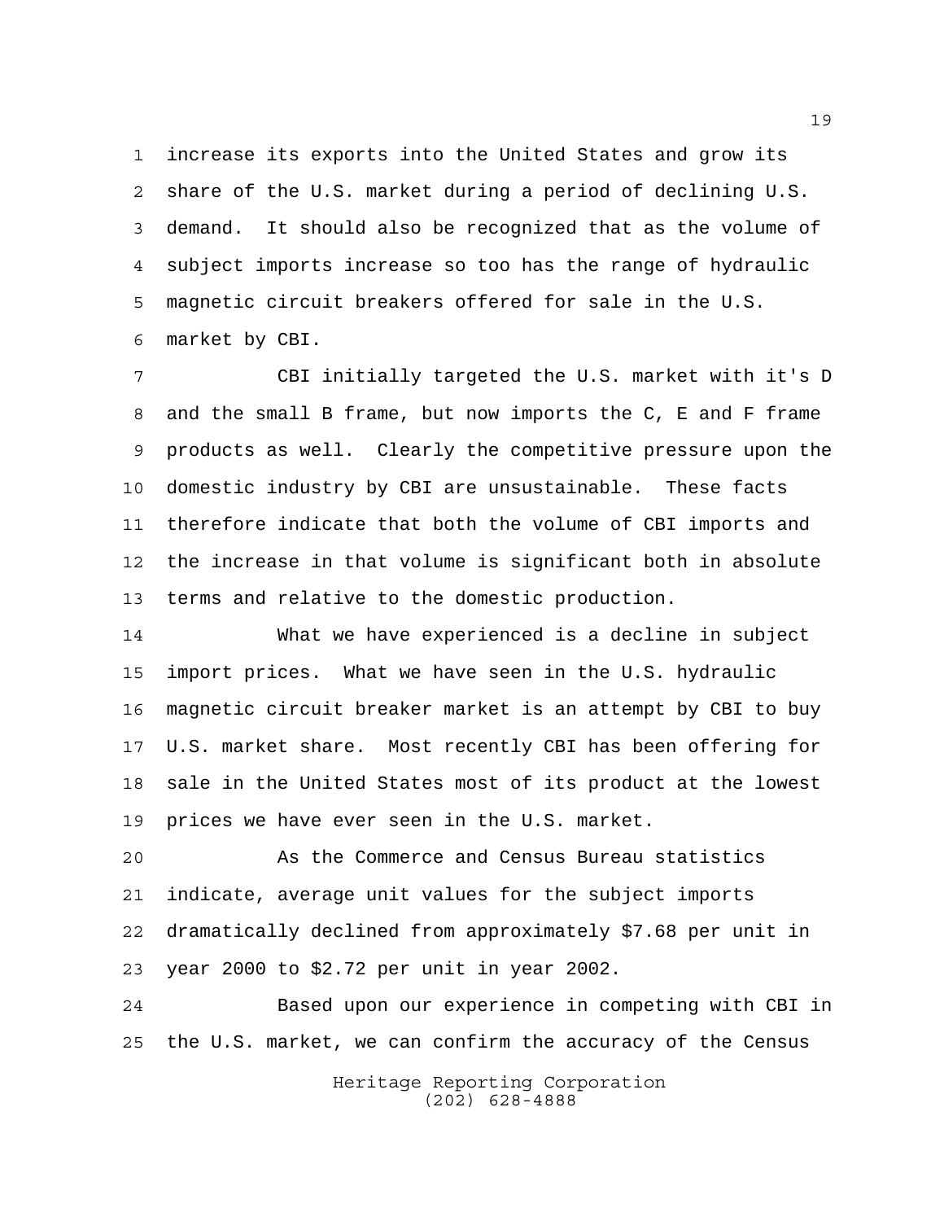increase its exports into the United States and grow its share of the U.S. market during a period of declining U.S. demand. It should also be recognized that as the volume of subject imports increase so too has the range of hydraulic magnetic circuit breakers offered for sale in the U.S. market by CBI.

CBI initially targeted the U.S. market with it's D and the small B frame, but now imports the C, E and F frame products as well. Clearly the competitive pressure upon the domestic industry by CBI are unsustainable. These facts therefore indicate that both the volume of CBI imports and the increase in that volume is significant both in absolute terms and relative to the domestic production.

What we have experienced is a decline in subject import prices. What we have seen in the U.S. hydraulic magnetic circuit breaker market is an attempt by CBI to buy U.S. market share. Most recently CBI has been offering for sale in the United States most of its product at the lowest prices we have ever seen in the U.S. market.

As the Commerce and Census Bureau statistics indicate, average unit values for the subject imports dramatically declined from approximately $7.68 per unit in year 2000 to $2.72 per unit in year 2002.

Based upon our experience in competing with CBI in the U.S. market, we can confirm the accuracy of the Census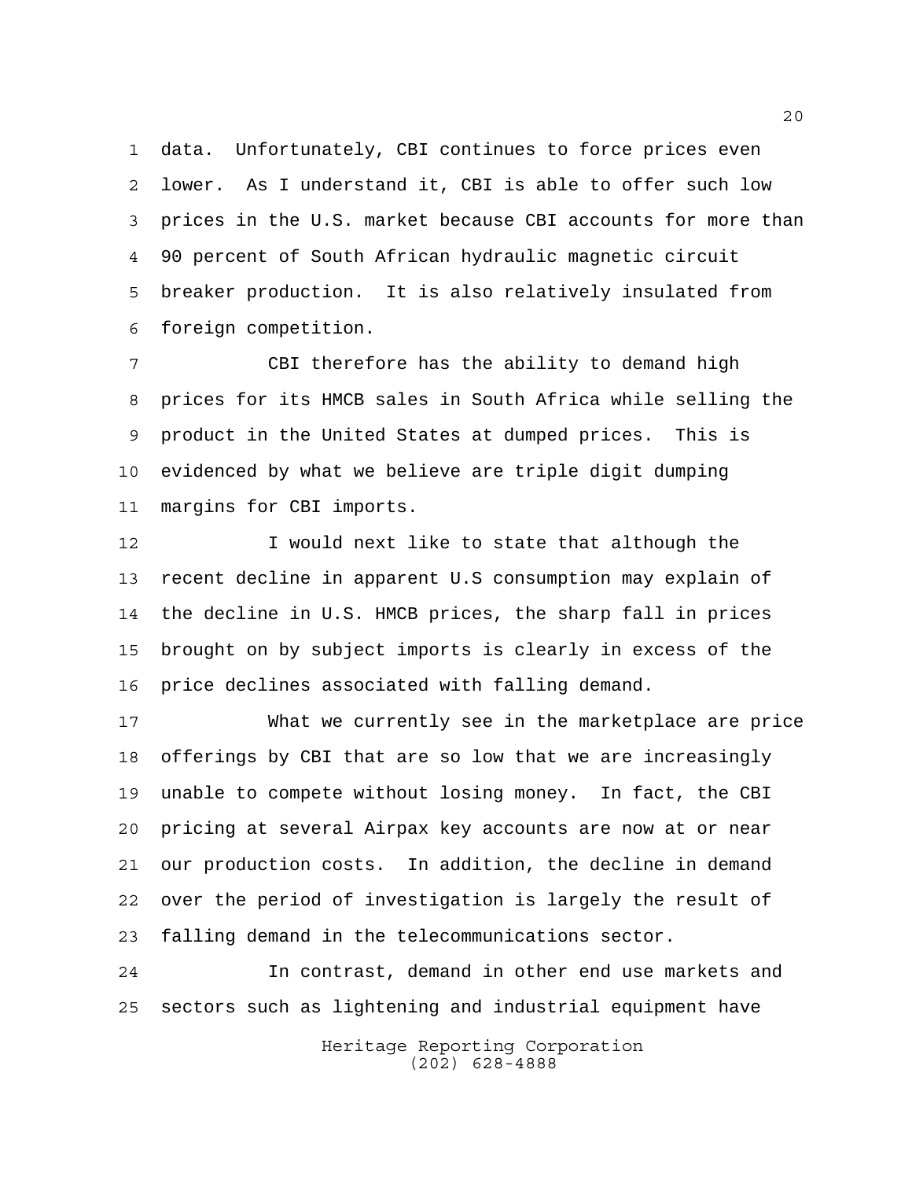data. Unfortunately, CBI continues to force prices even lower. As I understand it, CBI is able to offer such low prices in the U.S. market because CBI accounts for more than 90 percent of South African hydraulic magnetic circuit breaker production. It is also relatively insulated from foreign competition.

CBI therefore has the ability to demand high prices for its HMCB sales in South Africa while selling the product in the United States at dumped prices. This is evidenced by what we believe are triple digit dumping margins for CBI imports.

I would next like to state that although the recent decline in apparent U.S consumption may explain of the decline in U.S. HMCB prices, the sharp fall in prices brought on by subject imports is clearly in excess of the price declines associated with falling demand.

What we currently see in the marketplace are price offerings by CBI that are so low that we are increasingly unable to compete without losing money. In fact, the CBI pricing at several Airpax key accounts are now at or near our production costs. In addition, the decline in demand over the period of investigation is largely the result of falling demand in the telecommunications sector.

In contrast, demand in other end use markets and sectors such as lightening and industrial equipment have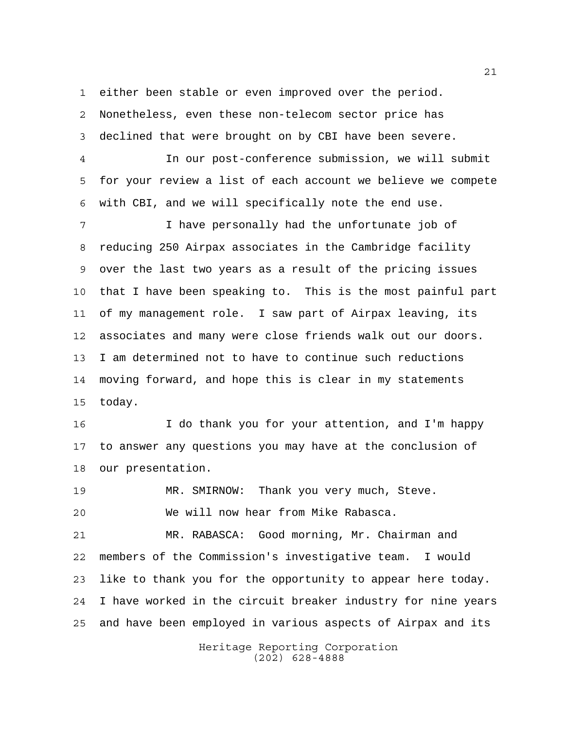either been stable or even improved over the period. Nonetheless, even these non-telecom sector price has declined that were brought on by CBI have been severe.

In our post-conference submission, we will submit for your review a list of each account we believe we compete with CBI, and we will specifically note the end use.

I have personally had the unfortunate job of reducing 250 Airpax associates in the Cambridge facility over the last two years as a result of the pricing issues that I have been speaking to. This is the most painful part of my management role. I saw part of Airpax leaving, its associates and many were close friends walk out our doors. I am determined not to have to continue such reductions moving forward, and hope this is clear in my statements today.

I do thank you for your attention, and I'm happy to answer any questions you may have at the conclusion of our presentation.

MR. SMIRNOW: Thank you very much, Steve.

We will now hear from Mike Rabasca.

MR. RABASCA: Good morning, Mr. Chairman and members of the Commission's investigative team. I would like to thank you for the opportunity to appear here today. I have worked in the circuit breaker industry for nine years and have been employed in various aspects of Airpax and its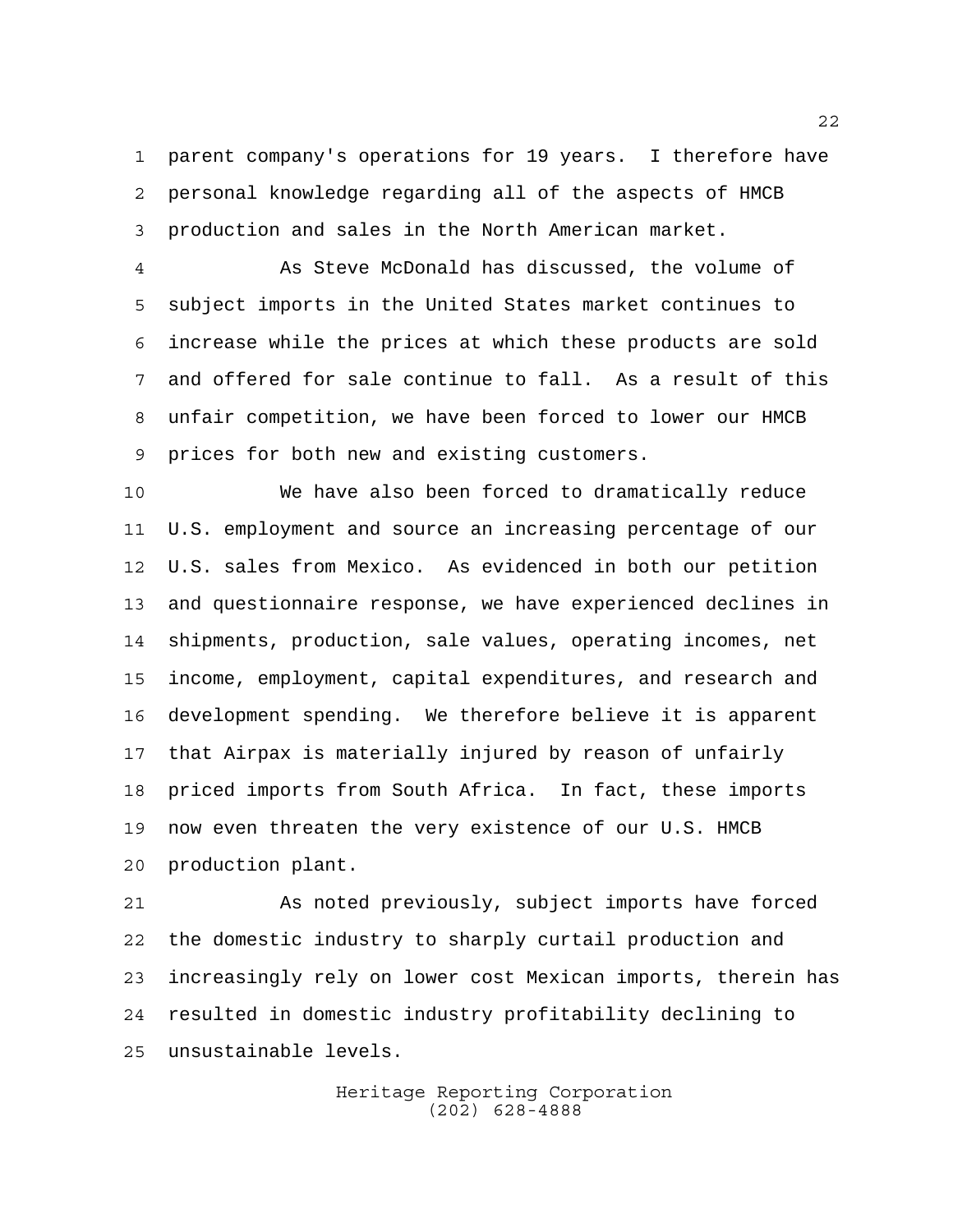parent company's operations for 19 years. I therefore have personal knowledge regarding all of the aspects of HMCB production and sales in the North American market.

As Steve McDonald has discussed, the volume of subject imports in the United States market continues to increase while the prices at which these products are sold and offered for sale continue to fall. As a result of this unfair competition, we have been forced to lower our HMCB prices for both new and existing customers.

We have also been forced to dramatically reduce U.S. employment and source an increasing percentage of our U.S. sales from Mexico. As evidenced in both our petition and questionnaire response, we have experienced declines in shipments, production, sale values, operating incomes, net income, employment, capital expenditures, and research and development spending. We therefore believe it is apparent that Airpax is materially injured by reason of unfairly priced imports from South Africa. In fact, these imports now even threaten the very existence of our U.S. HMCB production plant.

As noted previously, subject imports have forced the domestic industry to sharply curtail production and increasingly rely on lower cost Mexican imports, therein has resulted in domestic industry profitability declining to unsustainable levels.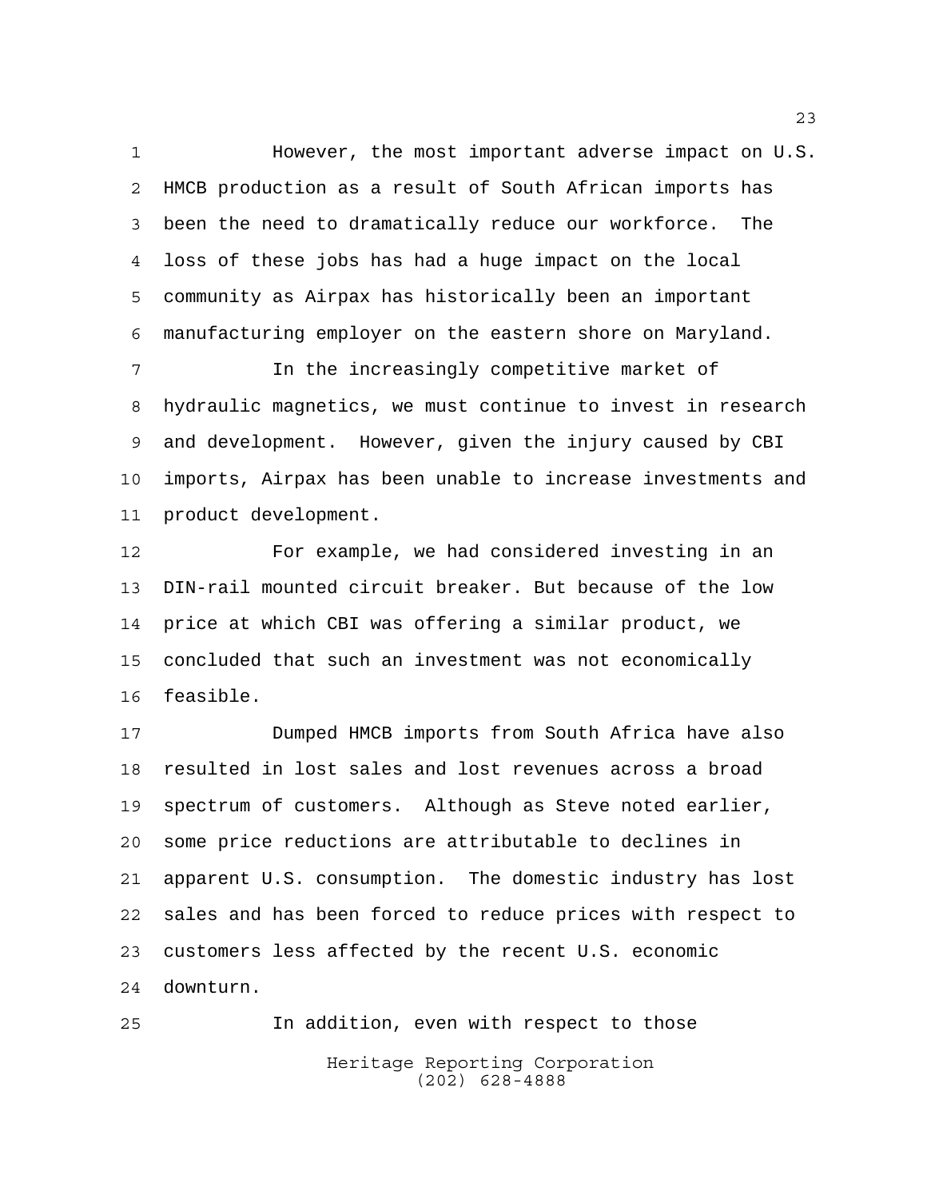However, the most important adverse impact on U.S. HMCB production as a result of South African imports has been the need to dramatically reduce our workforce. The loss of these jobs has had a huge impact on the local community as Airpax has historically been an important manufacturing employer on the eastern shore on Maryland.

In the increasingly competitive market of hydraulic magnetics, we must continue to invest in research and development. However, given the injury caused by CBI imports, Airpax has been unable to increase investments and product development.

For example, we had considered investing in an DIN-rail mounted circuit breaker. But because of the low price at which CBI was offering a similar product, we concluded that such an investment was not economically feasible.

Dumped HMCB imports from South Africa have also resulted in lost sales and lost revenues across a broad spectrum of customers. Although as Steve noted earlier, some price reductions are attributable to declines in apparent U.S. consumption. The domestic industry has lost sales and has been forced to reduce prices with respect to customers less affected by the recent U.S. economic downturn.

In addition, even with respect to those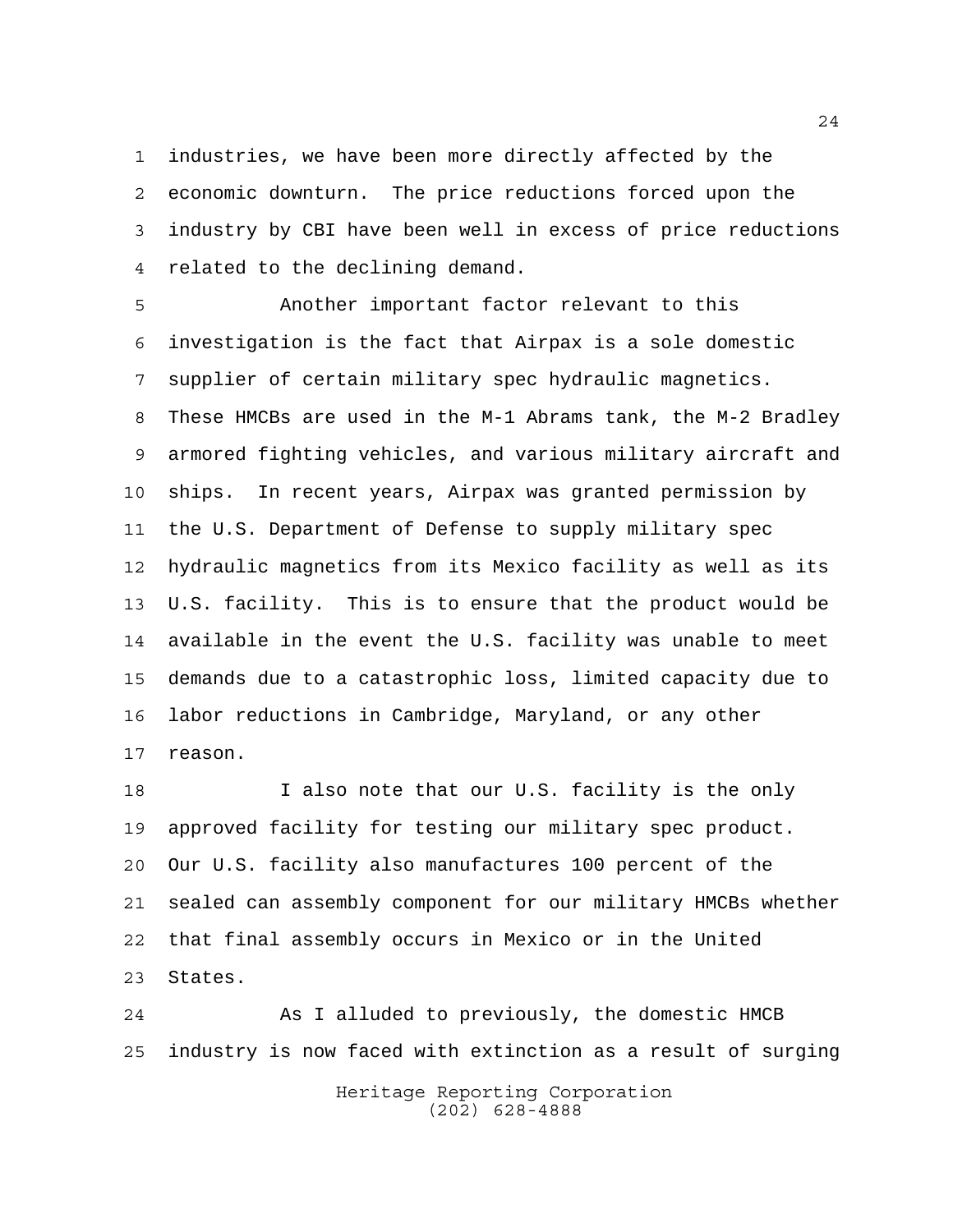industries, we have been more directly affected by the economic downturn. The price reductions forced upon the industry by CBI have been well in excess of price reductions related to the declining demand.

Another important factor relevant to this investigation is the fact that Airpax is a sole domestic supplier of certain military spec hydraulic magnetics. These HMCBs are used in the M-1 Abrams tank, the M-2 Bradley armored fighting vehicles, and various military aircraft and ships. In recent years, Airpax was granted permission by the U.S. Department of Defense to supply military spec hydraulic magnetics from its Mexico facility as well as its U.S. facility. This is to ensure that the product would be available in the event the U.S. facility was unable to meet demands due to a catastrophic loss, limited capacity due to labor reductions in Cambridge, Maryland, or any other reason.

I also note that our U.S. facility is the only approved facility for testing our military spec product. Our U.S. facility also manufactures 100 percent of the sealed can assembly component for our military HMCBs whether that final assembly occurs in Mexico or in the United States.

As I alluded to previously, the domestic HMCB industry is now faced with extinction as a result of surging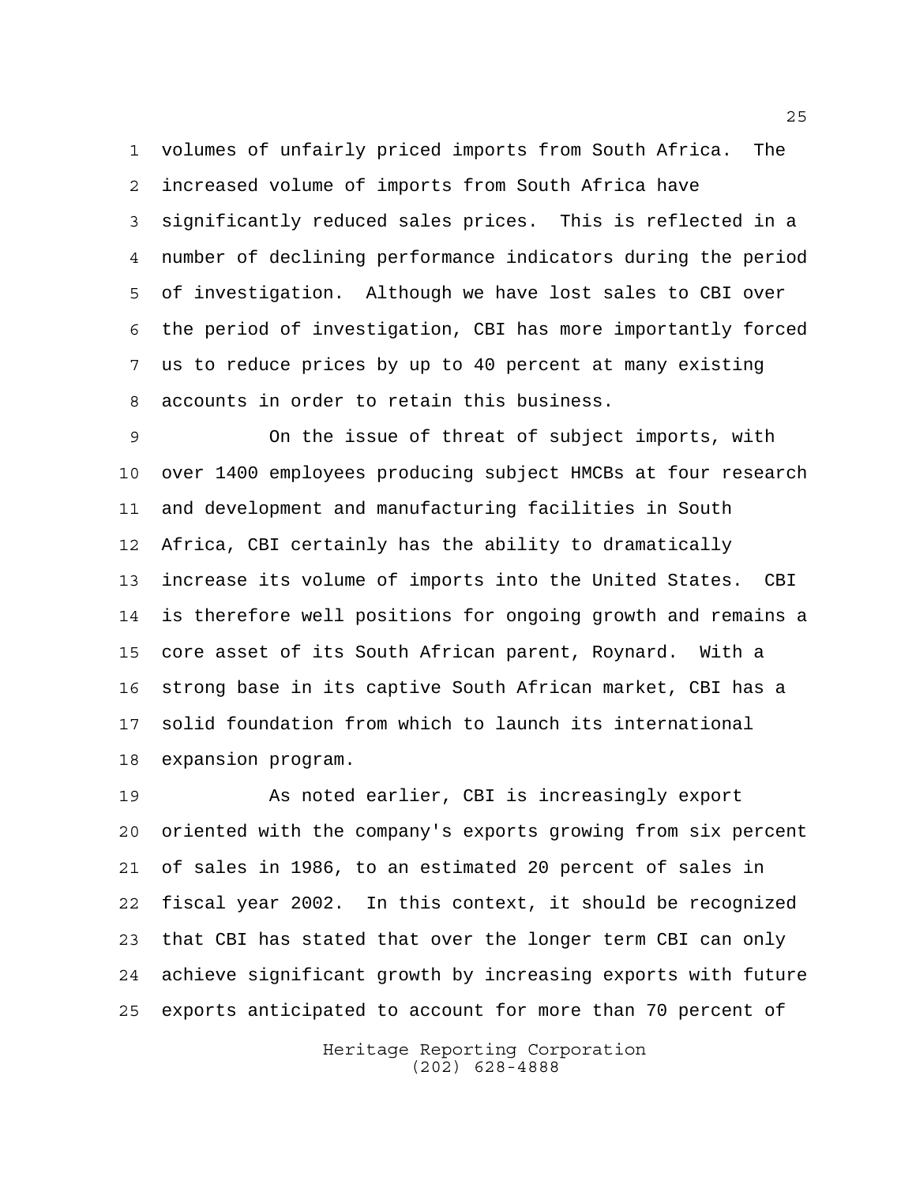volumes of unfairly priced imports from South Africa. The increased volume of imports from South Africa have significantly reduced sales prices. This is reflected in a number of declining performance indicators during the period of investigation. Although we have lost sales to CBI over the period of investigation, CBI has more importantly forced us to reduce prices by up to 40 percent at many existing accounts in order to retain this business.

On the issue of threat of subject imports, with over 1400 employees producing subject HMCBs at four research and development and manufacturing facilities in South Africa, CBI certainly has the ability to dramatically increase its volume of imports into the United States. CBI is therefore well positions for ongoing growth and remains a core asset of its South African parent, Roynard. With a strong base in its captive South African market, CBI has a solid foundation from which to launch its international expansion program.

As noted earlier, CBI is increasingly export oriented with the company's exports growing from six percent of sales in 1986, to an estimated 20 percent of sales in fiscal year 2002. In this context, it should be recognized that CBI has stated that over the longer term CBI can only achieve significant growth by increasing exports with future exports anticipated to account for more than 70 percent of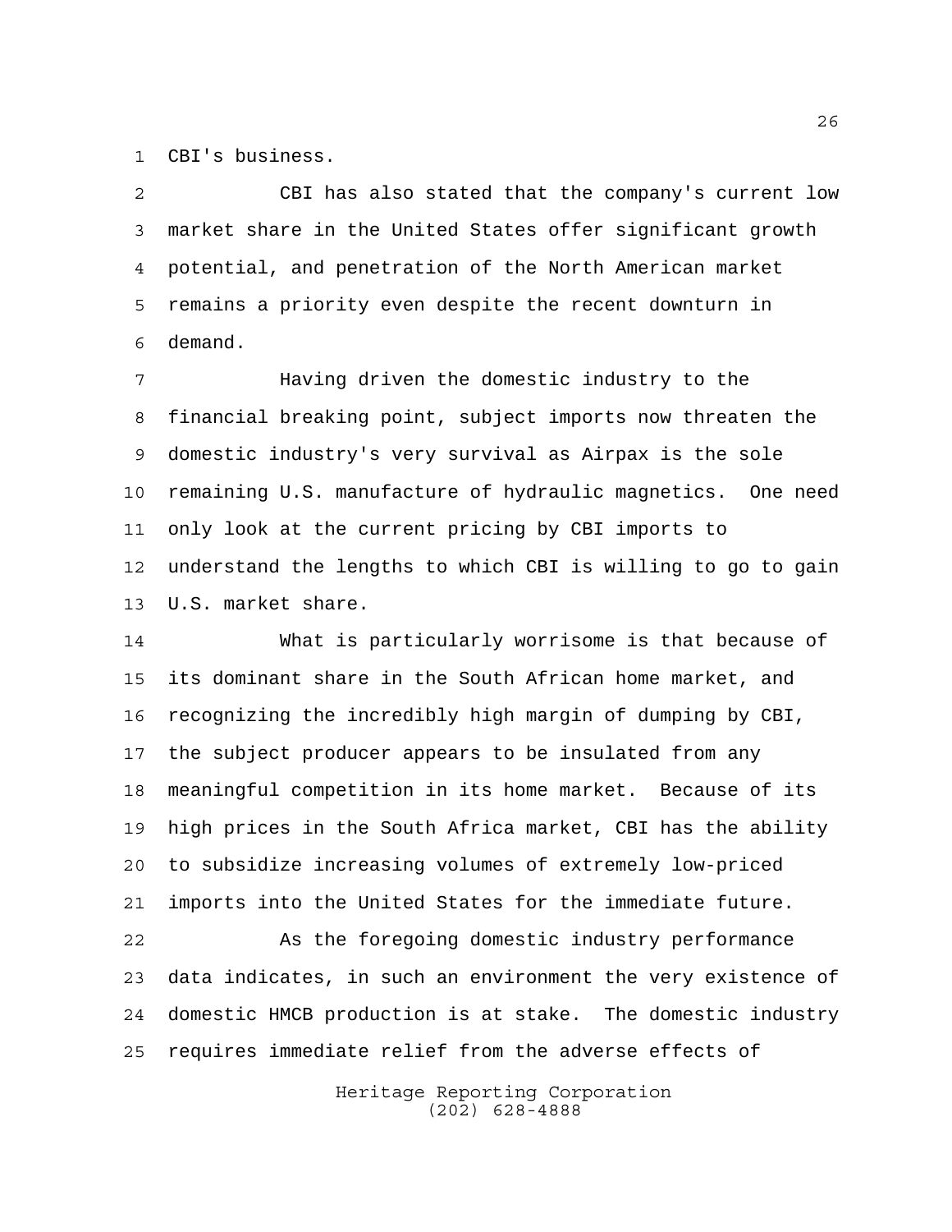CBI's business.

CBI has also stated that the company's current low market share in the United States offer significant growth potential, and penetration of the North American market remains a priority even despite the recent downturn in demand.

Having driven the domestic industry to the financial breaking point, subject imports now threaten the domestic industry's very survival as Airpax is the sole remaining U.S. manufacture of hydraulic magnetics. One need only look at the current pricing by CBI imports to understand the lengths to which CBI is willing to go to gain U.S. market share.

What is particularly worrisome is that because of its dominant share in the South African home market, and recognizing the incredibly high margin of dumping by CBI, the subject producer appears to be insulated from any meaningful competition in its home market. Because of its high prices in the South Africa market, CBI has the ability to subsidize increasing volumes of extremely low-priced imports into the United States for the immediate future.

As the foregoing domestic industry performance data indicates, in such an environment the very existence of domestic HMCB production is at stake. The domestic industry requires immediate relief from the adverse effects of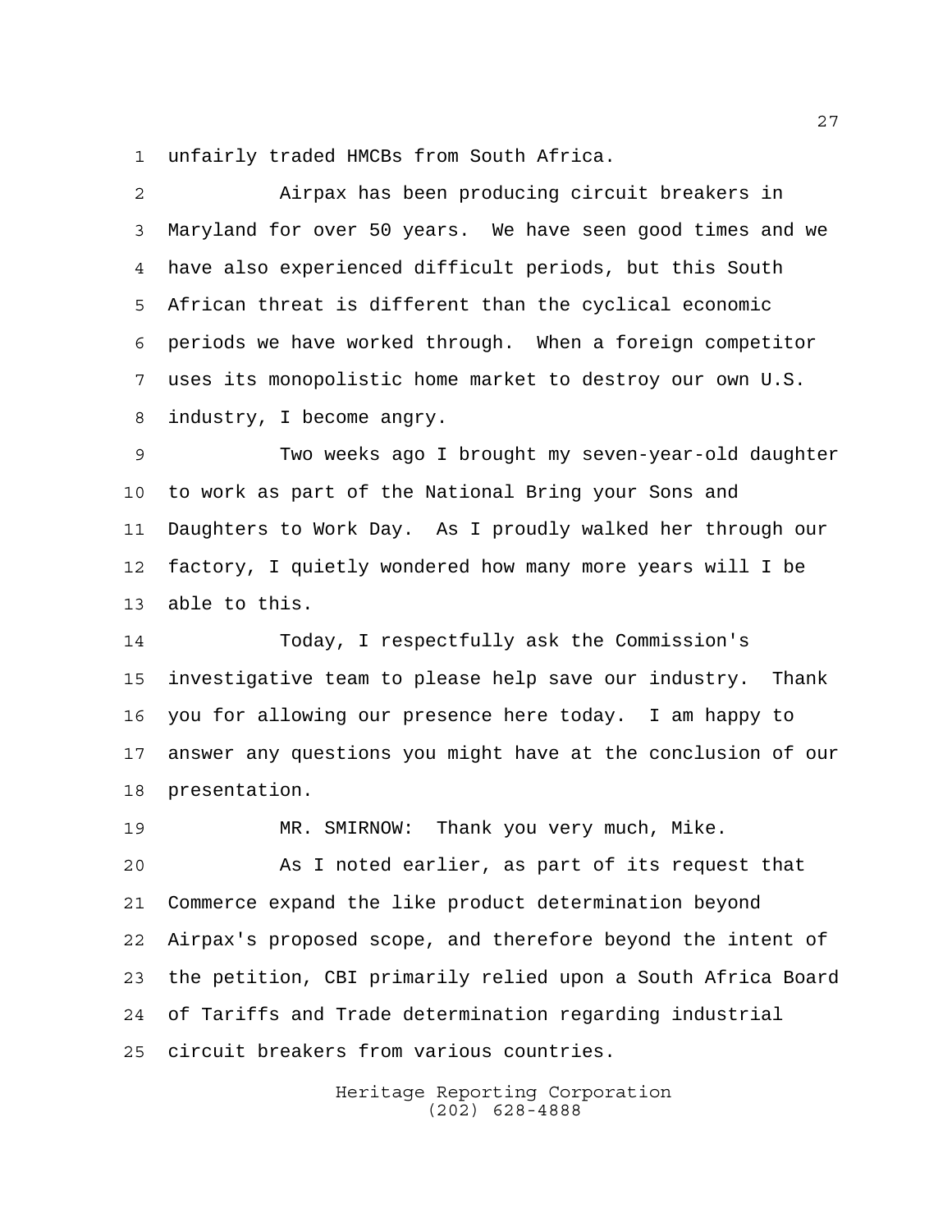unfairly traded HMCBs from South Africa.

Airpax has been producing circuit breakers in Maryland for over 50 years. We have seen good times and we have also experienced difficult periods, but this South African threat is different than the cyclical economic periods we have worked through. When a foreign competitor uses its monopolistic home market to destroy our own U.S. industry, I become angry.

Two weeks ago I brought my seven-year-old daughter to work as part of the National Bring your Sons and Daughters to Work Day. As I proudly walked her through our factory, I quietly wondered how many more years will I be able to this.

Today, I respectfully ask the Commission's investigative team to please help save our industry. Thank you for allowing our presence here today. I am happy to answer any questions you might have at the conclusion of our presentation.

MR. SMIRNOW: Thank you very much, Mike.

As I noted earlier, as part of its request that Commerce expand the like product determination beyond Airpax's proposed scope, and therefore beyond the intent of the petition, CBI primarily relied upon a South Africa Board of Tariffs and Trade determination regarding industrial circuit breakers from various countries.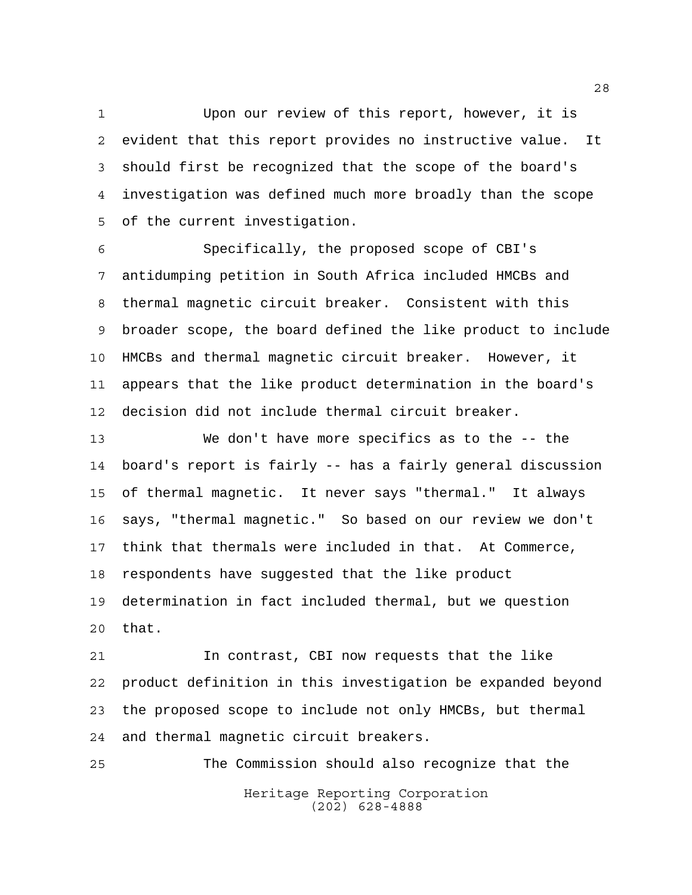Upon our review of this report, however, it is evident that this report provides no instructive value. It should first be recognized that the scope of the board's investigation was defined much more broadly than the scope of the current investigation.

Specifically, the proposed scope of CBI's antidumping petition in South Africa included HMCBs and thermal magnetic circuit breaker. Consistent with this broader scope, the board defined the like product to include HMCBs and thermal magnetic circuit breaker. However, it appears that the like product determination in the board's decision did not include thermal circuit breaker.

We don't have more specifics as to the -- the board's report is fairly -- has a fairly general discussion of thermal magnetic. It never says "thermal." It always says, "thermal magnetic." So based on our review we don't think that thermals were included in that. At Commerce, respondents have suggested that the like product determination in fact included thermal, but we question that.

In contrast, CBI now requests that the like product definition in this investigation be expanded beyond the proposed scope to include not only HMCBs, but thermal and thermal magnetic circuit breakers.

The Commission should also recognize that the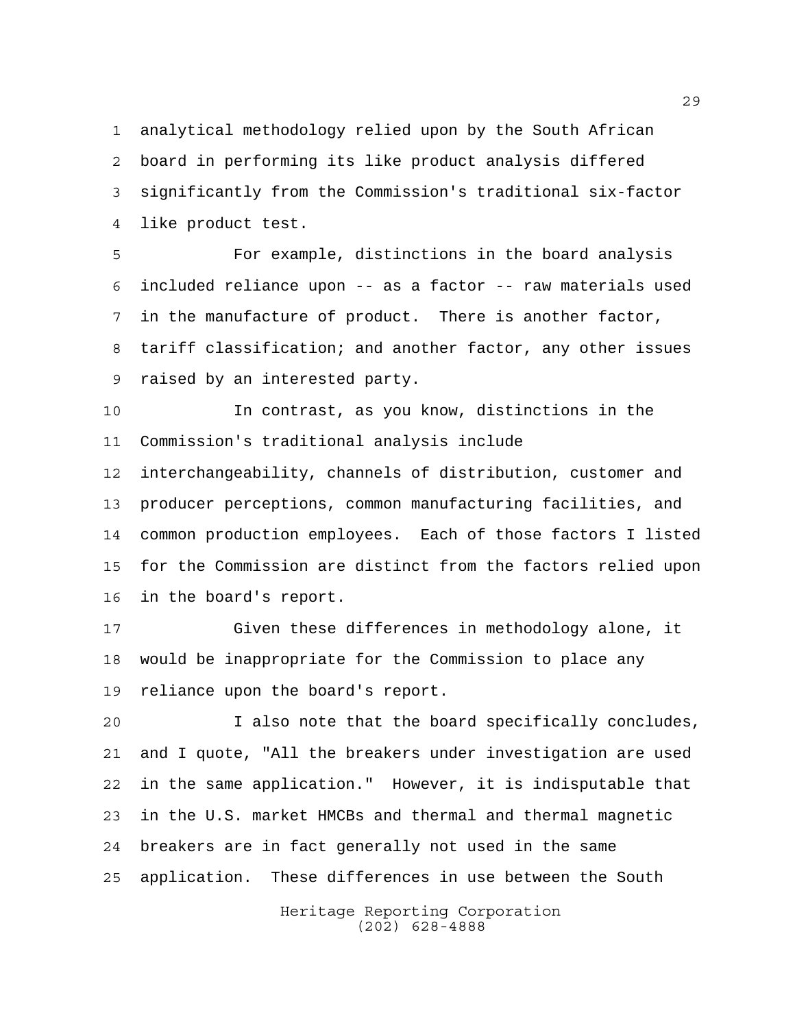analytical methodology relied upon by the South African board in performing its like product analysis differed significantly from the Commission's traditional six-factor like product test.

For example, distinctions in the board analysis included reliance upon -- as a factor -- raw materials used in the manufacture of product. There is another factor, tariff classification; and another factor, any other issues raised by an interested party.

In contrast, as you know, distinctions in the Commission's traditional analysis include interchangeability, channels of distribution, customer and producer perceptions, common manufacturing facilities, and common production employees. Each of those factors I listed for the Commission are distinct from the factors relied upon in the board's report.

Given these differences in methodology alone, it would be inappropriate for the Commission to place any reliance upon the board's report.

I also note that the board specifically concludes, and I quote, "All the breakers under investigation are used in the same application." However, it is indisputable that in the U.S. market HMCBs and thermal and thermal magnetic breakers are in fact generally not used in the same application. These differences in use between the South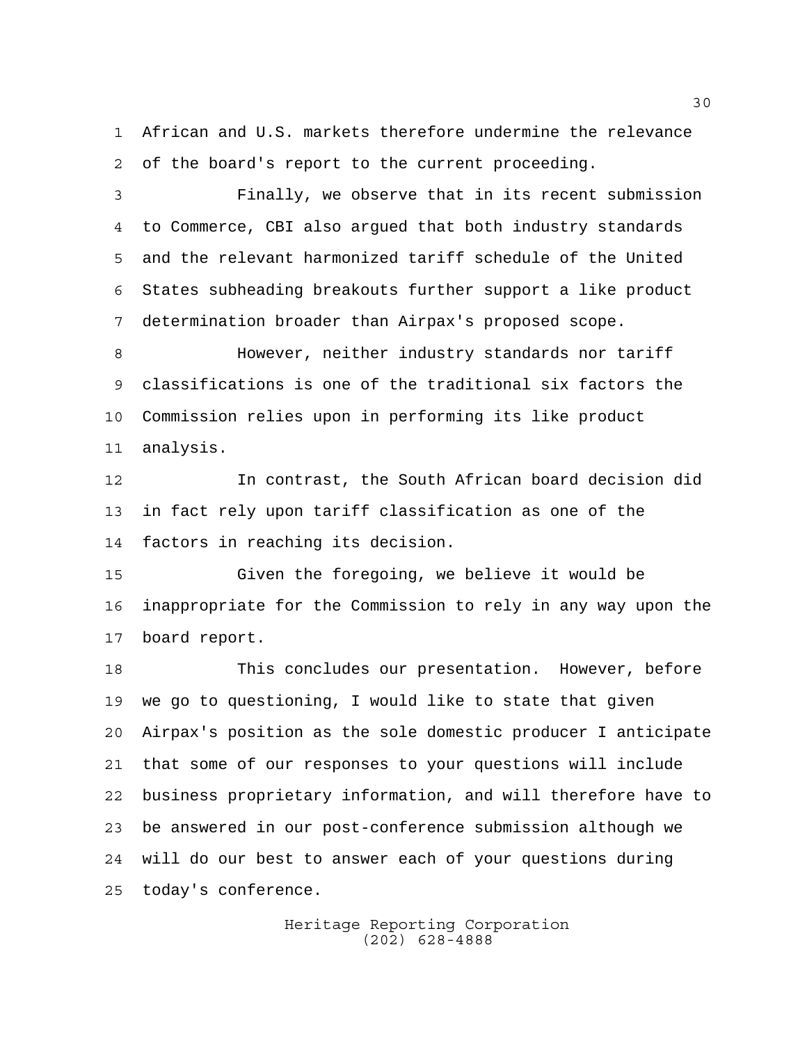African and U.S. markets therefore undermine the relevance of the board's report to the current proceeding.

Finally, we observe that in its recent submission to Commerce, CBI also argued that both industry standards and the relevant harmonized tariff schedule of the United States subheading breakouts further support a like product determination broader than Airpax's proposed scope.

However, neither industry standards nor tariff classifications is one of the traditional six factors the Commission relies upon in performing its like product analysis.

In contrast, the South African board decision did in fact rely upon tariff classification as one of the factors in reaching its decision.

Given the foregoing, we believe it would be inappropriate for the Commission to rely in any way upon the board report.

This concludes our presentation. However, before we go to questioning, I would like to state that given Airpax's position as the sole domestic producer I anticipate that some of our responses to your questions will include business proprietary information, and will therefore have to be answered in our post-conference submission although we will do our best to answer each of your questions during today's conference.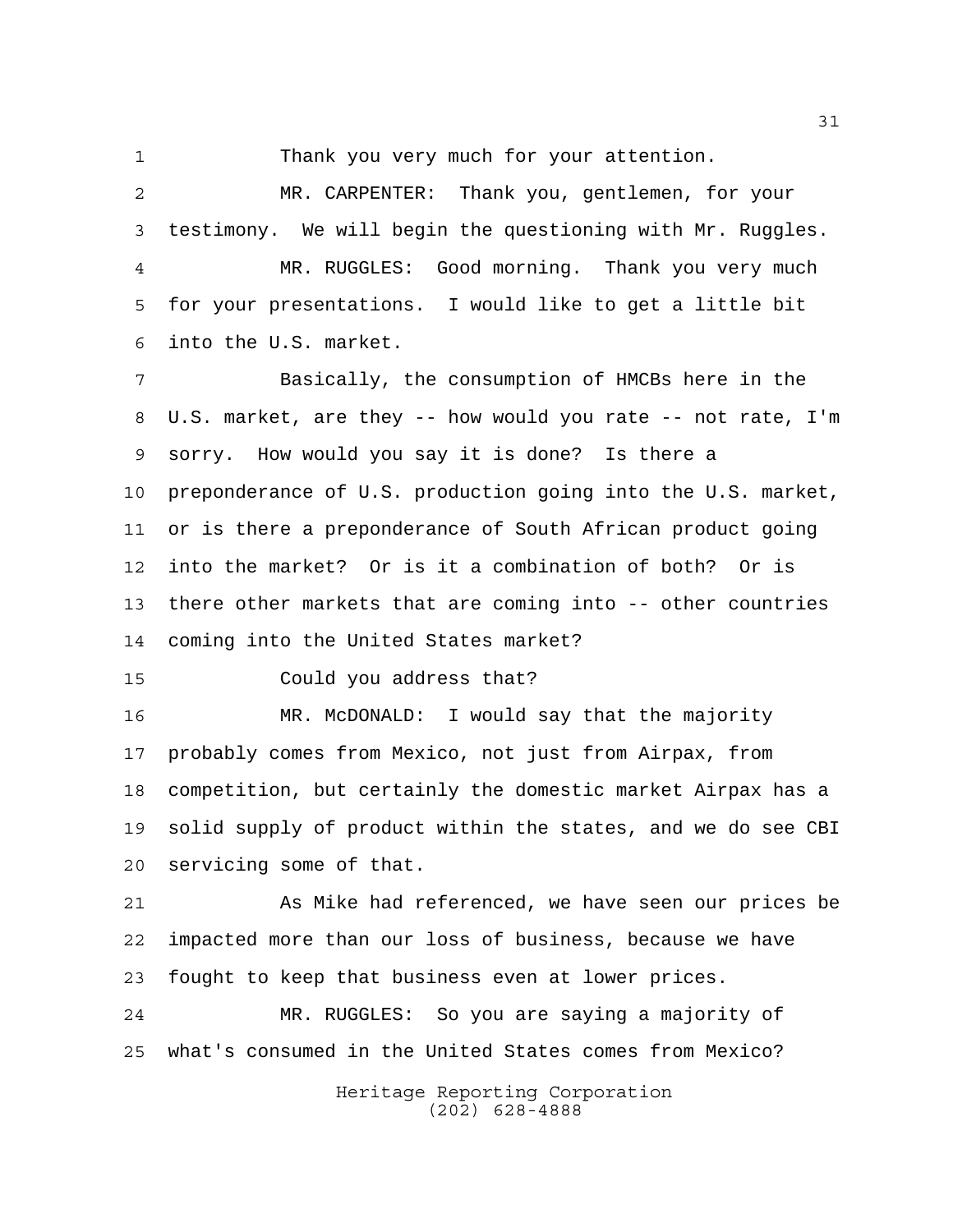Thank you very much for your attention.

MR. CARPENTER: Thank you, gentlemen, for your testimony. We will begin the questioning with Mr. Ruggles.

MR. RUGGLES: Good morning. Thank you very much for your presentations. I would like to get a little bit into the U.S. market.

Basically, the consumption of HMCBs here in the U.S. market, are they -- how would you rate -- not rate, I'm sorry. How would you say it is done? Is there a preponderance of U.S. production going into the U.S. market, or is there a preponderance of South African product going into the market? Or is it a combination of both? Or is there other markets that are coming into -- other countries coming into the United States market?

Could you address that?

MR. McDONALD: I would say that the majority probably comes from Mexico, not just from Airpax, from competition, but certainly the domestic market Airpax has a solid supply of product within the states, and we do see CBI servicing some of that.

As Mike had referenced, we have seen our prices be impacted more than our loss of business, because we have fought to keep that business even at lower prices.

MR. RUGGLES: So you are saying a majority of what's consumed in the United States comes from Mexico?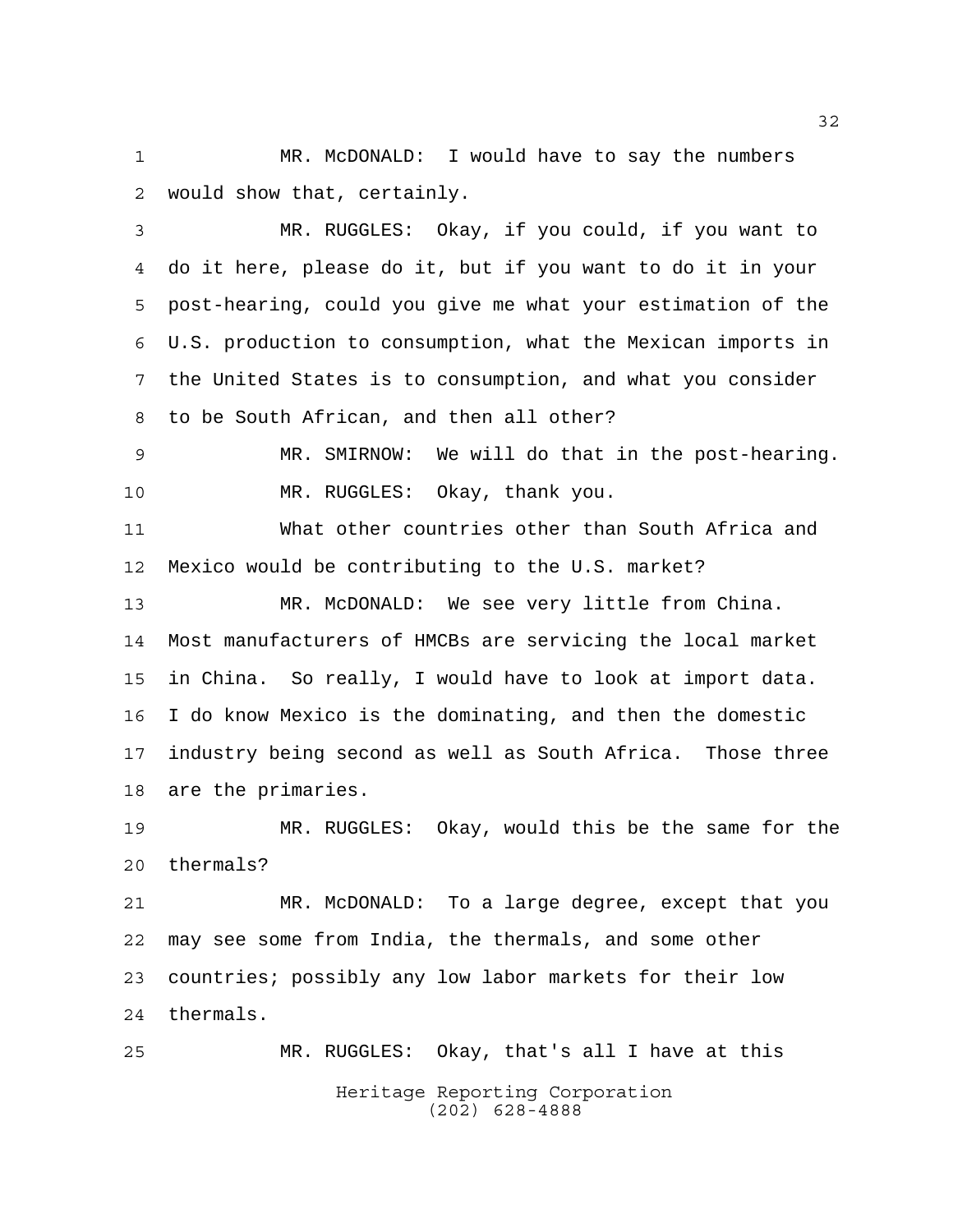MR. McDONALD: I would have to say the numbers would show that, certainly.

MR. RUGGLES: Okay, if you could, if you want to do it here, please do it, but if you want to do it in your post-hearing, could you give me what your estimation of the U.S. production to consumption, what the Mexican imports in the United States is to consumption, and what you consider to be South African, and then all other?

MR. SMIRNOW: We will do that in the post-hearing.

MR. RUGGLES: Okay, thank you.

What other countries other than South Africa and Mexico would be contributing to the U.S. market?

MR. McDONALD: We see very little from China. Most manufacturers of HMCBs are servicing the local market in China. So really, I would have to look at import data. I do know Mexico is the dominating, and then the domestic industry being second as well as South Africa. Those three are the primaries.

MR. RUGGLES: Okay, would this be the same for the thermals?

MR. McDONALD: To a large degree, except that you may see some from India, the thermals, and some other countries; possibly any low labor markets for their low thermals.

MR. RUGGLES: Okay, that's all I have at this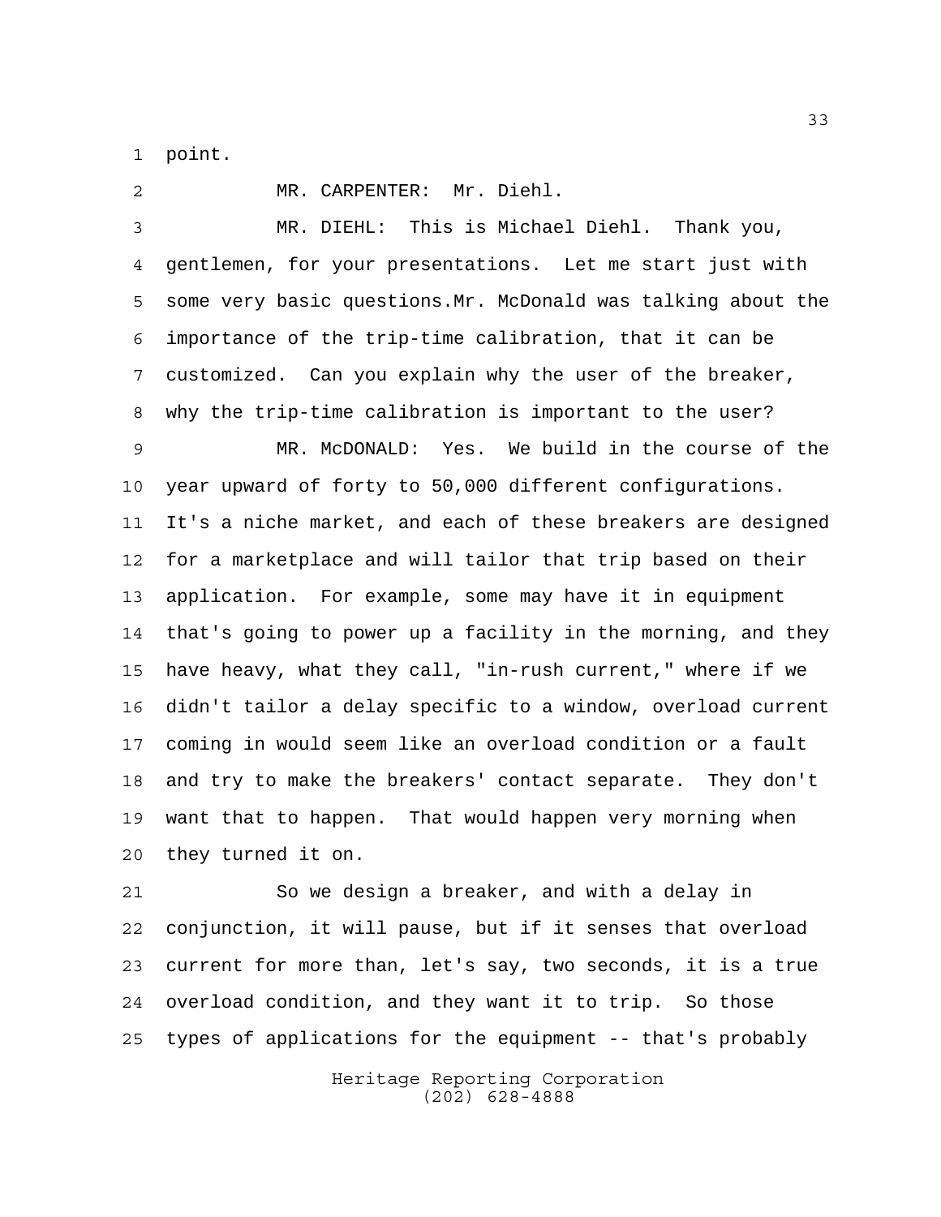point.

MR. CARPENTER: Mr. Diehl.

MR. DIEHL: This is Michael Diehl. Thank you, gentlemen, for your presentations. Let me start just with some very basic questions.Mr. McDonald was talking about the importance of the trip-time calibration, that it can be customized. Can you explain why the user of the breaker, why the trip-time calibration is important to the user?

MR. McDONALD: Yes. We build in the course of the year upward of forty to 50,000 different configurations. It's a niche market, and each of these breakers are designed for a marketplace and will tailor that trip based on their application. For example, some may have it in equipment that's going to power up a facility in the morning, and they have heavy, what they call, "in-rush current," where if we didn't tailor a delay specific to a window, overload current coming in would seem like an overload condition or a fault and try to make the breakers' contact separate. They don't want that to happen. That would happen very morning when they turned it on.

So we design a breaker, and with a delay in conjunction, it will pause, but if it senses that overload current for more than, let's say, two seconds, it is a true overload condition, and they want it to trip. So those types of applications for the equipment -- that's probably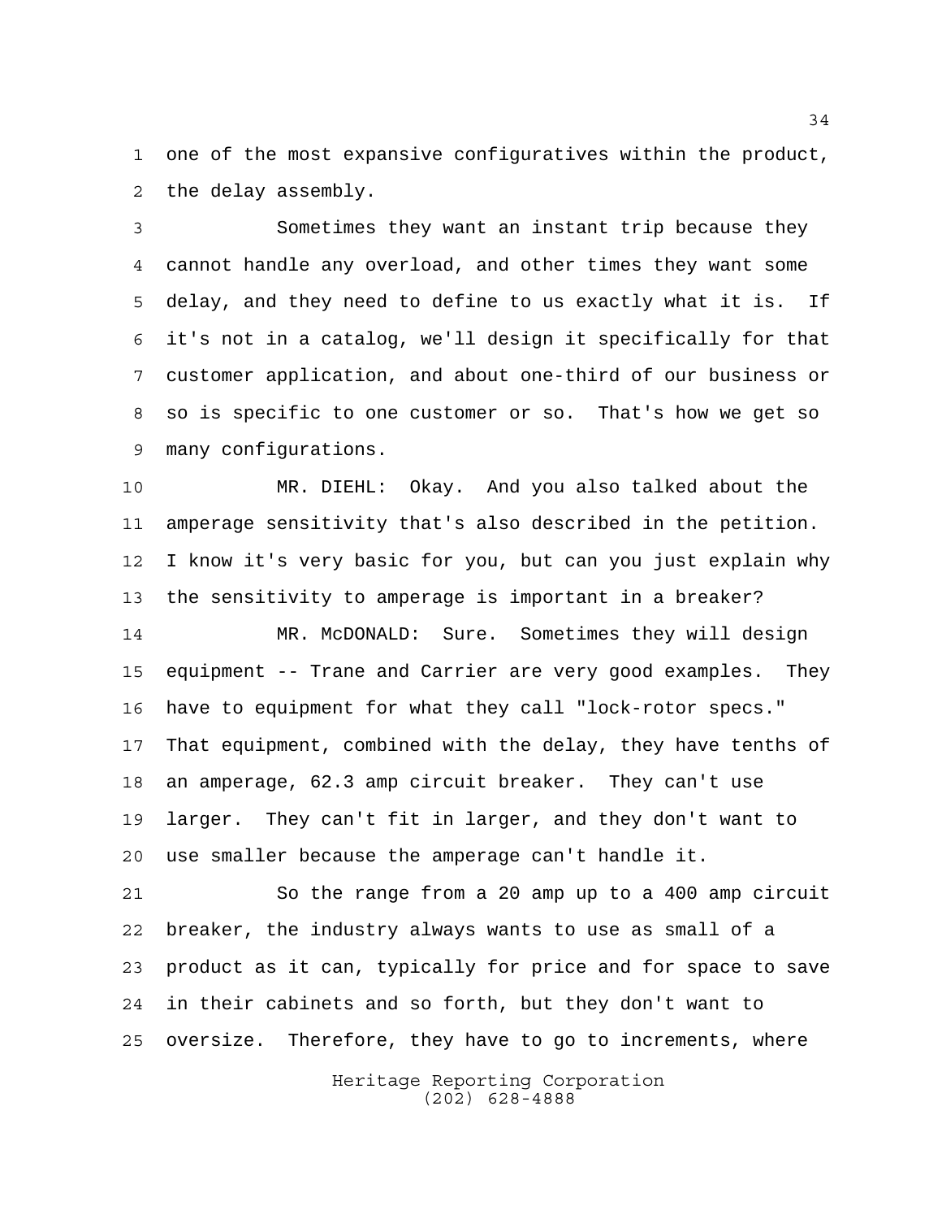one of the most expansive configuratives within the product, the delay assembly.

Sometimes they want an instant trip because they cannot handle any overload, and other times they want some delay, and they need to define to us exactly what it is. If it's not in a catalog, we'll design it specifically for that customer application, and about one-third of our business or so is specific to one customer or so. That's how we get so many configurations.

MR. DIEHL: Okay. And you also talked about the amperage sensitivity that's also described in the petition. I know it's very basic for you, but can you just explain why the sensitivity to amperage is important in a breaker?

MR. McDONALD: Sure. Sometimes they will design equipment -- Trane and Carrier are very good examples. They have to equipment for what they call "lock-rotor specs." That equipment, combined with the delay, they have tenths of an amperage, 62.3 amp circuit breaker. They can't use larger. They can't fit in larger, and they don't want to use smaller because the amperage can't handle it.

So the range from a 20 amp up to a 400 amp circuit breaker, the industry always wants to use as small of a product as it can, typically for price and for space to save in their cabinets and so forth, but they don't want to oversize. Therefore, they have to go to increments, where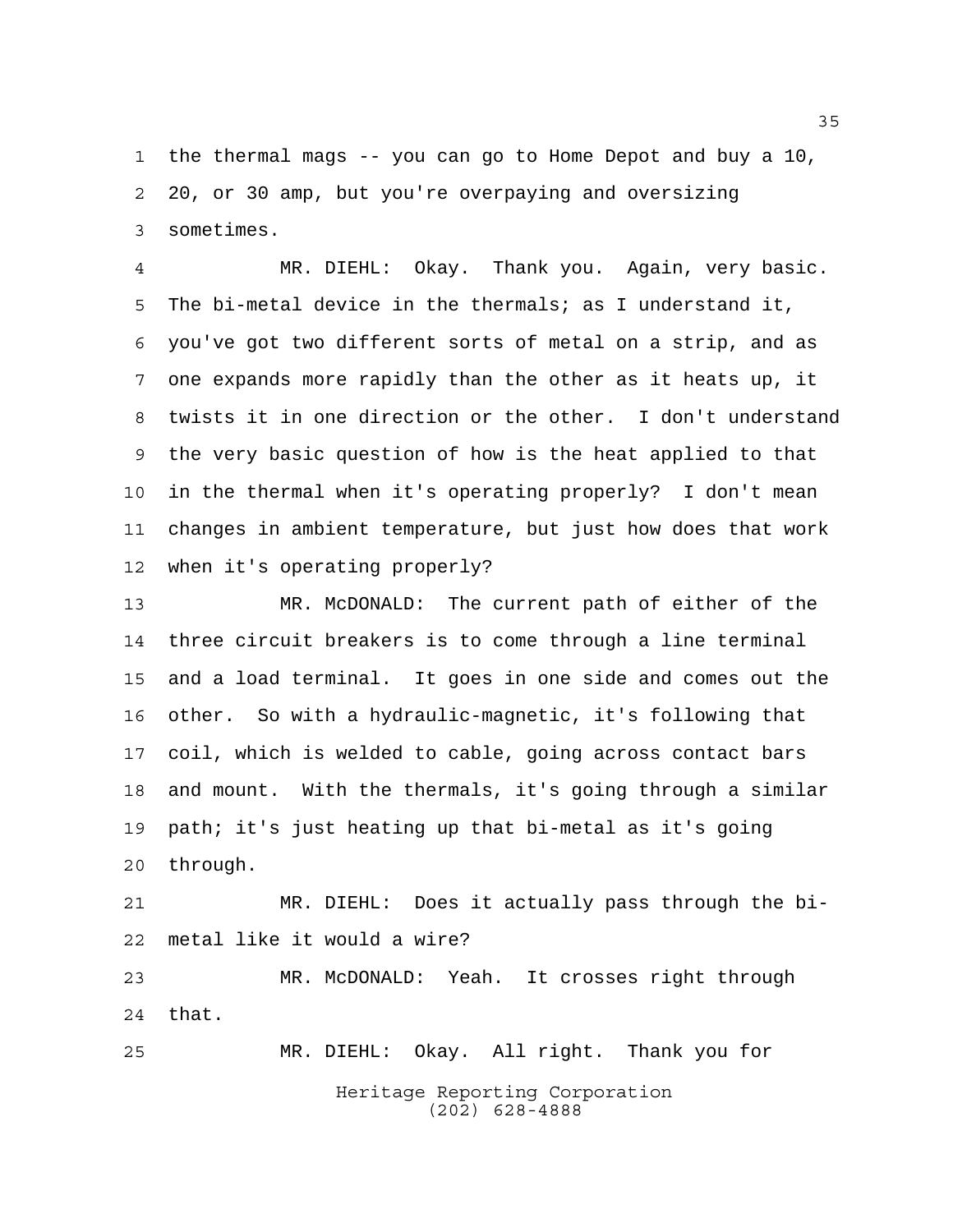the thermal mags -- you can go to Home Depot and buy a 10, 20, or 30 amp, but you're overpaying and oversizing sometimes.

MR. DIEHL: Okay. Thank you. Again, very basic. The bi-metal device in the thermals; as I understand it, you've got two different sorts of metal on a strip, and as one expands more rapidly than the other as it heats up, it twists it in one direction or the other. I don't understand the very basic question of how is the heat applied to that in the thermal when it's operating properly? I don't mean changes in ambient temperature, but just how does that work when it's operating properly?

MR. McDONALD: The current path of either of the three circuit breakers is to come through a line terminal and a load terminal. It goes in one side and comes out the other. So with a hydraulic-magnetic, it's following that coil, which is welded to cable, going across contact bars and mount. With the thermals, it's going through a similar path; it's just heating up that bi-metal as it's going through.

MR. DIEHL: Does it actually pass through the bi-metal like it would a wire?

MR. McDONALD: Yeah. It crosses right through that.

MR. DIEHL: Okay. All right. Thank you for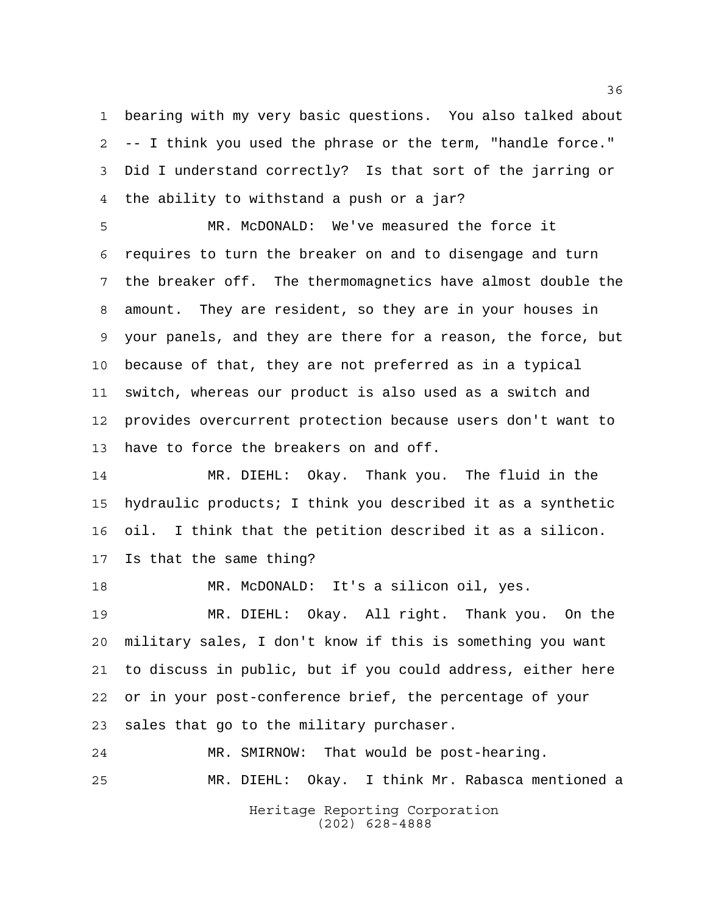bearing with my very basic questions. You also talked about -- I think you used the phrase or the term, "handle force." Did I understand correctly? Is that sort of the jarring or the ability to withstand a push or a jar?

MR. McDONALD: We've measured the force it requires to turn the breaker on and to disengage and turn the breaker off. The thermomagnetics have almost double the amount. They are resident, so they are in your houses in your panels, and they are there for a reason, the force, but because of that, they are not preferred as in a typical switch, whereas our product is also used as a switch and provides overcurrent protection because users don't want to have to force the breakers on and off.

MR. DIEHL: Okay. Thank you. The fluid in the hydraulic products; I think you described it as a synthetic oil. I think that the petition described it as a silicon. Is that the same thing?

MR. McDONALD: It's a silicon oil, yes.

MR. DIEHL: Okay. All right. Thank you. On the military sales, I don't know if this is something you want to discuss in public, but if you could address, either here or in your post-conference brief, the percentage of your sales that go to the military purchaser.

MR. SMIRNOW: That would be post-hearing.

MR. DIEHL: Okay. I think Mr. Rabasca mentioned a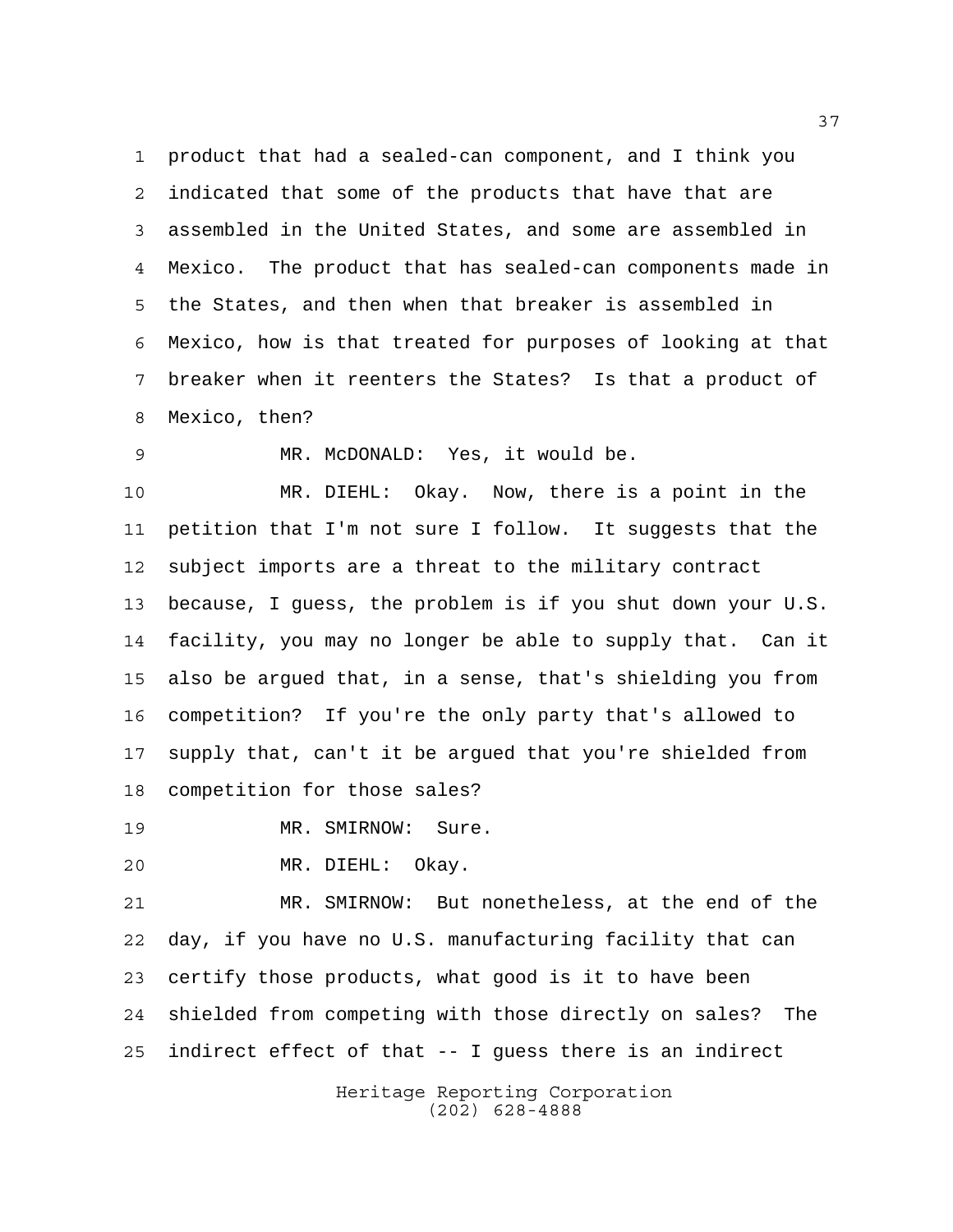product that had a sealed-can component, and I think you indicated that some of the products that have that are assembled in the United States, and some are assembled in Mexico. The product that has sealed-can components made in the States, and then when that breaker is assembled in Mexico, how is that treated for purposes of looking at that breaker when it reenters the States? Is that a product of Mexico, then?

MR. McDONALD: Yes, it would be.

MR. DIEHL: Okay. Now, there is a point in the petition that I'm not sure I follow. It suggests that the subject imports are a threat to the military contract because, I guess, the problem is if you shut down your U.S. facility, you may no longer be able to supply that. Can it also be argued that, in a sense, that's shielding you from competition? If you're the only party that's allowed to supply that, can't it be argued that you're shielded from competition for those sales?

MR. SMIRNOW: Sure.

MR. DIEHL: Okay.

MR. SMIRNOW: But nonetheless, at the end of the day, if you have no U.S. manufacturing facility that can certify those products, what good is it to have been shielded from competing with those directly on sales? The indirect effect of that -- I guess there is an indirect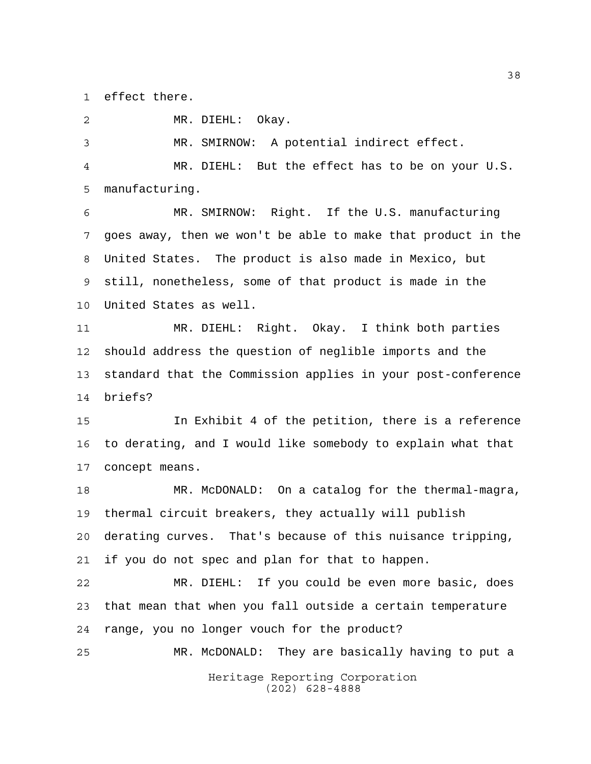effect there.

MR. DIEHL: Okay.

MR. SMIRNOW: A potential indirect effect.

MR. DIEHL: But the effect has to be on your U.S. manufacturing.

MR. SMIRNOW: Right. If the U.S. manufacturing goes away, then we won't be able to make that product in the United States. The product is also made in Mexico, but still, nonetheless, some of that product is made in the United States as well.

MR. DIEHL: Right. Okay. I think both parties should address the question of neglible imports and the standard that the Commission applies in your post-conference briefs?

In Exhibit 4 of the petition, there is a reference to derating, and I would like somebody to explain what that concept means.

MR. McDONALD: On a catalog for the thermal-magra, thermal circuit breakers, they actually will publish derating curves. That's because of this nuisance tripping, if you do not spec and plan for that to happen.

MR. DIEHL: If you could be even more basic, does that mean that when you fall outside a certain temperature range, you no longer vouch for the product?

MR. McDONALD: They are basically having to put a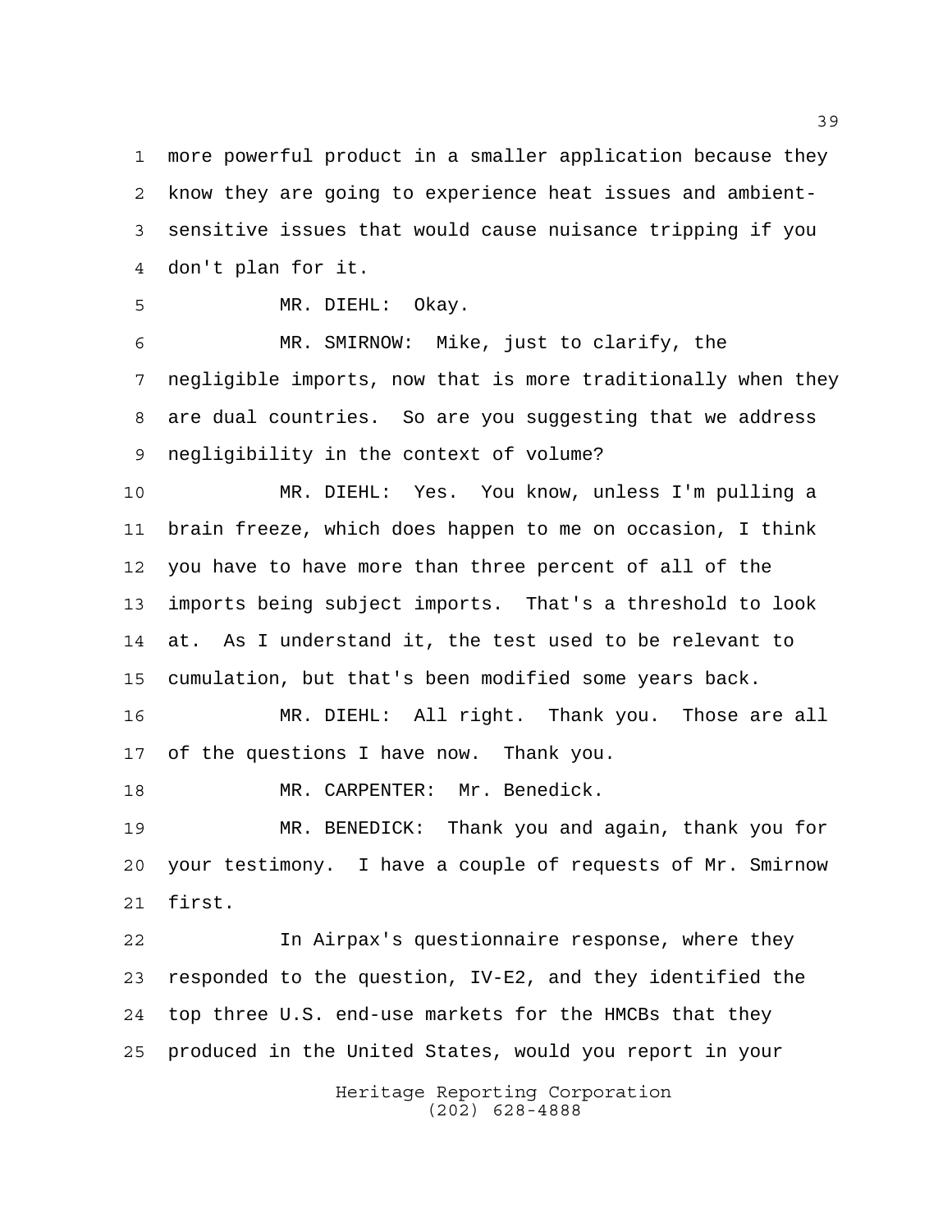more powerful product in a smaller application because they know they are going to experience heat issues and ambient-sensitive issues that would cause nuisance tripping if you don't plan for it.

MR. DIEHL: Okay.

MR. SMIRNOW: Mike, just to clarify, the negligible imports, now that is more traditionally when they are dual countries. So are you suggesting that we address negligibility in the context of volume?

MR. DIEHL: Yes. You know, unless I'm pulling a brain freeze, which does happen to me on occasion, I think you have to have more than three percent of all of the imports being subject imports. That's a threshold to look at. As I understand it, the test used to be relevant to cumulation, but that's been modified some years back.

MR. DIEHL: All right. Thank you. Those are all of the questions I have now. Thank you.

MR. CARPENTER: Mr. Benedick.

MR. BENEDICK: Thank you and again, thank you for your testimony. I have a couple of requests of Mr. Smirnow first.

In Airpax's questionnaire response, where they responded to the question, IV-E2, and they identified the top three U.S. end-use markets for the HMCBs that they produced in the United States, would you report in your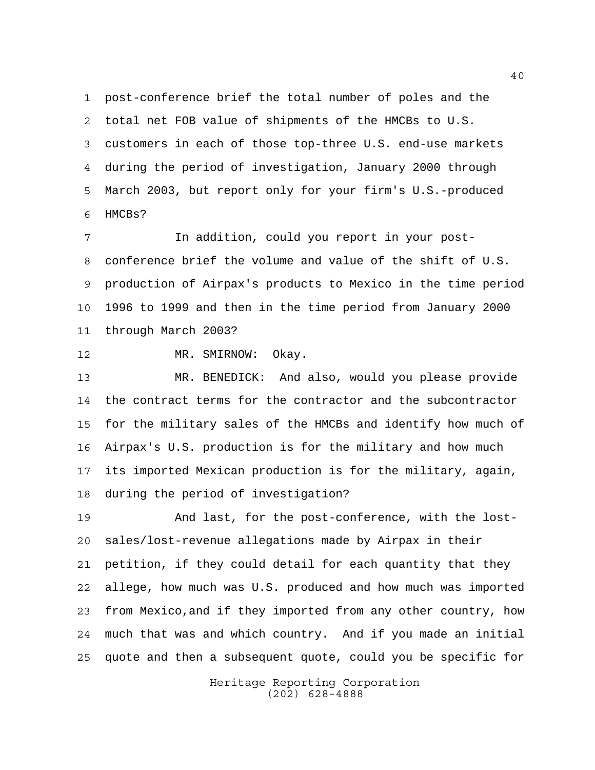post-conference brief the total number of poles and the total net FOB value of shipments of the HMCBs to U.S. customers in each of those top-three U.S. end-use markets during the period of investigation, January 2000 through March 2003, but report only for your firm's U.S.-produced HMCBs?

In addition, could you report in your post-conference brief the volume and value of the shift of U.S. production of Airpax's products to Mexico in the time period 1996 to 1999 and then in the time period from January 2000 through March 2003?

MR. SMIRNOW: Okay.

MR. BENEDICK: And also, would you please provide the contract terms for the contractor and the subcontractor for the military sales of the HMCBs and identify how much of Airpax's U.S. production is for the military and how much its imported Mexican production is for the military, again, during the period of investigation?

And last, for the post-conference, with the lost-sales/lost-revenue allegations made by Airpax in their petition, if they could detail for each quantity that they allege, how much was U.S. produced and how much was imported from Mexico,and if they imported from any other country, how much that was and which country. And if you made an initial quote and then a subsequent quote, could you be specific for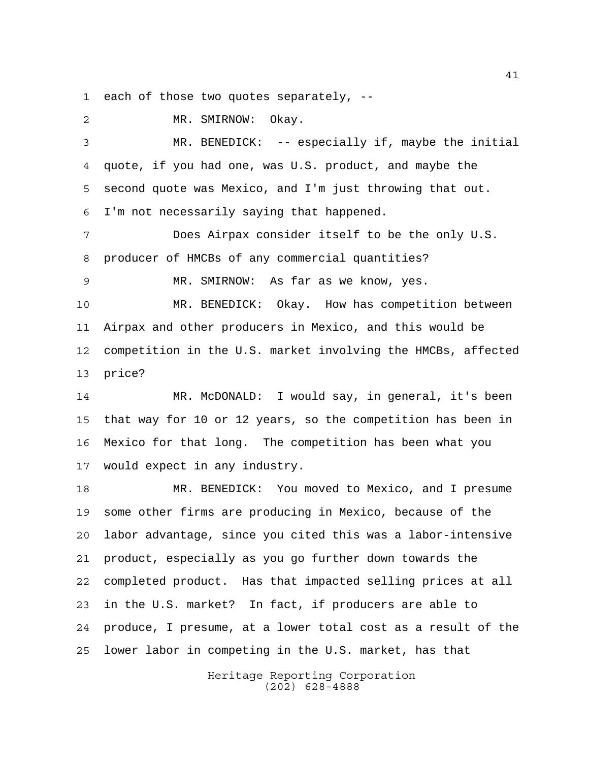each of those two quotes separately, --

MR. SMIRNOW: Okay.

MR. BENEDICK: -- especially if, maybe the initial quote, if you had one, was U.S. product, and maybe the second quote was Mexico, and I'm just throwing that out. I'm not necessarily saying that happened.

Does Airpax consider itself to be the only U.S. producer of HMCBs of any commercial quantities?

MR. SMIRNOW: As far as we know, yes.

MR. BENEDICK: Okay. How has competition between Airpax and other producers in Mexico, and this would be competition in the U.S. market involving the HMCBs, affected price?

MR. McDONALD: I would say, in general, it's been that way for 10 or 12 years, so the competition has been in Mexico for that long. The competition has been what you would expect in any industry.

MR. BENEDICK: You moved to Mexico, and I presume some other firms are producing in Mexico, because of the labor advantage, since you cited this was a labor-intensive product, especially as you go further down towards the completed product. Has that impacted selling prices at all in the U.S. market? In fact, if producers are able to produce, I presume, at a lower total cost as a result of the lower labor in competing in the U.S. market, has that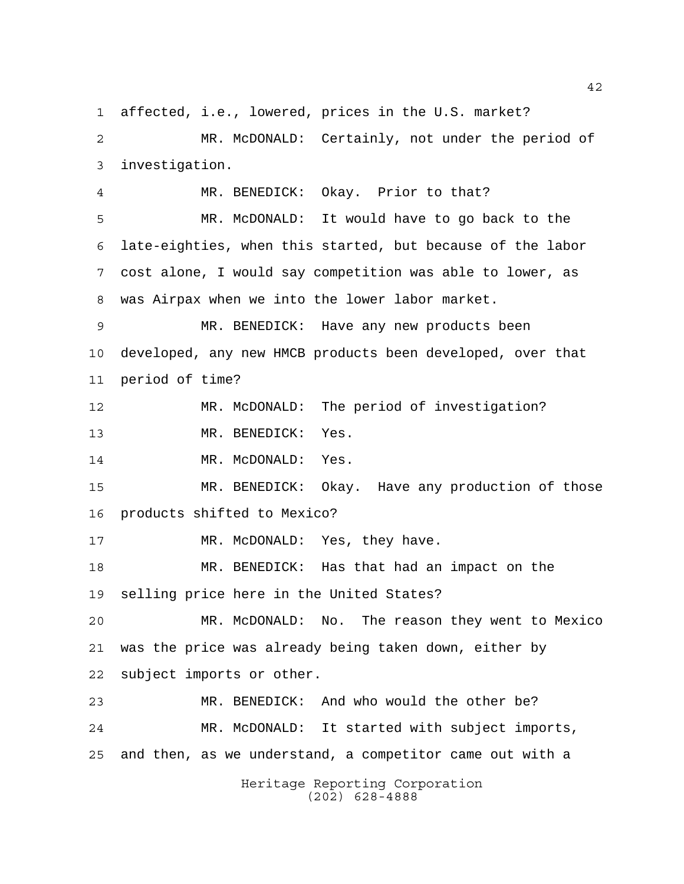affected, i.e., lowered, prices in the U.S. market?

MR. McDONALD: Certainly, not under the period of investigation.

MR. BENEDICK: Okay. Prior to that?

MR. McDONALD: It would have to go back to the late-eighties, when this started, but because of the labor cost alone, I would say competition was able to lower, as was Airpax when we into the lower labor market.

MR. BENEDICK: Have any new products been developed, any new HMCB products been developed, over that period of time?

MR. McDONALD: The period of investigation?

MR. BENEDICK: Yes.

MR. McDONALD: Yes.

MR. BENEDICK: Okay. Have any production of those products shifted to Mexico?

MR. McDONALD: Yes, they have.

MR. BENEDICK: Has that had an impact on the selling price here in the United States?

MR. McDONALD: No. The reason they went to Mexico was the price was already being taken down, either by subject imports or other.

MR. BENEDICK: And who would the other be?

MR. McDONALD: It started with subject imports, and then, as we understand, a competitor came out with a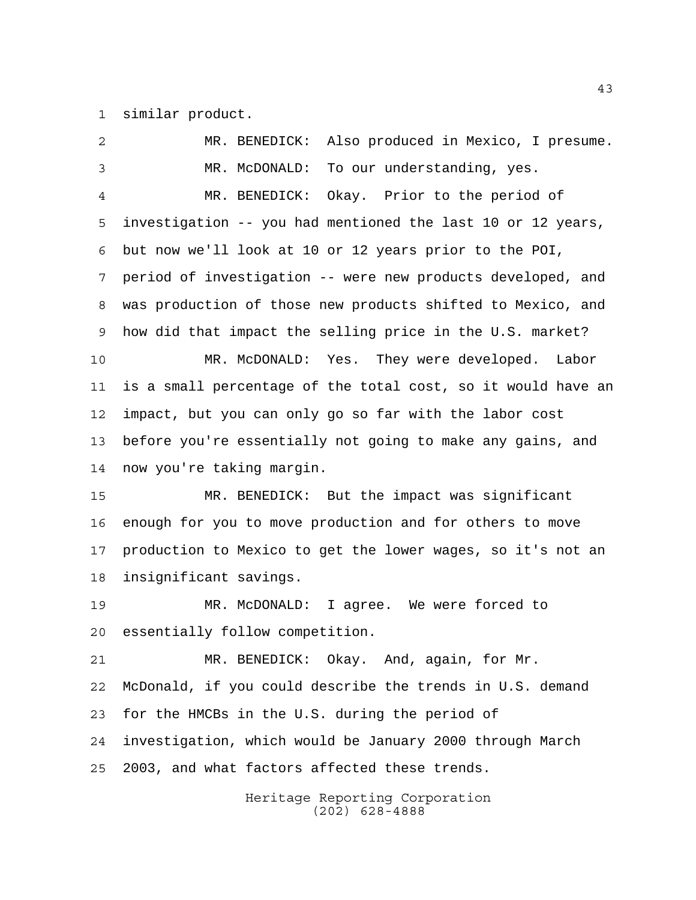similar product.

MR. BENEDICK: Also produced in Mexico, I presume.

MR. McDONALD: To our understanding, yes.

MR. BENEDICK: Okay. Prior to the period of investigation -- you had mentioned the last 10 or 12 years, but now we'll look at 10 or 12 years prior to the POI, period of investigation -- were new products developed, and was production of those new products shifted to Mexico, and how did that impact the selling price in the U.S. market?

MR. McDONALD: Yes. They were developed. Labor is a small percentage of the total cost, so it would have an impact, but you can only go so far with the labor cost before you're essentially not going to make any gains, and now you're taking margin.

MR. BENEDICK: But the impact was significant enough for you to move production and for others to move production to Mexico to get the lower wages, so it's not an insignificant savings.

MR. McDONALD: I agree. We were forced to essentially follow competition.

MR. BENEDICK: Okay. And, again, for Mr. McDonald, if you could describe the trends in U.S. demand for the HMCBs in the U.S. during the period of investigation, which would be January 2000 through March 2003, and what factors affected these trends.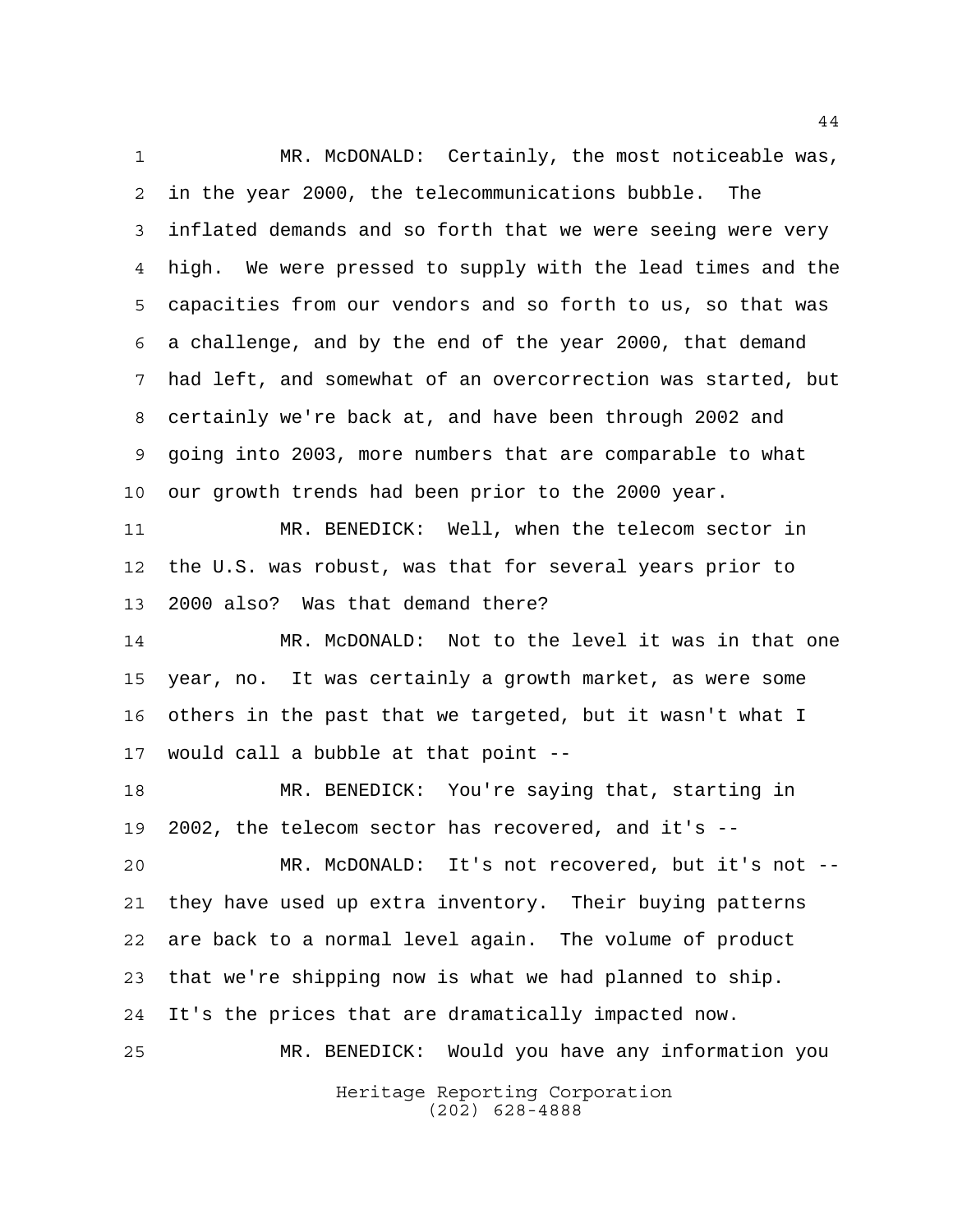MR. McDONALD: Certainly, the most noticeable was, in the year 2000, the telecommunications bubble. The inflated demands and so forth that we were seeing were very high. We were pressed to supply with the lead times and the capacities from our vendors and so forth to us, so that was a challenge, and by the end of the year 2000, that demand had left, and somewhat of an overcorrection was started, but certainly we're back at, and have been through 2002 and going into 2003, more numbers that are comparable to what our growth trends had been prior to the 2000 year.

MR. BENEDICK: Well, when the telecom sector in the U.S. was robust, was that for several years prior to 2000 also? Was that demand there?

MR. McDONALD: Not to the level it was in that one year, no. It was certainly a growth market, as were some others in the past that we targeted, but it wasn't what I would call a bubble at that point --

MR. BENEDICK: You're saying that, starting in 2002, the telecom sector has recovered, and it's --

MR. McDONALD: It's not recovered, but it's not -- they have used up extra inventory. Their buying patterns are back to a normal level again. The volume of product that we're shipping now is what we had planned to ship. It's the prices that are dramatically impacted now.

MR. BENEDICK: Would you have any information you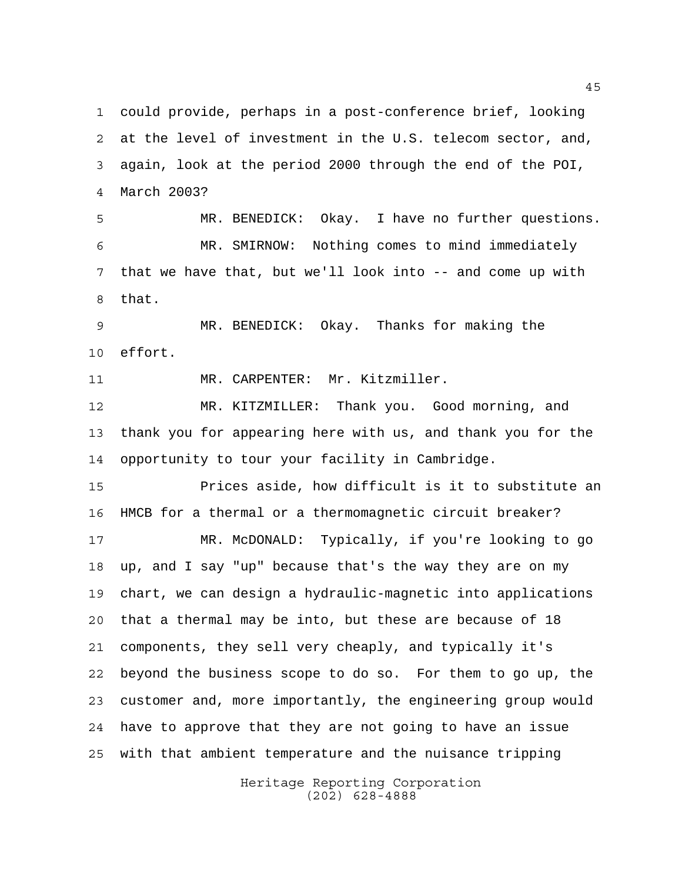could provide, perhaps in a post-conference brief, looking at the level of investment in the U.S. telecom sector, and, again, look at the period 2000 through the end of the POI, March 2003?

MR. BENEDICK: Okay. I have no further questions.

MR. SMIRNOW: Nothing comes to mind immediately that we have that, but we'll look into -- and come up with that.

MR. BENEDICK: Okay. Thanks for making the effort.

MR. CARPENTER: Mr. Kitzmiller.

MR. KITZMILLER: Thank you. Good morning, and thank you for appearing here with us, and thank you for the opportunity to tour your facility in Cambridge.

Prices aside, how difficult is it to substitute an HMCB for a thermal or a thermomagnetic circuit breaker?

MR. McDONALD: Typically, if you're looking to go up, and I say "up" because that's the way they are on my chart, we can design a hydraulic-magnetic into applications that a thermal may be into, but these are because of 18 components, they sell very cheaply, and typically it's beyond the business scope to do so. For them to go up, the customer and, more importantly, the engineering group would have to approve that they are not going to have an issue with that ambient temperature and the nuisance tripping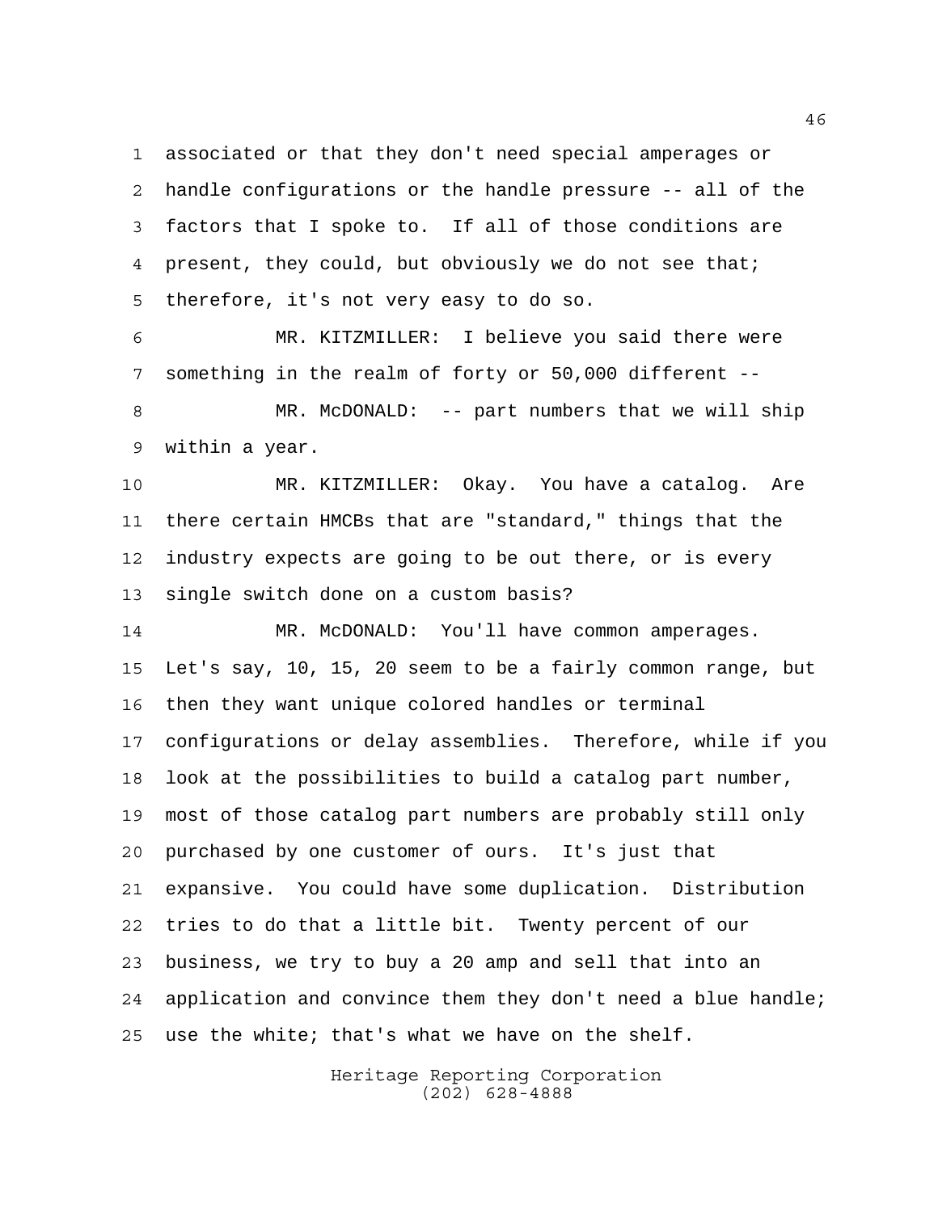associated or that they don't need special amperages or handle configurations or the handle pressure -- all of the factors that I spoke to. If all of those conditions are present, they could, but obviously we do not see that; therefore, it's not very easy to do so.

MR. KITZMILLER: I believe you said there were something in the realm of forty or 50,000 different --

MR. McDONALD: -- part numbers that we will ship within a year.

MR. KITZMILLER: Okay. You have a catalog. Are there certain HMCBs that are "standard," things that the industry expects are going to be out there, or is every single switch done on a custom basis?

MR. McDONALD: You'll have common amperages. Let's say, 10, 15, 20 seem to be a fairly common range, but then they want unique colored handles or terminal configurations or delay assemblies. Therefore, while if you look at the possibilities to build a catalog part number, most of those catalog part numbers are probably still only purchased by one customer of ours. It's just that expansive. You could have some duplication. Distribution tries to do that a little bit. Twenty percent of our business, we try to buy a 20 amp and sell that into an application and convince them they don't need a blue handle; use the white; that's what we have on the shelf.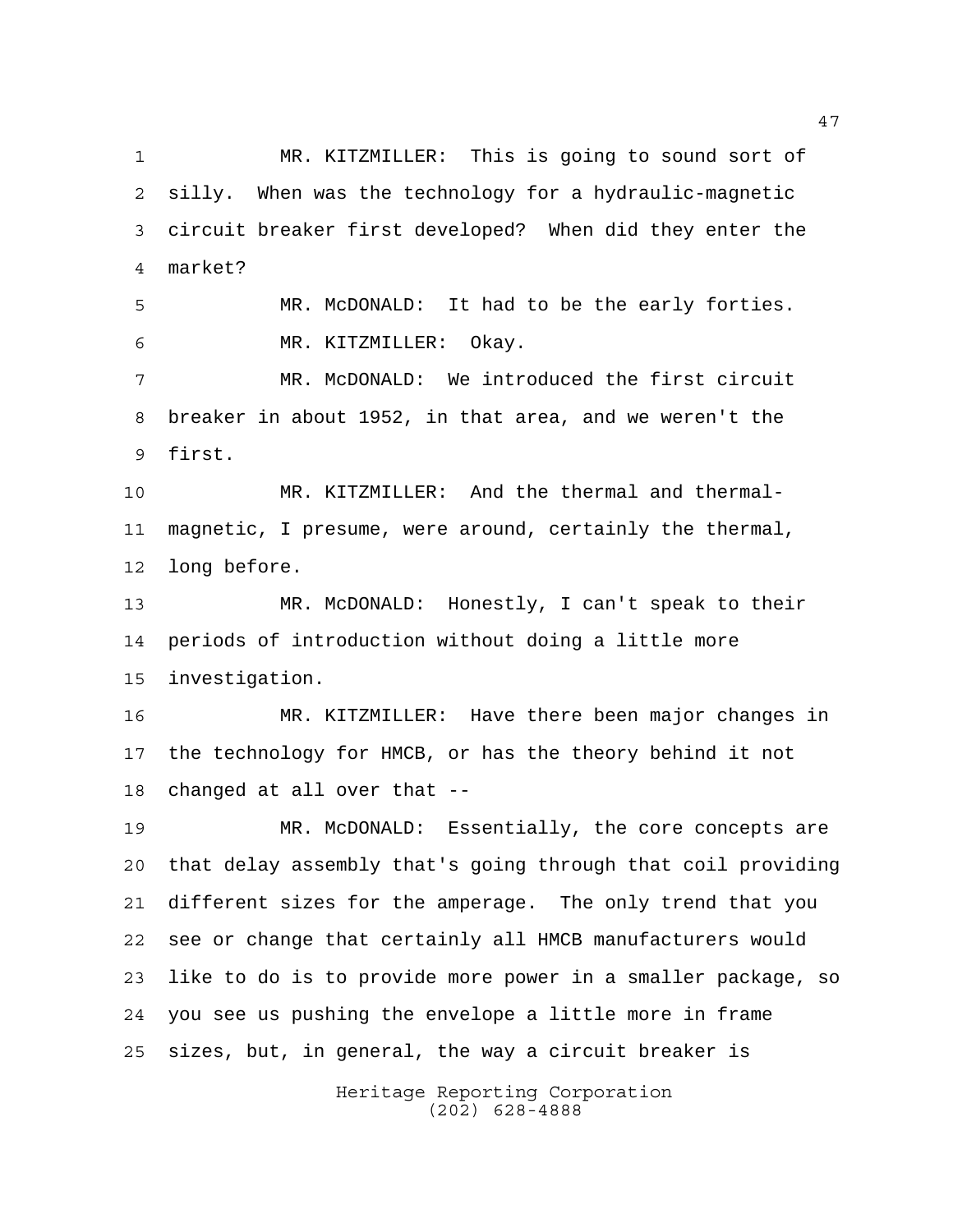MR. KITZMILLER: This is going to sound sort of silly. When was the technology for a hydraulic-magnetic circuit breaker first developed? When did they enter the market?

MR. McDONALD: It had to be the early forties.

MR. KITZMILLER: Okay.

MR. McDONALD: We introduced the first circuit breaker in about 1952, in that area, and we weren't the first.

MR. KITZMILLER: And the thermal and thermal-magnetic, I presume, were around, certainly the thermal, long before.

MR. McDONALD: Honestly, I can't speak to their periods of introduction without doing a little more investigation.

MR. KITZMILLER: Have there been major changes in the technology for HMCB, or has the theory behind it not changed at all over that --

MR. McDONALD: Essentially, the core concepts are that delay assembly that's going through that coil providing different sizes for the amperage. The only trend that you see or change that certainly all HMCB manufacturers would like to do is to provide more power in a smaller package, so you see us pushing the envelope a little more in frame sizes, but, in general, the way a circuit breaker is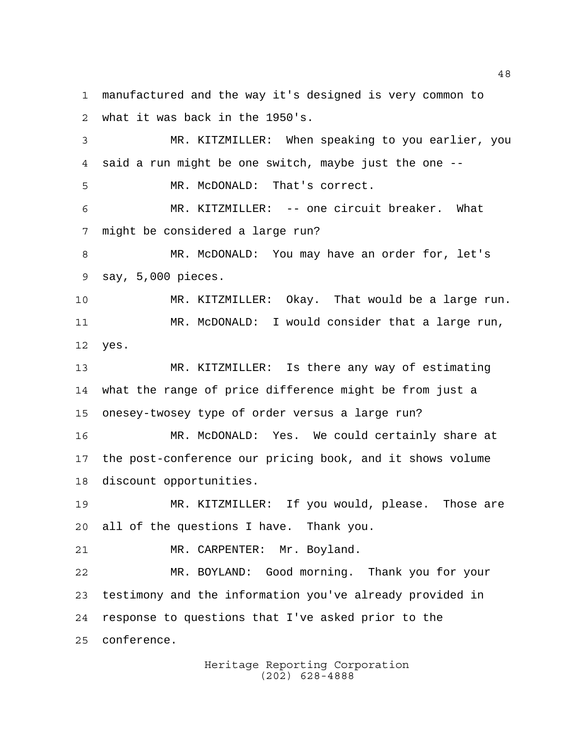manufactured and the way it's designed is very common to what it was back in the 1950's.

MR. KITZMILLER: When speaking to you earlier, you said a run might be one switch, maybe just the one --

MR. McDONALD: That's correct.

MR. KITZMILLER: -- one circuit breaker. What might be considered a large run?

MR. McDONALD: You may have an order for, let's say, 5,000 pieces.

MR. KITZMILLER: Okay. That would be a large run.

MR. McDONALD: I would consider that a large run, yes.

MR. KITZMILLER: Is there any way of estimating what the range of price difference might be from just a onesey-twosey type of order versus a large run?

MR. McDONALD: Yes. We could certainly share at the post-conference our pricing book, and it shows volume discount opportunities.

MR. KITZMILLER: If you would, please. Those are all of the questions I have. Thank you.

MR. CARPENTER: Mr. Boyland.

MR. BOYLAND: Good morning. Thank you for your testimony and the information you've already provided in response to questions that I've asked prior to the conference.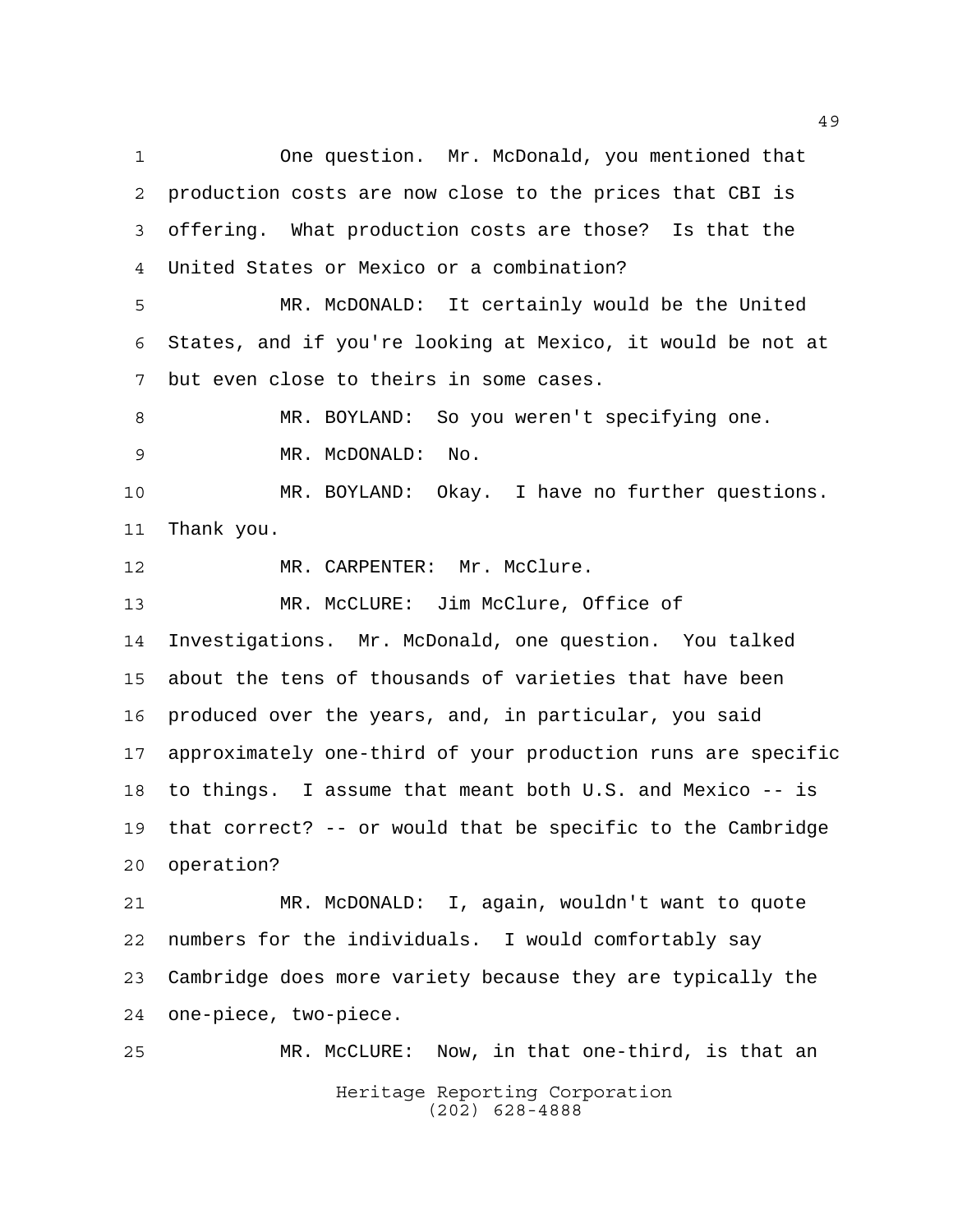One question. Mr. McDonald, you mentioned that production costs are now close to the prices that CBI is offering. What production costs are those? Is that the United States or Mexico or a combination?

MR. McDONALD: It certainly would be the United States, and if you're looking at Mexico, it would be not at but even close to theirs in some cases.

MR. BOYLAND: So you weren't specifying one.

MR. McDONALD: No.

MR. BOYLAND: Okay. I have no further questions. Thank you.

MR. CARPENTER: Mr. McClure.

MR. McCLURE: Jim McClure, Office of Investigations. Mr. McDonald, one question. You talked about the tens of thousands of varieties that have been produced over the years, and, in particular, you said approximately one-third of your production runs are specific to things. I assume that meant both U.S. and Mexico -- is that correct? -- or would that be specific to the Cambridge operation?

MR. McDONALD: I, again, wouldn't want to quote numbers for the individuals. I would comfortably say Cambridge does more variety because they are typically the one-piece, two-piece.

MR. McCLURE: Now, in that one-third, is that an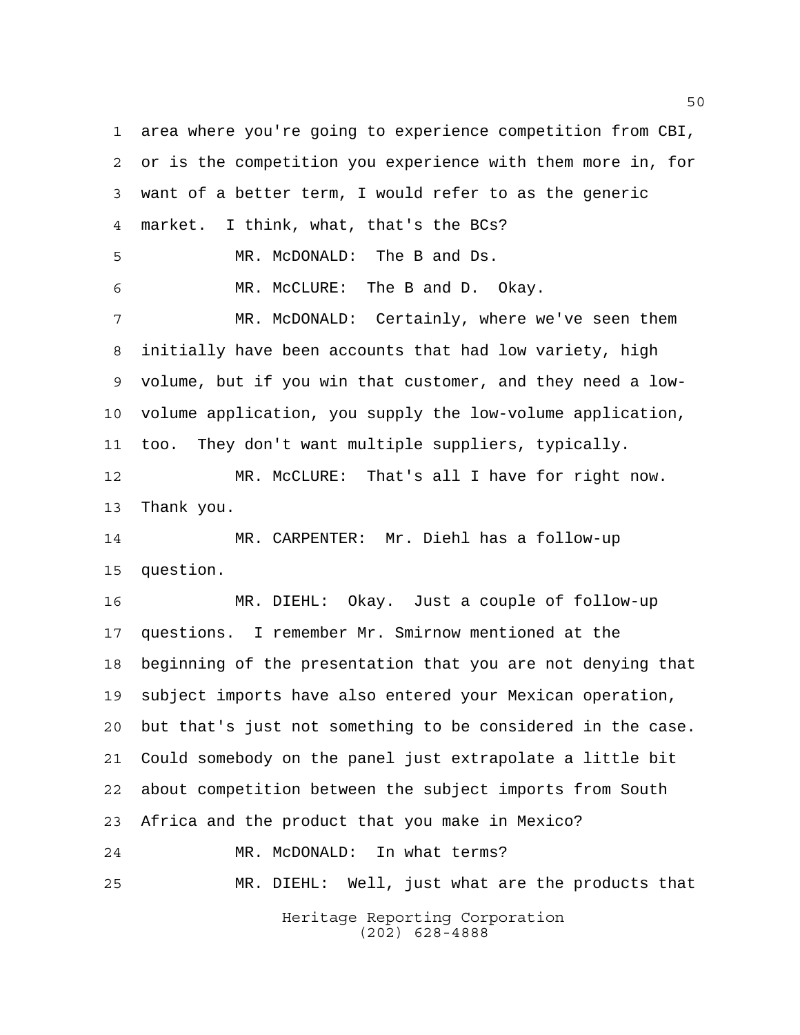area where you're going to experience competition from CBI, or is the competition you experience with them more in, for want of a better term, I would refer to as the generic market. I think, what, that's the BCs?

MR. McDONALD: The B and Ds.

MR. McCLURE: The B and D. Okay.

MR. McDONALD: Certainly, where we've seen them initially have been accounts that had low variety, high volume, but if you win that customer, and they need a low-volume application, you supply the low-volume application, too. They don't want multiple suppliers, typically.

MR. McCLURE: That's all I have for right now. Thank you.

MR. CARPENTER: Mr. Diehl has a follow-up question.

MR. DIEHL: Okay. Just a couple of follow-up questions. I remember Mr. Smirnow mentioned at the beginning of the presentation that you are not denying that subject imports have also entered your Mexican operation, but that's just not something to be considered in the case. Could somebody on the panel just extrapolate a little bit about competition between the subject imports from South Africa and the product that you make in Mexico?

MR. McDONALD: In what terms?

MR. DIEHL: Well, just what are the products that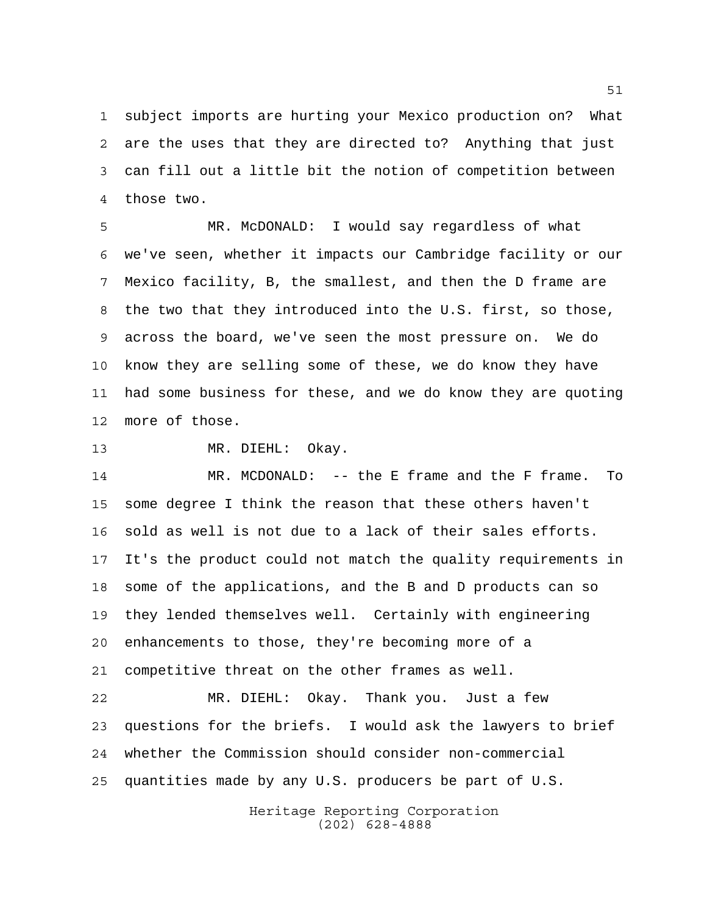subject imports are hurting your Mexico production on? What are the uses that they are directed to? Anything that just can fill out a little bit the notion of competition between those two.

MR. McDONALD: I would say regardless of what we've seen, whether it impacts our Cambridge facility or our Mexico facility, B, the smallest, and then the D frame are the two that they introduced into the U.S. first, so those, across the board, we've seen the most pressure on. We do know they are selling some of these, we do know they have had some business for these, and we do know they are quoting more of those.

MR. DIEHL: Okay.

MR. MCDONALD: -- the E frame and the F frame. To some degree I think the reason that these others haven't sold as well is not due to a lack of their sales efforts. It's the product could not match the quality requirements in some of the applications, and the B and D products can so they lended themselves well. Certainly with engineering enhancements to those, they're becoming more of a competitive threat on the other frames as well.

MR. DIEHL: Okay. Thank you. Just a few questions for the briefs. I would ask the lawyers to brief whether the Commission should consider non-commercial quantities made by any U.S. producers be part of U.S.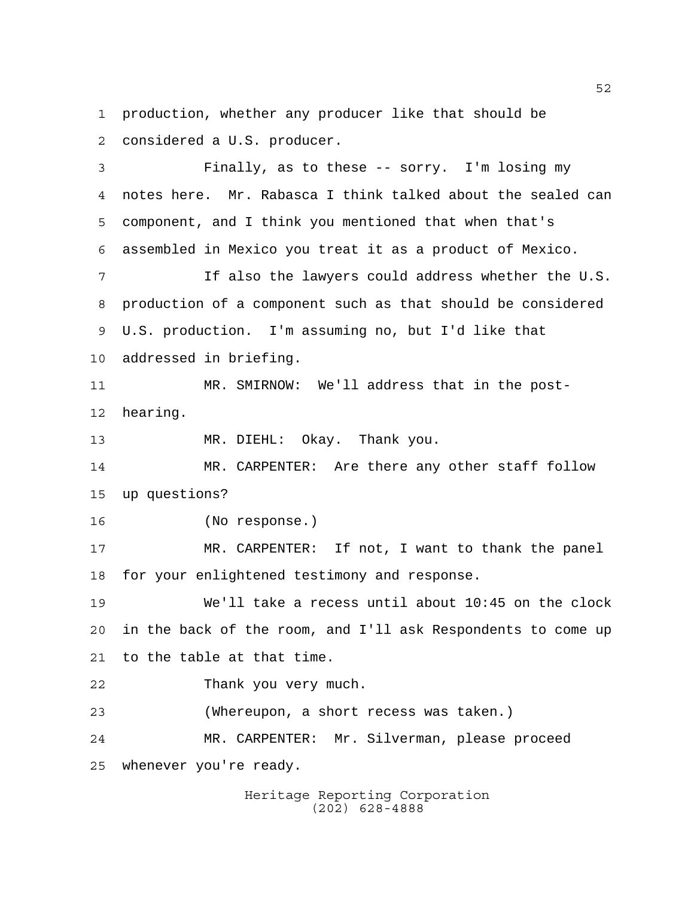production, whether any producer like that should be considered a U.S. producer.

Finally, as to these -- sorry. I'm losing my notes here. Mr. Rabasca I think talked about the sealed can component, and I think you mentioned that when that's assembled in Mexico you treat it as a product of Mexico.

If also the lawyers could address whether the U.S. production of a component such as that should be considered U.S. production. I'm assuming no, but I'd like that addressed in briefing.

MR. SMIRNOW: We'll address that in the post-hearing.

MR. DIEHL: Okay. Thank you.

MR. CARPENTER: Are there any other staff follow up questions?

(No response.)

MR. CARPENTER: If not, I want to thank the panel for your enlightened testimony and response.

We'll take a recess until about 10:45 on the clock in the back of the room, and I'll ask Respondents to come up to the table at that time.

Thank you very much.

(Whereupon, a short recess was taken.)

MR. CARPENTER: Mr. Silverman, please proceed whenever you're ready.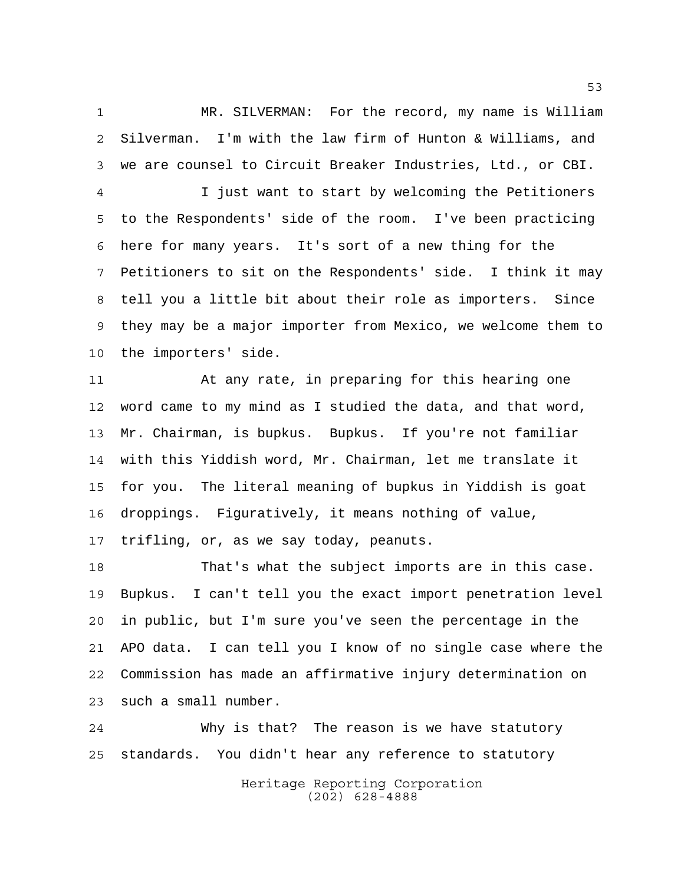MR. SILVERMAN: For the record, my name is William Silverman. I'm with the law firm of Hunton & Williams, and we are counsel to Circuit Breaker Industries, Ltd., or CBI.

I just want to start by welcoming the Petitioners to the Respondents' side of the room. I've been practicing here for many years. It's sort of a new thing for the Petitioners to sit on the Respondents' side. I think it may tell you a little bit about their role as importers. Since they may be a major importer from Mexico, we welcome them to the importers' side.

At any rate, in preparing for this hearing one word came to my mind as I studied the data, and that word, Mr. Chairman, is bupkus. Bupkus. If you're not familiar with this Yiddish word, Mr. Chairman, let me translate it for you. The literal meaning of bupkus in Yiddish is goat droppings. Figuratively, it means nothing of value, trifling, or, as we say today, peanuts.

That's what the subject imports are in this case. Bupkus. I can't tell you the exact import penetration level in public, but I'm sure you've seen the percentage in the APO data. I can tell you I know of no single case where the Commission has made an affirmative injury determination on such a small number.

Why is that? The reason is we have statutory standards. You didn't hear any reference to statutory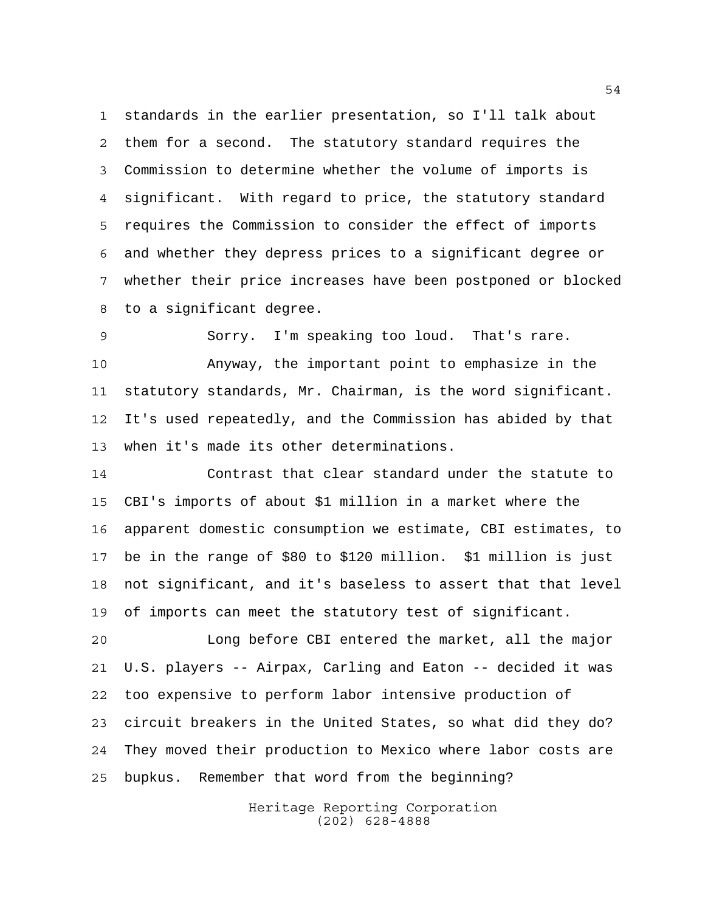standards in the earlier presentation, so I'll talk about them for a second. The statutory standard requires the Commission to determine whether the volume of imports is significant. With regard to price, the statutory standard requires the Commission to consider the effect of imports and whether they depress prices to a significant degree or whether their price increases have been postponed or blocked to a significant degree.

Sorry. I'm speaking too loud. That's rare.

Anyway, the important point to emphasize in the statutory standards, Mr. Chairman, is the word significant. It's used repeatedly, and the Commission has abided by that when it's made its other determinations.

Contrast that clear standard under the statute to CBI's imports of about $1 million in a market where the apparent domestic consumption we estimate, CBI estimates, to be in the range of $80 to $120 million. $1 million is just not significant, and it's baseless to assert that that level of imports can meet the statutory test of significant.

Long before CBI entered the market, all the major U.S. players -- Airpax, Carling and Eaton -- decided it was too expensive to perform labor intensive production of circuit breakers in the United States, so what did they do? They moved their production to Mexico where labor costs are bupkus. Remember that word from the beginning?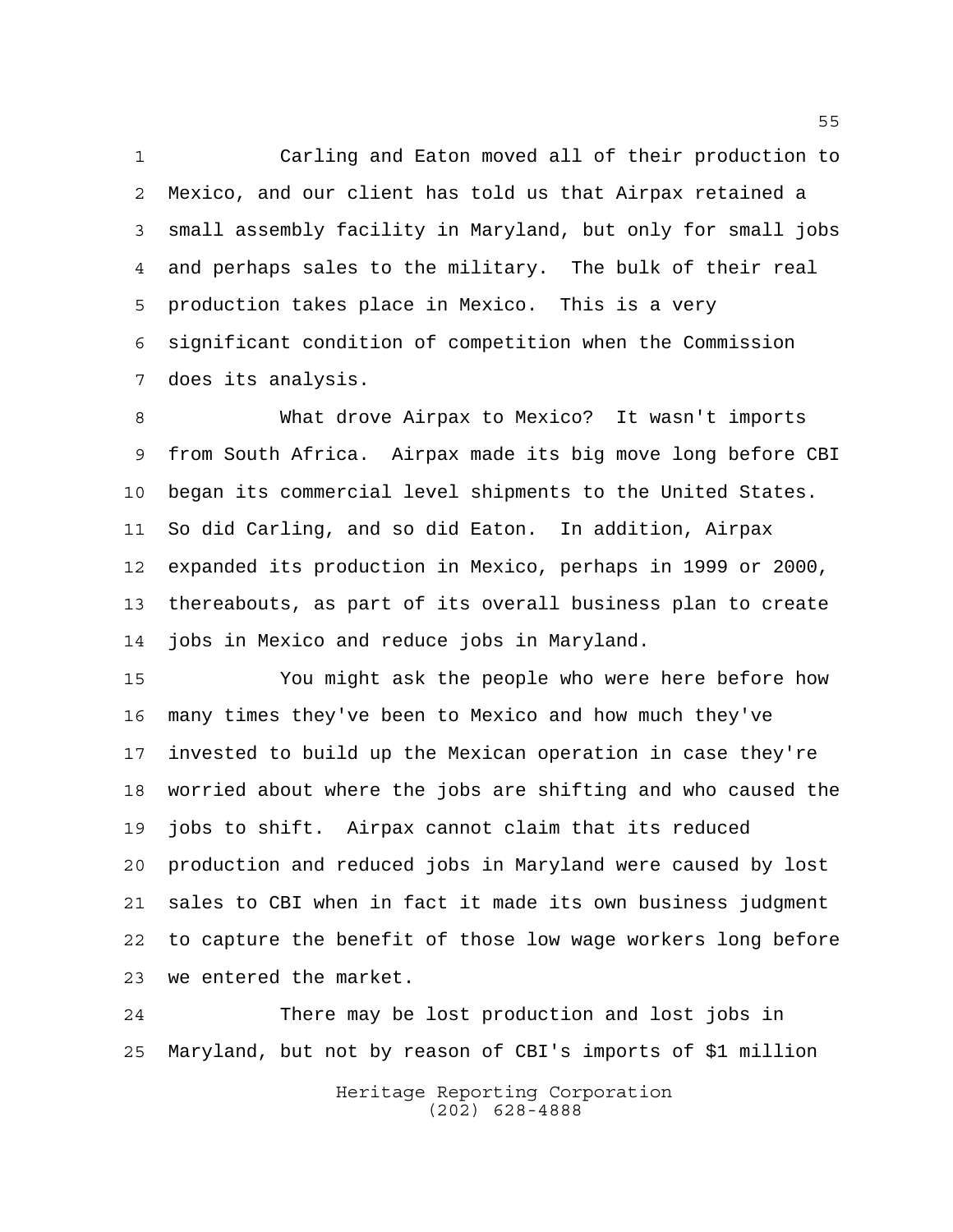Carling and Eaton moved all of their production to Mexico, and our client has told us that Airpax retained a small assembly facility in Maryland, but only for small jobs and perhaps sales to the military. The bulk of their real production takes place in Mexico. This is a very significant condition of competition when the Commission does its analysis.

What drove Airpax to Mexico? It wasn't imports from South Africa. Airpax made its big move long before CBI began its commercial level shipments to the United States. So did Carling, and so did Eaton. In addition, Airpax expanded its production in Mexico, perhaps in 1999 or 2000, thereabouts, as part of its overall business plan to create jobs in Mexico and reduce jobs in Maryland.

You might ask the people who were here before how many times they've been to Mexico and how much they've invested to build up the Mexican operation in case they're worried about where the jobs are shifting and who caused the jobs to shift. Airpax cannot claim that its reduced production and reduced jobs in Maryland were caused by lost sales to CBI when in fact it made its own business judgment to capture the benefit of those low wage workers long before we entered the market.

There may be lost production and lost jobs in Maryland, but not by reason of CBI's imports of $1 million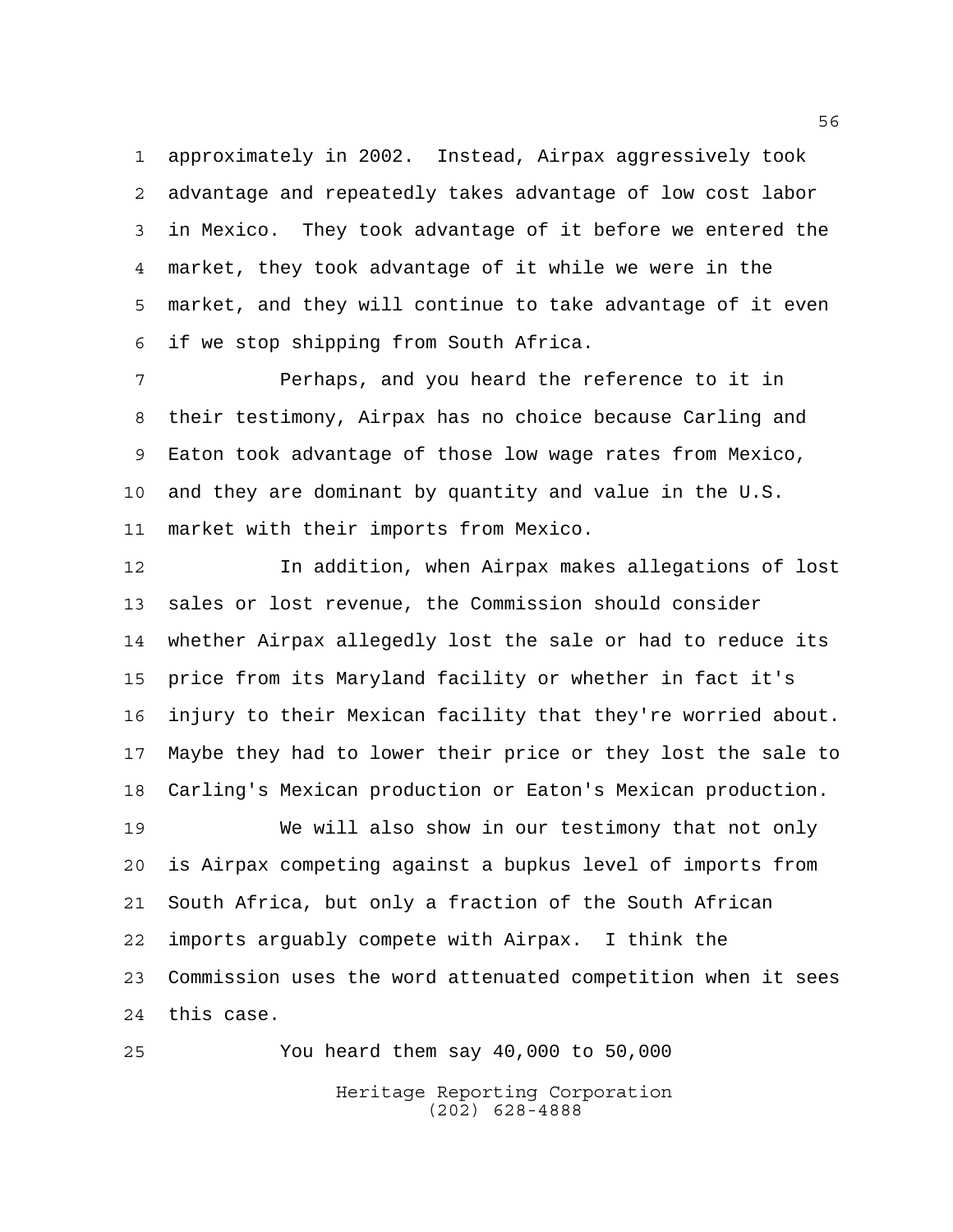approximately in 2002. Instead, Airpax aggressively took advantage and repeatedly takes advantage of low cost labor in Mexico. They took advantage of it before we entered the market, they took advantage of it while we were in the market, and they will continue to take advantage of it even if we stop shipping from South Africa.

Perhaps, and you heard the reference to it in their testimony, Airpax has no choice because Carling and Eaton took advantage of those low wage rates from Mexico, and they are dominant by quantity and value in the U.S. market with their imports from Mexico.

In addition, when Airpax makes allegations of lost sales or lost revenue, the Commission should consider whether Airpax allegedly lost the sale or had to reduce its price from its Maryland facility or whether in fact it's injury to their Mexican facility that they're worried about. Maybe they had to lower their price or they lost the sale to Carling's Mexican production or Eaton's Mexican production.

We will also show in our testimony that not only is Airpax competing against a bupkus level of imports from South Africa, but only a fraction of the South African imports arguably compete with Airpax. I think the Commission uses the word attenuated competition when it sees this case.

You heard them say 40,000 to 50,000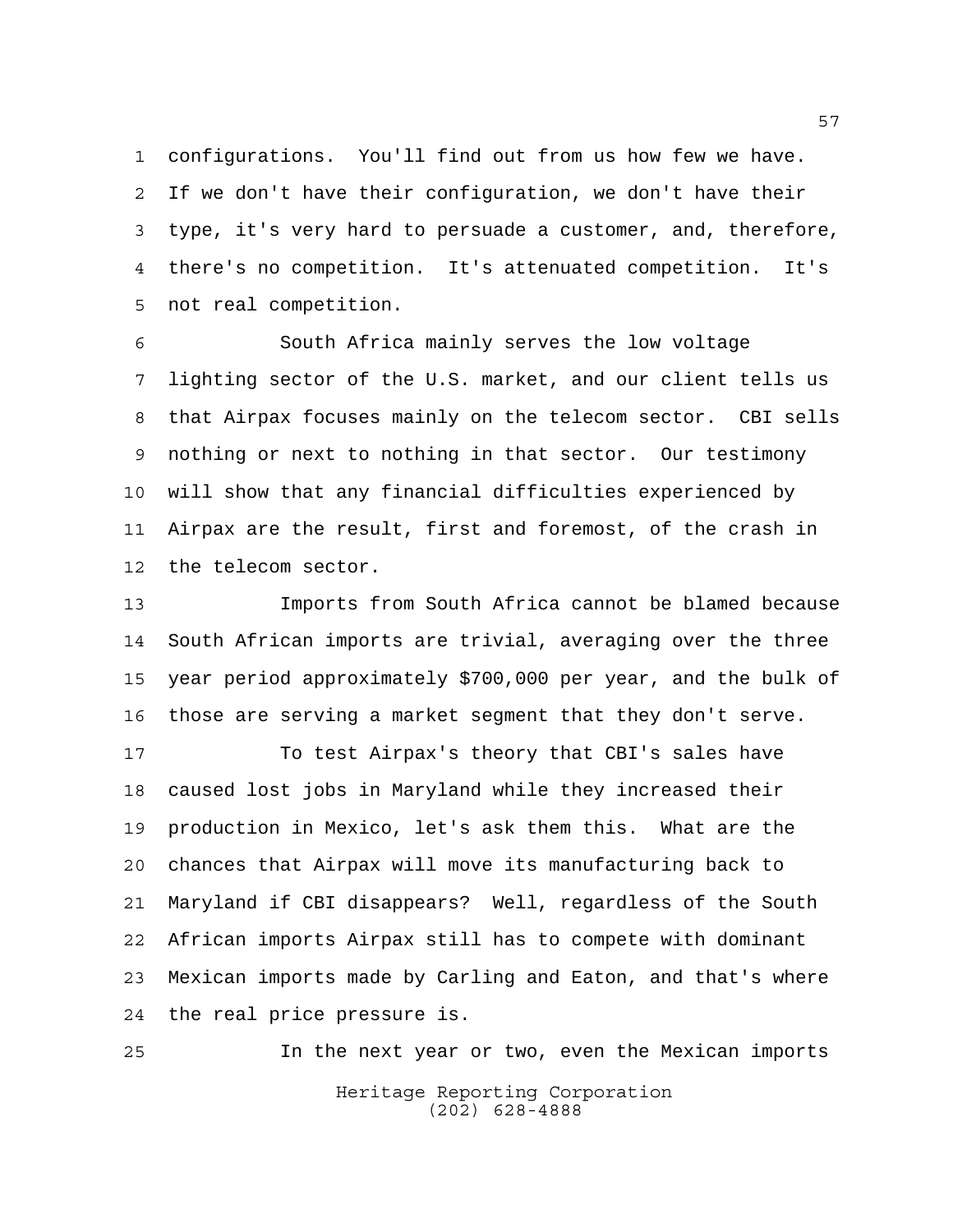configurations. You'll find out from us how few we have. If we don't have their configuration, we don't have their type, it's very hard to persuade a customer, and, therefore, there's no competition. It's attenuated competition. It's not real competition.

South Africa mainly serves the low voltage lighting sector of the U.S. market, and our client tells us that Airpax focuses mainly on the telecom sector. CBI sells nothing or next to nothing in that sector. Our testimony will show that any financial difficulties experienced by Airpax are the result, first and foremost, of the crash in the telecom sector.

Imports from South Africa cannot be blamed because South African imports are trivial, averaging over the three year period approximately $700,000 per year, and the bulk of those are serving a market segment that they don't serve.

To test Airpax's theory that CBI's sales have caused lost jobs in Maryland while they increased their production in Mexico, let's ask them this. What are the chances that Airpax will move its manufacturing back to Maryland if CBI disappears? Well, regardless of the South African imports Airpax still has to compete with dominant Mexican imports made by Carling and Eaton, and that's where the real price pressure is.

In the next year or two, even the Mexican imports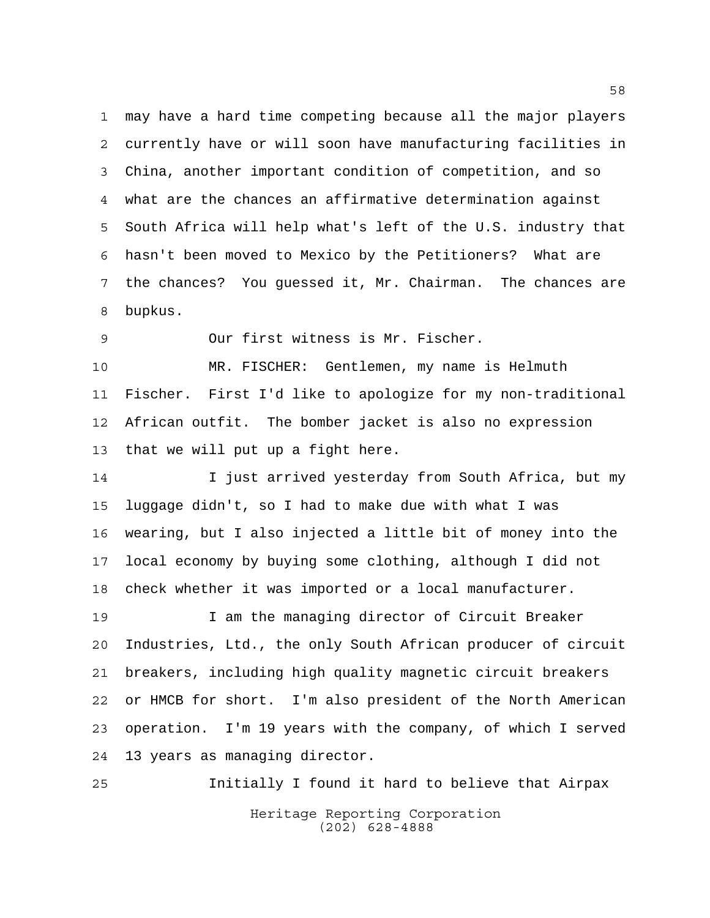may have a hard time competing because all the major players currently have or will soon have manufacturing facilities in China, another important condition of competition, and so what are the chances an affirmative determination against South Africa will help what's left of the U.S. industry that hasn't been moved to Mexico by the Petitioners? What are the chances? You guessed it, Mr. Chairman. The chances are bupkus.

Our first witness is Mr. Fischer.

MR. FISCHER: Gentlemen, my name is Helmuth Fischer. First I'd like to apologize for my non-traditional African outfit. The bomber jacket is also no expression that we will put up a fight here.

I just arrived yesterday from South Africa, but my luggage didn't, so I had to make due with what I was wearing, but I also injected a little bit of money into the local economy by buying some clothing, although I did not check whether it was imported or a local manufacturer.

I am the managing director of Circuit Breaker Industries, Ltd., the only South African producer of circuit breakers, including high quality magnetic circuit breakers or HMCB for short. I'm also president of the North American operation. I'm 19 years with the company, of which I served 13 years as managing director.

Initially I found it hard to believe that Airpax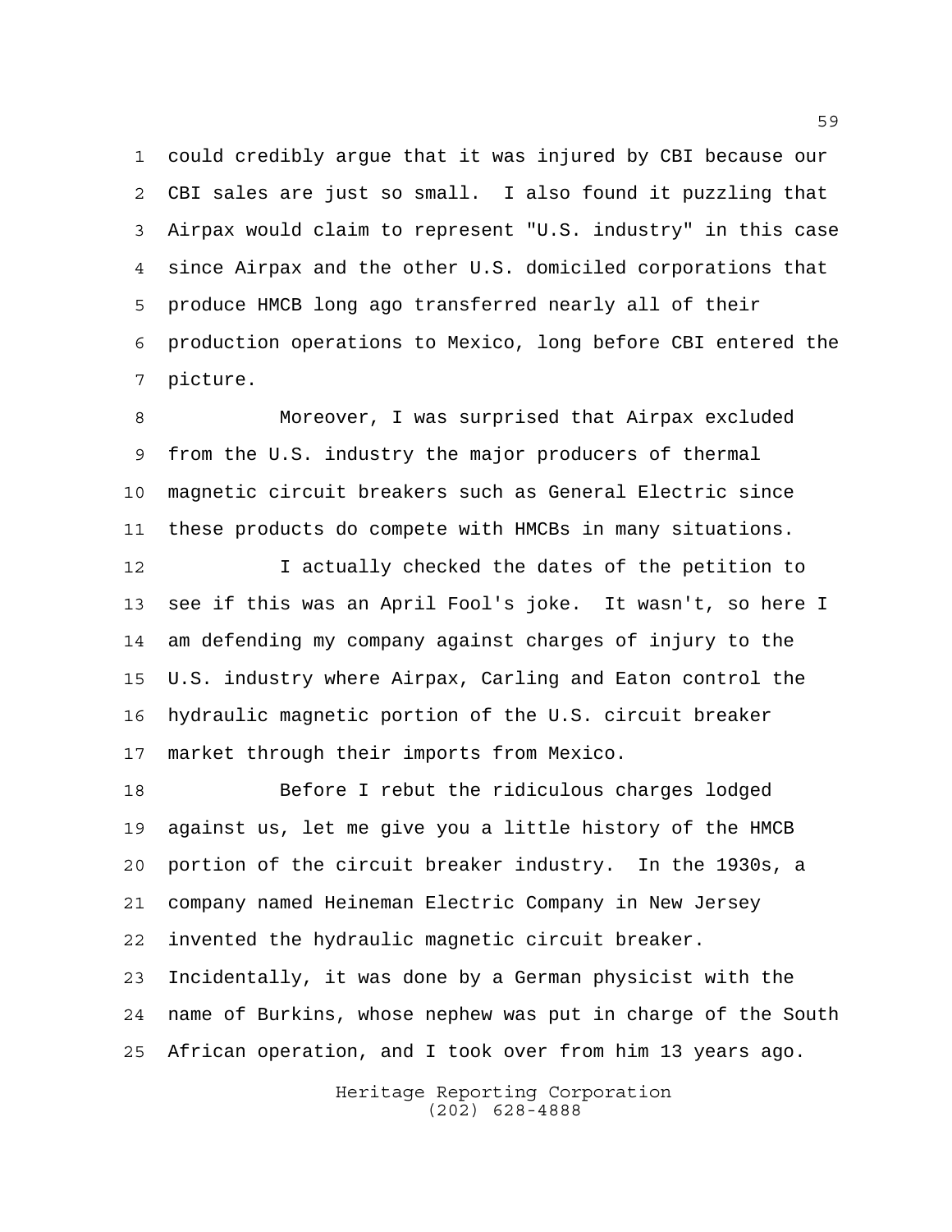could credibly argue that it was injured by CBI because our CBI sales are just so small. I also found it puzzling that Airpax would claim to represent "U.S. industry" in this case since Airpax and the other U.S. domiciled corporations that produce HMCB long ago transferred nearly all of their production operations to Mexico, long before CBI entered the picture.

Moreover, I was surprised that Airpax excluded from the U.S. industry the major producers of thermal magnetic circuit breakers such as General Electric since these products do compete with HMCBs in many situations.

I actually checked the dates of the petition to see if this was an April Fool's joke. It wasn't, so here I am defending my company against charges of injury to the U.S. industry where Airpax, Carling and Eaton control the hydraulic magnetic portion of the U.S. circuit breaker market through their imports from Mexico.

Before I rebut the ridiculous charges lodged against us, let me give you a little history of the HMCB portion of the circuit breaker industry. In the 1930s, a company named Heineman Electric Company in New Jersey invented the hydraulic magnetic circuit breaker. Incidentally, it was done by a German physicist with the name of Burkins, whose nephew was put in charge of the South African operation, and I took over from him 13 years ago.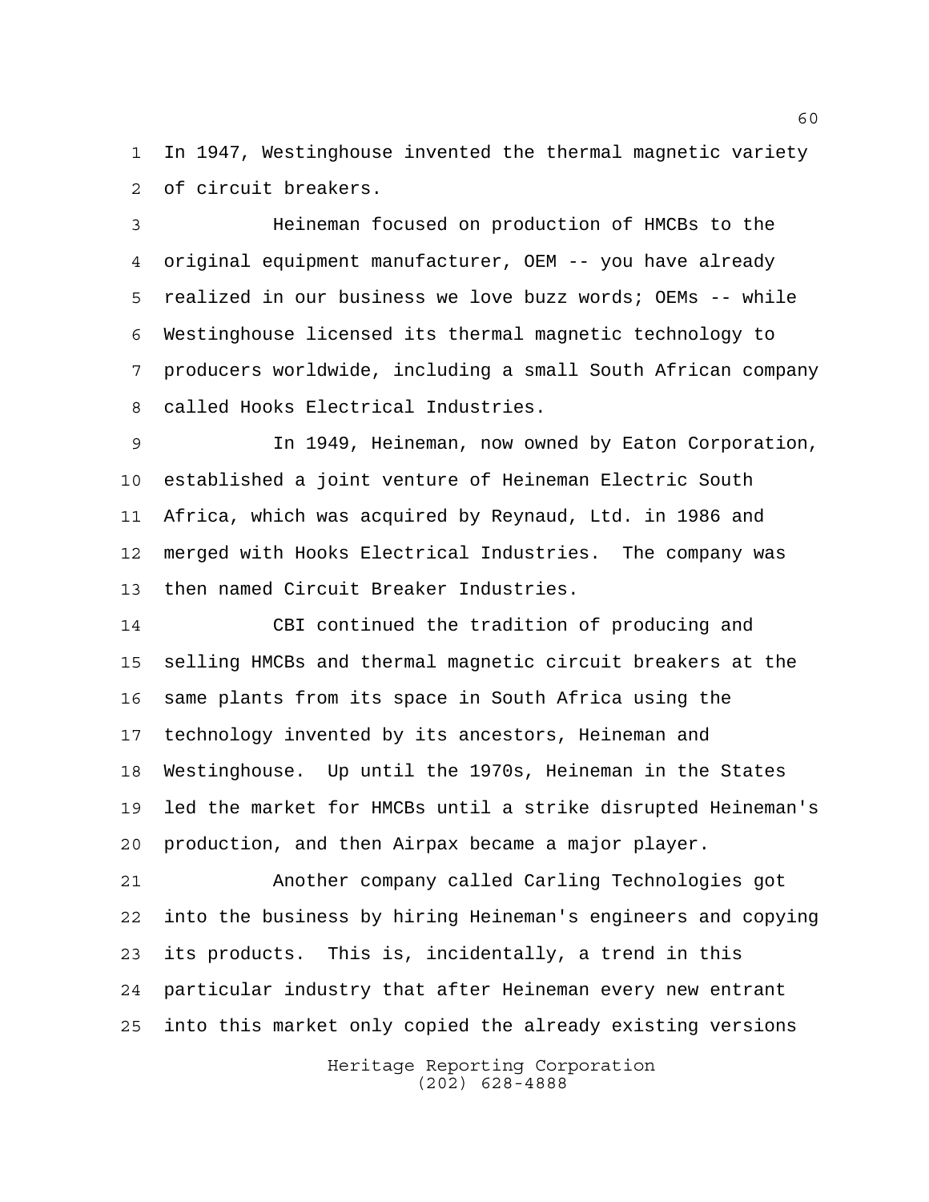In 1947, Westinghouse invented the thermal magnetic variety of circuit breakers.

Heineman focused on production of HMCBs to the original equipment manufacturer, OEM -- you have already realized in our business we love buzz words; OEMs -- while Westinghouse licensed its thermal magnetic technology to producers worldwide, including a small South African company called Hooks Electrical Industries.

In 1949, Heineman, now owned by Eaton Corporation, established a joint venture of Heineman Electric South Africa, which was acquired by Reynaud, Ltd. in 1986 and merged with Hooks Electrical Industries. The company was then named Circuit Breaker Industries.

CBI continued the tradition of producing and selling HMCBs and thermal magnetic circuit breakers at the same plants from its space in South Africa using the technology invented by its ancestors, Heineman and Westinghouse. Up until the 1970s, Heineman in the States led the market for HMCBs until a strike disrupted Heineman's production, and then Airpax became a major player.

Another company called Carling Technologies got into the business by hiring Heineman's engineers and copying its products. This is, incidentally, a trend in this particular industry that after Heineman every new entrant into this market only copied the already existing versions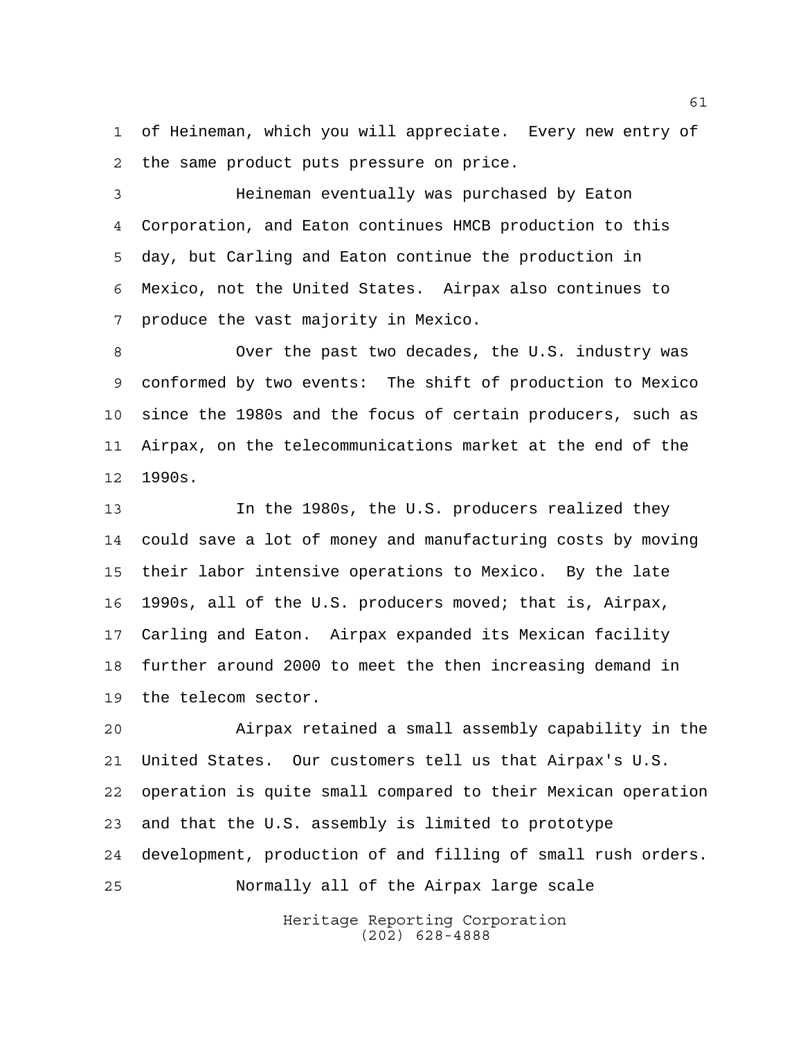of Heineman, which you will appreciate. Every new entry of the same product puts pressure on price.

Heineman eventually was purchased by Eaton Corporation, and Eaton continues HMCB production to this day, but Carling and Eaton continue the production in Mexico, not the United States. Airpax also continues to produce the vast majority in Mexico.

Over the past two decades, the U.S. industry was conformed by two events: The shift of production to Mexico since the 1980s and the focus of certain producers, such as Airpax, on the telecommunications market at the end of the 1990s.

In the 1980s, the U.S. producers realized they could save a lot of money and manufacturing costs by moving their labor intensive operations to Mexico. By the late 1990s, all of the U.S. producers moved; that is, Airpax, Carling and Eaton. Airpax expanded its Mexican facility further around 2000 to meet the then increasing demand in the telecom sector.

Airpax retained a small assembly capability in the United States. Our customers tell us that Airpax's U.S. operation is quite small compared to their Mexican operation and that the U.S. assembly is limited to prototype development, production of and filling of small rush orders.

Normally all of the Airpax large scale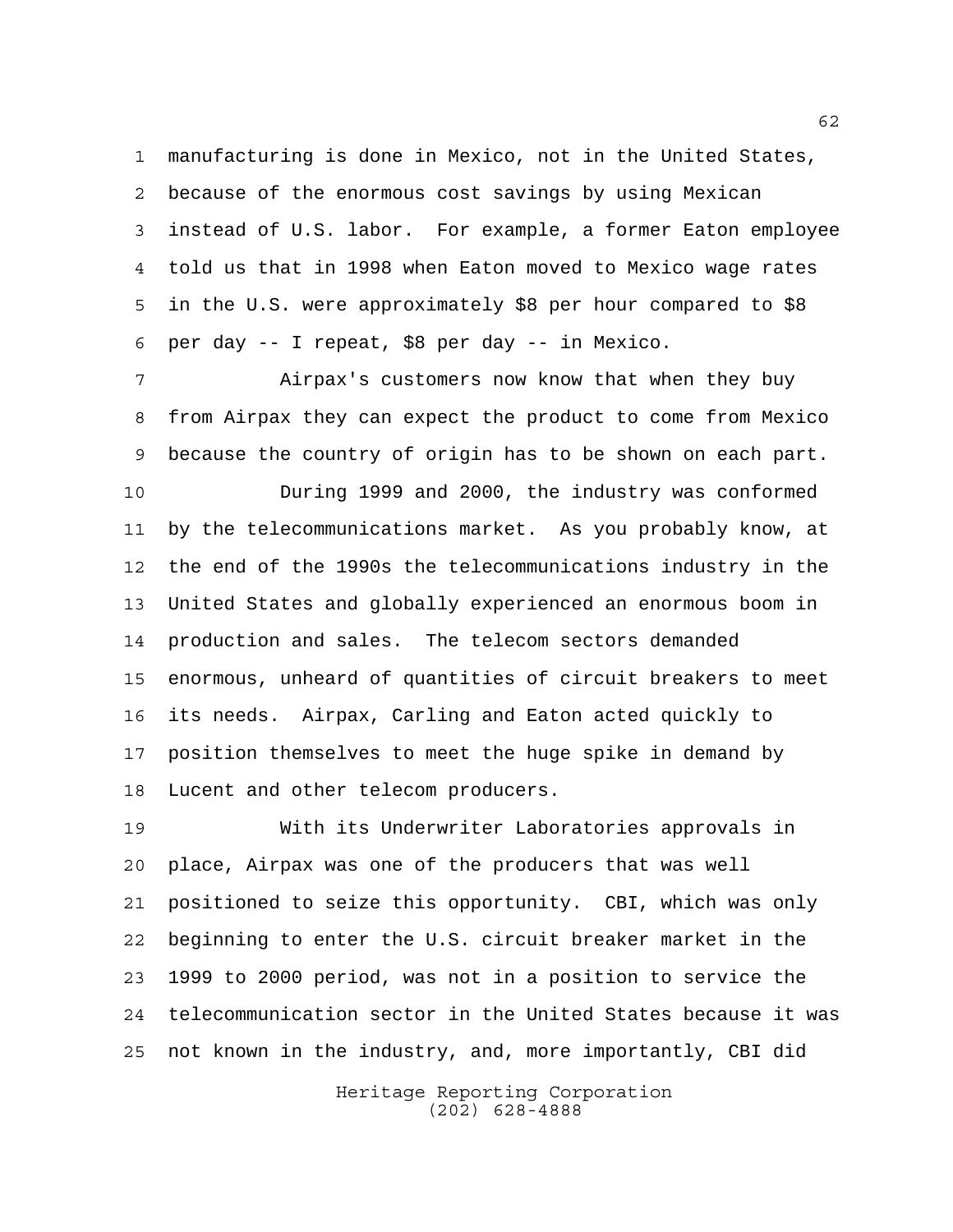manufacturing is done in Mexico, not in the United States, because of the enormous cost savings by using Mexican instead of U.S. labor. For example, a former Eaton employee told us that in 1998 when Eaton moved to Mexico wage rates in the U.S. were approximately $8 per hour compared to $8 per day -- I repeat, $8 per day -- in Mexico.

Airpax's customers now know that when they buy from Airpax they can expect the product to come from Mexico because the country of origin has to be shown on each part.

During 1999 and 2000, the industry was conformed by the telecommunications market. As you probably know, at the end of the 1990s the telecommunications industry in the United States and globally experienced an enormous boom in production and sales. The telecom sectors demanded enormous, unheard of quantities of circuit breakers to meet its needs. Airpax, Carling and Eaton acted quickly to position themselves to meet the huge spike in demand by Lucent and other telecom producers.

With its Underwriter Laboratories approvals in place, Airpax was one of the producers that was well positioned to seize this opportunity. CBI, which was only beginning to enter the U.S. circuit breaker market in the 1999 to 2000 period, was not in a position to service the telecommunication sector in the United States because it was not known in the industry, and, more importantly, CBI did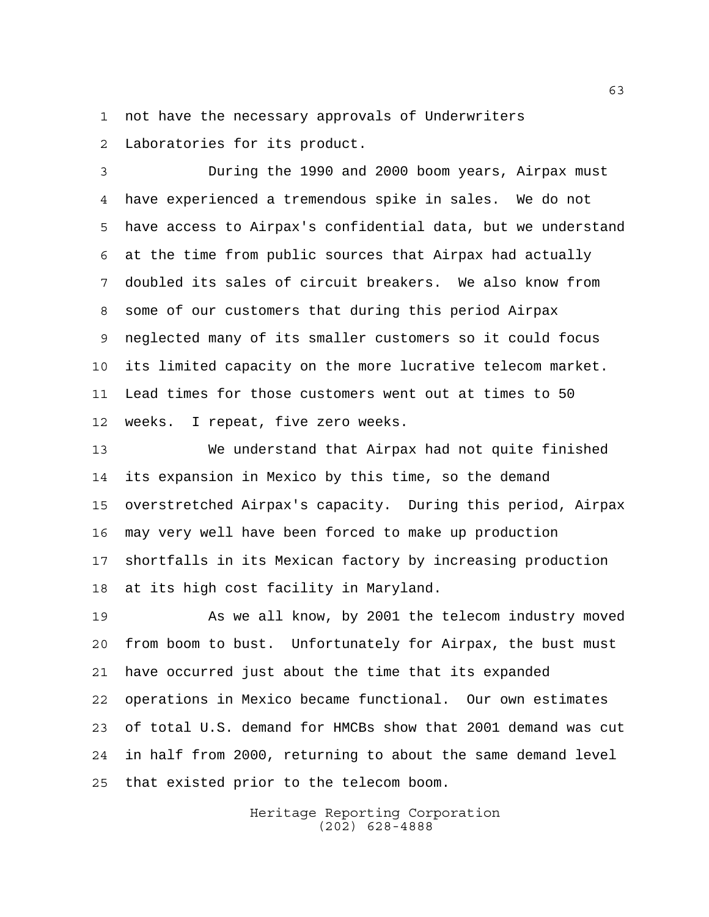not have the necessary approvals of Underwriters Laboratories for its product.

During the 1990 and 2000 boom years, Airpax must have experienced a tremendous spike in sales. We do not have access to Airpax's confidential data, but we understand at the time from public sources that Airpax had actually doubled its sales of circuit breakers. We also know from some of our customers that during this period Airpax neglected many of its smaller customers so it could focus its limited capacity on the more lucrative telecom market. Lead times for those customers went out at times to 50 weeks. I repeat, five zero weeks.

We understand that Airpax had not quite finished its expansion in Mexico by this time, so the demand overstretched Airpax's capacity. During this period, Airpax may very well have been forced to make up production shortfalls in its Mexican factory by increasing production at its high cost facility in Maryland.

As we all know, by 2001 the telecom industry moved from boom to bust. Unfortunately for Airpax, the bust must have occurred just about the time that its expanded operations in Mexico became functional. Our own estimates of total U.S. demand for HMCBs show that 2001 demand was cut in half from 2000, returning to about the same demand level that existed prior to the telecom boom.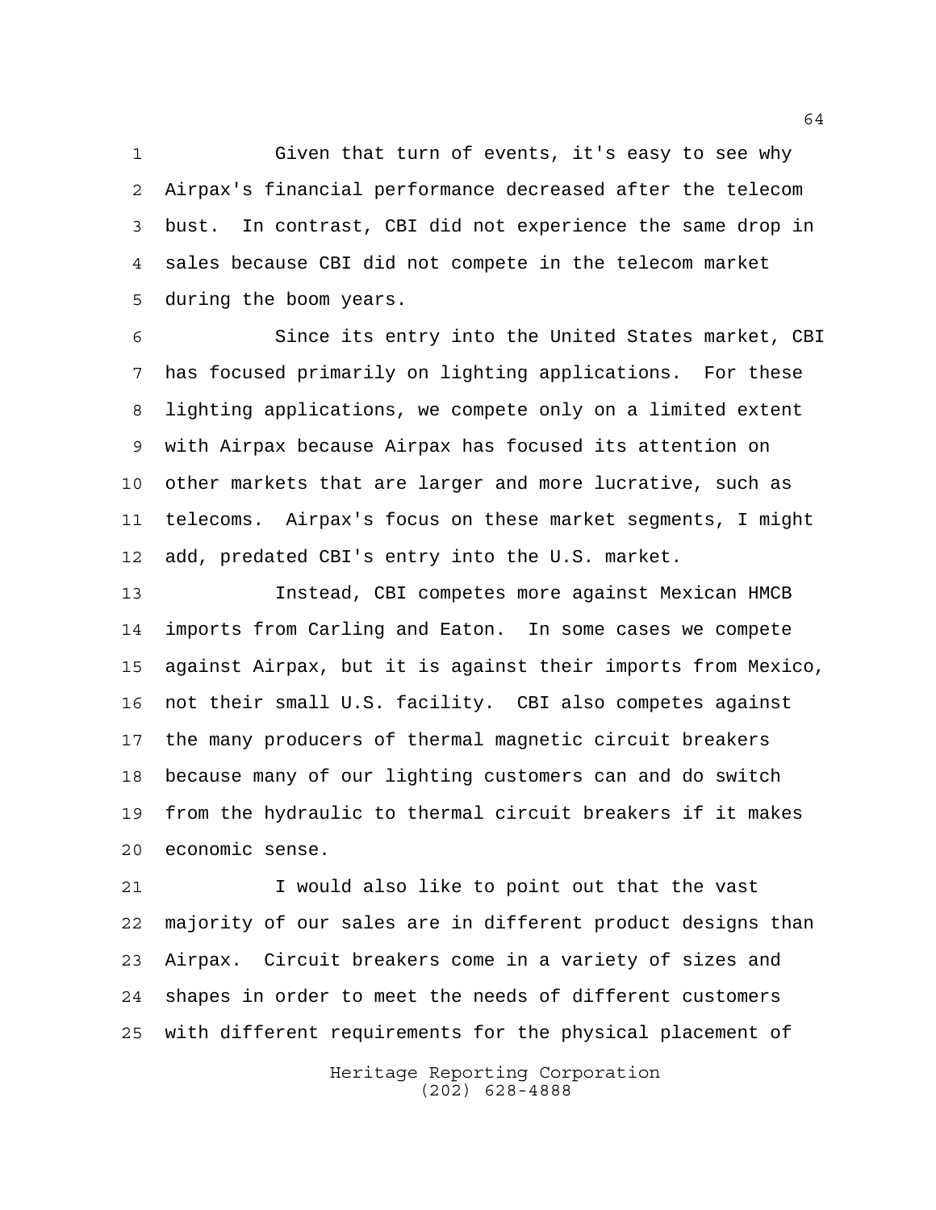Given that turn of events, it's easy to see why Airpax's financial performance decreased after the telecom bust. In contrast, CBI did not experience the same drop in sales because CBI did not compete in the telecom market during the boom years.

Since its entry into the United States market, CBI has focused primarily on lighting applications. For these lighting applications, we compete only on a limited extent with Airpax because Airpax has focused its attention on other markets that are larger and more lucrative, such as telecoms. Airpax's focus on these market segments, I might add, predated CBI's entry into the U.S. market.

Instead, CBI competes more against Mexican HMCB imports from Carling and Eaton. In some cases we compete against Airpax, but it is against their imports from Mexico, not their small U.S. facility. CBI also competes against the many producers of thermal magnetic circuit breakers because many of our lighting customers can and do switch from the hydraulic to thermal circuit breakers if it makes economic sense.

I would also like to point out that the vast majority of our sales are in different product designs than Airpax. Circuit breakers come in a variety of sizes and shapes in order to meet the needs of different customers with different requirements for the physical placement of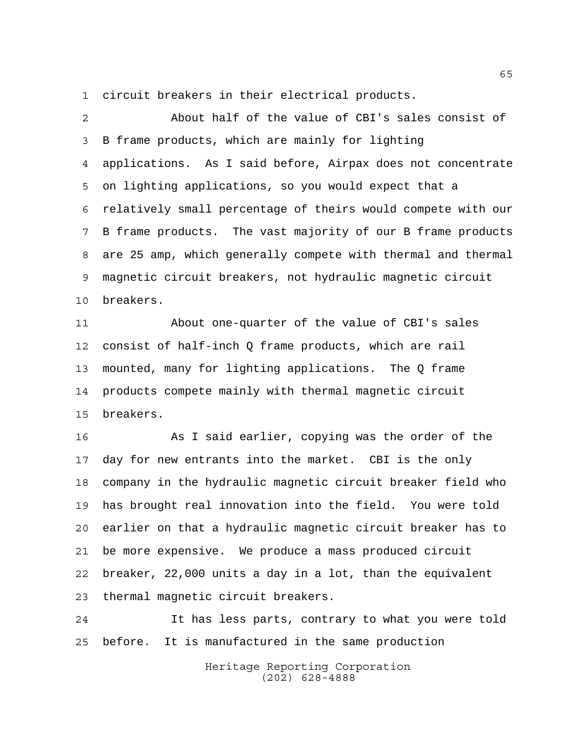circuit breakers in their electrical products.

About half of the value of CBI's sales consist of B frame products, which are mainly for lighting applications. As I said before, Airpax does not concentrate on lighting applications, so you would expect that a relatively small percentage of theirs would compete with our B frame products. The vast majority of our B frame products are 25 amp, which generally compete with thermal and thermal magnetic circuit breakers, not hydraulic magnetic circuit breakers.

About one-quarter of the value of CBI's sales consist of half-inch Q frame products, which are rail mounted, many for lighting applications. The Q frame products compete mainly with thermal magnetic circuit breakers.

As I said earlier, copying was the order of the day for new entrants into the market. CBI is the only company in the hydraulic magnetic circuit breaker field who has brought real innovation into the field. You were told earlier on that a hydraulic magnetic circuit breaker has to be more expensive. We produce a mass produced circuit breaker, 22,000 units a day in a lot, than the equivalent thermal magnetic circuit breakers.

It has less parts, contrary to what you were told before. It is manufactured in the same production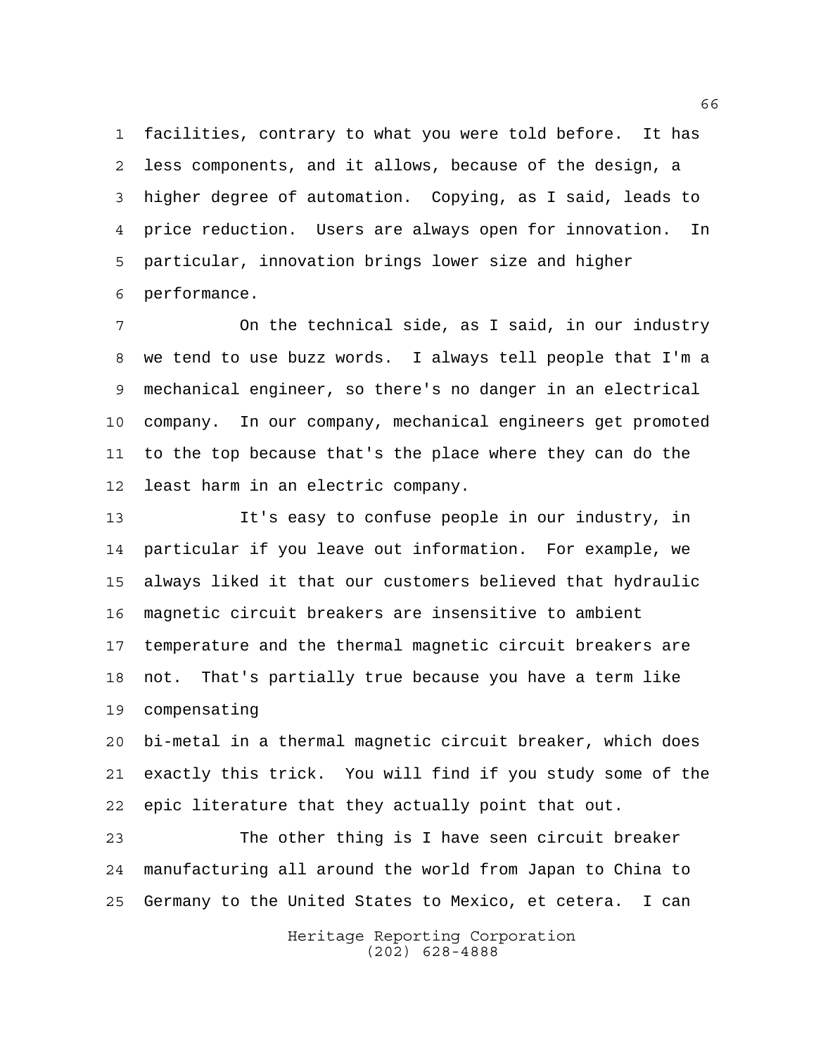facilities, contrary to what you were told before. It has less components, and it allows, because of the design, a higher degree of automation. Copying, as I said, leads to price reduction. Users are always open for innovation. In particular, innovation brings lower size and higher performance.

On the technical side, as I said, in our industry we tend to use buzz words. I always tell people that I'm a mechanical engineer, so there's no danger in an electrical company. In our company, mechanical engineers get promoted to the top because that's the place where they can do the least harm in an electric company.

It's easy to confuse people in our industry, in particular if you leave out information. For example, we always liked it that our customers believed that hydraulic magnetic circuit breakers are insensitive to ambient temperature and the thermal magnetic circuit breakers are not. That's partially true because you have a term like compensating bi-metal in a thermal magnetic circuit breaker, which does exactly this trick. You will find if you study some of the epic literature that they actually point that out.

The other thing is I have seen circuit breaker manufacturing all around the world from Japan to China to Germany to the United States to Mexico, et cetera. I can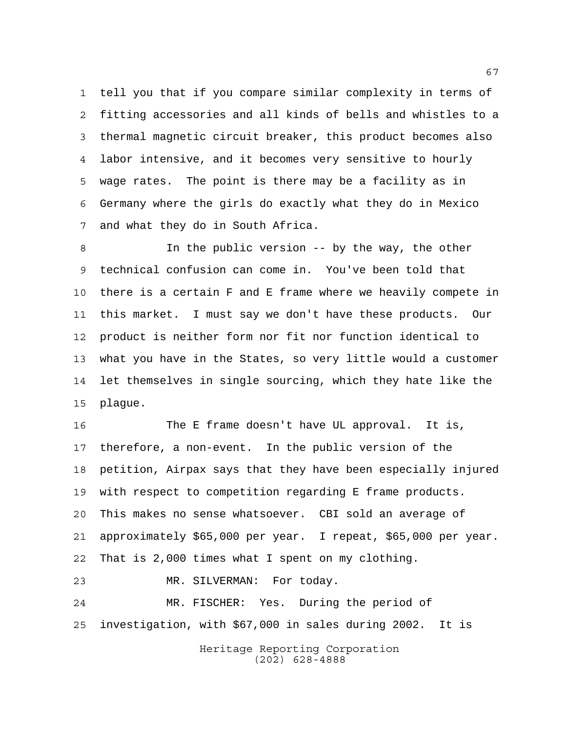tell you that if you compare similar complexity in terms of fitting accessories and all kinds of bells and whistles to a thermal magnetic circuit breaker, this product becomes also labor intensive, and it becomes very sensitive to hourly wage rates. The point is there may be a facility as in Germany where the girls do exactly what they do in Mexico and what they do in South Africa.

In the public version -- by the way, the other technical confusion can come in. You've been told that there is a certain F and E frame where we heavily compete in this market. I must say we don't have these products. Our product is neither form nor fit nor function identical to what you have in the States, so very little would a customer let themselves in single sourcing, which they hate like the plague.

The E frame doesn't have UL approval. It is, therefore, a non-event. In the public version of the petition, Airpax says that they have been especially injured with respect to competition regarding E frame products. This makes no sense whatsoever. CBI sold an average of approximately $65,000 per year. I repeat, $65,000 per year. That is 2,000 times what I spent on my clothing.

MR. SILVERMAN: For today.

MR. FISCHER: Yes. During the period of investigation, with $67,000 in sales during 2002. It is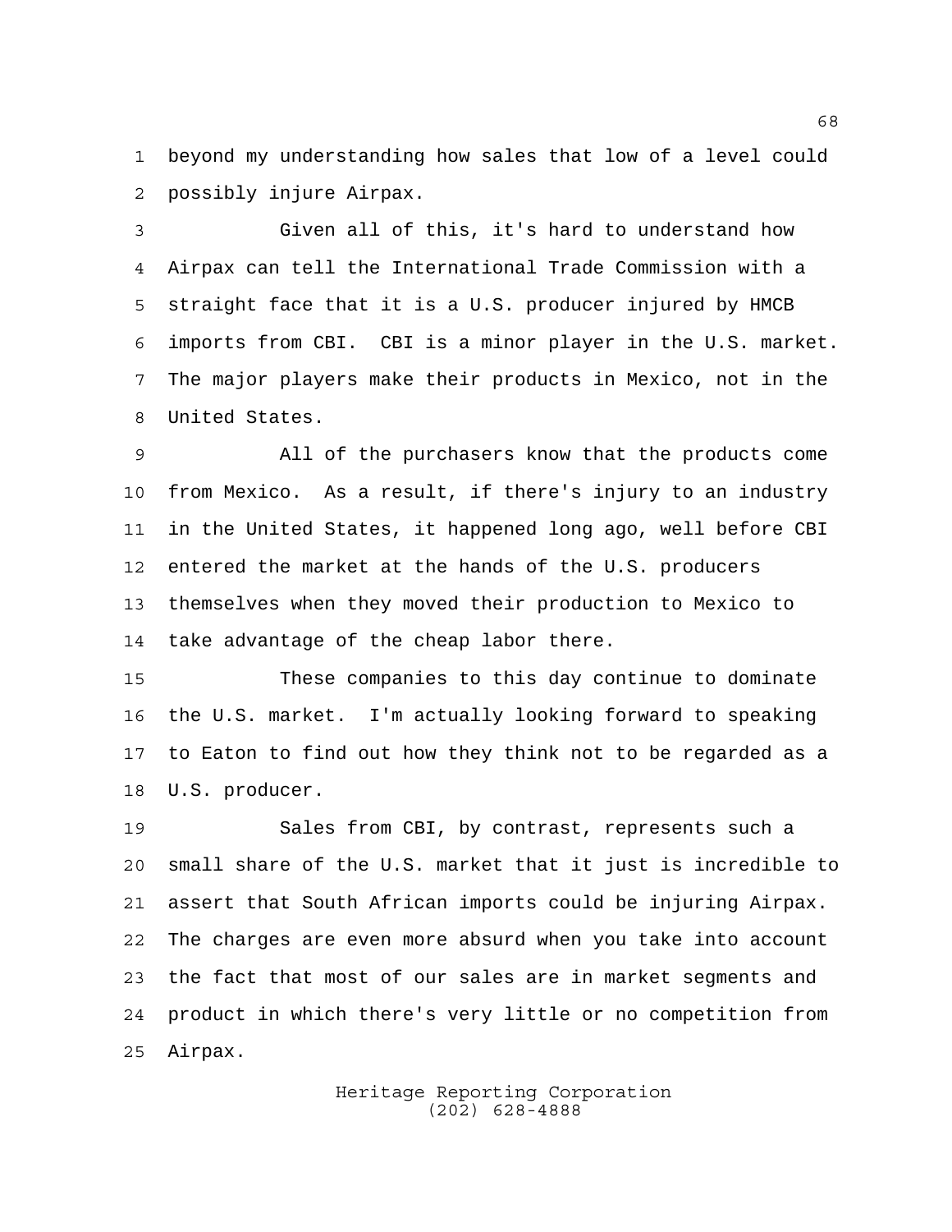beyond my understanding how sales that low of a level could possibly injure Airpax.

Given all of this, it's hard to understand how Airpax can tell the International Trade Commission with a straight face that it is a U.S. producer injured by HMCB imports from CBI. CBI is a minor player in the U.S. market. The major players make their products in Mexico, not in the United States.

All of the purchasers know that the products come from Mexico. As a result, if there's injury to an industry in the United States, it happened long ago, well before CBI entered the market at the hands of the U.S. producers themselves when they moved their production to Mexico to take advantage of the cheap labor there.

These companies to this day continue to dominate the U.S. market. I'm actually looking forward to speaking to Eaton to find out how they think not to be regarded as a U.S. producer.

Sales from CBI, by contrast, represents such a small share of the U.S. market that it just is incredible to assert that South African imports could be injuring Airpax. The charges are even more absurd when you take into account the fact that most of our sales are in market segments and product in which there's very little or no competition from Airpax.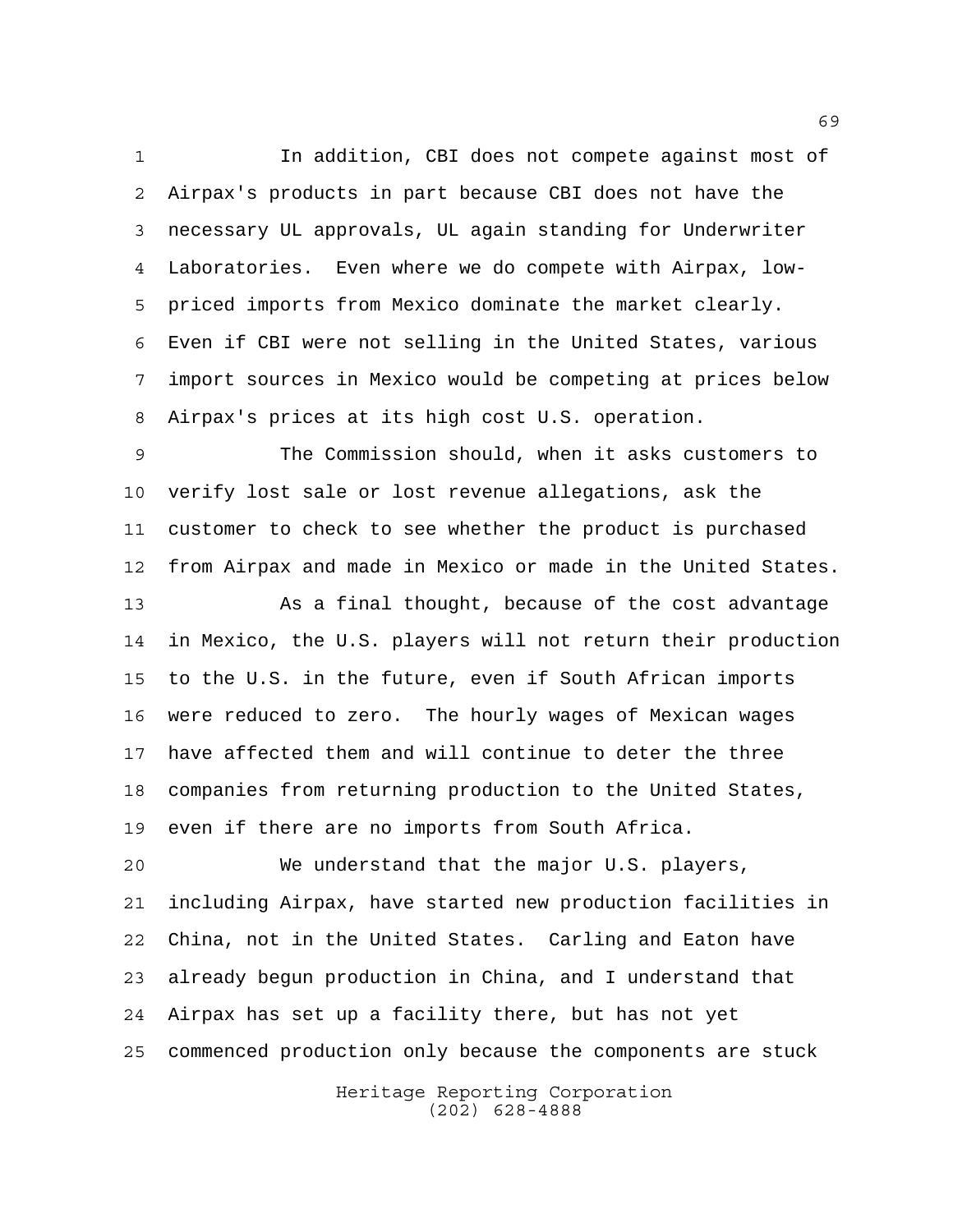In addition, CBI does not compete against most of Airpax's products in part because CBI does not have the necessary UL approvals, UL again standing for Underwriter Laboratories. Even where we do compete with Airpax, low-priced imports from Mexico dominate the market clearly. Even if CBI were not selling in the United States, various import sources in Mexico would be competing at prices below Airpax's prices at its high cost U.S. operation.

The Commission should, when it asks customers to verify lost sale or lost revenue allegations, ask the customer to check to see whether the product is purchased from Airpax and made in Mexico or made in the United States.

As a final thought, because of the cost advantage in Mexico, the U.S. players will not return their production to the U.S. in the future, even if South African imports were reduced to zero. The hourly wages of Mexican wages have affected them and will continue to deter the three companies from returning production to the United States, even if there are no imports from South Africa.

We understand that the major U.S. players, including Airpax, have started new production facilities in China, not in the United States. Carling and Eaton have already begun production in China, and I understand that Airpax has set up a facility there, but has not yet commenced production only because the components are stuck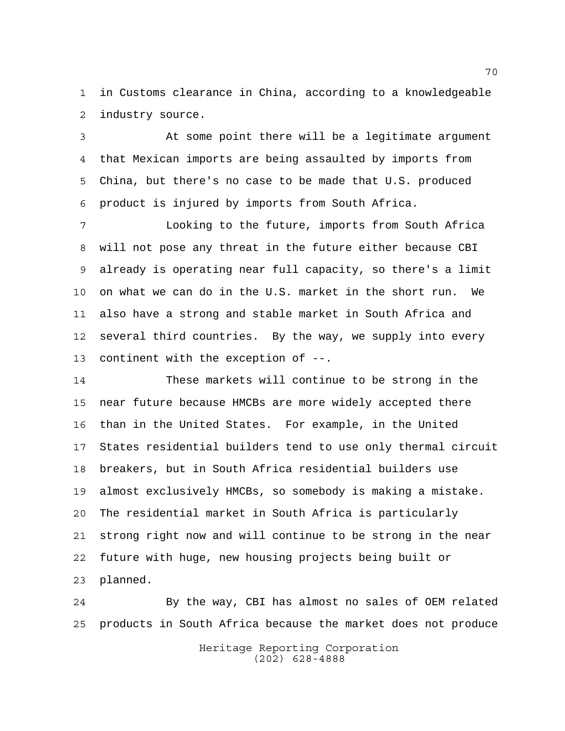in Customs clearance in China, according to a knowledgeable industry source.

At some point there will be a legitimate argument that Mexican imports are being assaulted by imports from China, but there's no case to be made that U.S. produced product is injured by imports from South Africa.

Looking to the future, imports from South Africa will not pose any threat in the future either because CBI already is operating near full capacity, so there's a limit on what we can do in the U.S. market in the short run. We also have a strong and stable market in South Africa and several third countries. By the way, we supply into every continent with the exception of --.

These markets will continue to be strong in the near future because HMCBs are more widely accepted there than in the United States. For example, in the United States residential builders tend to use only thermal circuit breakers, but in South Africa residential builders use almost exclusively HMCBs, so somebody is making a mistake. The residential market in South Africa is particularly strong right now and will continue to be strong in the near future with huge, new housing projects being built or planned.

By the way, CBI has almost no sales of OEM related products in South Africa because the market does not produce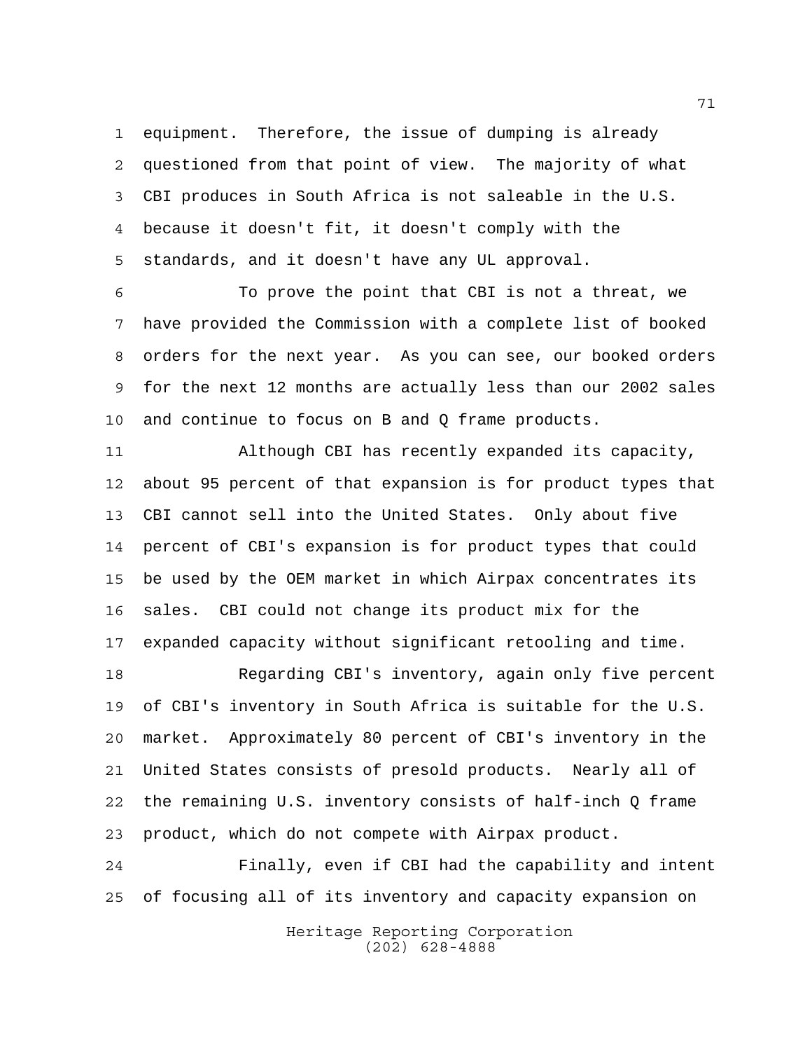equipment. Therefore, the issue of dumping is already questioned from that point of view. The majority of what CBI produces in South Africa is not saleable in the U.S. because it doesn't fit, it doesn't comply with the standards, and it doesn't have any UL approval.

To prove the point that CBI is not a threat, we have provided the Commission with a complete list of booked orders for the next year. As you can see, our booked orders for the next 12 months are actually less than our 2002 sales and continue to focus on B and Q frame products.

Although CBI has recently expanded its capacity, about 95 percent of that expansion is for product types that CBI cannot sell into the United States. Only about five percent of CBI's expansion is for product types that could be used by the OEM market in which Airpax concentrates its sales. CBI could not change its product mix for the expanded capacity without significant retooling and time.

Regarding CBI's inventory, again only five percent of CBI's inventory in South Africa is suitable for the U.S. market. Approximately 80 percent of CBI's inventory in the United States consists of presold products. Nearly all of the remaining U.S. inventory consists of half-inch Q frame product, which do not compete with Airpax product.

Finally, even if CBI had the capability and intent of focusing all of its inventory and capacity expansion on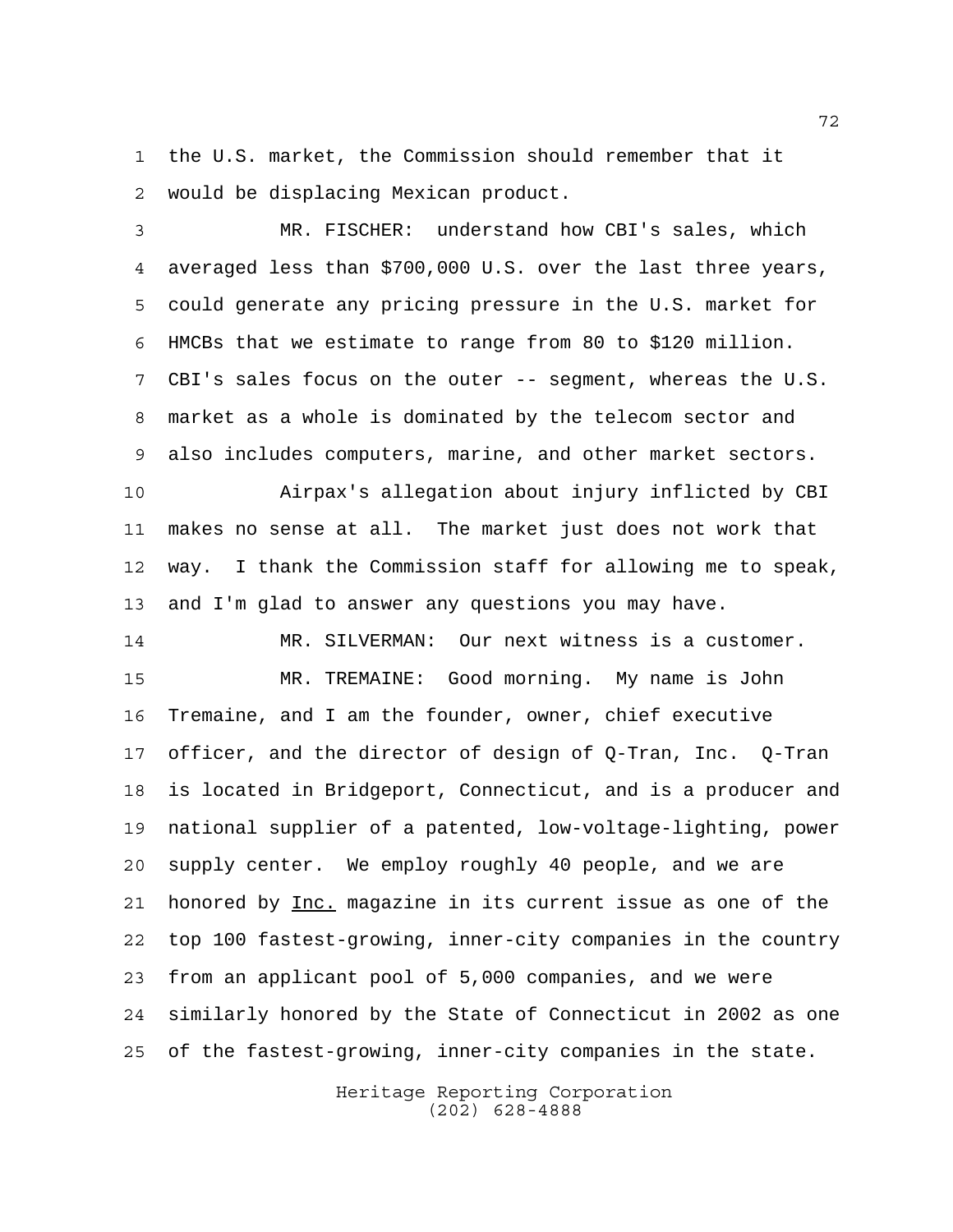the U.S. market, the Commission should remember that it would be displacing Mexican product.

MR. FISCHER: understand how CBI's sales, which averaged less than $700,000 U.S. over the last three years, could generate any pricing pressure in the U.S. market for HMCBs that we estimate to range from 80 to $120 million. CBI's sales focus on the outer -- segment, whereas the U.S. market as a whole is dominated by the telecom sector and also includes computers, marine, and other market sectors.

Airpax's allegation about injury inflicted by CBI makes no sense at all. The market just does not work that way. I thank the Commission staff for allowing me to speak, and I'm glad to answer any questions you may have.

MR. SILVERMAN: Our next witness is a customer.

MR. TREMAINE: Good morning. My name is John Tremaine, and I am the founder, owner, chief executive officer, and the director of design of Q-Tran, Inc. Q-Tran is located in Bridgeport, Connecticut, and is a producer and national supplier of a patented, low-voltage-lighting, power supply center. We employ roughly 40 people, and we are honored by Inc. magazine in its current issue as one of the top 100 fastest-growing, inner-city companies in the country from an applicant pool of 5,000 companies, and we were similarly honored by the State of Connecticut in 2002 as one of the fastest-growing, inner-city companies in the state.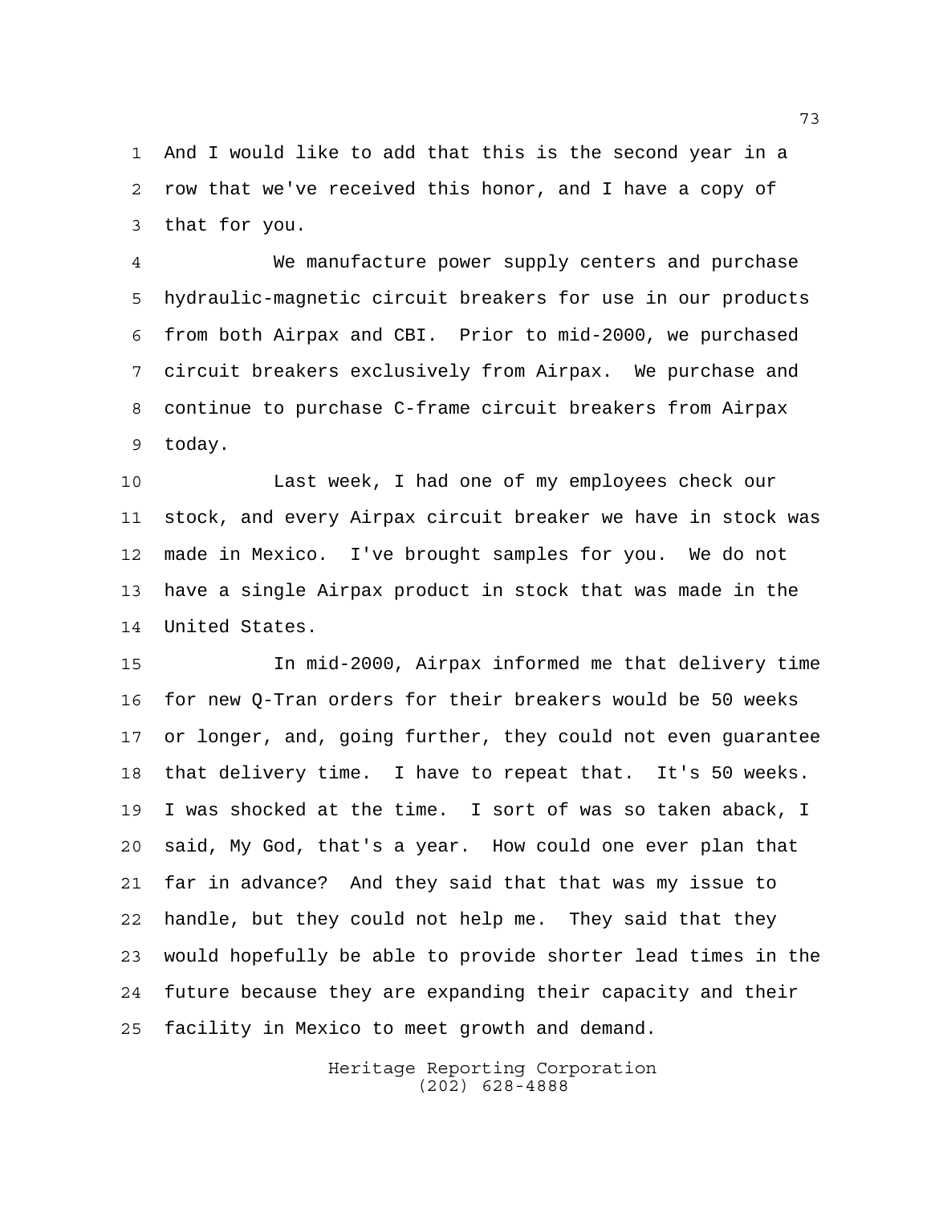And I would like to add that this is the second year in a row that we've received this honor, and I have a copy of that for you.

We manufacture power supply centers and purchase hydraulic-magnetic circuit breakers for use in our products from both Airpax and CBI. Prior to mid-2000, we purchased circuit breakers exclusively from Airpax. We purchase and continue to purchase C-frame circuit breakers from Airpax today.

Last week, I had one of my employees check our stock, and every Airpax circuit breaker we have in stock was made in Mexico. I've brought samples for you. We do not have a single Airpax product in stock that was made in the United States.

In mid-2000, Airpax informed me that delivery time for new Q-Tran orders for their breakers would be 50 weeks or longer, and, going further, they could not even guarantee that delivery time. I have to repeat that. It's 50 weeks. I was shocked at the time. I sort of was so taken aback, I said, My God, that's a year. How could one ever plan that far in advance? And they said that that was my issue to handle, but they could not help me. They said that they would hopefully be able to provide shorter lead times in the future because they are expanding their capacity and their facility in Mexico to meet growth and demand.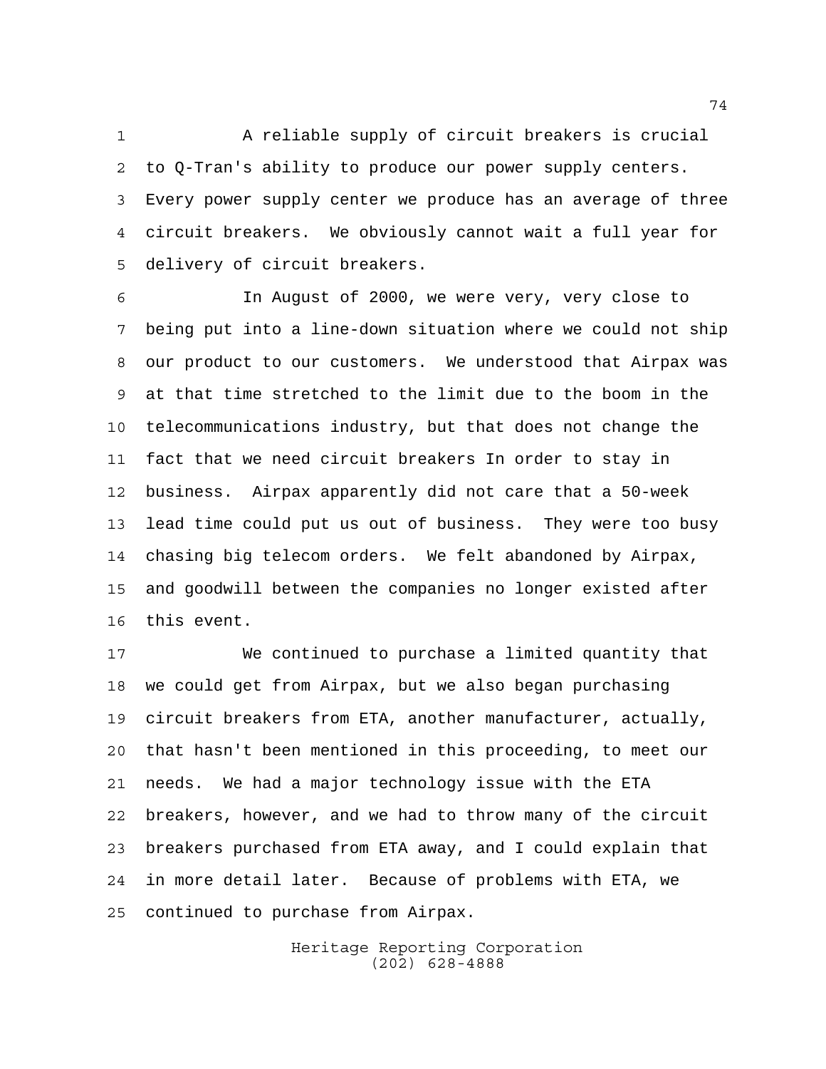A reliable supply of circuit breakers is crucial to Q-Tran's ability to produce our power supply centers. Every power supply center we produce has an average of three circuit breakers. We obviously cannot wait a full year for delivery of circuit breakers.

In August of 2000, we were very, very close to being put into a line-down situation where we could not ship our product to our customers. We understood that Airpax was at that time stretched to the limit due to the boom in the telecommunications industry, but that does not change the fact that we need circuit breakers In order to stay in business. Airpax apparently did not care that a 50-week lead time could put us out of business. They were too busy chasing big telecom orders. We felt abandoned by Airpax, and goodwill between the companies no longer existed after this event.

We continued to purchase a limited quantity that we could get from Airpax, but we also began purchasing circuit breakers from ETA, another manufacturer, actually, that hasn't been mentioned in this proceeding, to meet our needs. We had a major technology issue with the ETA breakers, however, and we had to throw many of the circuit breakers purchased from ETA away, and I could explain that in more detail later. Because of problems with ETA, we continued to purchase from Airpax.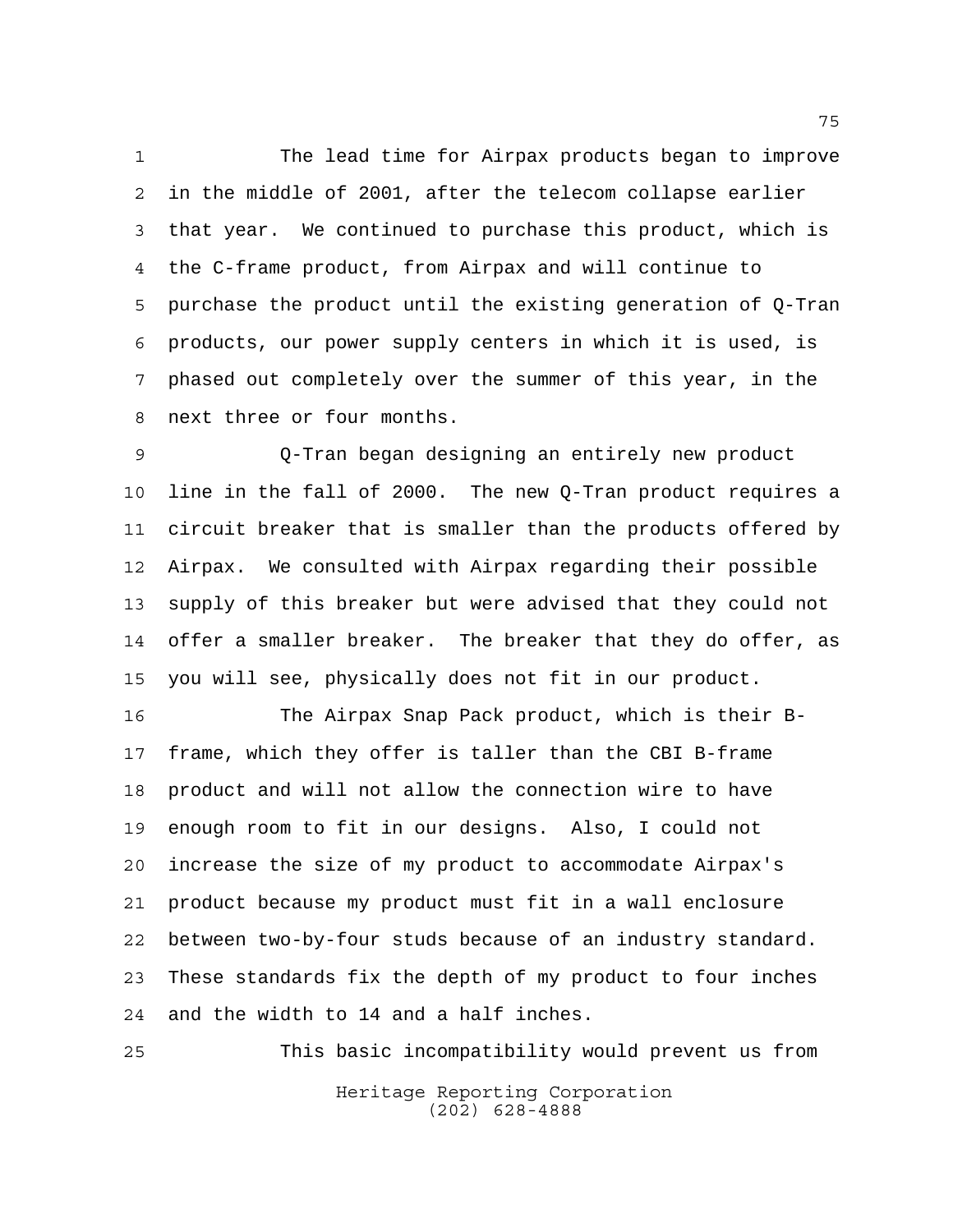The lead time for Airpax products began to improve in the middle of 2001, after the telecom collapse earlier that year. We continued to purchase this product, which is the C-frame product, from Airpax and will continue to purchase the product until the existing generation of Q-Tran products, our power supply centers in which it is used, is phased out completely over the summer of this year, in the next three or four months.

Q-Tran began designing an entirely new product line in the fall of 2000. The new Q-Tran product requires a circuit breaker that is smaller than the products offered by Airpax. We consulted with Airpax regarding their possible supply of this breaker but were advised that they could not offer a smaller breaker. The breaker that they do offer, as you will see, physically does not fit in our product.

The Airpax Snap Pack product, which is their B-frame, which they offer is taller than the CBI B-frame product and will not allow the connection wire to have enough room to fit in our designs. Also, I could not increase the size of my product to accommodate Airpax's product because my product must fit in a wall enclosure between two-by-four studs because of an industry standard. These standards fix the depth of my product to four inches and the width to 14 and a half inches.

This basic incompatibility would prevent us from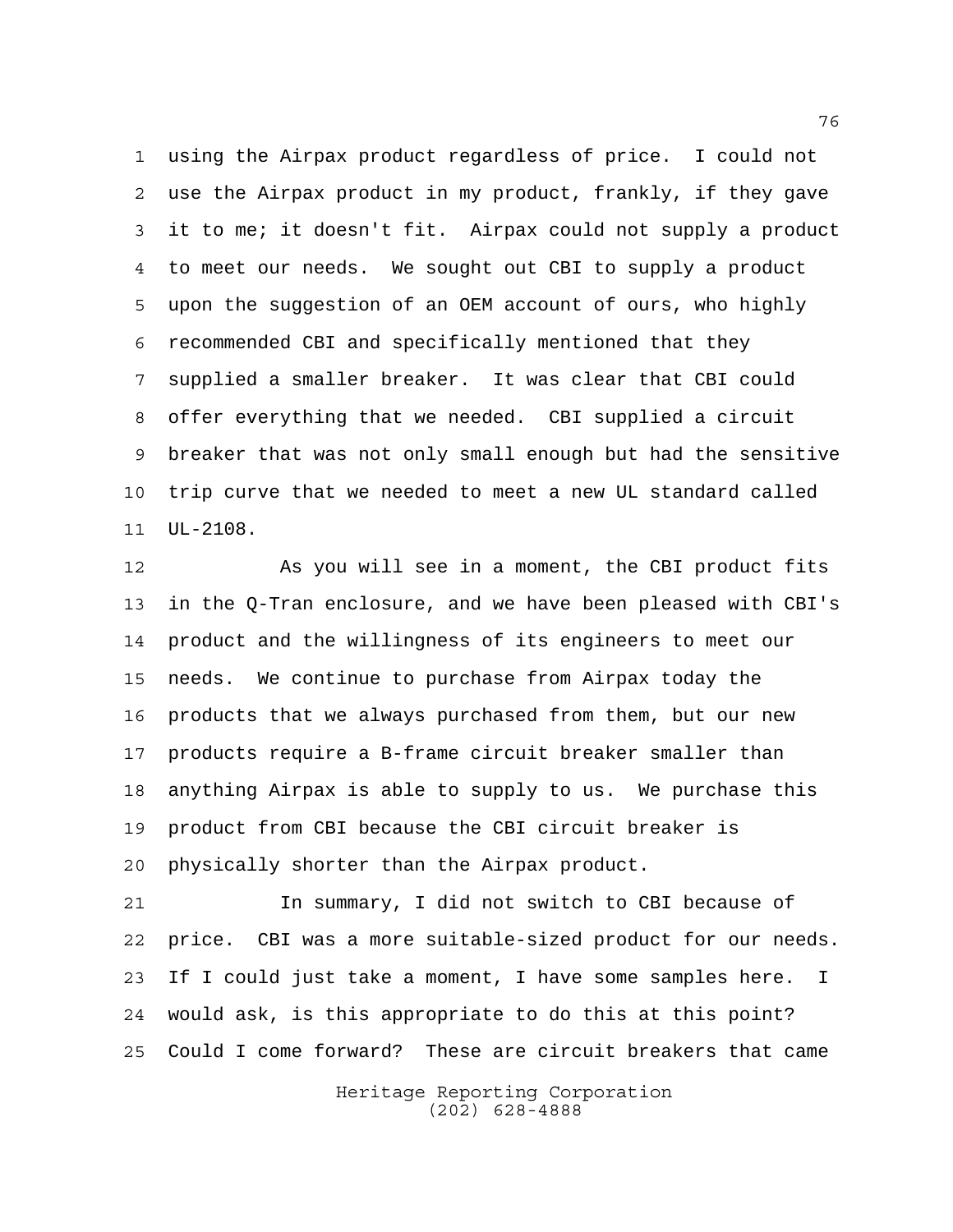using the Airpax product regardless of price. I could not use the Airpax product in my product, frankly, if they gave it to me; it doesn't fit. Airpax could not supply a product to meet our needs. We sought out CBI to supply a product upon the suggestion of an OEM account of ours, who highly recommended CBI and specifically mentioned that they supplied a smaller breaker. It was clear that CBI could offer everything that we needed. CBI supplied a circuit breaker that was not only small enough but had the sensitive trip curve that we needed to meet a new UL standard called UL-2108.

As you will see in a moment, the CBI product fits in the Q-Tran enclosure, and we have been pleased with CBI's product and the willingness of its engineers to meet our needs. We continue to purchase from Airpax today the products that we always purchased from them, but our new products require a B-frame circuit breaker smaller than anything Airpax is able to supply to us. We purchase this product from CBI because the CBI circuit breaker is physically shorter than the Airpax product.

In summary, I did not switch to CBI because of price. CBI was a more suitable-sized product for our needs. If I could just take a moment, I have some samples here. I would ask, is this appropriate to do this at this point? Could I come forward? These are circuit breakers that came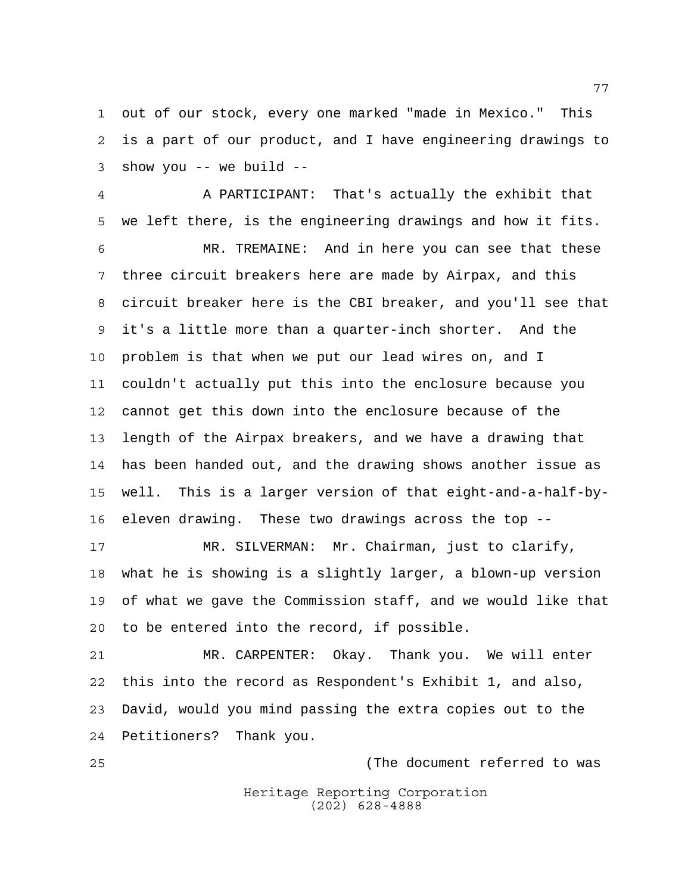out of our stock, every one marked "made in Mexico." This is a part of our product, and I have engineering drawings to show you -- we build --

A PARTICIPANT: That's actually the exhibit that we left there, is the engineering drawings and how it fits.

MR. TREMAINE: And in here you can see that these three circuit breakers here are made by Airpax, and this circuit breaker here is the CBI breaker, and you'll see that it's a little more than a quarter-inch shorter. And the problem is that when we put our lead wires on, and I couldn't actually put this into the enclosure because you cannot get this down into the enclosure because of the length of the Airpax breakers, and we have a drawing that has been handed out, and the drawing shows another issue as well. This is a larger version of that eight-and-a-half-by-eleven drawing. These two drawings across the top --

MR. SILVERMAN: Mr. Chairman, just to clarify, what he is showing is a slightly larger, a blown-up version of what we gave the Commission staff, and we would like that to be entered into the record, if possible.

MR. CARPENTER: Okay. Thank you. We will enter this into the record as Respondent's Exhibit 1, and also, David, would you mind passing the extra copies out to the Petitioners? Thank you.

(The document referred to was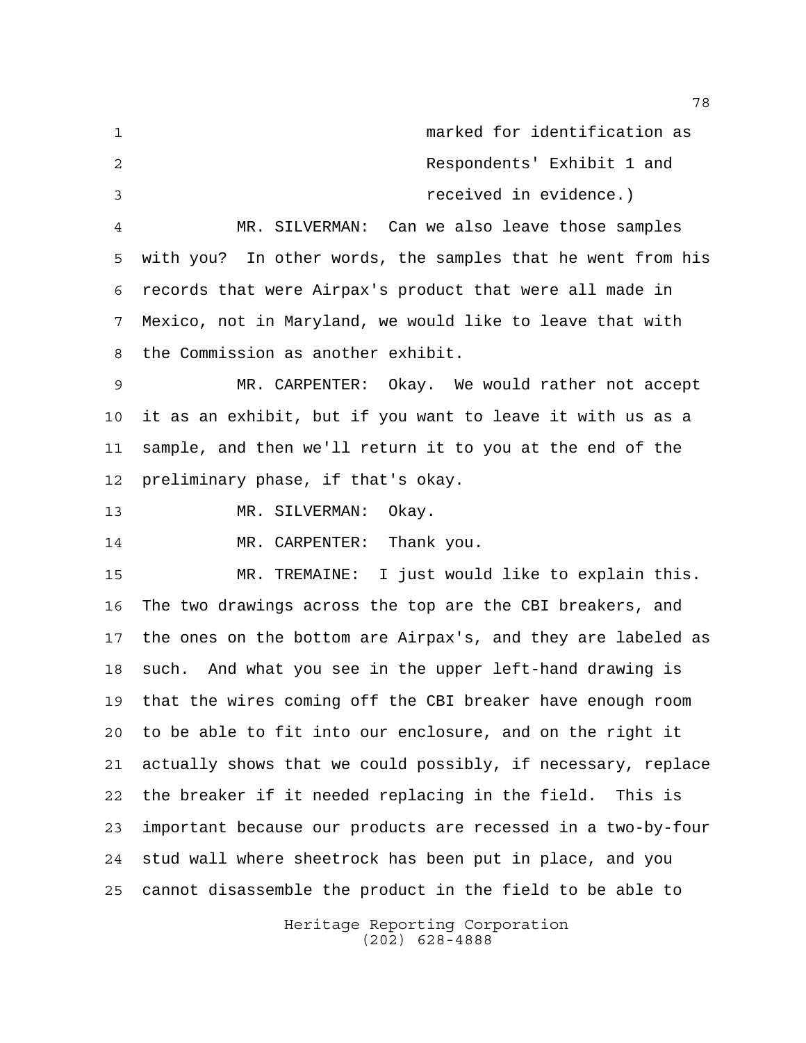marked for identification as
Respondents' Exhibit 1 and
received in evidence.)

MR. SILVERMAN: Can we also leave those samples with you? In other words, the samples that he went from his records that were Airpax's product that were all made in Mexico, not in Maryland, we would like to leave that with the Commission as another exhibit.

MR. CARPENTER: Okay. We would rather not accept it as an exhibit, but if you want to leave it with us as a sample, and then we'll return it to you at the end of the preliminary phase, if that's okay.

MR. SILVERMAN: Okay.

MR. CARPENTER: Thank you.

MR. TREMAINE: I just would like to explain this. The two drawings across the top are the CBI breakers, and the ones on the bottom are Airpax's, and they are labeled as such. And what you see in the upper left-hand drawing is that the wires coming off the CBI breaker have enough room to be able to fit into our enclosure, and on the right it actually shows that we could possibly, if necessary, replace the breaker if it needed replacing in the field. This is important because our products are recessed in a two-by-four stud wall where sheetrock has been put in place, and you cannot disassemble the product in the field to be able to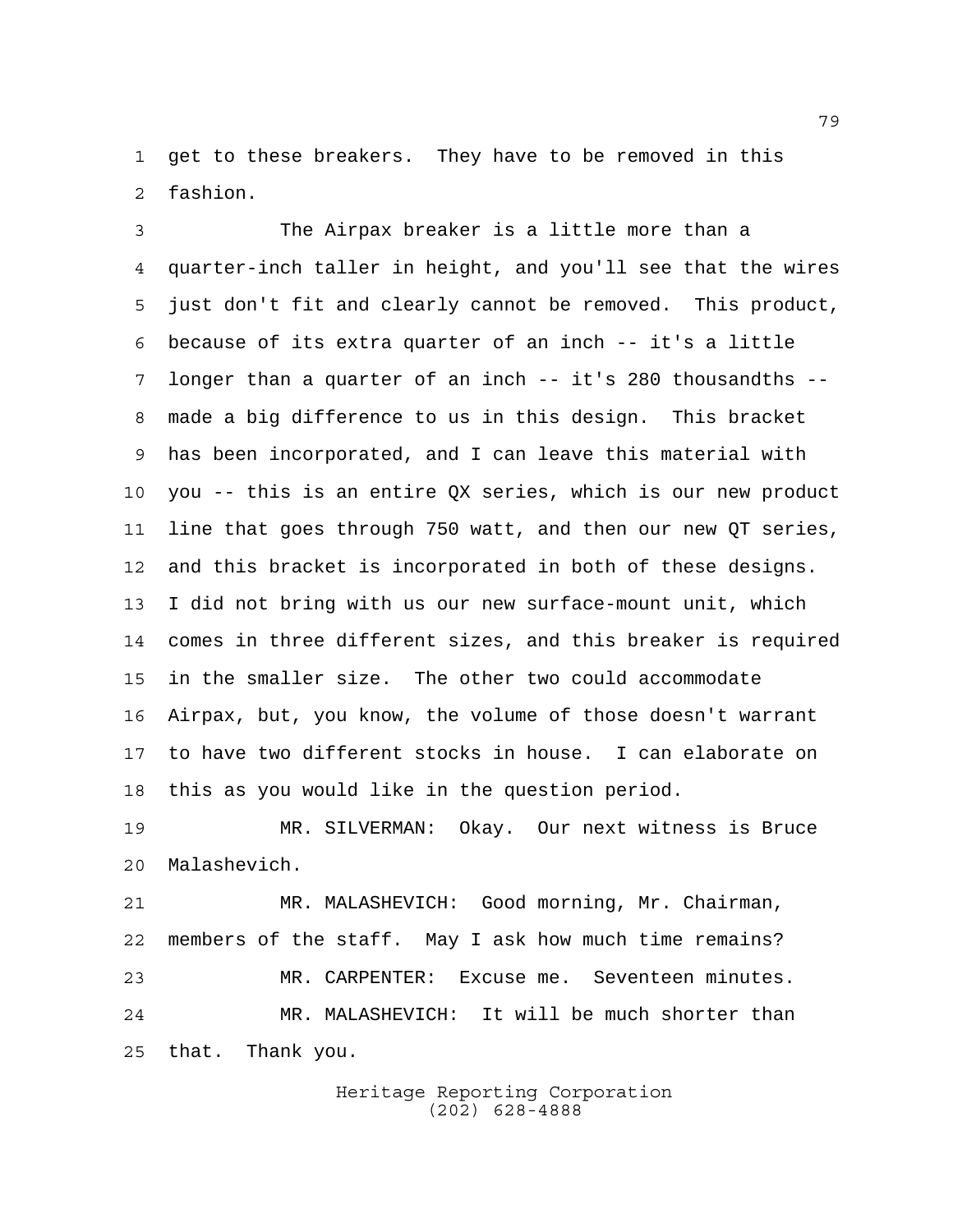get to these breakers. They have to be removed in this fashion.

The Airpax breaker is a little more than a quarter-inch taller in height, and you'll see that the wires just don't fit and clearly cannot be removed. This product, because of its extra quarter of an inch -- it's a little longer than a quarter of an inch -- it's 280 thousandths -- made a big difference to us in this design. This bracket has been incorporated, and I can leave this material with you -- this is an entire QX series, which is our new product line that goes through 750 watt, and then our new QT series, and this bracket is incorporated in both of these designs. I did not bring with us our new surface-mount unit, which comes in three different sizes, and this breaker is required in the smaller size. The other two could accommodate Airpax, but, you know, the volume of those doesn't warrant to have two different stocks in house. I can elaborate on this as you would like in the question period.

MR. SILVERMAN: Okay. Our next witness is Bruce Malashevich.

MR. MALASHEVICH: Good morning, Mr. Chairman, members of the staff. May I ask how much time remains?

MR. CARPENTER: Excuse me. Seventeen minutes.

MR. MALASHEVICH: It will be much shorter than that. Thank you.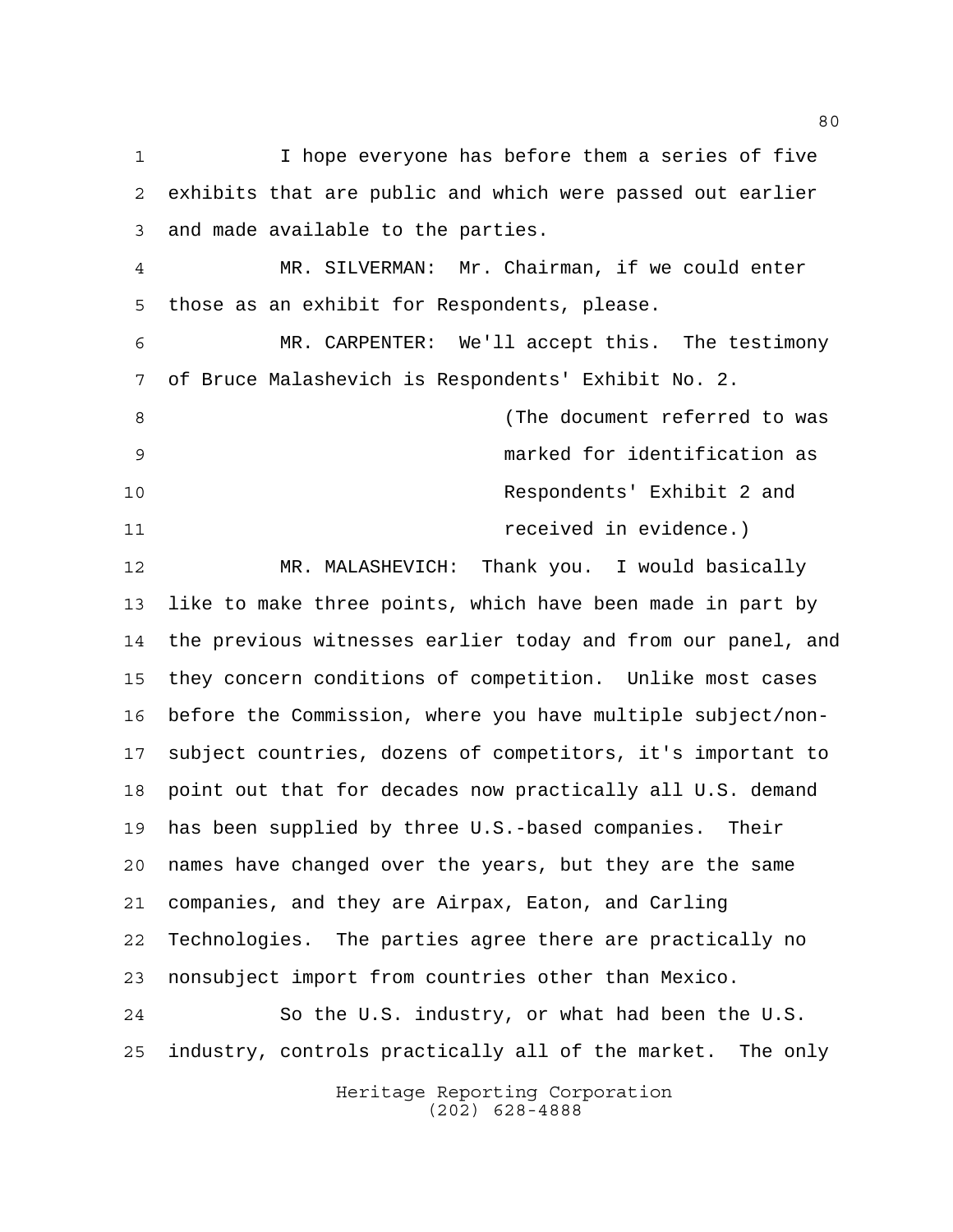I hope everyone has before them a series of five exhibits that are public and which were passed out earlier and made available to the parties.

MR. SILVERMAN: Mr. Chairman, if we could enter those as an exhibit for Respondents, please.

MR. CARPENTER: We'll accept this. The testimony of Bruce Malashevich is Respondents' Exhibit No. 2.

(The document referred to was marked for identification as Respondents' Exhibit 2 and received in evidence.)

MR. MALASHEVICH: Thank you. I would basically like to make three points, which have been made in part by the previous witnesses earlier today and from our panel, and they concern conditions of competition. Unlike most cases before the Commission, where you have multiple subject/non-subject countries, dozens of competitors, it's important to point out that for decades now practically all U.S. demand has been supplied by three U.S.-based companies. Their names have changed over the years, but they are the same companies, and they are Airpax, Eaton, and Carling Technologies. The parties agree there are practically no nonsubject import from countries other than Mexico.

So the U.S. industry, or what had been the U.S. industry, controls practically all of the market. The only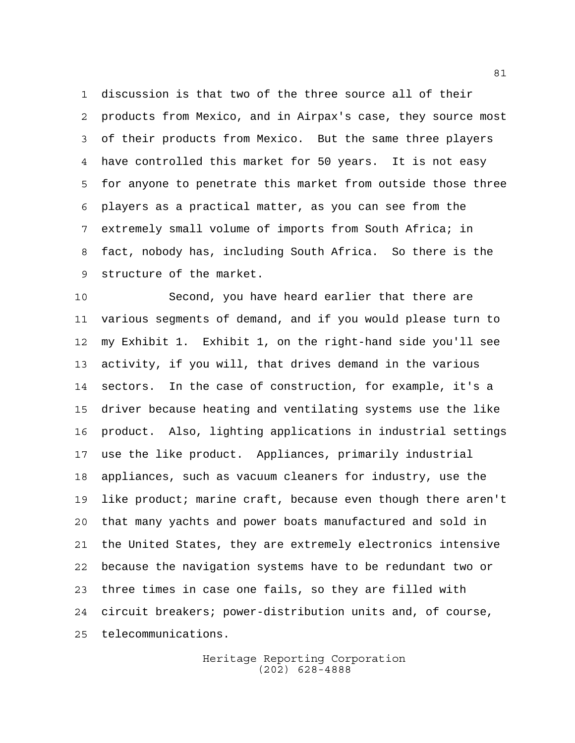discussion is that two of the three source all of their products from Mexico, and in Airpax's case, they source most of their products from Mexico. But the same three players have controlled this market for 50 years. It is not easy for anyone to penetrate this market from outside those three players as a practical matter, as you can see from the extremely small volume of imports from South Africa; in fact, nobody has, including South Africa. So there is the structure of the market.

Second, you have heard earlier that there are various segments of demand, and if you would please turn to my Exhibit 1. Exhibit 1, on the right-hand side you'll see activity, if you will, that drives demand in the various sectors. In the case of construction, for example, it's a driver because heating and ventilating systems use the like product. Also, lighting applications in industrial settings use the like product. Appliances, primarily industrial appliances, such as vacuum cleaners for industry, use the like product; marine craft, because even though there aren't that many yachts and power boats manufactured and sold in the United States, they are extremely electronics intensive because the navigation systems have to be redundant two or three times in case one fails, so they are filled with circuit breakers; power-distribution units and, of course, telecommunications.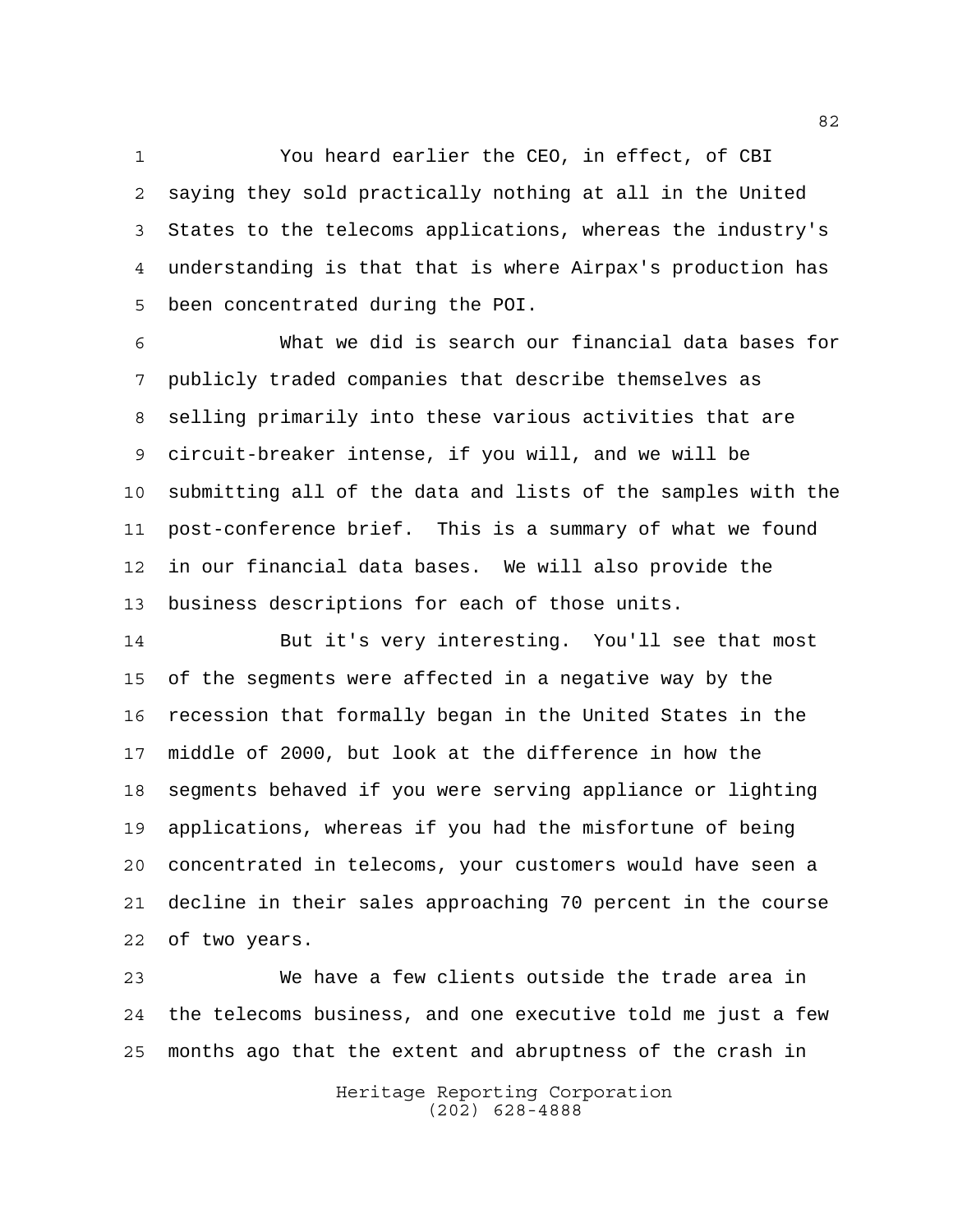You heard earlier the CEO, in effect, of CBI saying they sold practically nothing at all in the United States to the telecoms applications, whereas the industry's understanding is that that is where Airpax's production has been concentrated during the POI.

What we did is search our financial data bases for publicly traded companies that describe themselves as selling primarily into these various activities that are circuit-breaker intense, if you will, and we will be submitting all of the data and lists of the samples with the post-conference brief. This is a summary of what we found in our financial data bases. We will also provide the business descriptions for each of those units.

But it's very interesting. You'll see that most of the segments were affected in a negative way by the recession that formally began in the United States in the middle of 2000, but look at the difference in how the segments behaved if you were serving appliance or lighting applications, whereas if you had the misfortune of being concentrated in telecoms, your customers would have seen a decline in their sales approaching 70 percent in the course of two years.

We have a few clients outside the trade area in the telecoms business, and one executive told me just a few months ago that the extent and abruptness of the crash in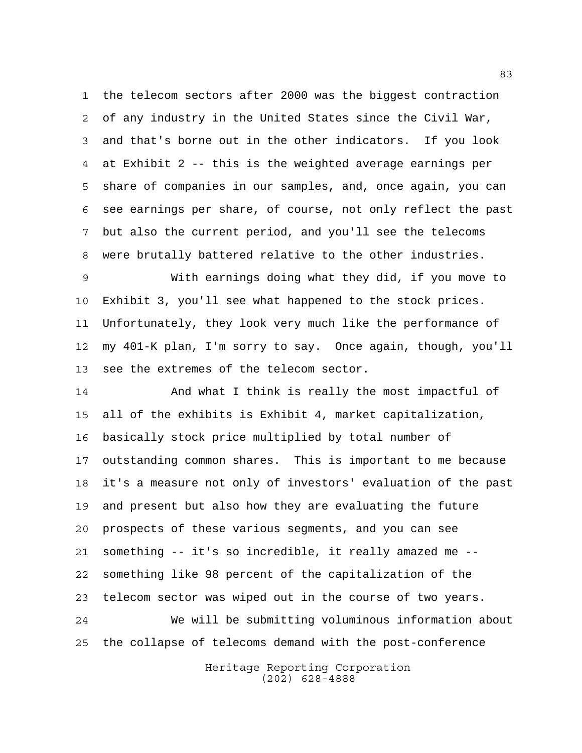the telecom sectors after 2000 was the biggest contraction of any industry in the United States since the Civil War, and that's borne out in the other indicators. If you look at Exhibit 2 -- this is the weighted average earnings per share of companies in our samples, and, once again, you can see earnings per share, of course, not only reflect the past but also the current period, and you'll see the telecoms were brutally battered relative to the other industries.

With earnings doing what they did, if you move to Exhibit 3, you'll see what happened to the stock prices. Unfortunately, they look very much like the performance of my 401-K plan, I'm sorry to say. Once again, though, you'll see the extremes of the telecom sector.

And what I think is really the most impactful of all of the exhibits is Exhibit 4, market capitalization, basically stock price multiplied by total number of outstanding common shares. This is important to me because it's a measure not only of investors' evaluation of the past and present but also how they are evaluating the future prospects of these various segments, and you can see something -- it's so incredible, it really amazed me -- something like 98 percent of the capitalization of the telecom sector was wiped out in the course of two years.

We will be submitting voluminous information about the collapse of telecoms demand with the post-conference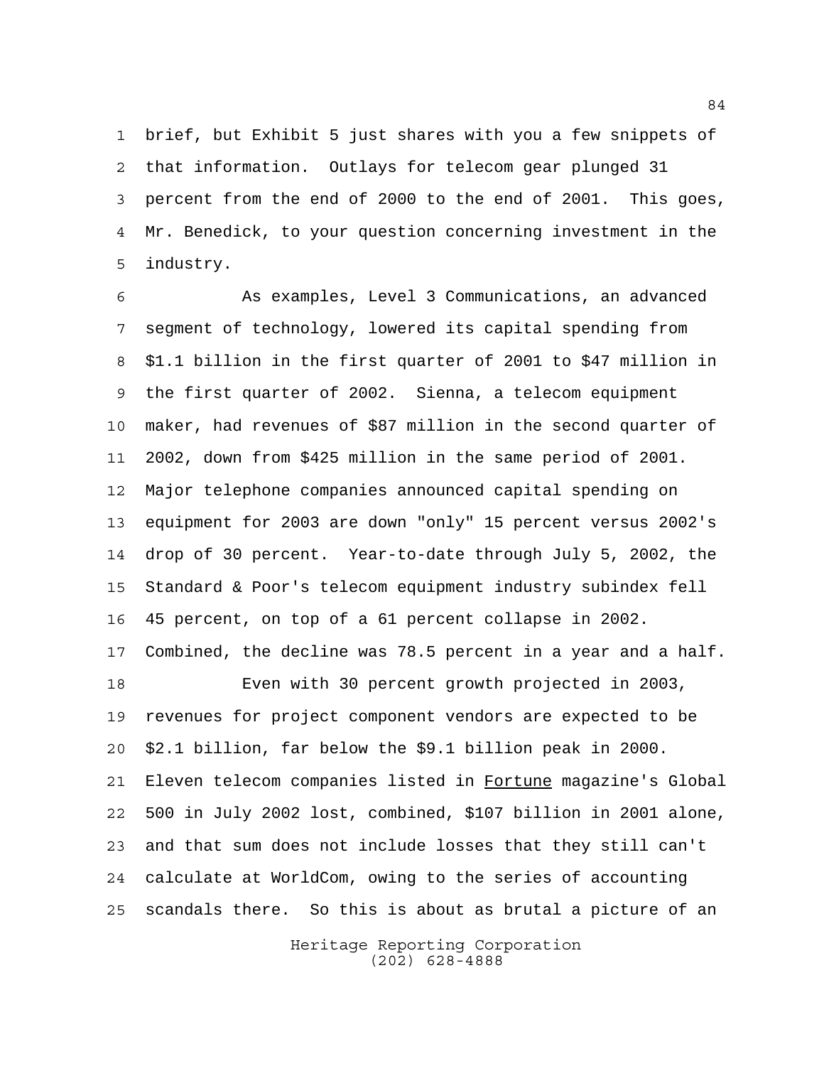brief, but Exhibit 5 just shares with you a few snippets of that information. Outlays for telecom gear plunged 31 percent from the end of 2000 to the end of 2001. This goes, Mr. Benedick, to your question concerning investment in the industry.

As examples, Level 3 Communications, an advanced segment of technology, lowered its capital spending from $1.1 billion in the first quarter of 2001 to $47 million in the first quarter of 2002. Sienna, a telecom equipment maker, had revenues of $87 million in the second quarter of 2002, down from $425 million in the same period of 2001. Major telephone companies announced capital spending on equipment for 2003 are down "only" 15 percent versus 2002's drop of 30 percent. Year-to-date through July 5, 2002, the Standard & Poor's telecom equipment industry subindex fell 45 percent, on top of a 61 percent collapse in 2002. Combined, the decline was 78.5 percent in a year and a half.

Even with 30 percent growth projected in 2003, revenues for project component vendors are expected to be $2.1 billion, far below the $9.1 billion peak in 2000. Eleven telecom companies listed in <u>Fortune</u> magazine's Global 500 in July 2002 lost, combined, $107 billion in 2001 alone, and that sum does not include losses that they still can't calculate at WorldCom, owing to the series of accounting scandals there. So this is about as brutal a picture of an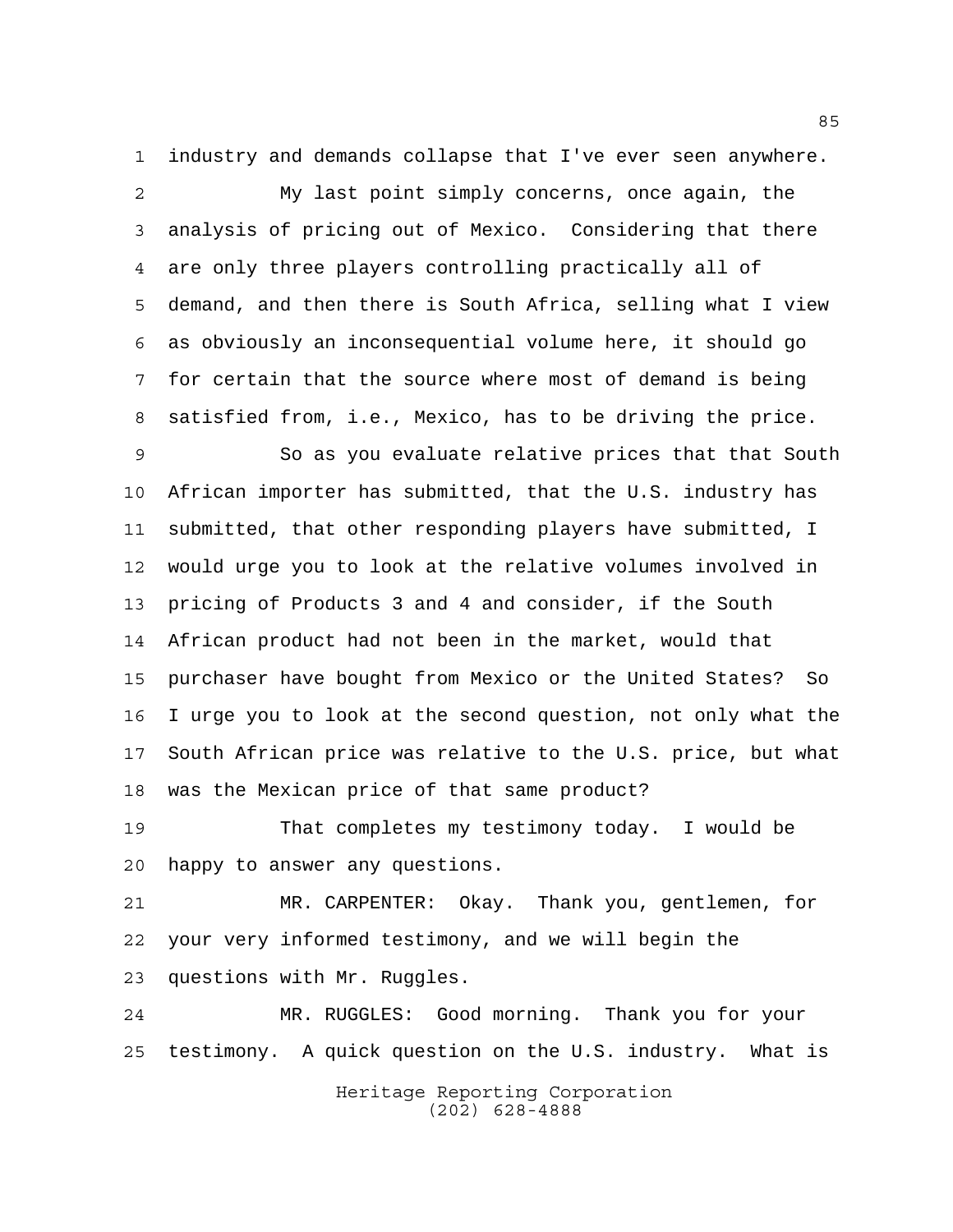industry and demands collapse that I've ever seen anywhere.

My last point simply concerns, once again, the analysis of pricing out of Mexico. Considering that there are only three players controlling practically all of demand, and then there is South Africa, selling what I view as obviously an inconsequential volume here, it should go for certain that the source where most of demand is being satisfied from, i.e., Mexico, has to be driving the price.

So as you evaluate relative prices that that South African importer has submitted, that the U.S. industry has submitted, that other responding players have submitted, I would urge you to look at the relative volumes involved in pricing of Products 3 and 4 and consider, if the South African product had not been in the market, would that purchaser have bought from Mexico or the United States? So I urge you to look at the second question, not only what the South African price was relative to the U.S. price, but what was the Mexican price of that same product?

That completes my testimony today. I would be happy to answer any questions.

MR. CARPENTER: Okay. Thank you, gentlemen, for your very informed testimony, and we will begin the questions with Mr. Ruggles.

MR. RUGGLES: Good morning. Thank you for your testimony. A quick question on the U.S. industry. What is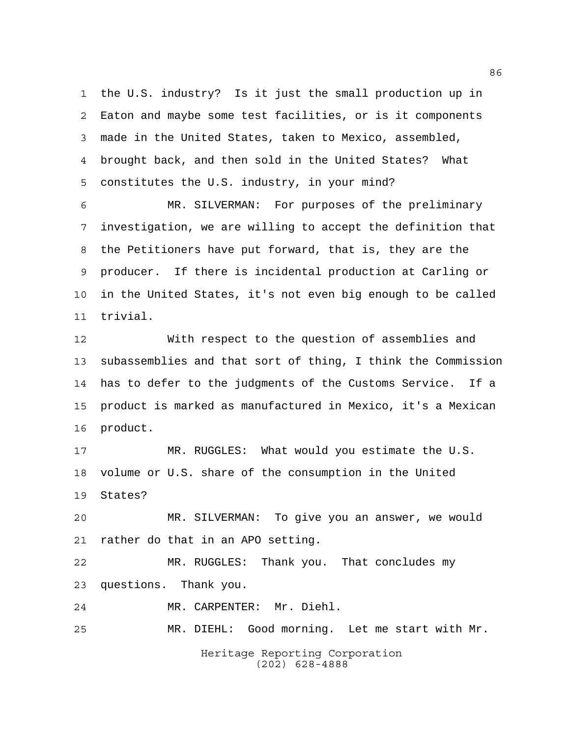the U.S. industry? Is it just the small production up in Eaton and maybe some test facilities, or is it components made in the United States, taken to Mexico, assembled, brought back, and then sold in the United States? What constitutes the U.S. industry, in your mind?

MR. SILVERMAN: For purposes of the preliminary investigation, we are willing to accept the definition that the Petitioners have put forward, that is, they are the producer. If there is incidental production at Carling or in the United States, it's not even big enough to be called trivial.

With respect to the question of assemblies and subassemblies and that sort of thing, I think the Commission has to defer to the judgments of the Customs Service. If a product is marked as manufactured in Mexico, it's a Mexican product.

MR. RUGGLES: What would you estimate the U.S. volume or U.S. share of the consumption in the United States?

MR. SILVERMAN: To give you an answer, we would rather do that in an APO setting.

MR. RUGGLES: Thank you. That concludes my questions. Thank you.

MR. CARPENTER: Mr. Diehl.

MR. DIEHL: Good morning. Let me start with Mr.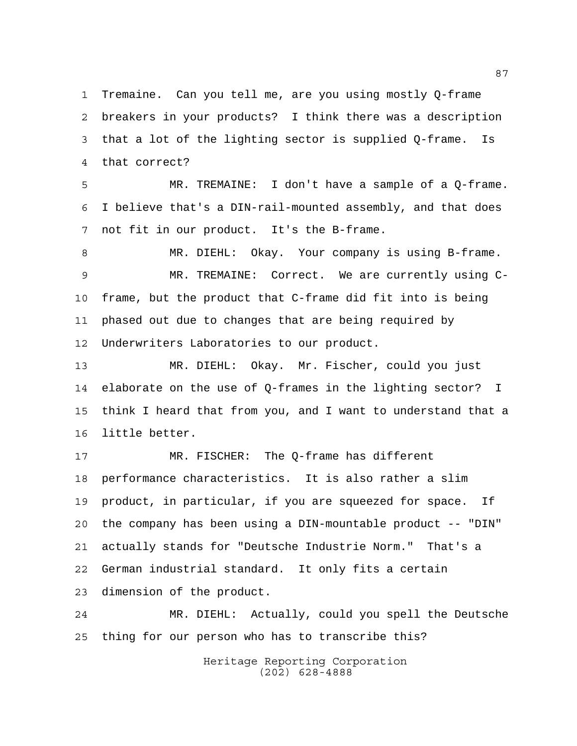Tremaine. Can you tell me, are you using mostly Q-frame breakers in your products? I think there was a description that a lot of the lighting sector is supplied Q-frame. Is that correct?

MR. TREMAINE: I don't have a sample of a Q-frame. I believe that's a DIN-rail-mounted assembly, and that does not fit in our product. It's the B-frame.

MR. DIEHL: Okay. Your company is using B-frame.

MR. TREMAINE: Correct. We are currently using C-frame, but the product that C-frame did fit into is being phased out due to changes that are being required by Underwriters Laboratories to our product.

MR. DIEHL: Okay. Mr. Fischer, could you just elaborate on the use of Q-frames in the lighting sector? I think I heard that from you, and I want to understand that a little better.

MR. FISCHER: The Q-frame has different performance characteristics. It is also rather a slim product, in particular, if you are squeezed for space. If the company has been using a DIN-mountable product -- "DIN" actually stands for "Deutsche Industrie Norm." That's a German industrial standard. It only fits a certain dimension of the product.

MR. DIEHL: Actually, could you spell the Deutsche thing for our person who has to transcribe this?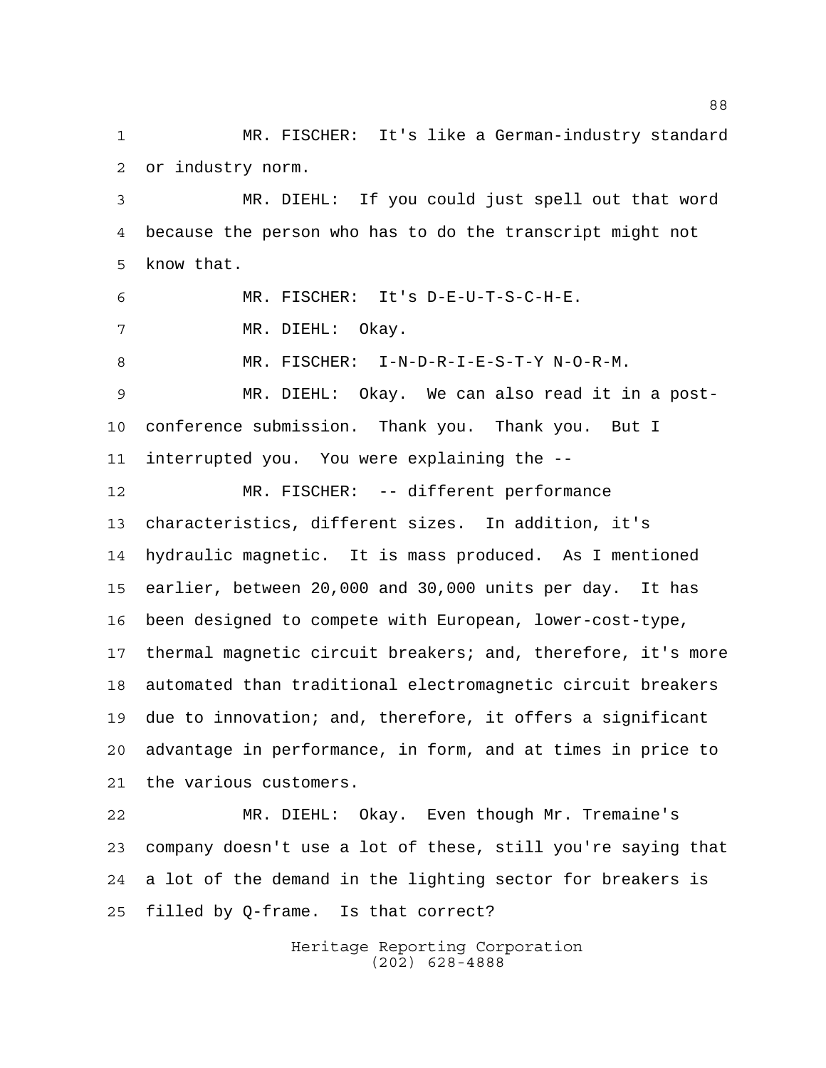MR. FISCHER: It's like a German-industry standard or industry norm.

MR. DIEHL: If you could just spell out that word because the person who has to do the transcript might not know that.

MR. FISCHER: It's D-E-U-T-S-C-H-E.

MR. DIEHL: Okay.

MR. FISCHER: I-N-D-R-I-E-S-T-Y N-O-R-M.

MR. DIEHL: Okay. We can also read it in a post-conference submission. Thank you. Thank you. But I interrupted you. You were explaining the --

MR. FISCHER: -- different performance characteristics, different sizes. In addition, it's hydraulic magnetic. It is mass produced. As I mentioned earlier, between 20,000 and 30,000 units per day. It has been designed to compete with European, lower-cost-type, thermal magnetic circuit breakers; and, therefore, it's more automated than traditional electromagnetic circuit breakers due to innovation; and, therefore, it offers a significant advantage in performance, in form, and at times in price to the various customers.

MR. DIEHL: Okay. Even though Mr. Tremaine's company doesn't use a lot of these, still you're saying that a lot of the demand in the lighting sector for breakers is filled by Q-frame. Is that correct?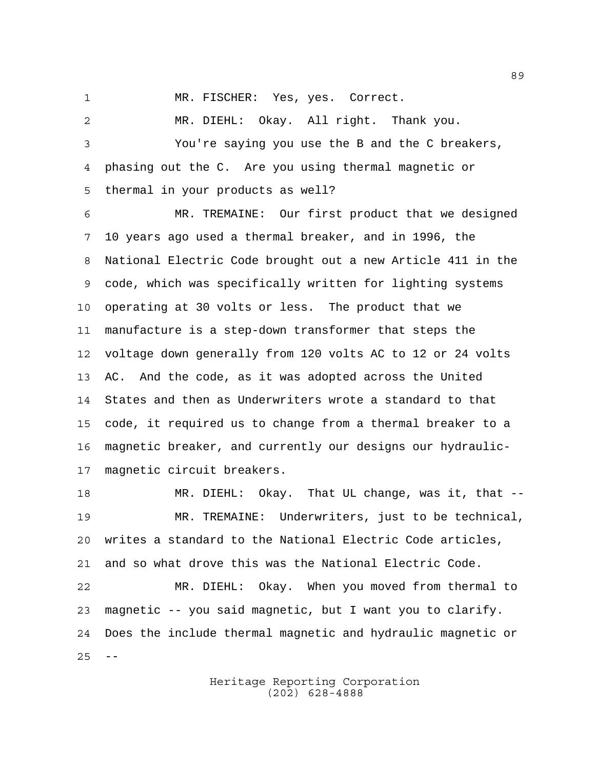MR. FISCHER: Yes, yes. Correct.

MR. DIEHL: Okay. All right. Thank you.

You're saying you use the B and the C breakers, phasing out the C. Are you using thermal magnetic or thermal in your products as well?

MR. TREMAINE: Our first product that we designed 10 years ago used a thermal breaker, and in 1996, the National Electric Code brought out a new Article 411 in the code, which was specifically written for lighting systems operating at 30 volts or less. The product that we manufacture is a step-down transformer that steps the voltage down generally from 120 volts AC to 12 or 24 volts AC. And the code, as it was adopted across the United States and then as Underwriters wrote a standard to that code, it required us to change from a thermal breaker to a magnetic breaker, and currently our designs our hydraulic-magnetic circuit breakers.

MR. DIEHL: Okay. That UL change, was it, that --

MR. TREMAINE: Underwriters, just to be technical, writes a standard to the National Electric Code articles, and so what drove this was the National Electric Code.

MR. DIEHL: Okay. When you moved from thermal to magnetic -- you said magnetic, but I want you to clarify. Does the include thermal magnetic and hydraulic magnetic or --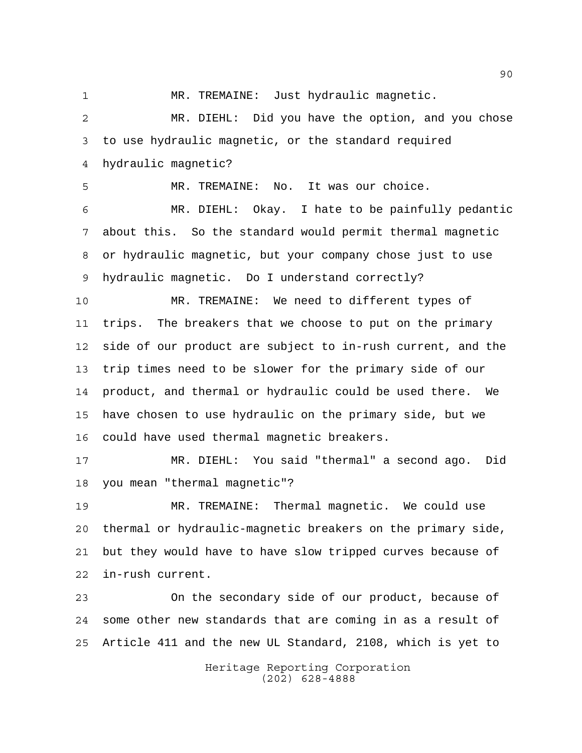MR. TREMAINE: Just hydraulic magnetic.

MR. DIEHL: Did you have the option, and you chose to use hydraulic magnetic, or the standard required hydraulic magnetic?

MR. TREMAINE: No. It was our choice.

MR. DIEHL: Okay. I hate to be painfully pedantic about this. So the standard would permit thermal magnetic or hydraulic magnetic, but your company chose just to use hydraulic magnetic. Do I understand correctly?

MR. TREMAINE: We need to different types of trips. The breakers that we choose to put on the primary side of our product are subject to in-rush current, and the trip times need to be slower for the primary side of our product, and thermal or hydraulic could be used there. We have chosen to use hydraulic on the primary side, but we could have used thermal magnetic breakers.

MR. DIEHL: You said "thermal" a second ago. Did you mean "thermal magnetic"?

MR. TREMAINE: Thermal magnetic. We could use thermal or hydraulic-magnetic breakers on the primary side, but they would have to have slow tripped curves because of in-rush current.

On the secondary side of our product, because of some other new standards that are coming in as a result of Article 411 and the new UL Standard, 2108, which is yet to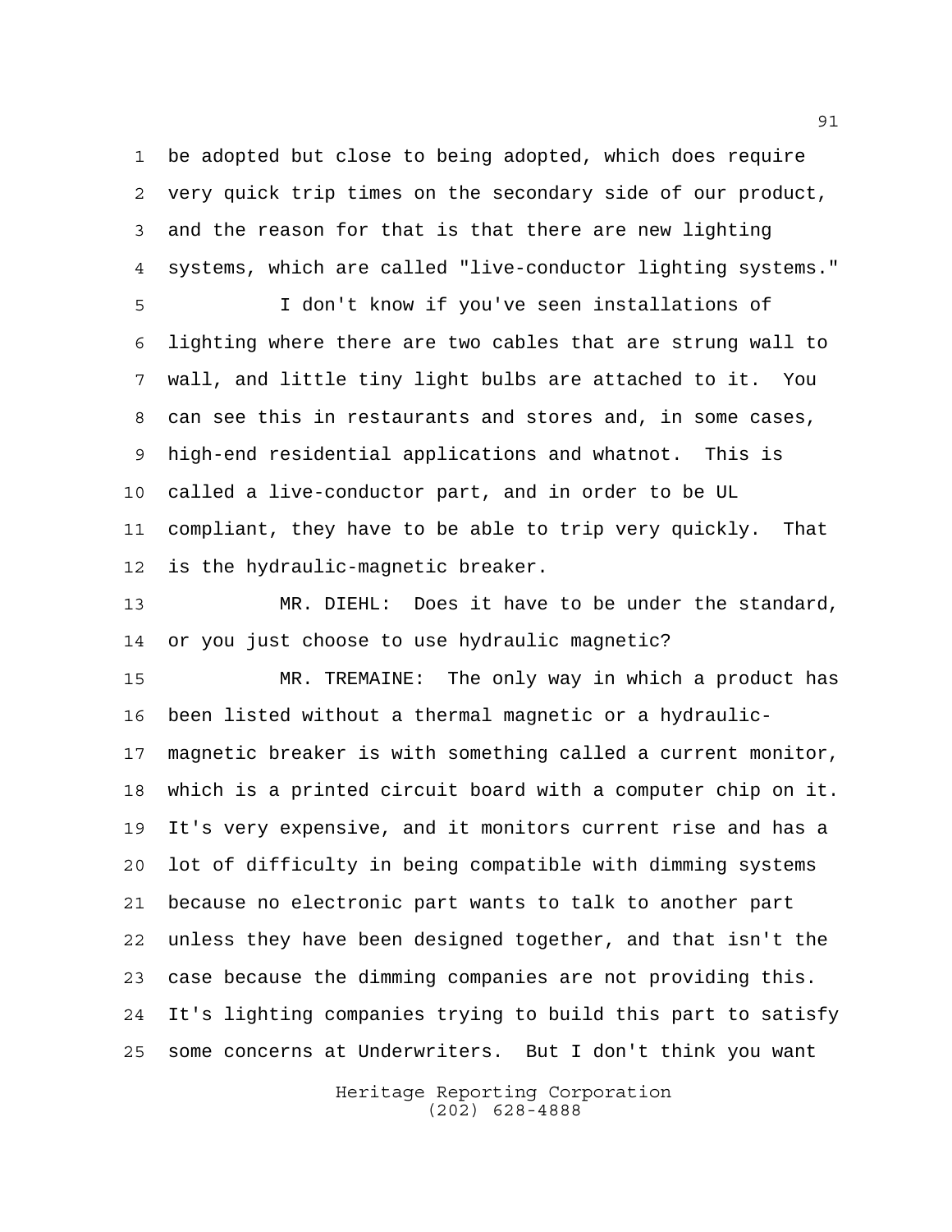be adopted but close to being adopted, which does require very quick trip times on the secondary side of our product, and the reason for that is that there are new lighting systems, which are called "live-conductor lighting systems."

I don't know if you've seen installations of lighting where there are two cables that are strung wall to wall, and little tiny light bulbs are attached to it. You can see this in restaurants and stores and, in some cases, high-end residential applications and whatnot. This is called a live-conductor part, and in order to be UL compliant, they have to be able to trip very quickly. That is the hydraulic-magnetic breaker.

MR. DIEHL: Does it have to be under the standard, or you just choose to use hydraulic magnetic?

MR. TREMAINE: The only way in which a product has been listed without a thermal magnetic or a hydraulic-magnetic breaker is with something called a current monitor, which is a printed circuit board with a computer chip on it. It's very expensive, and it monitors current rise and has a lot of difficulty in being compatible with dimming systems because no electronic part wants to talk to another part unless they have been designed together, and that isn't the case because the dimming companies are not providing this. It's lighting companies trying to build this part to satisfy some concerns at Underwriters. But I don't think you want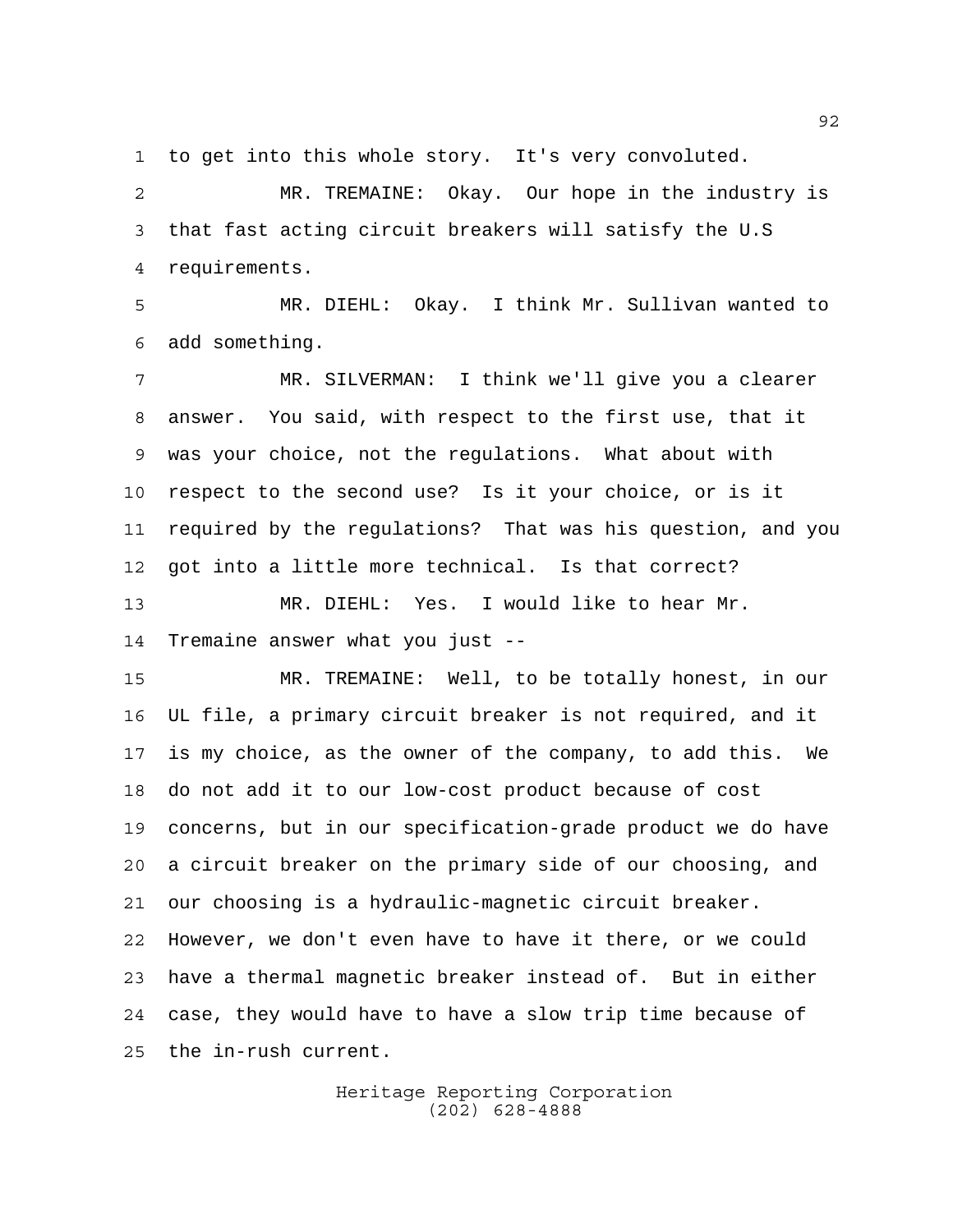to get into this whole story. It's very convoluted.

MR. TREMAINE: Okay. Our hope in the industry is that fast acting circuit breakers will satisfy the U.S requirements.

MR. DIEHL: Okay. I think Mr. Sullivan wanted to add something.

MR. SILVERMAN: I think we'll give you a clearer answer. You said, with respect to the first use, that it was your choice, not the regulations. What about with respect to the second use? Is it your choice, or is it required by the regulations? That was his question, and you got into a little more technical. Is that correct?

MR. DIEHL: Yes. I would like to hear Mr. Tremaine answer what you just --

MR. TREMAINE: Well, to be totally honest, in our UL file, a primary circuit breaker is not required, and it is my choice, as the owner of the company, to add this. We do not add it to our low-cost product because of cost concerns, but in our specification-grade product we do have a circuit breaker on the primary side of our choosing, and our choosing is a hydraulic-magnetic circuit breaker. However, we don't even have to have it there, or we could have a thermal magnetic breaker instead of. But in either case, they would have to have a slow trip time because of the in-rush current.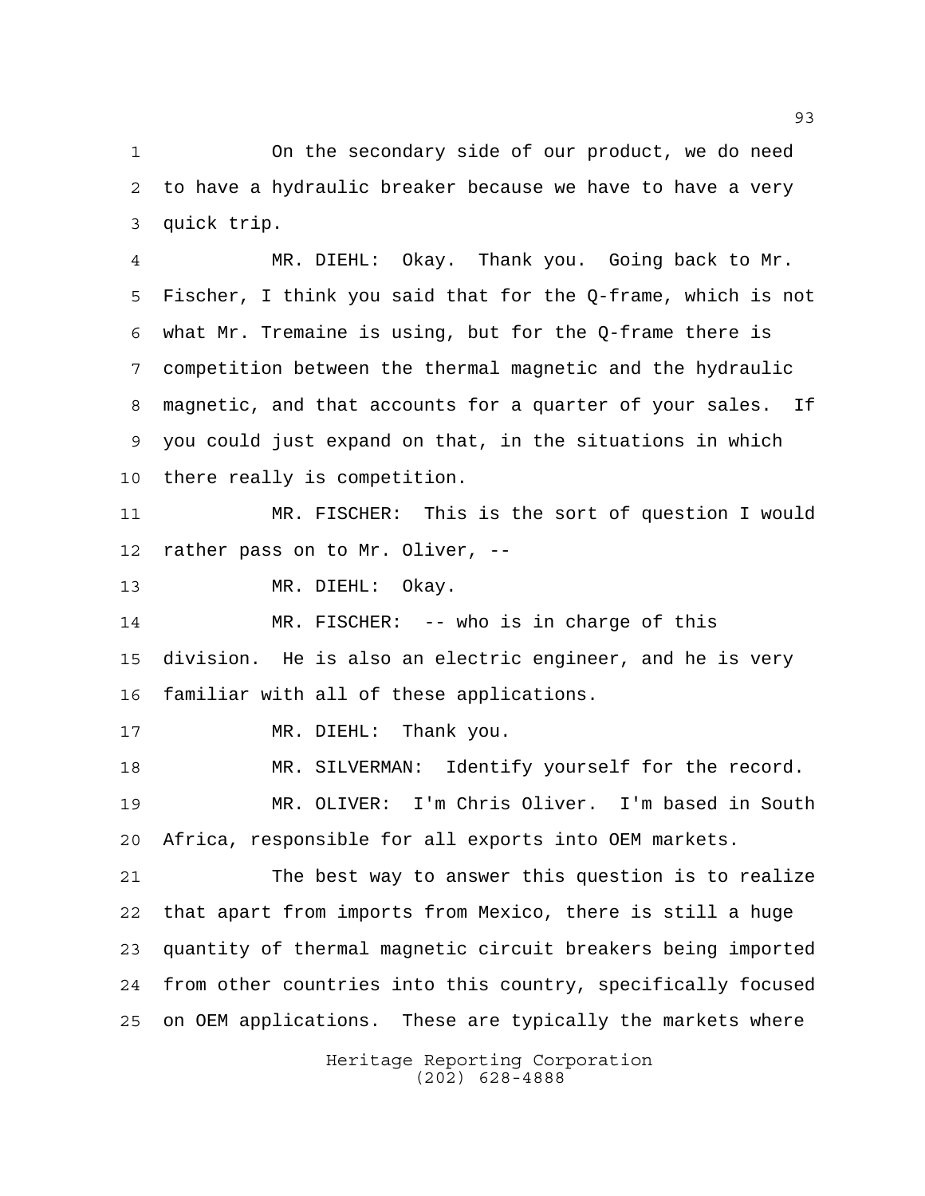On the secondary side of our product, we do need to have a hydraulic breaker because we have to have a very quick trip.

MR. DIEHL: Okay. Thank you. Going back to Mr. Fischer, I think you said that for the Q-frame, which is not what Mr. Tremaine is using, but for the Q-frame there is competition between the thermal magnetic and the hydraulic magnetic, and that accounts for a quarter of your sales. If you could just expand on that, in the situations in which there really is competition.

MR. FISCHER: This is the sort of question I would rather pass on to Mr. Oliver, --

MR. DIEHL: Okay.

MR. FISCHER: -- who is in charge of this division. He is also an electric engineer, and he is very familiar with all of these applications.

MR. DIEHL: Thank you.

MR. SILVERMAN: Identify yourself for the record.

MR. OLIVER: I'm Chris Oliver. I'm based in South Africa, responsible for all exports into OEM markets.

The best way to answer this question is to realize that apart from imports from Mexico, there is still a huge quantity of thermal magnetic circuit breakers being imported from other countries into this country, specifically focused on OEM applications. These are typically the markets where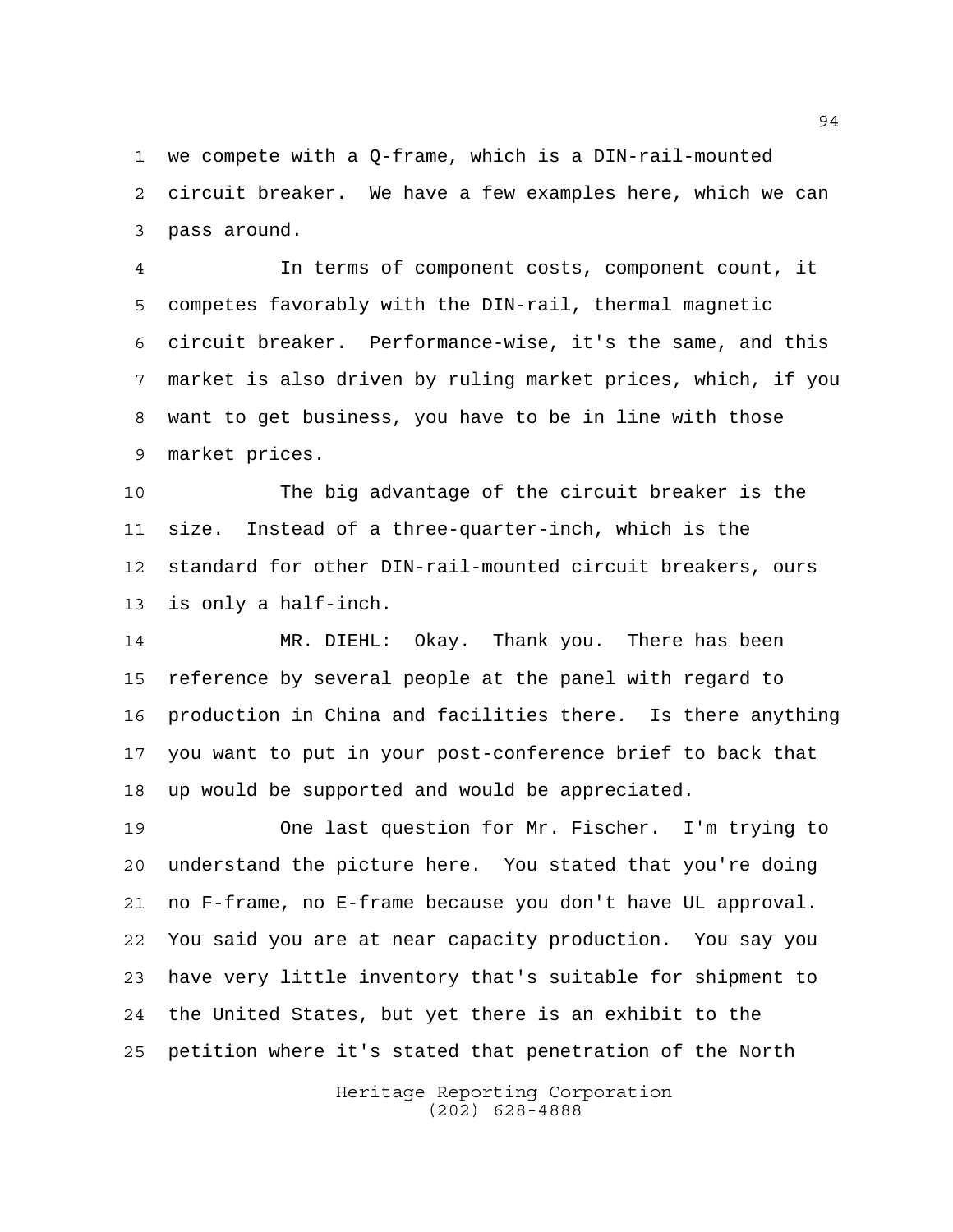we compete with a Q-frame, which is a DIN-rail-mounted circuit breaker. We have a few examples here, which we can pass around.

In terms of component costs, component count, it competes favorably with the DIN-rail, thermal magnetic circuit breaker. Performance-wise, it's the same, and this market is also driven by ruling market prices, which, if you want to get business, you have to be in line with those market prices.

The big advantage of the circuit breaker is the size. Instead of a three-quarter-inch, which is the standard for other DIN-rail-mounted circuit breakers, ours is only a half-inch.

MR. DIEHL: Okay. Thank you. There has been reference by several people at the panel with regard to production in China and facilities there. Is there anything you want to put in your post-conference brief to back that up would be supported and would be appreciated.

One last question for Mr. Fischer. I'm trying to understand the picture here. You stated that you're doing no F-frame, no E-frame because you don't have UL approval. You said you are at near capacity production. You say you have very little inventory that's suitable for shipment to the United States, but yet there is an exhibit to the petition where it's stated that penetration of the North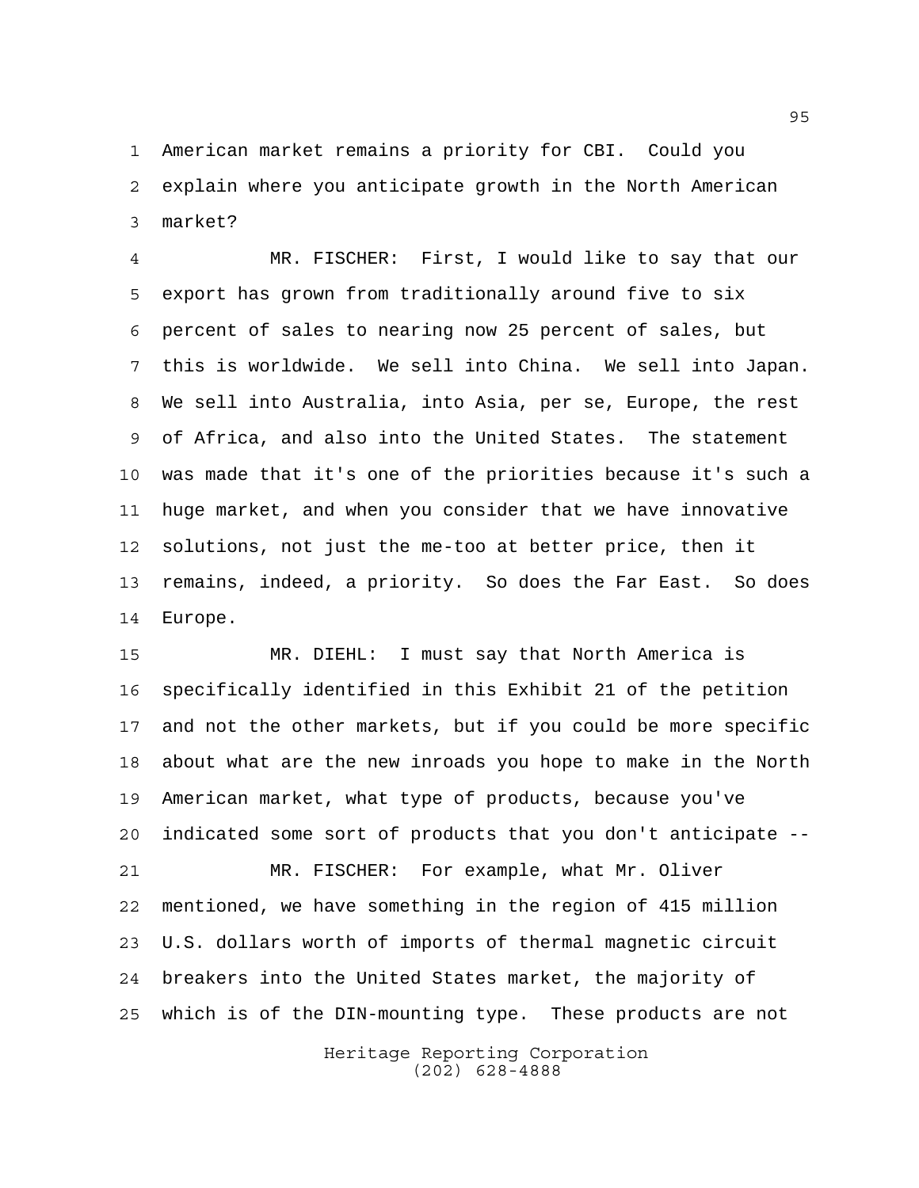American market remains a priority for CBI. Could you explain where you anticipate growth in the North American market?

MR. FISCHER: First, I would like to say that our export has grown from traditionally around five to six percent of sales to nearing now 25 percent of sales, but this is worldwide. We sell into China. We sell into Japan. We sell into Australia, into Asia, per se, Europe, the rest of Africa, and also into the United States. The statement was made that it's one of the priorities because it's such a huge market, and when you consider that we have innovative solutions, not just the me-too at better price, then it remains, indeed, a priority. So does the Far East. So does Europe.

MR. DIEHL: I must say that North America is specifically identified in this Exhibit 21 of the petition and not the other markets, but if you could be more specific about what are the new inroads you hope to make in the North American market, what type of products, because you've indicated some sort of products that you don't anticipate --

MR. FISCHER: For example, what Mr. Oliver mentioned, we have something in the region of 415 million U.S. dollars worth of imports of thermal magnetic circuit breakers into the United States market, the majority of which is of the DIN-mounting type. These products are not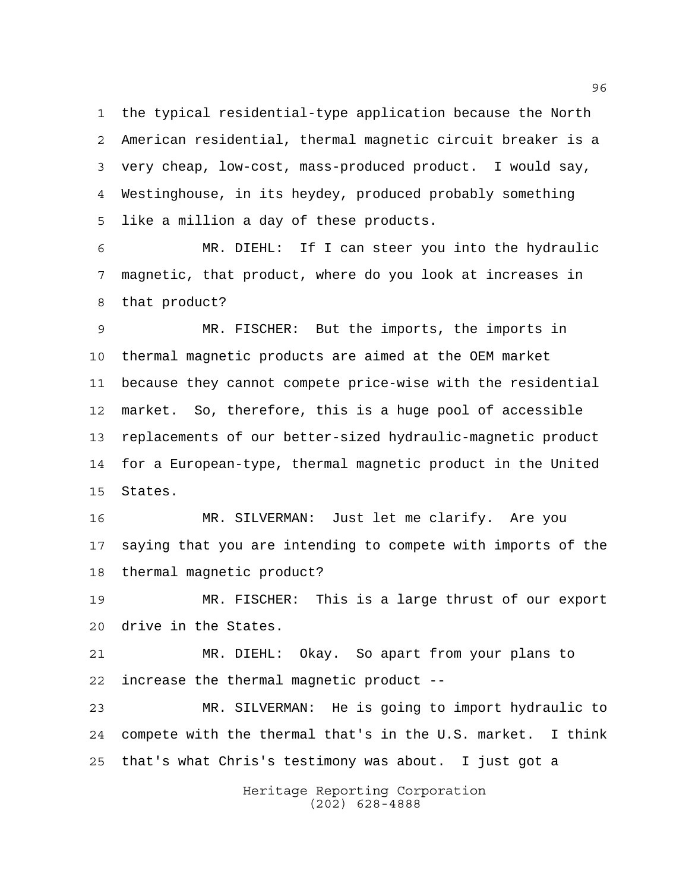the typical residential-type application because the North American residential, thermal magnetic circuit breaker is a very cheap, low-cost, mass-produced product. I would say, Westinghouse, in its heydey, produced probably something like a million a day of these products.

MR. DIEHL: If I can steer you into the hydraulic magnetic, that product, where do you look at increases in that product?

MR. FISCHER: But the imports, the imports in thermal magnetic products are aimed at the OEM market because they cannot compete price-wise with the residential market. So, therefore, this is a huge pool of accessible replacements of our better-sized hydraulic-magnetic product for a European-type, thermal magnetic product in the United States.

MR. SILVERMAN: Just let me clarify. Are you saying that you are intending to compete with imports of the thermal magnetic product?

MR. FISCHER: This is a large thrust of our export drive in the States.

MR. DIEHL: Okay. So apart from your plans to increase the thermal magnetic product --

MR. SILVERMAN: He is going to import hydraulic to compete with the thermal that's in the U.S. market. I think that's what Chris's testimony was about. I just got a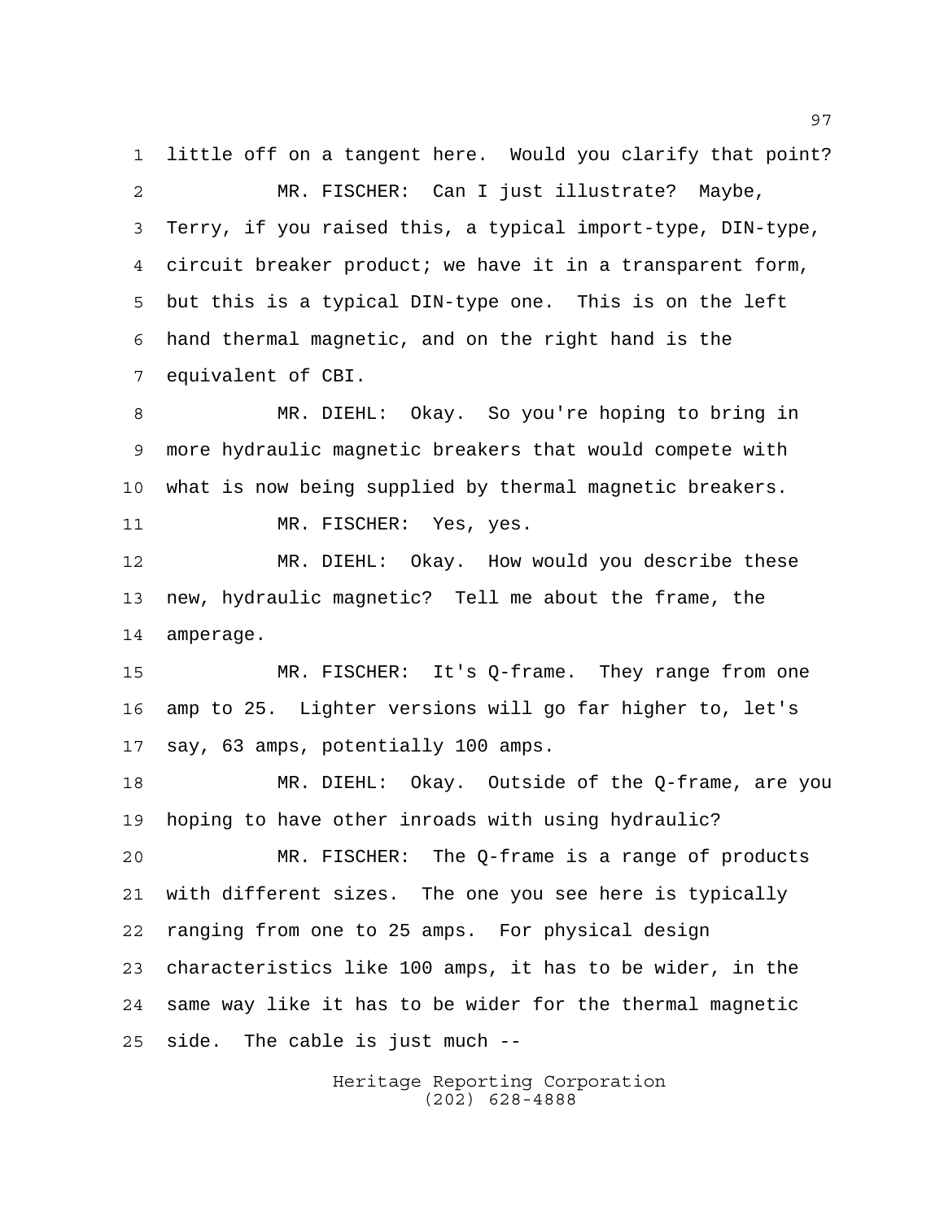little off on a tangent here. Would you clarify that point?

MR. FISCHER: Can I just illustrate? Maybe, Terry, if you raised this, a typical import-type, DIN-type, circuit breaker product; we have it in a transparent form, but this is a typical DIN-type one. This is on the left hand thermal magnetic, and on the right hand is the equivalent of CBI.

MR. DIEHL: Okay. So you're hoping to bring in more hydraulic magnetic breakers that would compete with what is now being supplied by thermal magnetic breakers.

MR. FISCHER: Yes, yes.

MR. DIEHL: Okay. How would you describe these new, hydraulic magnetic? Tell me about the frame, the amperage.

MR. FISCHER: It's Q-frame. They range from one amp to 25. Lighter versions will go far higher to, let's say, 63 amps, potentially 100 amps.

MR. DIEHL: Okay. Outside of the Q-frame, are you hoping to have other inroads with using hydraulic?

MR. FISCHER: The Q-frame is a range of products with different sizes. The one you see here is typically ranging from one to 25 amps. For physical design characteristics like 100 amps, it has to be wider, in the same way like it has to be wider for the thermal magnetic side. The cable is just much --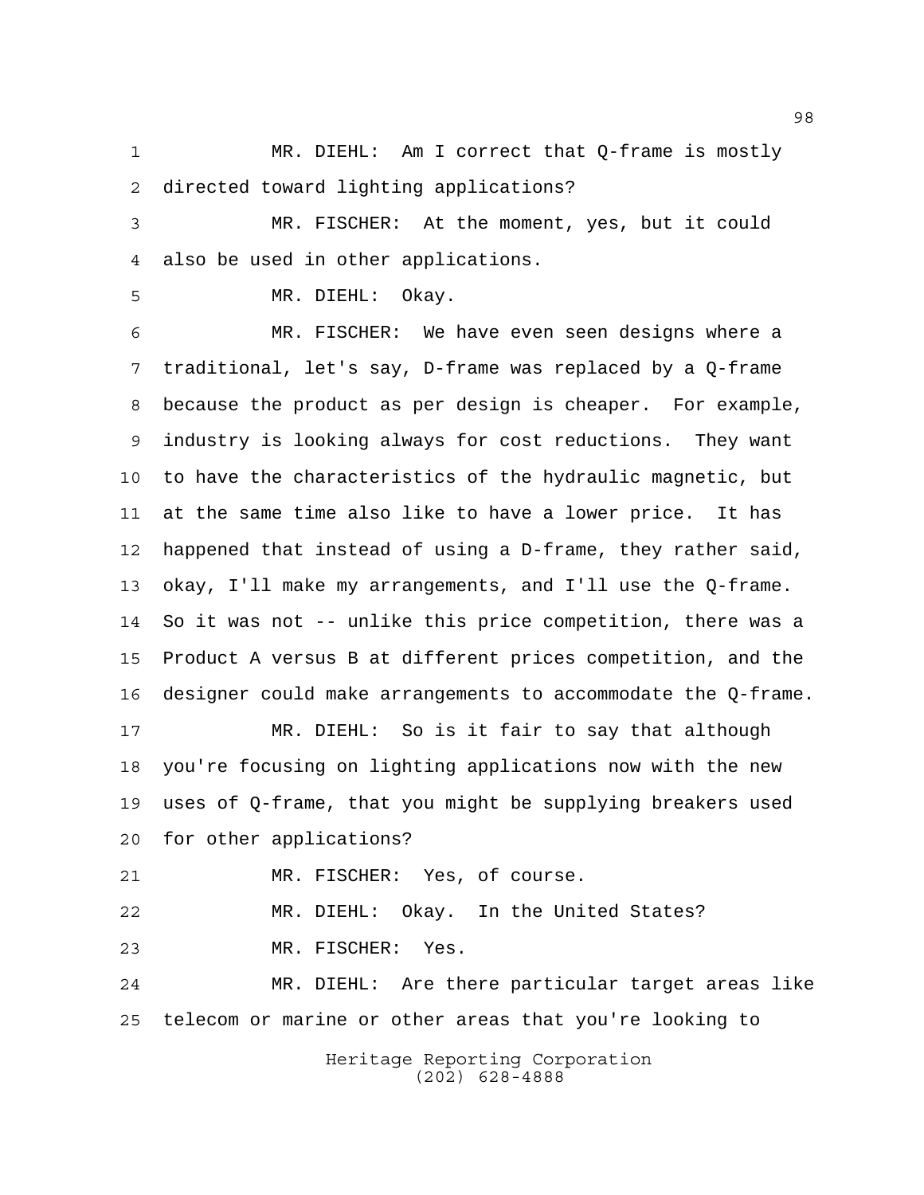MR. DIEHL: Am I correct that Q-frame is mostly directed toward lighting applications?

MR. FISCHER: At the moment, yes, but it could also be used in other applications.

MR. DIEHL: Okay.

MR. FISCHER: We have even seen designs where a traditional, let's say, D-frame was replaced by a Q-frame because the product as per design is cheaper. For example, industry is looking always for cost reductions. They want to have the characteristics of the hydraulic magnetic, but at the same time also like to have a lower price. It has happened that instead of using a D-frame, they rather said, okay, I'll make my arrangements, and I'll use the Q-frame. So it was not -- unlike this price competition, there was a Product A versus B at different prices competition, and the designer could make arrangements to accommodate the Q-frame.

MR. DIEHL: So is it fair to say that although you're focusing on lighting applications now with the new uses of Q-frame, that you might be supplying breakers used for other applications?

MR. FISCHER: Yes, of course.

MR. DIEHL: Okay. In the United States?

MR. FISCHER: Yes.

MR. DIEHL: Are there particular target areas like telecom or marine or other areas that you're looking to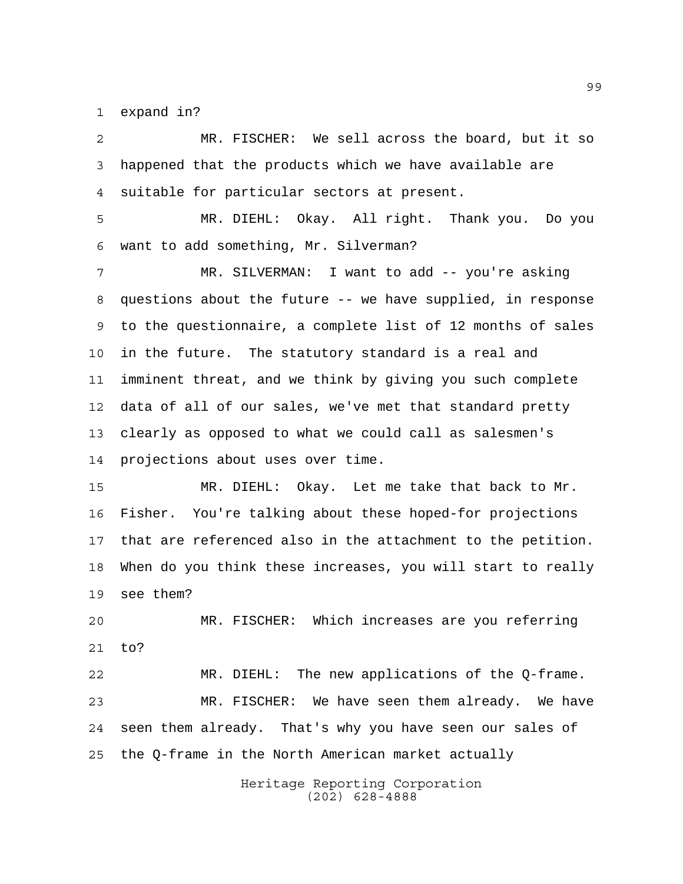expand in?

MR. FISCHER: We sell across the board, but it so happened that the products which we have available are suitable for particular sectors at present.

MR. DIEHL: Okay. All right. Thank you. Do you want to add something, Mr. Silverman?

MR. SILVERMAN: I want to add -- you're asking questions about the future -- we have supplied, in response to the questionnaire, a complete list of 12 months of sales in the future. The statutory standard is a real and imminent threat, and we think by giving you such complete data of all of our sales, we've met that standard pretty clearly as opposed to what we could call as salesmen's projections about uses over time.

MR. DIEHL: Okay. Let me take that back to Mr. Fisher. You're talking about these hoped-for projections that are referenced also in the attachment to the petition. When do you think these increases, you will start to really see them?

MR. FISCHER: Which increases are you referring to?

MR. DIEHL: The new applications of the Q-frame.

MR. FISCHER: We have seen them already. We have seen them already. That's why you have seen our sales of the Q-frame in the North American market actually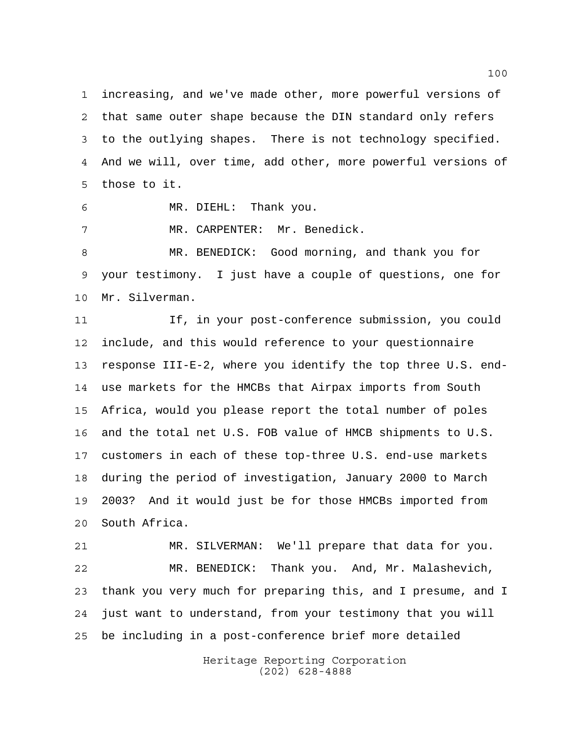increasing, and we've made other, more powerful versions of that same outer shape because the DIN standard only refers to the outlying shapes. There is not technology specified. And we will, over time, add other, more powerful versions of those to it.

MR. DIEHL: Thank you.

MR. CARPENTER: Mr. Benedick.

MR. BENEDICK: Good morning, and thank you for your testimony. I just have a couple of questions, one for Mr. Silverman.

If, in your post-conference submission, you could include, and this would reference to your questionnaire response III-E-2, where you identify the top three U.S. end-use markets for the HMCBs that Airpax imports from South Africa, would you please report the total number of poles and the total net U.S. FOB value of HMCB shipments to U.S. customers in each of these top-three U.S. end-use markets during the period of investigation, January 2000 to March 2003? And it would just be for those HMCBs imported from South Africa.

MR. SILVERMAN: We'll prepare that data for you.

MR. BENEDICK: Thank you. And, Mr. Malashevich, thank you very much for preparing this, and I presume, and I just want to understand, from your testimony that you will be including in a post-conference brief more detailed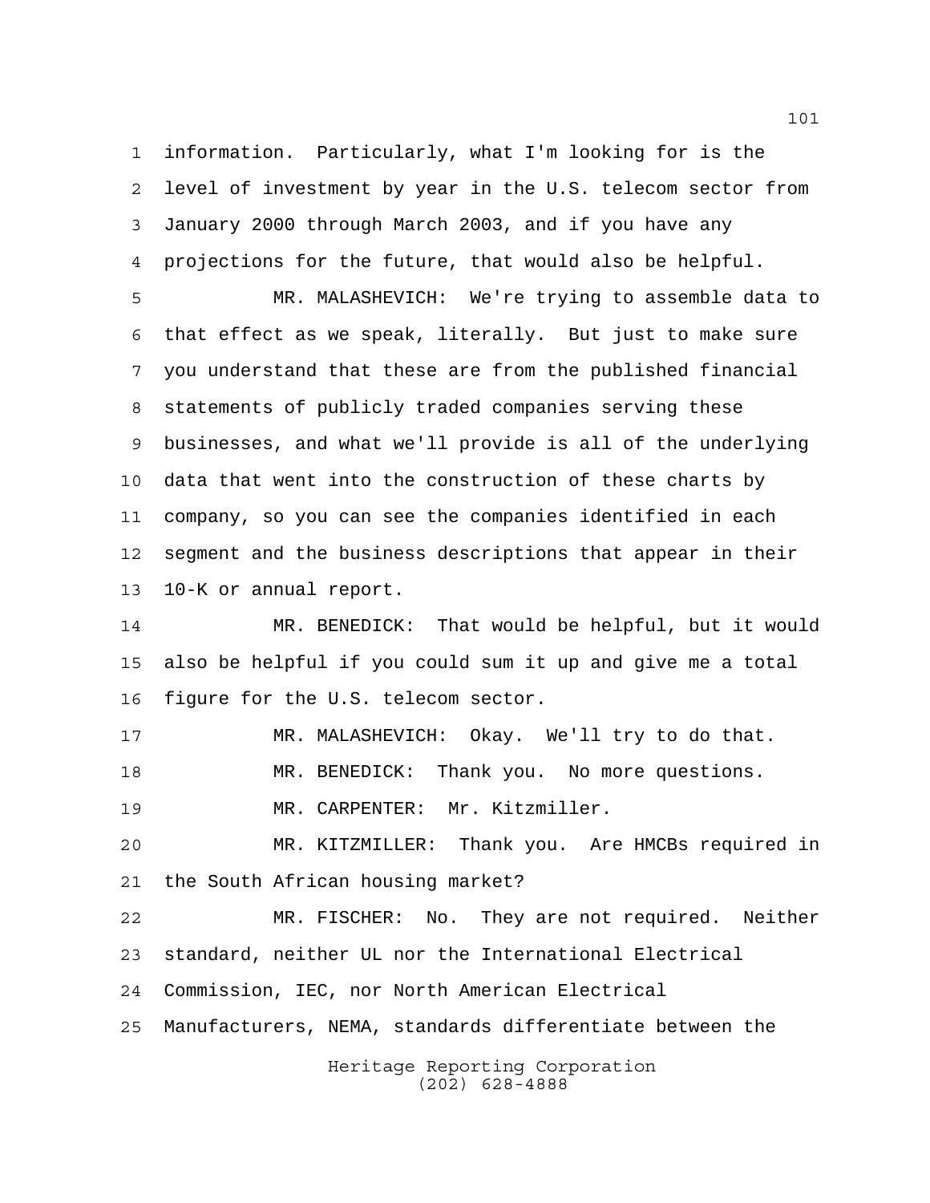information. Particularly, what I'm looking for is the level of investment by year in the U.S. telecom sector from January 2000 through March 2003, and if you have any projections for the future, that would also be helpful.

MR. MALASHEVICH: We're trying to assemble data to that effect as we speak, literally. But just to make sure you understand that these are from the published financial statements of publicly traded companies serving these businesses, and what we'll provide is all of the underlying data that went into the construction of these charts by company, so you can see the companies identified in each segment and the business descriptions that appear in their 10-K or annual report.

MR. BENEDICK: That would be helpful, but it would also be helpful if you could sum it up and give me a total figure for the U.S. telecom sector.

MR. MALASHEVICH: Okay. We'll try to do that.

MR. BENEDICK: Thank you. No more questions.

MR. CARPENTER: Mr. Kitzmiller.

MR. KITZMILLER: Thank you. Are HMCBs required in the South African housing market?

MR. FISCHER: No. They are not required. Neither standard, neither UL nor the International Electrical Commission, IEC, nor North American Electrical Manufacturers, NEMA, standards differentiate between the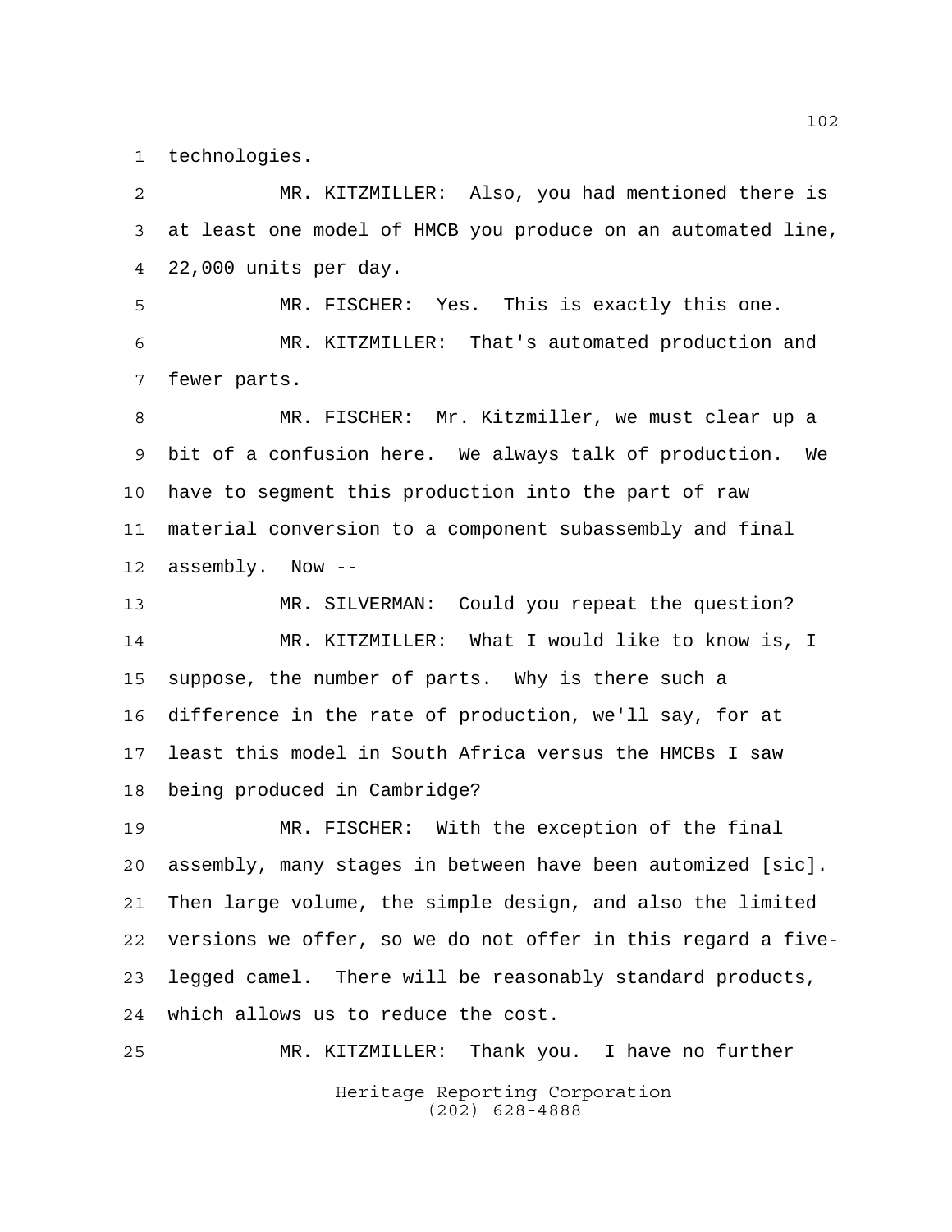technologies.

MR. KITZMILLER: Also, you had mentioned there is at least one model of HMCB you produce on an automated line, 22,000 units per day.

MR. FISCHER: Yes. This is exactly this one.

MR. KITZMILLER: That's automated production and fewer parts.

MR. FISCHER: Mr. Kitzmiller, we must clear up a bit of a confusion here. We always talk of production. We have to segment this production into the part of raw material conversion to a component subassembly and final assembly. Now --

MR. SILVERMAN: Could you repeat the question?

MR. KITZMILLER: What I would like to know is, I suppose, the number of parts. Why is there such a difference in the rate of production, we'll say, for at least this model in South Africa versus the HMCBs I saw being produced in Cambridge?

MR. FISCHER: With the exception of the final assembly, many stages in between have been automized [sic]. Then large volume, the simple design, and also the limited versions we offer, so we do not offer in this regard a five-legged camel. There will be reasonably standard products, which allows us to reduce the cost.

MR. KITZMILLER: Thank you. I have no further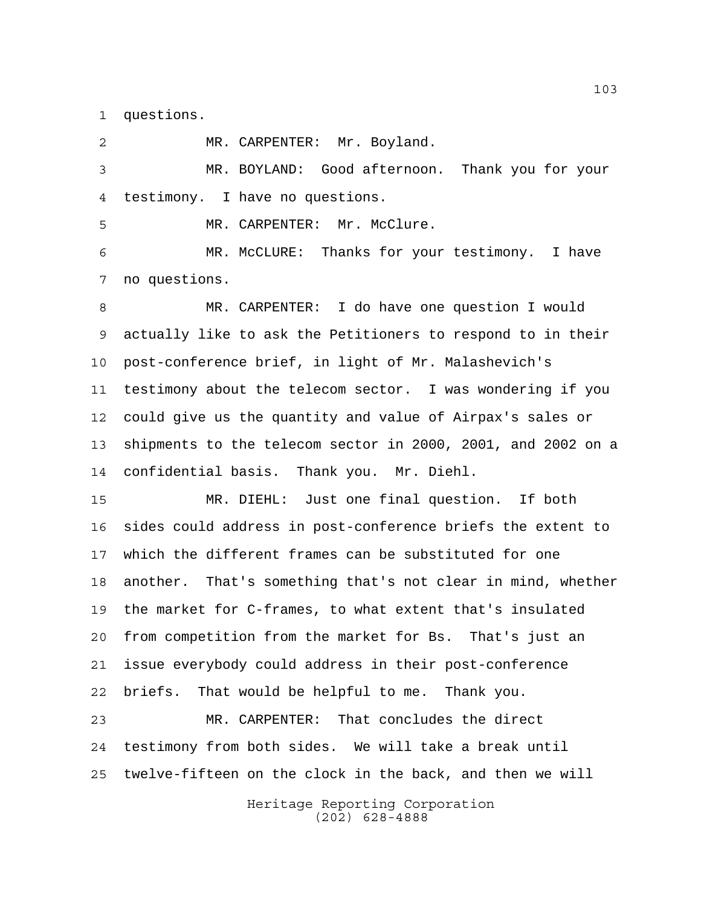questions.

MR. CARPENTER: Mr. Boyland.

MR. BOYLAND: Good afternoon. Thank you for your testimony. I have no questions.

MR. CARPENTER: Mr. McClure.

MR. McCLURE: Thanks for your testimony. I have no questions.

MR. CARPENTER: I do have one question I would actually like to ask the Petitioners to respond to in their post-conference brief, in light of Mr. Malashevich's testimony about the telecom sector. I was wondering if you could give us the quantity and value of Airpax's sales or shipments to the telecom sector in 2000, 2001, and 2002 on a confidential basis. Thank you. Mr. Diehl.

MR. DIEHL: Just one final question. If both sides could address in post-conference briefs the extent to which the different frames can be substituted for one another. That's something that's not clear in mind, whether the market for C-frames, to what extent that's insulated from competition from the market for Bs. That's just an issue everybody could address in their post-conference briefs. That would be helpful to me. Thank you.

MR. CARPENTER: That concludes the direct testimony from both sides. We will take a break until twelve-fifteen on the clock in the back, and then we will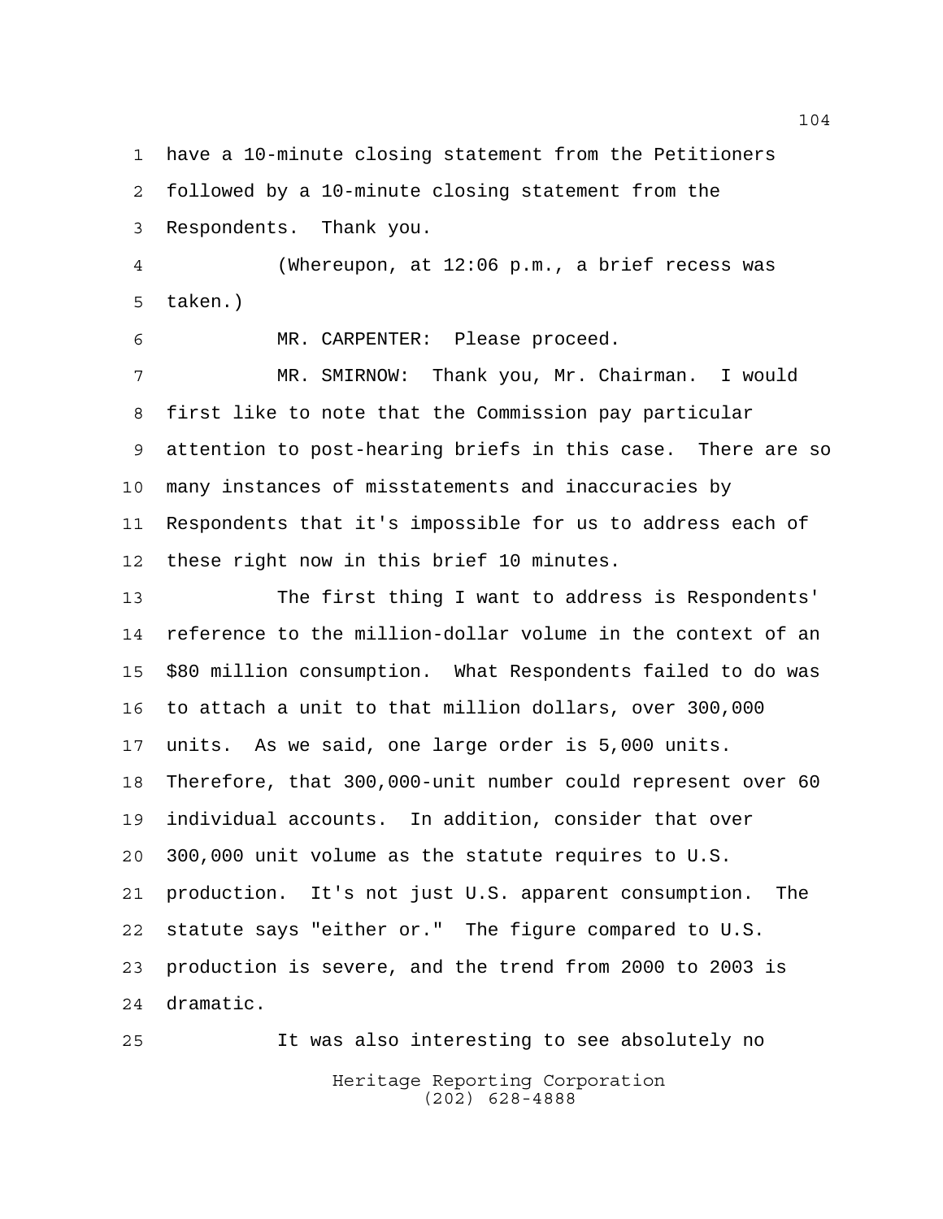have a 10-minute closing statement from the Petitioners followed by a 10-minute closing statement from the Respondents. Thank you.

(Whereupon, at 12:06 p.m., a brief recess was taken.)

MR. CARPENTER: Please proceed.

MR. SMIRNOW: Thank you, Mr. Chairman. I would first like to note that the Commission pay particular attention to post-hearing briefs in this case. There are so many instances of misstatements and inaccuracies by Respondents that it's impossible for us to address each of these right now in this brief 10 minutes.

The first thing I want to address is Respondents' reference to the million-dollar volume in the context of an $80 million consumption. What Respondents failed to do was to attach a unit to that million dollars, over 300,000 units. As we said, one large order is 5,000 units. Therefore, that 300,000-unit number could represent over 60 individual accounts. In addition, consider that over 300,000 unit volume as the statute requires to U.S. production. It's not just U.S. apparent consumption. The statute says "either or." The figure compared to U.S. production is severe, and the trend from 2000 to 2003 is dramatic.

It was also interesting to see absolutely no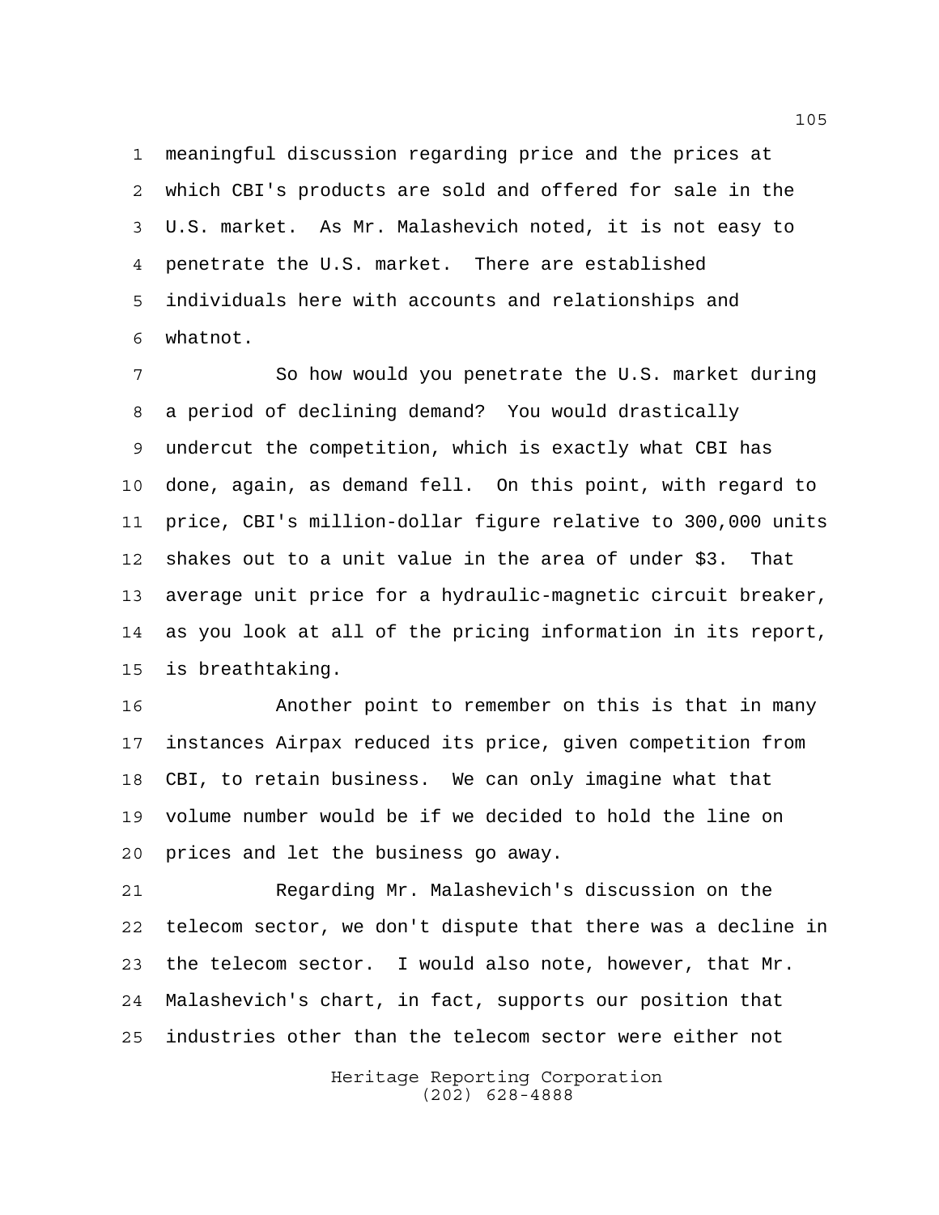meaningful discussion regarding price and the prices at which CBI's products are sold and offered for sale in the U.S. market. As Mr. Malashevich noted, it is not easy to penetrate the U.S. market. There are established individuals here with accounts and relationships and whatnot.

So how would you penetrate the U.S. market during a period of declining demand? You would drastically undercut the competition, which is exactly what CBI has done, again, as demand fell. On this point, with regard to price, CBI's million-dollar figure relative to 300,000 units shakes out to a unit value in the area of under $3. That average unit price for a hydraulic-magnetic circuit breaker, as you look at all of the pricing information in its report, is breathtaking.

Another point to remember on this is that in many instances Airpax reduced its price, given competition from CBI, to retain business. We can only imagine what that volume number would be if we decided to hold the line on prices and let the business go away.

Regarding Mr. Malashevich's discussion on the telecom sector, we don't dispute that there was a decline in the telecom sector. I would also note, however, that Mr. Malashevich's chart, in fact, supports our position that industries other than the telecom sector were either not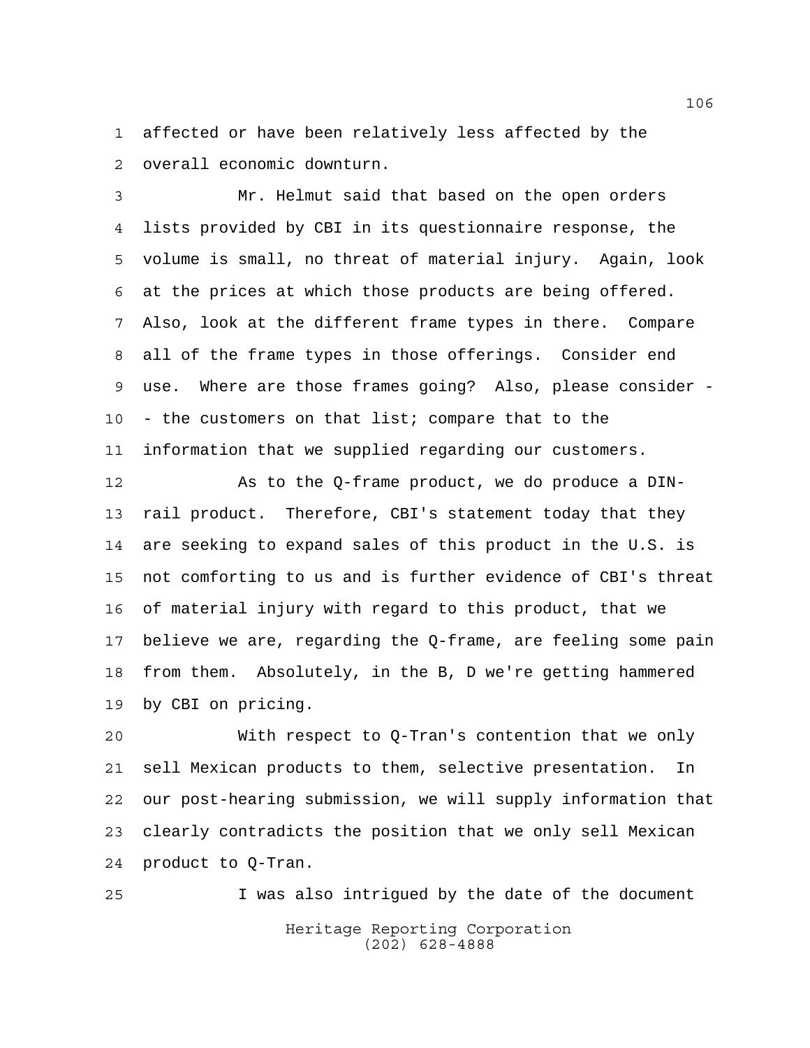affected or have been relatively less affected by the overall economic downturn.

Mr. Helmut said that based on the open orders lists provided by CBI in its questionnaire response, the volume is small, no threat of material injury. Again, look at the prices at which those products are being offered. Also, look at the different frame types in there. Compare all of the frame types in those offerings. Consider end use. Where are those frames going? Also, please consider -- the customers on that list; compare that to the information that we supplied regarding our customers.

As to the Q-frame product, we do produce a DIN-rail product. Therefore, CBI's statement today that they are seeking to expand sales of this product in the U.S. is not comforting to us and is further evidence of CBI's threat of material injury with regard to this product, that we believe we are, regarding the Q-frame, are feeling some pain from them. Absolutely, in the B, D we're getting hammered by CBI on pricing.

With respect to Q-Tran's contention that we only sell Mexican products to them, selective presentation. In our post-hearing submission, we will supply information that clearly contradicts the position that we only sell Mexican product to Q-Tran.

I was also intrigued by the date of the document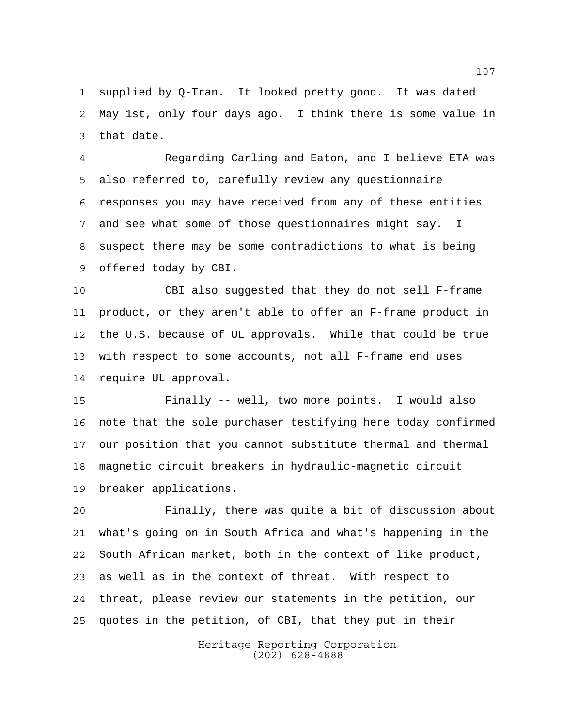supplied by Q-Tran. It looked pretty good. It was dated May 1st, only four days ago. I think there is some value in that date.

Regarding Carling and Eaton, and I believe ETA was also referred to, carefully review any questionnaire responses you may have received from any of these entities and see what some of those questionnaires might say. I suspect there may be some contradictions to what is being offered today by CBI.

CBI also suggested that they do not sell F-frame product, or they aren't able to offer an F-frame product in the U.S. because of UL approvals. While that could be true with respect to some accounts, not all F-frame end uses require UL approval.

Finally -- well, two more points. I would also note that the sole purchaser testifying here today confirmed our position that you cannot substitute thermal and thermal magnetic circuit breakers in hydraulic-magnetic circuit breaker applications.

Finally, there was quite a bit of discussion about what's going on in South Africa and what's happening in the South African market, both in the context of like product, as well as in the context of threat. With respect to threat, please review our statements in the petition, our quotes in the petition, of CBI, that they put in their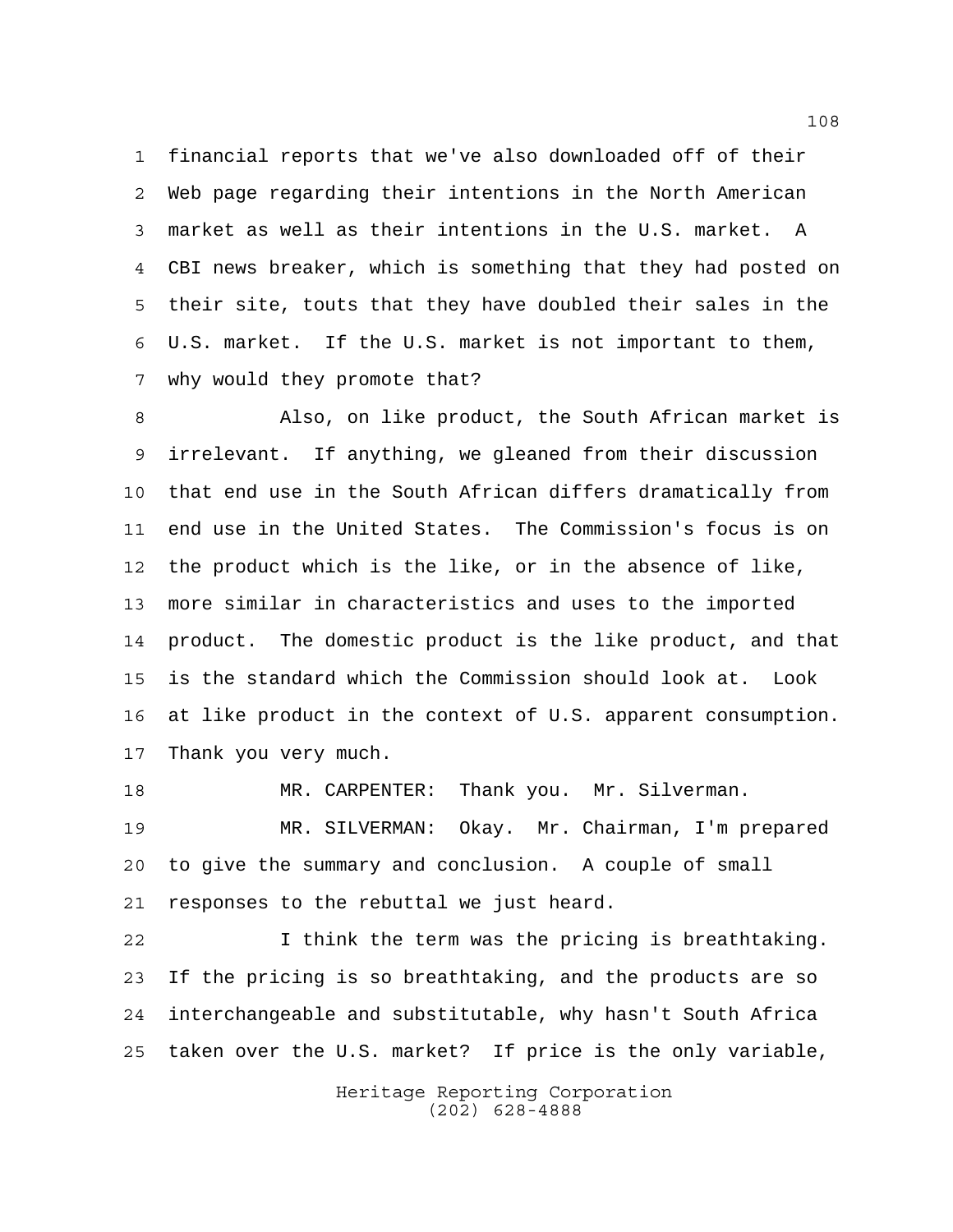financial reports that we've also downloaded off of their Web page regarding their intentions in the North American market as well as their intentions in the U.S. market. A CBI news breaker, which is something that they had posted on their site, touts that they have doubled their sales in the U.S. market. If the U.S. market is not important to them, why would they promote that?

Also, on like product, the South African market is irrelevant. If anything, we gleaned from their discussion that end use in the South African differs dramatically from end use in the United States. The Commission's focus is on the product which is the like, or in the absence of like, more similar in characteristics and uses to the imported product. The domestic product is the like product, and that is the standard which the Commission should look at. Look at like product in the context of U.S. apparent consumption. Thank you very much.

MR. CARPENTER: Thank you. Mr. Silverman.

MR. SILVERMAN: Okay. Mr. Chairman, I'm prepared to give the summary and conclusion. A couple of small responses to the rebuttal we just heard.

I think the term was the pricing is breathtaking. If the pricing is so breathtaking, and the products are so interchangeable and substitutable, why hasn't South Africa taken over the U.S. market? If price is the only variable,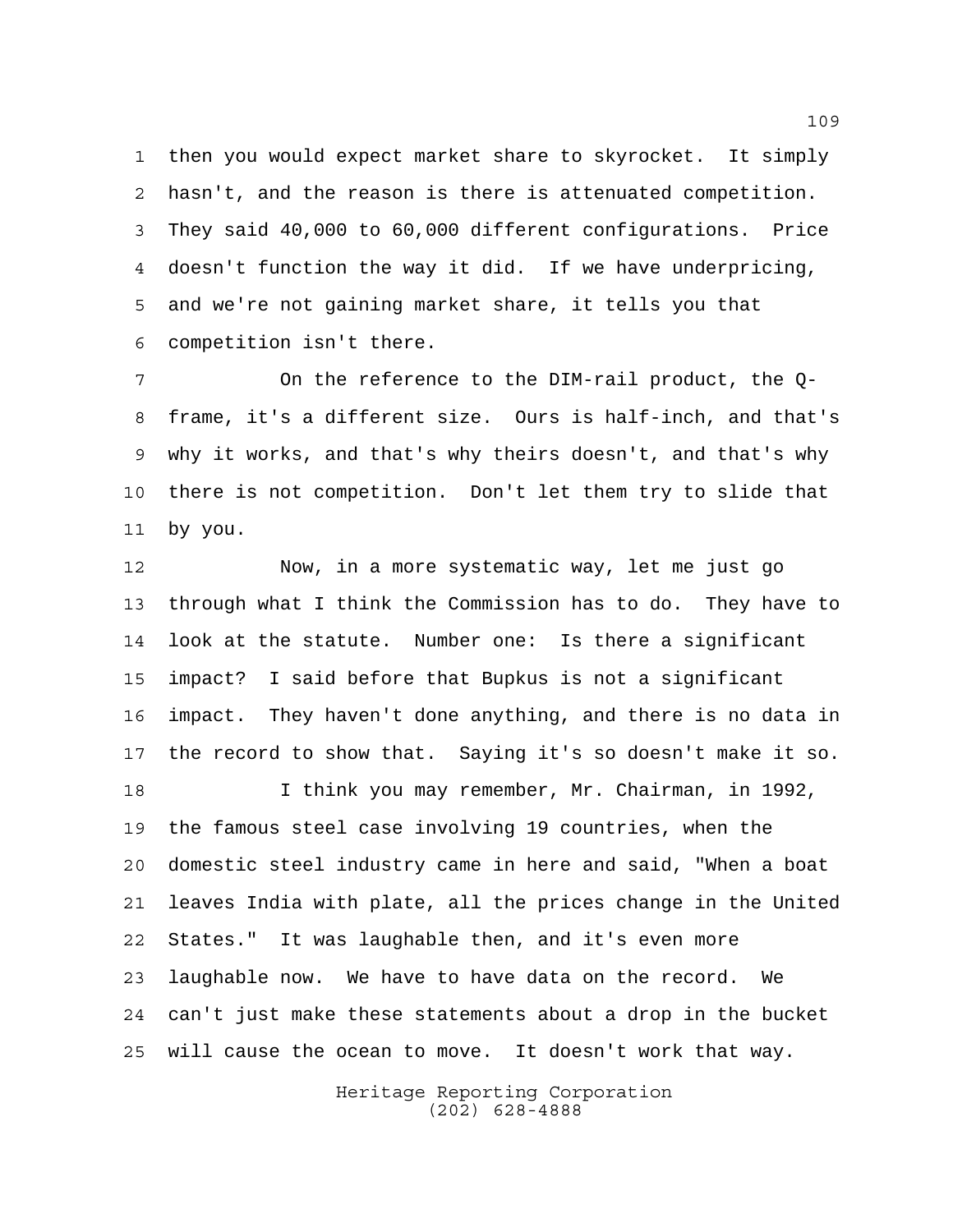then you would expect market share to skyrocket. It simply hasn't, and the reason is there is attenuated competition. They said 40,000 to 60,000 different configurations. Price doesn't function the way it did. If we have underpricing, and we're not gaining market share, it tells you that competition isn't there.

On the reference to the DIM-rail product, the Q-frame, it's a different size. Ours is half-inch, and that's why it works, and that's why theirs doesn't, and that's why there is not competition. Don't let them try to slide that by you.

Now, in a more systematic way, let me just go through what I think the Commission has to do. They have to look at the statute. Number one: Is there a significant impact? I said before that Bupkus is not a significant impact. They haven't done anything, and there is no data in the record to show that. Saying it's so doesn't make it so.

I think you may remember, Mr. Chairman, in 1992, the famous steel case involving 19 countries, when the domestic steel industry came in here and said, "When a boat leaves India with plate, all the prices change in the United States." It was laughable then, and it's even more laughable now. We have to have data on the record. We can't just make these statements about a drop in the bucket will cause the ocean to move. It doesn't work that way.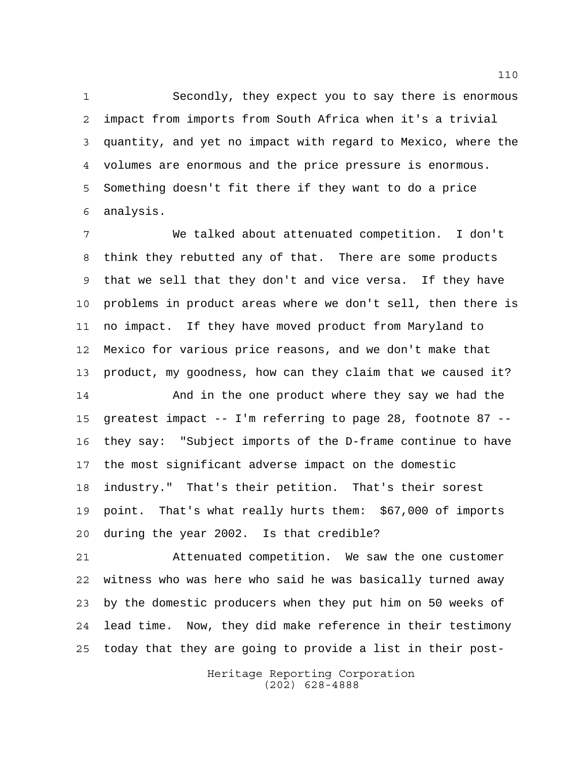Secondly, they expect you to say there is enormous impact from imports from South Africa when it's a trivial quantity, and yet no impact with regard to Mexico, where the volumes are enormous and the price pressure is enormous. Something doesn't fit there if they want to do a price analysis.

We talked about attenuated competition. I don't think they rebutted any of that. There are some products that we sell that they don't and vice versa. If they have problems in product areas where we don't sell, then there is no impact. If they have moved product from Maryland to Mexico for various price reasons, and we don't make that product, my goodness, how can they claim that we caused it?

And in the one product where they say we had the greatest impact -- I'm referring to page 28, footnote 87 -- they say: "Subject imports of the D-frame continue to have the most significant adverse impact on the domestic industry." That's their petition. That's their sorest point. That's what really hurts them: $67,000 of imports during the year 2002. Is that credible?

Attenuated competition. We saw the one customer witness who was here who said he was basically turned away by the domestic producers when they put him on 50 weeks of lead time. Now, they did make reference in their testimony today that they are going to provide a list in their post-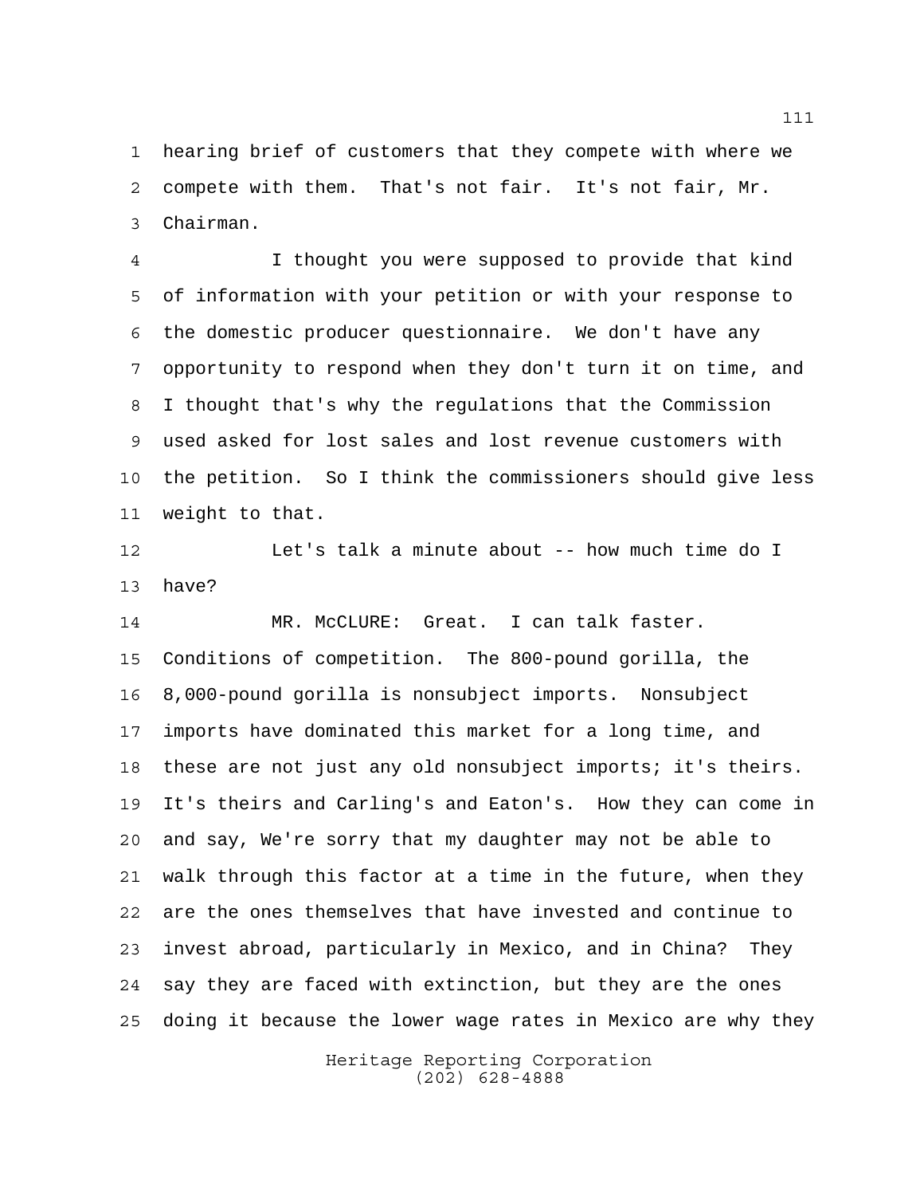hearing brief of customers that they compete with where we compete with them. That's not fair. It's not fair, Mr. Chairman.

I thought you were supposed to provide that kind of information with your petition or with your response to the domestic producer questionnaire. We don't have any opportunity to respond when they don't turn it on time, and I thought that's why the regulations that the Commission used asked for lost sales and lost revenue customers with the petition. So I think the commissioners should give less weight to that.

Let's talk a minute about -- how much time do I have?

MR. McCLURE: Great. I can talk faster. Conditions of competition. The 800-pound gorilla, the 8,000-pound gorilla is nonsubject imports. Nonsubject imports have dominated this market for a long time, and these are not just any old nonsubject imports; it's theirs. It's theirs and Carling's and Eaton's. How they can come in and say, We're sorry that my daughter may not be able to walk through this factor at a time in the future, when they are the ones themselves that have invested and continue to invest abroad, particularly in Mexico, and in China? They say they are faced with extinction, but they are the ones doing it because the lower wage rates in Mexico are why they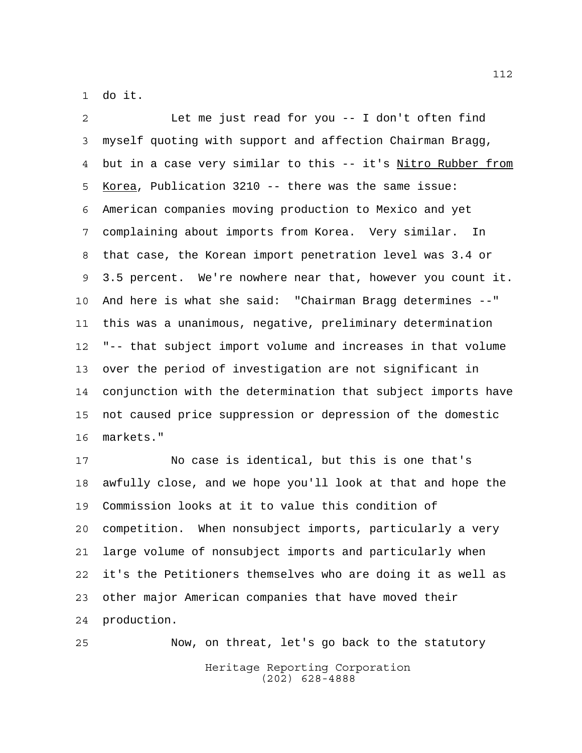do it.

Let me just read for you -- I don't often find myself quoting with support and affection Chairman Bragg, but in a case very similar to this -- it's Nitro Rubber from Korea, Publication 3210 -- there was the same issue: American companies moving production to Mexico and yet complaining about imports from Korea. Very similar. In that case, the Korean import penetration level was 3.4 or 3.5 percent. We're nowhere near that, however you count it. And here is what she said: "Chairman Bragg determines --" this was a unanimous, negative, preliminary determination "-- that subject import volume and increases in that volume over the period of investigation are not significant in conjunction with the determination that subject imports have not caused price suppression or depression of the domestic markets."

No case is identical, but this is one that's awfully close, and we hope you'll look at that and hope the Commission looks at it to value this condition of competition. When nonsubject imports, particularly a very large volume of nonsubject imports and particularly when it's the Petitioners themselves who are doing it as well as other major American companies that have moved their production.

Now, on threat, let's go back to the statutory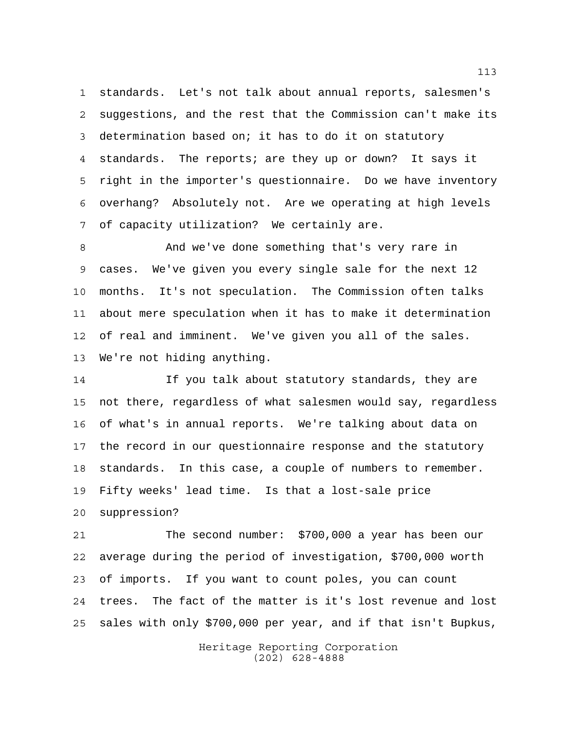standards. Let's not talk about annual reports, salesmen's suggestions, and the rest that the Commission can't make its determination based on; it has to do it on statutory standards. The reports; are they up or down? It says it right in the importer's questionnaire. Do we have inventory overhang? Absolutely not. Are we operating at high levels of capacity utilization? We certainly are.

And we've done something that's very rare in cases. We've given you every single sale for the next 12 months. It's not speculation. The Commission often talks about mere speculation when it has to make it determination of real and imminent. We've given you all of the sales. We're not hiding anything.

If you talk about statutory standards, they are not there, regardless of what salesmen would say, regardless of what's in annual reports. We're talking about data on the record in our questionnaire response and the statutory standards. In this case, a couple of numbers to remember. Fifty weeks' lead time. Is that a lost-sale price suppression?

The second number: $700,000 a year has been our average during the period of investigation, $700,000 worth of imports. If you want to count poles, you can count trees. The fact of the matter is it's lost revenue and lost sales with only $700,000 per year, and if that isn't Bupkus,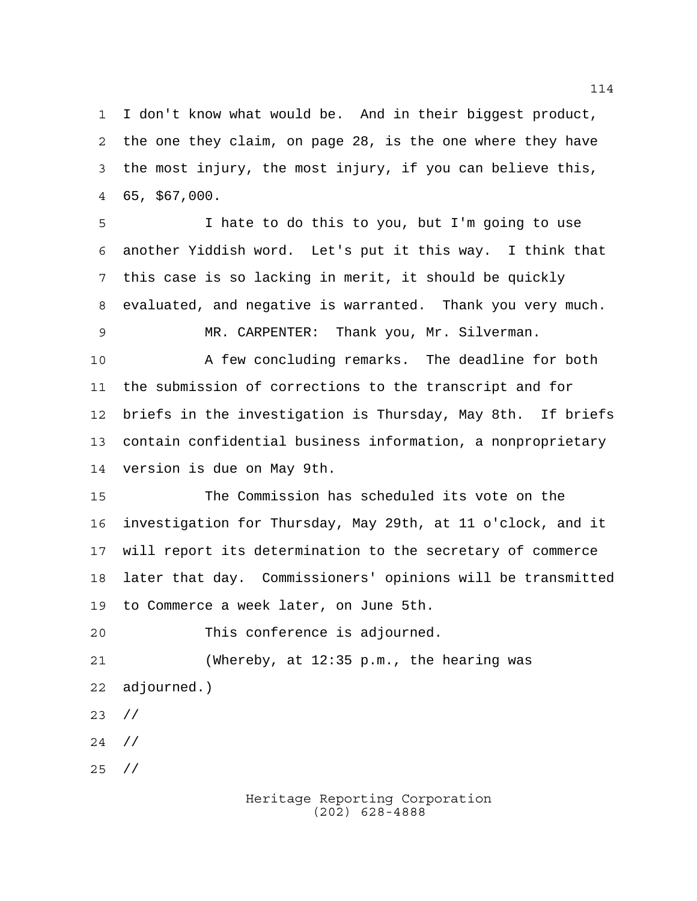I don't know what would be. And in their biggest product, the one they claim, on page 28, is the one where they have the most injury, the most injury, if you can believe this, 65, $67,000.

I hate to do this to you, but I'm going to use another Yiddish word. Let's put it this way. I think that this case is so lacking in merit, it should be quickly evaluated, and negative is warranted. Thank you very much.

MR. CARPENTER: Thank you, Mr. Silverman.

A few concluding remarks. The deadline for both the submission of corrections to the transcript and for briefs in the investigation is Thursday, May 8th. If briefs contain confidential business information, a nonproprietary version is due on May 9th.

The Commission has scheduled its vote on the investigation for Thursday, May 29th, at 11 o'clock, and it will report its determination to the secretary of commerce later that day. Commissioners' opinions will be transmitted to Commerce a week later, on June 5th.

This conference is adjourned.

(Whereby, at 12:35 p.m., the hearing was adjourned.)

//

//

//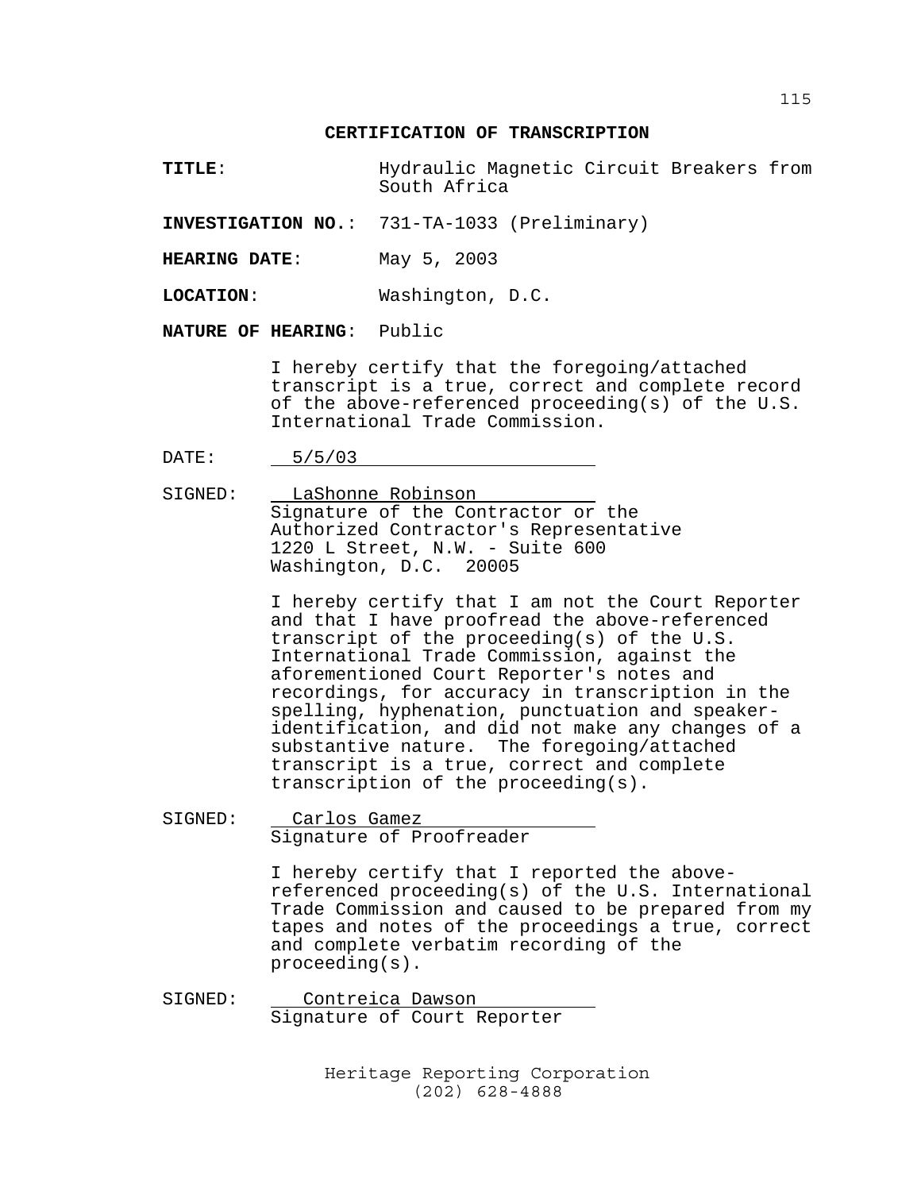## CERTIFICATION OF TRANSCRIPTION

**TITLE**: Hydraulic Magnetic Circuit Breakers from South Africa

**INVESTIGATION NO.**: 731-TA-1033 (Preliminary)

**HEARING DATE**: May 5, 2003

**LOCATION**: Washington, D.C.

**NATURE OF HEARING**: Public

I hereby certify that the foregoing/attached transcript is a true, correct and complete record of the above-referenced proceeding(s) of the U.S. International Trade Commission.

DATE: 5/5/03

SIGNED: LaShonne Robinson
Signature of the Contractor or the Authorized Contractor's Representative
1220 L Street, N.W. - Suite 600
Washington, D.C. 20005

I hereby certify that I am not the Court Reporter and that I have proofread the above-referenced transcript of the proceeding(s) of the U.S. International Trade Commission, against the aforementioned Court Reporter's notes and recordings, for accuracy in transcription in the spelling, hyphenation, punctuation and speaker-identification, and did not make any changes of a substantive nature. The foregoing/attached transcript is a true, correct and complete transcription of the proceeding(s).

SIGNED: Carlos Gamez
Signature of Proofreader

I hereby certify that I reported the above-referenced proceeding(s) of the U.S. International Trade Commission and caused to be prepared from my tapes and notes of the proceedings a true, correct and complete verbatim recording of the proceeding(s).

SIGNED: Contreica Dawson
Signature of Court Reporter